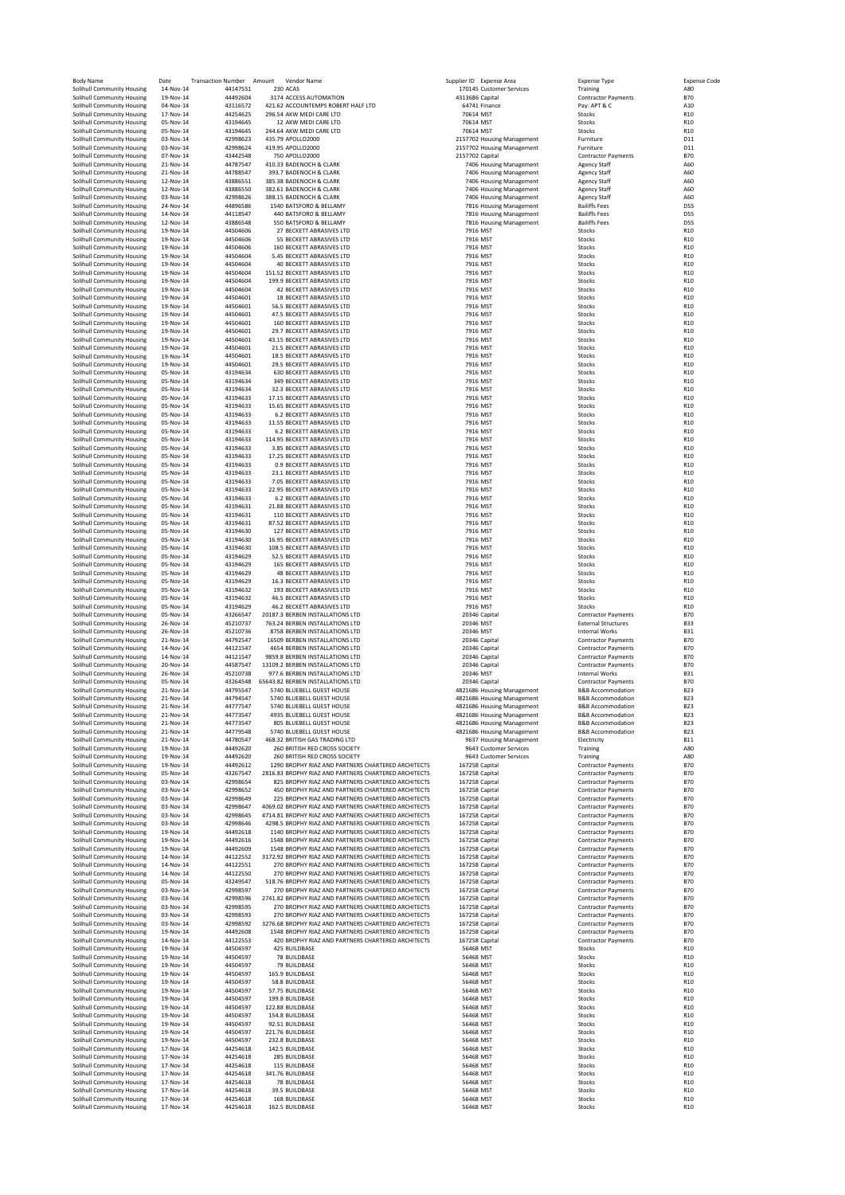| Body Name | Date | Transaction Number | Amount | Vendor Name | Supplier ID | Expense Area | Expense Type | Expense Code |
|---|---|---|---|---|---|---|---|---|
| Solihull Community Housing | 14-Nov-14 | 44147551 | 230 | ACAS | 170145 | Customer Services | Training | A80 |
| Solihull Community Housing | 19-Nov-14 | 44492604 | 3174 | ACCESS AUTOMATION | 4313686 | Capital | Contractor Payments | B70 |
| Solihull Community Housing | 04-Nov-14 | 43116572 | 421.62 | ACCOUNTEMPS ROBERT HALF LTD | 64741 | Finance | Pay: APT & C | A10 |
| Solihull Community Housing | 17-Nov-14 | 44254625 | 296.54 | AKW MEDI CARE LTD | 70614 | MST | Stocks | R10 |
| Solihull Community Housing | 05-Nov-14 | 43194645 | 12 | AKW MEDI CARE LTD | 70614 | MST | Stocks | R10 |
| Solihull Community Housing | 05-Nov-14 | 43194645 | 244.64 | AKW MEDI CARE LTD | 70614 | MST | Stocks | R10 |
| Solihull Community Housing | 03-Nov-14 | 42998623 | 435.79 | APOLLO2000 | 2157702 | Housing Management | Furniture | D11 |
| Solihull Community Housing | 03-Nov-14 | 42998624 | 419.95 | APOLLO2000 | 2157702 | Housing Management | Furniture | D11 |
| Solihull Community Housing | 07-Nov-14 | 43442548 | 750 | APOLLO2000 | 2157702 | Capital | Contractor Payments | B70 |
| Solihull Community Housing | 21-Nov-14 | 44787547 | 410.33 | BADENOCH & CLARK | 7406 | Housing Management | Agency Staff | A60 |
| Solihull Community Housing | 21-Nov-14 | 44788547 | 393.7 | BADENOCH & CLARK | 7406 | Housing Management | Agency Staff | A60 |
| Solihull Community Housing | 12-Nov-14 | 43886551 | 385.38 | BADENOCH & CLARK | 7406 | Housing Management | Agency Staff | A60 |
| Solihull Community Housing | 12-Nov-14 | 43886550 | 382.61 | BADENOCH & CLARK | 7406 | Housing Management | Agency Staff | A60 |
| Solihull Community Housing | 03-Nov-14 | 42998626 | 388.15 | BADENOCH & CLARK | 7406 | Housing Management | Agency Staff | A60 |
| Solihull Community Housing | 24-Nov-14 | 44896586 | 1540 | BATSFORD & BELLAMY | 7816 | Housing Management | Bailiffs Fees | D55 |
| Solihull Community Housing | 14-Nov-14 | 44118547 | 440 | BATSFORD & BELLAMY | 7816 | Housing Management | Bailiffs Fees | D55 |
| Solihull Community Housing | 12-Nov-14 | 43886548 | 550 | BATSFORD & BELLAMY | 7816 | Housing Management | Bailiffs Fees | D55 |
| Solihull Community Housing | 19-Nov-14 | 44504606 | 27 | BECKETT ABRASIVES LTD | 7916 | MST | Stocks | R10 |
| Solihull Community Housing | 19-Nov-14 | 44504606 | 55 | BECKETT ABRASIVES LTD | 7916 | MST | Stocks | R10 |
| Solihull Community Housing | 19-Nov-14 | 44504606 | 160 | BECKETT ABRASIVES LTD | 7916 | MST | Stocks | R10 |
| Solihull Community Housing | 19-Nov-14 | 44504604 | 5.45 | BECKETT ABRASIVES LTD | 7916 | MST | Stocks | R10 |
| Solihull Community Housing | 19-Nov-14 | 44504604 | 40 | BECKETT ABRASIVES LTD | 7916 | MST | Stocks | R10 |
| Solihull Community Housing | 19-Nov-14 | 44504604 | 151.52 | BECKETT ABRASIVES LTD | 7916 | MST | Stocks | R10 |
| Solihull Community Housing | 19-Nov-14 | 44504604 | 199.9 | BECKETT ABRASIVES LTD | 7916 | MST | Stocks | R10 |
| Solihull Community Housing | 19-Nov-14 | 44504604 | 42 | BECKETT ABRASIVES LTD | 7916 | MST | Stocks | R10 |
| Solihull Community Housing | 19-Nov-14 | 44504601 | 18 | BECKETT ABRASIVES LTD | 7916 | MST | Stocks | R10 |
| Solihull Community Housing | 19-Nov-14 | 44504601 | 56.5 | BECKETT ABRASIVES LTD | 7916 | MST | Stocks | R10 |
| Solihull Community Housing | 19-Nov-14 | 44504601 | 47.5 | BECKETT ABRASIVES LTD | 7916 | MST | Stocks | R10 |
| Solihull Community Housing | 19-Nov-14 | 44504601 | 160 | BECKETT ABRASIVES LTD | 7916 | MST | Stocks | R10 |
| Solihull Community Housing | 19-Nov-14 | 44504601 | 29.7 | BECKETT ABRASIVES LTD | 7916 | MST | Stocks | R10 |
| Solihull Community Housing | 19-Nov-14 | 44504601 | 43.15 | BECKETT ABRASIVES LTD | 7916 | MST | Stocks | R10 |
| Solihull Community Housing | 19-Nov-14 | 44504601 | 21.5 | BECKETT ABRASIVES LTD | 7916 | MST | Stocks | R10 |
| Solihull Community Housing | 19-Nov-14 | 44504601 | 18.5 | BECKETT ABRASIVES LTD | 7916 | MST | Stocks | R10 |
| Solihull Community Housing | 19-Nov-14 | 44504601 | 29.5 | BECKETT ABRASIVES LTD | 7916 | MST | Stocks | R10 |
| Solihull Community Housing | 05-Nov-14 | 43194634 | 630 | BECKETT ABRASIVES LTD | 7916 | MST | Stocks | R10 |
| Solihull Community Housing | 05-Nov-14 | 43194634 | 349 | BECKETT ABRASIVES LTD | 7916 | MST | Stocks | R10 |
| Solihull Community Housing | 05-Nov-14 | 43194634 | 32.3 | BECKETT ABRASIVES LTD | 7916 | MST | Stocks | R10 |
| Solihull Community Housing | 05-Nov-14 | 43194633 | 17.15 | BECKETT ABRASIVES LTD | 7916 | MST | Stocks | R10 |
| Solihull Community Housing | 05-Nov-14 | 43194633 | 15.65 | BECKETT ABRASIVES LTD | 7916 | MST | Stocks | R10 |
| Solihull Community Housing | 05-Nov-14 | 43194633 | 6.2 | BECKETT ABRASIVES LTD | 7916 | MST | Stocks | R10 |
| Solihull Community Housing | 05-Nov-14 | 43194633 | 11.55 | BECKETT ABRASIVES LTD | 7916 | MST | Stocks | R10 |
| Solihull Community Housing | 05-Nov-14 | 43194633 | 6.2 | BECKETT ABRASIVES LTD | 7916 | MST | Stocks | R10 |
| Solihull Community Housing | 05-Nov-14 | 43194633 | 114.95 | BECKETT ABRASIVES LTD | 7916 | MST | Stocks | R10 |
| Solihull Community Housing | 05-Nov-14 | 43194633 | 3.85 | BECKETT ABRASIVES LTD | 7916 | MST | Stocks | R10 |
| Solihull Community Housing | 05-Nov-14 | 43194633 | 17.25 | BECKETT ABRASIVES LTD | 7916 | MST | Stocks | R10 |
| Solihull Community Housing | 05-Nov-14 | 43194633 | 0.9 | BECKETT ABRASIVES LTD | 7916 | MST | Stocks | R10 |
| Solihull Community Housing | 05-Nov-14 | 43194633 | 23.1 | BECKETT ABRASIVES LTD | 7916 | MST | Stocks | R10 |
| Solihull Community Housing | 05-Nov-14 | 43194633 | 7.05 | BECKETT ABRASIVES LTD | 7916 | MST | Stocks | R10 |
| Solihull Community Housing | 05-Nov-14 | 43194633 | 22.95 | BECKETT ABRASIVES LTD | 7916 | MST | Stocks | R10 |
| Solihull Community Housing | 05-Nov-14 | 43194633 | 6.2 | BECKETT ABRASIVES LTD | 7916 | MST | Stocks | R10 |
| Solihull Community Housing | 05-Nov-14 | 43194631 | 21.88 | BECKETT ABRASIVES LTD | 7916 | MST | Stocks | R10 |
| Solihull Community Housing | 05-Nov-14 | 43194631 | 110 | BECKETT ABRASIVES LTD | 7916 | MST | Stocks | R10 |
| Solihull Community Housing | 05-Nov-14 | 43194631 | 87.52 | BECKETT ABRASIVES LTD | 7916 | MST | Stocks | R10 |
| Solihull Community Housing | 05-Nov-14 | 43194630 | 127 | BECKETT ABRASIVES LTD | 7916 | MST | Stocks | R10 |
| Solihull Community Housing | 05-Nov-14 | 43194630 | 16.95 | BECKETT ABRASIVES LTD | 7916 | MST | Stocks | R10 |
| Solihull Community Housing | 05-Nov-14 | 43194630 | 108.5 | BECKETT ABRASIVES LTD | 7916 | MST | Stocks | R10 |
| Solihull Community Housing | 05-Nov-14 | 43194629 | 52.5 | BECKETT ABRASIVES LTD | 7916 | MST | Stocks | R10 |
| Solihull Community Housing | 05-Nov-14 | 43194629 | 165 | BECKETT ABRASIVES LTD | 7916 | MST | Stocks | R10 |
| Solihull Community Housing | 05-Nov-14 | 43194629 | 48 | BECKETT ABRASIVES LTD | 7916 | MST | Stocks | R10 |
| Solihull Community Housing | 05-Nov-14 | 43194629 | 16.3 | BECKETT ABRASIVES LTD | 7916 | MST | Stocks | R10 |
| Solihull Community Housing | 05-Nov-14 | 43194632 | 193 | BECKETT ABRASIVES LTD | 7916 | MST | Stocks | R10 |
| Solihull Community Housing | 05-Nov-14 | 43194632 | 46.5 | BECKETT ABRASIVES LTD | 7916 | MST | Stocks | R10 |
| Solihull Community Housing | 05-Nov-14 | 43194629 | 46.2 | BECKETT ABRASIVES LTD | 7916 | MST | Stocks | R10 |
| Solihull Community Housing | 05-Nov-14 | 43266547 | 20187.3 | BERBEN INSTALLATIONS LTD | 20346 | Capital | Contractor Payments | B70 |
| Solihull Community Housing | 26-Nov-14 | 45210737 | 763.24 | BERBEN INSTALLATIONS LTD | 20346 | MST | External Structures | B33 |
| Solihull Community Housing | 26-Nov-14 | 45210736 | 8758 | BERBEN INSTALLATIONS LTD | 20346 | MST | Internal Works | B31 |
| Solihull Community Housing | 21-Nov-14 | 44792547 | 16509 | BERBEN INSTALLATIONS LTD | 20346 | Capital | Contractor Payments | B70 |
| Solihull Community Housing | 14-Nov-14 | 44121547 | 4654 | BERBEN INSTALLATIONS LTD | 20346 | Capital | Contractor Payments | B70 |
| Solihull Community Housing | 14-Nov-14 | 44121547 | 9859.8 | BERBEN INSTALLATIONS LTD | 20346 | Capital | Contractor Payments | B70 |
| Solihull Community Housing | 20-Nov-14 | 44587547 | 13109.2 | BERBEN INSTALLATIONS LTD | 20346 | Capital | Contractor Payments | B70 |
| Solihull Community Housing | 26-Nov-14 | 45210738 | 977.6 | BERBEN INSTALLATIONS LTD | 20346 | MST | Internal Works | B31 |
| Solihull Community Housing | 05-Nov-14 | 43264548 | 65643.82 | BERBEN INSTALLATIONS LTD | 20346 | Capital | Contractor Payments | B70 |
| Solihull Community Housing | 21-Nov-14 | 44795547 | 5740 | BLUEBELL GUEST HOUSE | 4821686 | Housing Management | B&B Accommodation | B23 |
| Solihull Community Housing | 21-Nov-14 | 44794547 | 5740 | BLUEBELL GUEST HOUSE | 4821686 | Housing Management | B&B Accommodation | B23 |
| Solihull Community Housing | 21-Nov-14 | 44777547 | 5740 | BLUEBELL GUEST HOUSE | 4821686 | Housing Management | B&B Accommodation | B23 |
| Solihull Community Housing | 21-Nov-14 | 44773547 | 4935 | BLUEBELL GUEST HOUSE | 4821686 | Housing Management | B&B Accommodation | B23 |
| Solihull Community Housing | 21-Nov-14 | 44773547 | 805 | BLUEBELL GUEST HOUSE | 4821686 | Housing Management | B&B Accommodation | B23 |
| Solihull Community Housing | 21-Nov-14 | 44779548 | 5740 | BLUEBELL GUEST HOUSE | 4821686 | Housing Management | B&B Accommodation | B23 |
| Solihull Community Housing | 21-Nov-14 | 44780547 | 468.32 | BRITISH GAS TRADING LTD | 9637 | Housing Management | Electricity | B11 |
| Solihull Community Housing | 19-Nov-14 | 44492620 | 260 | BRITISH RED CROSS SOCIETY | 9643 | Customer Services | Training | A80 |
| Solihull Community Housing | 19-Nov-14 | 44492620 | 260 | BRITISH RED CROSS SOCIETY | 9643 | Customer Services | Training | A80 |
| Solihull Community Housing | 19-Nov-14 | 44492612 | 1290 | BROPHY RIAZ AND PARTNERS CHARTERED ARCHITECTS | 167258 | Capital | Contractor Payments | B70 |
| Solihull Community Housing | 05-Nov-14 | 43267547 | 2816.83 | BROPHY RIAZ AND PARTNERS CHARTERED ARCHITECTS | 167258 | Capital | Contractor Payments | B70 |
| Solihull Community Housing | 03-Nov-14 | 42998654 | 825 | BROPHY RIAZ AND PARTNERS CHARTERED ARCHITECTS | 167258 | Capital | Contractor Payments | B70 |
| Solihull Community Housing | 03-Nov-14 | 42998652 | 450 | BROPHY RIAZ AND PARTNERS CHARTERED ARCHITECTS | 167258 | Capital | Contractor Payments | B70 |
| Solihull Community Housing | 03-Nov-14 | 42998649 | 225 | BROPHY RIAZ AND PARTNERS CHARTERED ARCHITECTS | 167258 | Capital | Contractor Payments | B70 |
| Solihull Community Housing | 03-Nov-14 | 42998647 | 4069.02 | BROPHY RIAZ AND PARTNERS CHARTERED ARCHITECTS | 167258 | Capital | Contractor Payments | B70 |
| Solihull Community Housing | 03-Nov-14 | 42998645 | 4714.81 | BROPHY RIAZ AND PARTNERS CHARTERED ARCHITECTS | 167258 | Capital | Contractor Payments | B70 |
| Solihull Community Housing | 03-Nov-14 | 42998646 | 4298.5 | BROPHY RIAZ AND PARTNERS CHARTERED ARCHITECTS | 167258 | Capital | Contractor Payments | B70 |
| Solihull Community Housing | 19-Nov-14 | 44492618 | 1140 | BROPHY RIAZ AND PARTNERS CHARTERED ARCHITECTS | 167258 | Capital | Contractor Payments | B70 |
| Solihull Community Housing | 19-Nov-14 | 44492616 | 1548 | BROPHY RIAZ AND PARTNERS CHARTERED ARCHITECTS | 167258 | Capital | Contractor Payments | B70 |
| Solihull Community Housing | 19-Nov-14 | 44492609 | 1548 | BROPHY RIAZ AND PARTNERS CHARTERED ARCHITECTS | 167258 | Capital | Contractor Payments | B70 |
| Solihull Community Housing | 14-Nov-14 | 44122552 | 3172.92 | BROPHY RIAZ AND PARTNERS CHARTERED ARCHITECTS | 167258 | Capital | Contractor Payments | B70 |
| Solihull Community Housing | 14-Nov-14 | 44122551 | 270 | BROPHY RIAZ AND PARTNERS CHARTERED ARCHITECTS | 167258 | Capital | Contractor Payments | B70 |
| Solihull Community Housing | 14-Nov-14 | 44122550 | 270 | BROPHY RIAZ AND PARTNERS CHARTERED ARCHITECTS | 167258 | Capital | Contractor Payments | B70 |
| Solihull Community Housing | 05-Nov-14 | 43249547 | 518.76 | BROPHY RIAZ AND PARTNERS CHARTERED ARCHITECTS | 167258 | Capital | Contractor Payments | B70 |
| Solihull Community Housing | 03-Nov-14 | 42998597 | 270 | BROPHY RIAZ AND PARTNERS CHARTERED ARCHITECTS | 167258 | Capital | Contractor Payments | B70 |
| Solihull Community Housing | 03-Nov-14 | 42998596 | 2741.82 | BROPHY RIAZ AND PARTNERS CHARTERED ARCHITECTS | 167258 | Capital | Contractor Payments | B70 |
| Solihull Community Housing | 03-Nov-14 | 42998595 | 270 | BROPHY RIAZ AND PARTNERS CHARTERED ARCHITECTS | 167258 | Capital | Contractor Payments | B70 |
| Solihull Community Housing | 03-Nov-14 | 42998593 | 270 | BROPHY RIAZ AND PARTNERS CHARTERED ARCHITECTS | 167258 | Capital | Contractor Payments | B70 |
| Solihull Community Housing | 03-Nov-14 | 42998592 | 3276.68 | BROPHY RIAZ AND PARTNERS CHARTERED ARCHITECTS | 167258 | Capital | Contractor Payments | B70 |
| Solihull Community Housing | 19-Nov-14 | 44492608 | 1548 | BROPHY RIAZ AND PARTNERS CHARTERED ARCHITECTS | 167258 | Capital | Contractor Payments | B70 |
| Solihull Community Housing | 14-Nov-14 | 44122553 | 420 | BROPHY RIAZ AND PARTNERS CHARTERED ARCHITECTS | 167258 | Capital | Contractor Payments | B70 |
| Solihull Community Housing | 19-Nov-14 | 44504597 | 425 | BUILDBASE | 56468 | MST | Stocks | R10 |
| Solihull Community Housing | 19-Nov-14 | 44504597 | 78 | BUILDBASE | 56468 | MST | Stocks | R10 |
| Solihull Community Housing | 19-Nov-14 | 44504597 | 79 | BUILDBASE | 56468 | MST | Stocks | R10 |
| Solihull Community Housing | 19-Nov-14 | 44504597 | 165.9 | BUILDBASE | 56468 | MST | Stocks | R10 |
| Solihull Community Housing | 19-Nov-14 | 44504597 | 58.8 | BUILDBASE | 56468 | MST | Stocks | R10 |
| Solihull Community Housing | 19-Nov-14 | 44504597 | 57.75 | BUILDBASE | 56468 | MST | Stocks | R10 |
| Solihull Community Housing | 19-Nov-14 | 44504597 | 199.8 | BUILDBASE | 56468 | MST | Stocks | R10 |
| Solihull Community Housing | 19-Nov-14 | 44504597 | 122.88 | BUILDBASE | 56468 | MST | Stocks | R10 |
| Solihull Community Housing | 19-Nov-14 | 44504597 | 154.8 | BUILDBASE | 56468 | MST | Stocks | R10 |
| Solihull Community Housing | 19-Nov-14 | 44504597 | 92.51 | BUILDBASE | 56468 | MST | Stocks | R10 |
| Solihull Community Housing | 19-Nov-14 | 44504597 | 221.76 | BUILDBASE | 56468 | MST | Stocks | R10 |
| Solihull Community Housing | 19-Nov-14 | 44504597 | 232.8 | BUILDBASE | 56468 | MST | Stocks | R10 |
| Solihull Community Housing | 17-Nov-14 | 44254618 | 142.5 | BUILDBASE | 56468 | MST | Stocks | R10 |
| Solihull Community Housing | 17-Nov-14 | 44254618 | 285 | BUILDBASE | 56468 | MST | Stocks | R10 |
| Solihull Community Housing | 17-Nov-14 | 44254618 | 115 | BUILDBASE | 56468 | MST | Stocks | R10 |
| Solihull Community Housing | 17-Nov-14 | 44254618 | 341.76 | BUILDBASE | 56468 | MST | Stocks | R10 |
| Solihull Community Housing | 17-Nov-14 | 44254618 | 78 | BUILDBASE | 56468 | MST | Stocks | R10 |
| Solihull Community Housing | 17-Nov-14 | 44254618 | 39.5 | BUILDBASE | 56468 | MST | Stocks | R10 |
| Solihull Community Housing | 17-Nov-14 | 44254618 | 168 | BUILDBASE | 56468 | MST | Stocks | R10 |
| Solihull Community Housing | 17-Nov-14 | 44254618 | 162.5 | BUILDBASE | 56468 | MST | Stocks | R10 |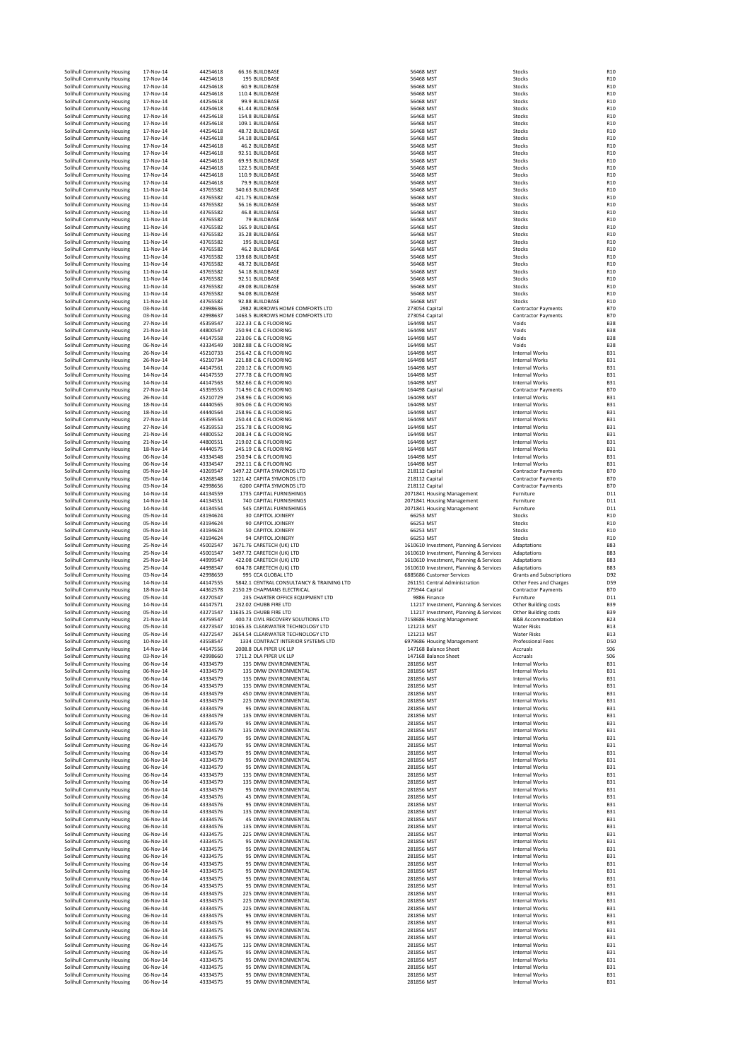| | | | | | | | |
|---|---|---|---|---|---|---|---|
| Solihull Community Housing | 17-Nov-14 | 44254618 | 66.36 | BUILDBASE | 56468 MST | Stocks | R10 |
| Solihull Community Housing | 17-Nov-14 | 44254618 | 195 | BUILDBASE | 56468 MST | Stocks | R10 |
| Solihull Community Housing | 17-Nov-14 | 44254618 | 60.9 | BUILDBASE | 56468 MST | Stocks | R10 |
| Solihull Community Housing | 17-Nov-14 | 44254618 | 110.4 | BUILDBASE | 56468 MST | Stocks | R10 |
| Solihull Community Housing | 17-Nov-14 | 44254618 | 99.9 | BUILDBASE | 56468 MST | Stocks | R10 |
| Solihull Community Housing | 17-Nov-14 | 44254618 | 61.44 | BUILDBASE | 56468 MST | Stocks | R10 |
| Solihull Community Housing | 17-Nov-14 | 44254618 | 154.8 | BUILDBASE | 56468 MST | Stocks | R10 |
| Solihull Community Housing | 17-Nov-14 | 44254618 | 109.1 | BUILDBASE | 56468 MST | Stocks | R10 |
| Solihull Community Housing | 17-Nov-14 | 44254618 | 48.72 | BUILDBASE | 56468 MST | Stocks | R10 |
| Solihull Community Housing | 17-Nov-14 | 44254618 | 54.18 | BUILDBASE | 56468 MST | Stocks | R10 |
| Solihull Community Housing | 17-Nov-14 | 44254618 | 46.2 | BUILDBASE | 56468 MST | Stocks | R10 |
| Solihull Community Housing | 17-Nov-14 | 44254618 | 92.51 | BUILDBASE | 56468 MST | Stocks | R10 |
| Solihull Community Housing | 17-Nov-14 | 44254618 | 69.93 | BUILDBASE | 56468 MST | Stocks | R10 |
| Solihull Community Housing | 17-Nov-14 | 44254618 | 122.5 | BUILDBASE | 56468 MST | Stocks | R10 |
| Solihull Community Housing | 17-Nov-14 | 44254618 | 110.9 | BUILDBASE | 56468 MST | Stocks | R10 |
| Solihull Community Housing | 17-Nov-14 | 44254618 | 79.9 | BUILDBASE | 56468 MST | Stocks | R10 |
| Solihull Community Housing | 11-Nov-14 | 43765582 | 340.63 | BUILDBASE | 56468 MST | Stocks | R10 |
| Solihull Community Housing | 11-Nov-14 | 43765582 | 421.75 | BUILDBASE | 56468 MST | Stocks | R10 |
| Solihull Community Housing | 11-Nov-14 | 43765582 | 56.16 | BUILDBASE | 56468 MST | Stocks | R10 |
| Solihull Community Housing | 11-Nov-14 | 43765582 | 46.8 | BUILDBASE | 56468 MST | Stocks | R10 |
| Solihull Community Housing | 11-Nov-14 | 43765582 | 79 | BUILDBASE | 56468 MST | Stocks | R10 |
| Solihull Community Housing | 11-Nov-14 | 43765582 | 165.9 | BUILDBASE | 56468 MST | Stocks | R10 |
| Solihull Community Housing | 11-Nov-14 | 43765582 | 35.28 | BUILDBASE | 56468 MST | Stocks | R10 |
| Solihull Community Housing | 11-Nov-14 | 43765582 | 195 | BUILDBASE | 56468 MST | Stocks | R10 |
| Solihull Community Housing | 11-Nov-14 | 43765582 | 46.2 | BUILDBASE | 56468 MST | Stocks | R10 |
| Solihull Community Housing | 11-Nov-14 | 43765582 | 139.68 | BUILDBASE | 56468 MST | Stocks | R10 |
| Solihull Community Housing | 11-Nov-14 | 43765582 | 48.72 | BUILDBASE | 56468 MST | Stocks | R10 |
| Solihull Community Housing | 11-Nov-14 | 43765582 | 54.18 | BUILDBASE | 56468 MST | Stocks | R10 |
| Solihull Community Housing | 11-Nov-14 | 43765582 | 92.51 | BUILDBASE | 56468 MST | Stocks | R10 |
| Solihull Community Housing | 11-Nov-14 | 43765582 | 49.08 | BUILDBASE | 56468 MST | Stocks | R10 |
| Solihull Community Housing | 11-Nov-14 | 43765582 | 94.08 | BUILDBASE | 56468 MST | Stocks | R10 |
| Solihull Community Housing | 11-Nov-14 | 43765582 | 92.88 | BUILDBASE | 56468 MST | Stocks | R10 |
| Solihull Community Housing | 03-Nov-14 | 42998636 | 2982 | BURROWS HOME COMFORTS LTD | 273054 Capital | Contractor Payments | B70 |
| Solihull Community Housing | 03-Nov-14 | 42998637 | 1463.5 | BURROWS HOME COMFORTS LTD | 273054 Capital | Contractor Payments | B70 |
| Solihull Community Housing | 27-Nov-14 | 45359547 | 322.33 | C & C FLOORING | 164498 MST | Voids | B38 |
| Solihull Community Housing | 21-Nov-14 | 44800547 | 250.94 | C & C FLOORING | 164498 MST | Voids | B38 |
| Solihull Community Housing | 14-Nov-14 | 44147558 | 223.06 | C & C FLOORING | 164498 MST | Voids | B38 |
| Solihull Community Housing | 06-Nov-14 | 43334549 | 1082.88 | C & C FLOORING | 164498 MST | Voids | B38 |
| Solihull Community Housing | 26-Nov-14 | 45210733 | 256.42 | C & C FLOORING | 164498 MST | Internal Works | B31 |
| Solihull Community Housing | 26-Nov-14 | 45210734 | 221.88 | C & C FLOORING | 164498 MST | Internal Works | B31 |
| Solihull Community Housing | 14-Nov-14 | 44147561 | 220.12 | C & C FLOORING | 164498 MST | Internal Works | B31 |
| Solihull Community Housing | 14-Nov-14 | 44147559 | 277.78 | C & C FLOORING | 164498 MST | Internal Works | B31 |
| Solihull Community Housing | 14-Nov-14 | 44147563 | 582.66 | C & C FLOORING | 164498 MST | Internal Works | B31 |
| Solihull Community Housing | 27-Nov-14 | 45359555 | 714.96 | C & C FLOORING | 164498 Capital | Contractor Payments | B70 |
| Solihull Community Housing | 26-Nov-14 | 45210729 | 258.96 | C & C FLOORING | 164498 MST | Internal Works | B31 |
| Solihull Community Housing | 18-Nov-14 | 44440565 | 305.06 | C & C FLOORING | 164498 MST | Internal Works | B31 |
| Solihull Community Housing | 18-Nov-14 | 44440564 | 258.96 | C & C FLOORING | 164498 MST | Internal Works | B31 |
| Solihull Community Housing | 27-Nov-14 | 45359554 | 250.44 | C & C FLOORING | 164498 MST | Internal Works | B31 |
| Solihull Community Housing | 27-Nov-14 | 45359553 | 255.78 | C & C FLOORING | 164498 MST | Internal Works | B31 |
| Solihull Community Housing | 21-Nov-14 | 44800552 | 208.34 | C & C FLOORING | 164498 MST | Internal Works | B31 |
| Solihull Community Housing | 21-Nov-14 | 44800551 | 219.02 | C & C FLOORING | 164498 MST | Internal Works | B31 |
| Solihull Community Housing | 18-Nov-14 | 44440575 | 245.19 | C & C FLOORING | 164498 MST | Internal Works | B31 |
| Solihull Community Housing | 06-Nov-14 | 43334548 | 250.94 | C & C FLOORING | 164498 MST | Internal Works | B31 |
| Solihull Community Housing | 06-Nov-14 | 43334547 | 292.11 | C & C FLOORING | 164498 MST | Internal Works | B31 |
| Solihull Community Housing | 05-Nov-14 | 43269547 | 1497.22 | CAPITA SYMONDS LTD | 218112 Capital | Contractor Payments | B70 |
| Solihull Community Housing | 05-Nov-14 | 43268548 | 1221.42 | CAPITA SYMONDS LTD | 218112 Capital | Contractor Payments | B70 |
| Solihull Community Housing | 03-Nov-14 | 42998656 | 6200 | CAPITA SYMONDS LTD | 218112 Capital | Contractor Payments | B70 |
| Solihull Community Housing | 14-Nov-14 | 44134559 | 1735 | CAPITAL FURNISHINGS | 2071841 Housing Management | Furniture | D11 |
| Solihull Community Housing | 14-Nov-14 | 44134551 | 740 | CAPITAL FURNISHINGS | 2071841 Housing Management | Furniture | D11 |
| Solihull Community Housing | 14-Nov-14 | 44134554 | 545 | CAPITAL FURNISHINGS | 2071841 Housing Management | Furniture | D11 |
| Solihull Community Housing | 05-Nov-14 | 43194624 | 30 | CAPITOL JOINERY | 66253 MST | Stocks | R10 |
| Solihull Community Housing | 05-Nov-14 | 43194624 | 90 | CAPITOL JOINERY | 66253 MST | Stocks | R10 |
| Solihull Community Housing | 05-Nov-14 | 43194624 | 50 | CAPITOL JOINERY | 66253 MST | Stocks | R10 |
| Solihull Community Housing | 05-Nov-14 | 43194624 | 94 | CAPITOL JOINERY | 66253 MST | Stocks | R10 |
| Solihull Community Housing | 25-Nov-14 | 45002547 | 1671.76 | CARETECH (UK) LTD | 1610610 Investment, Planning & Services | Adaptations | B83 |
| Solihull Community Housing | 25-Nov-14 | 45001547 | 1497.72 | CARETECH (UK) LTD | 1610610 Investment, Planning & Services | Adaptations | B83 |
| Solihull Community Housing | 25-Nov-14 | 44999547 | 422.08 | CARETECH (UK) LTD | 1610610 Investment, Planning & Services | Adaptations | B83 |
| Solihull Community Housing | 25-Nov-14 | 44998547 | 604.78 | CARETECH (UK) LTD | 1610610 Investment, Planning & Services | Adaptations | B83 |
| Solihull Community Housing | 03-Nov-14 | 42998659 | 995 | CCA GLOBAL LTD | 6885686 Customer Services | Grants and Subscriptions | D92 |
| Solihull Community Housing | 14-Nov-14 | 44147555 | 5842.1 | CENTRAL CONSULTANCY & TRAINING LTD | 261151 Central Administration | Other Fees and Charges | D59 |
| Solihull Community Housing | 18-Nov-14 | 44362578 | 2150.29 | CHAPMANS ELECTRICAL | 275944 Capital | Contractor Payments | B70 |
| Solihull Community Housing | 05-Nov-14 | 43270547 | 235 | CHARTER OFFICE EQUIPMENT LTD | 9886 Finance | Furniture | D11 |
| Solihull Community Housing | 14-Nov-14 | 44147571 | 232.02 | CHUBB FIRE LTD | 11217 Investment, Planning & Services | Other Building costs | B39 |
| Solihull Community Housing | 05-Nov-14 | 43271547 | 11635.25 | CHUBB FIRE LTD | 11217 Investment, Planning & Services | Other Building costs | B39 |
| Solihull Community Housing | 21-Nov-14 | 44759547 | 400.73 | CIVIL RECOVERY SOLUTIONS LTD | 7158686 Housing Management | B&B Accommodation | B23 |
| Solihull Community Housing | 05-Nov-14 | 43273547 | 10165.35 | CLEARWATER TECHNOLOGY LTD | 121213 MST | Water Risks | B13 |
| Solihull Community Housing | 05-Nov-14 | 43272547 | 2654.54 | CLEARWATER TECHNOLOGY LTD | 121213 MST | Water Risks | B13 |
| Solihull Community Housing | 10-Nov-14 | 43558547 | 1334 | CONTRACT INTERIOR SYSTEMS LTD | 6979686 Housing Management | Professional Fees | D50 |
| Solihull Community Housing | 14-Nov-14 | 44147556 | 2008.8 | DLA PIPER UK LLP | 147168 Balance Sheet | Accruals | S06 |
| Solihull Community Housing | 03-Nov-14 | 42998660 | 1711.2 | DLA PIPER UK LLP | 147168 Balance Sheet | Accruals | S06 |
| Solihull Community Housing | 06-Nov-14 | 43334579 | 135 | DMW ENVIRONMENTAL | 281856 MST | Internal Works | B31 |
| Solihull Community Housing | 06-Nov-14 | 43334579 | 135 | DMW ENVIRONMENTAL | 281856 MST | Internal Works | B31 |
| Solihull Community Housing | 06-Nov-14 | 43334579 | 135 | DMW ENVIRONMENTAL | 281856 MST | Internal Works | B31 |
| Solihull Community Housing | 06-Nov-14 | 43334579 | 135 | DMW ENVIRONMENTAL | 281856 MST | Internal Works | B31 |
| Solihull Community Housing | 06-Nov-14 | 43334579 | 450 | DMW ENVIRONMENTAL | 281856 MST | Internal Works | B31 |
| Solihull Community Housing | 06-Nov-14 | 43334579 | 225 | DMW ENVIRONMENTAL | 281856 MST | Internal Works | B31 |
| Solihull Community Housing | 06-Nov-14 | 43334579 | 95 | DMW ENVIRONMENTAL | 281856 MST | Internal Works | B31 |
| Solihull Community Housing | 06-Nov-14 | 43334579 | 135 | DMW ENVIRONMENTAL | 281856 MST | Internal Works | B31 |
| Solihull Community Housing | 06-Nov-14 | 43334579 | 95 | DMW ENVIRONMENTAL | 281856 MST | Internal Works | B31 |
| Solihull Community Housing | 06-Nov-14 | 43334579 | 135 | DMW ENVIRONMENTAL | 281856 MST | Internal Works | B31 |
| Solihull Community Housing | 06-Nov-14 | 43334579 | 95 | DMW ENVIRONMENTAL | 281856 MST | Internal Works | B31 |
| Solihull Community Housing | 06-Nov-14 | 43334579 | 95 | DMW ENVIRONMENTAL | 281856 MST | Internal Works | B31 |
| Solihull Community Housing | 06-Nov-14 | 43334579 | 95 | DMW ENVIRONMENTAL | 281856 MST | Internal Works | B31 |
| Solihull Community Housing | 06-Nov-14 | 43334579 | 95 | DMW ENVIRONMENTAL | 281856 MST | Internal Works | B31 |
| Solihull Community Housing | 06-Nov-14 | 43334579 | 95 | DMW ENVIRONMENTAL | 281856 MST | Internal Works | B31 |
| Solihull Community Housing | 06-Nov-14 | 43334579 | 135 | DMW ENVIRONMENTAL | 281856 MST | Internal Works | B31 |
| Solihull Community Housing | 06-Nov-14 | 43334579 | 135 | DMW ENVIRONMENTAL | 281856 MST | Internal Works | B31 |
| Solihull Community Housing | 06-Nov-14 | 43334579 | 95 | DMW ENVIRONMENTAL | 281856 MST | Internal Works | B31 |
| Solihull Community Housing | 06-Nov-14 | 43334576 | 45 | DMW ENVIRONMENTAL | 281856 MST | Internal Works | B31 |
| Solihull Community Housing | 06-Nov-14 | 43334576 | 95 | DMW ENVIRONMENTAL | 281856 MST | Internal Works | B31 |
| Solihull Community Housing | 06-Nov-14 | 43334576 | 135 | DMW ENVIRONMENTAL | 281856 MST | Internal Works | B31 |
| Solihull Community Housing | 06-Nov-14 | 43334576 | 45 | DMW ENVIRONMENTAL | 281856 MST | Internal Works | B31 |
| Solihull Community Housing | 06-Nov-14 | 43334576 | 135 | DMW ENVIRONMENTAL | 281856 MST | Internal Works | B31 |
| Solihull Community Housing | 06-Nov-14 | 43334575 | 225 | DMW ENVIRONMENTAL | 281856 MST | Internal Works | B31 |
| Solihull Community Housing | 06-Nov-14 | 43334575 | 95 | DMW ENVIRONMENTAL | 281856 MST | Internal Works | B31 |
| Solihull Community Housing | 06-Nov-14 | 43334575 | 95 | DMW ENVIRONMENTAL | 281856 MST | Internal Works | B31 |
| Solihull Community Housing | 06-Nov-14 | 43334575 | 95 | DMW ENVIRONMENTAL | 281856 MST | Internal Works | B31 |
| Solihull Community Housing | 06-Nov-14 | 43334575 | 95 | DMW ENVIRONMENTAL | 281856 MST | Internal Works | B31 |
| Solihull Community Housing | 06-Nov-14 | 43334575 | 95 | DMW ENVIRONMENTAL | 281856 MST | Internal Works | B31 |
| Solihull Community Housing | 06-Nov-14 | 43334575 | 95 | DMW ENVIRONMENTAL | 281856 MST | Internal Works | B31 |
| Solihull Community Housing | 06-Nov-14 | 43334575 | 95 | DMW ENVIRONMENTAL | 281856 MST | Internal Works | B31 |
| Solihull Community Housing | 06-Nov-14 | 43334575 | 225 | DMW ENVIRONMENTAL | 281856 MST | Internal Works | B31 |
| Solihull Community Housing | 06-Nov-14 | 43334575 | 225 | DMW ENVIRONMENTAL | 281856 MST | Internal Works | B31 |
| Solihull Community Housing | 06-Nov-14 | 43334575 | 225 | DMW ENVIRONMENTAL | 281856 MST | Internal Works | B31 |
| Solihull Community Housing | 06-Nov-14 | 43334575 | 95 | DMW ENVIRONMENTAL | 281856 MST | Internal Works | B31 |
| Solihull Community Housing | 06-Nov-14 | 43334575 | 95 | DMW ENVIRONMENTAL | 281856 MST | Internal Works | B31 |
| Solihull Community Housing | 06-Nov-14 | 43334575 | 95 | DMW ENVIRONMENTAL | 281856 MST | Internal Works | B31 |
| Solihull Community Housing | 06-Nov-14 | 43334575 | 95 | DMW ENVIRONMENTAL | 281856 MST | Internal Works | B31 |
| Solihull Community Housing | 06-Nov-14 | 43334575 | 135 | DMW ENVIRONMENTAL | 281856 MST | Internal Works | B31 |
| Solihull Community Housing | 06-Nov-14 | 43334575 | 95 | DMW ENVIRONMENTAL | 281856 MST | Internal Works | B31 |
| Solihull Community Housing | 06-Nov-14 | 43334575 | 95 | DMW ENVIRONMENTAL | 281856 MST | Internal Works | B31 |
| Solihull Community Housing | 06-Nov-14 | 43334575 | 95 | DMW ENVIRONMENTAL | 281856 MST | Internal Works | B31 |
| Solihull Community Housing | 06-Nov-14 | 43334575 | 95 | DMW ENVIRONMENTAL | 281856 MST | Internal Works | B31 |
| Solihull Community Housing | 06-Nov-14 | 43334575 | 95 | DMW ENVIRONMENTAL | 281856 MST | Internal Works | B31 |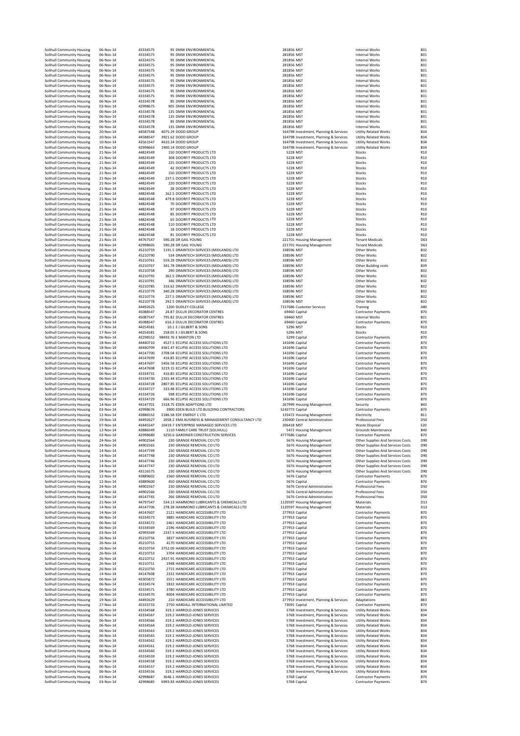| | | | | | | | |
|---|---|---|---|---|---|---|---|
| Solihull Community Housing | 06-Nov-14 | 43334575 | 95 | DMW ENVIRONMENTAL | 281856 MST | Internal Works | B31 |
| Solihull Community Housing | 06-Nov-14 | 43334575 | 95 | DMW ENVIRONMENTAL | 281856 MST | Internal Works | B31 |
| Solihull Community Housing | 06-Nov-14 | 43334575 | 95 | DMW ENVIRONMENTAL | 281856 MST | Internal Works | B31 |
| Solihull Community Housing | 06-Nov-14 | 43334575 | 95 | DMW ENVIRONMENTAL | 281856 MST | Internal Works | B31 |
| Solihull Community Housing | 06-Nov-14 | 43334575 | 95 | DMW ENVIRONMENTAL | 281856 MST | Internal Works | B31 |
| Solihull Community Housing | 06-Nov-14 | 43334575 | 95 | DMW ENVIRONMENTAL | 281856 MST | Internal Works | B31 |
| Solihull Community Housing | 06-Nov-14 | 43334575 | 95 | DMW ENVIRONMENTAL | 281856 MST | Internal Works | B31 |
| Solihull Community Housing | 06-Nov-14 | 43334575 | 95 | DMW ENVIRONMENTAL | 281856 MST | Internal Works | B31 |
| Solihull Community Housing | 06-Nov-14 | 43334575 | 95 | DMW ENVIRONMENTAL | 281856 MST | Internal Works | B31 |
| Solihull Community Housing | 06-Nov-14 | 43334575 | 95 | DMW ENVIRONMENTAL | 281856 MST | Internal Works | B31 |
| Solihull Community Housing | 06-Nov-14 | 43334578 | 85 | DMW ENVIRONMENTAL | 281856 MST | Internal Works | B31 |
| Solihull Community Housing | 03-Nov-14 | 42998675 | 905 | DMW ENVIRONMENTAL | 281856 MST | Internal Works | B31 |
| Solihull Community Housing | 06-Nov-14 | 43334578 | 135 | DMW ENVIRONMENTAL | 281856 MST | Internal Works | B31 |
| Solihull Community Housing | 06-Nov-14 | 43334578 | 135 | DMW ENVIRONMENTAL | 281856 MST | Internal Works | B31 |
| Solihull Community Housing | 06-Nov-14 | 43334578 | 85 | DMW ENVIRONMENTAL | 281856 MST | Internal Works | B31 |
| Solihull Community Housing | 06-Nov-14 | 43334578 | 135 | DMW ENVIRONMENTAL | 281856 MST | Internal Works | B31 |
| Solihull Community Housing | 20-Nov-14 | 44587548 | 4075.29 | DODD GROUP | 164798 Investment, Planning & Services | Utility Related Works | B34 |
| Solihull Community Housing | 20-Nov-14 | 44588547 | 3921.62 | DODD GROUP | 164798 Investment, Planning & Services | Utility Related Works | B34 |
| Solihull Community Housing | 10-Nov-14 | 43561547 | 4610.24 | DODD GROUP | 164798 Investment, Planning & Services | Utility Related Works | B34 |
| Solihull Community Housing | 03-Nov-14 | 42998663 | 1900.14 | DODD GROUP | 164798 Investment, Planning & Services | Utility Related Works | B34 |
| Solihull Community Housing | 21-Nov-14 | 44824549 | 150 | DOORFIT PRODUCTS LTD | 5228 MST | Stocks | R10 |
| Solihull Community Housing | 21-Nov-14 | 44824549 | 308 | DOORFIT PRODUCTS LTD | 5228 MST | Stocks | R10 |
| Solihull Community Housing | 21-Nov-14 | 44824549 | 225 | DOORFIT PRODUCTS LTD | 5228 MST | Stocks | R10 |
| Solihull Community Housing | 21-Nov-14 | 44824549 | 42 | DOORFIT PRODUCTS LTD | 5228 MST | Stocks | R10 |
| Solihull Community Housing | 21-Nov-14 | 44824549 | 150 | DOORFIT PRODUCTS LTD | 5228 MST | Stocks | R10 |
| Solihull Community Housing | 21-Nov-14 | 44824549 | 237.5 | DOORFIT PRODUCTS LTD | 5228 MST | Stocks | R10 |
| Solihull Community Housing | 21-Nov-14 | 44824549 | 220 | DOORFIT PRODUCTS LTD | 5228 MST | Stocks | R10 |
| Solihull Community Housing | 21-Nov-14 | 44824549 | 28 | DOORFIT PRODUCTS LTD | 5228 MST | Stocks | R10 |
| Solihull Community Housing | 21-Nov-14 | 44824548 | 162.5 | DOORFIT PRODUCTS LTD | 5228 MST | Stocks | R10 |
| Solihull Community Housing | 21-Nov-14 | 44824548 | 479.8 | DOORFIT PRODUCTS LTD | 5228 MST | Stocks | R10 |
| Solihull Community Housing | 21-Nov-14 | 44824548 | 70 | DOORFIT PRODUCTS LTD | 5228 MST | Stocks | R10 |
| Solihull Community Housing | 21-Nov-14 | 44824548 | 97 | DOORFIT PRODUCTS LTD | 5228 MST | Stocks | R10 |
| Solihull Community Housing | 21-Nov-14 | 44824548 | 85 | DOORFIT PRODUCTS LTD | 5228 MST | Stocks | R10 |
| Solihull Community Housing | 21-Nov-14 | 44824548 | 65 | DOORFIT PRODUCTS LTD | 5228 MST | Stocks | R10 |
| Solihull Community Housing | 21-Nov-14 | 44824548 | 110 | DOORFIT PRODUCTS LTD | 5228 MST | Stocks | R10 |
| Solihull Community Housing | 21-Nov-14 | 44824548 | 18 | DOORFIT PRODUCTS LTD | 5228 MST | Stocks | R10 |
| Solihull Community Housing | 21-Nov-14 | 44824548 | 81 | DOORFIT PRODUCTS LTD | 5228 MST | Stocks | R10 |
| Solihull Community Housing | 21-Nov-14 | 44767547 | 590.28 | DR GAIL YOUNG | 221701 Housing Management | Tenant Medicals | D63 |
| Solihull Community Housing | 03-Nov-14 | 42998605 | 590.28 | DR GAIL YOUNG | 221701 Housing Management | Tenant Medicals | D63 |
| Solihull Community Housing | 26-Nov-14 | 45210759 | 1191.5 | DRAINTECH SERVICES (MIDLANDS) LTD | 338596 MST | Other Works | B32 |
| Solihull Community Housing | 26-Nov-14 | 45210790 | 534 | DRAINTECH SERVICES (MIDLANDS) LTD | 338596 MST | Other Works | B32 |
| Solihull Community Housing | 26-Nov-14 | 45210761 | 559.28 | DRAINTECH SERVICES (MIDLANDS) LTD | 338596 MST | Other Works | B32 |
| Solihull Community Housing | 26-Nov-14 | 45210767 | 341.78 | DRAINTECH SERVICES (MIDLANDS) LTD | 338596 MST | Other Building costs | B39 |
| Solihull Community Housing | 26-Nov-14 | 45210758 | 290 | DRAINTECH SERVICES (MIDLANDS) LTD | 338596 MST | Other Works | B32 |
| Solihull Community Housing | 26-Nov-14 | 45210792 | 362.5 | DRAINTECH SERVICES (MIDLANDS) LTD | 338596 MST | Other Works | B32 |
| Solihull Community Housing | 26-Nov-14 | 45210791 | 346 | DRAINTECH SERVICES (MIDLANDS) LTD | 338596 MST | Other Works | B32 |
| Solihull Community Housing | 26-Nov-14 | 45210785 | 316.62 | DRAINTECH SERVICES (MIDLANDS) LTD | 338596 MST | Other Works | B32 |
| Solihull Community Housing | 26-Nov-14 | 45210779 | 340.28 | DRAINTECH SERVICES (MIDLANDS) LTD | 338596 MST | Other Works | B32 |
| Solihull Community Housing | 26-Nov-14 | 45210774 | 227.5 | DRAINTECH SERVICES (MIDLANDS) LTD | 338596 MST | Other Works | B32 |
| Solihull Community Housing | 26-Nov-14 | 45210778 | 292.5 | DRAINTECH SERVICES (MIDLANDS) LTD | 338596 MST | Other Works | B32 |
| Solihull Community Housing | 19-Nov-14 | 44492625 | 1200 | DUDLEY COLLEGE | 7157686 Customer Services | Training | A80 |
| Solihull Community Housing | 25-Nov-14 | 45088547 | 24.87 | DULUX DECORATOR CENTRES | 69460 Capital | Contractor Payments | B70 |
| Solihull Community Housing | 25-Nov-14 | 45087547 | 795.82 | DULUX DECORATOR CENTRES | 69460 MST | Internal Works | B31 |
| Solihull Community Housing | 25-Nov-14 | 45088547 | 616.3 | DULUX DECORATOR CENTRES | 69460 Capital | Contractor Payments | B70 |
| Solihull Community Housing | 17-Nov-14 | 44254581 | 10.1 | E J GILBERT & SONS | 5296 MST | Stocks | R10 |
| Solihull Community Housing | 17-Nov-14 | 44254581 | 258.05 | E J GILBERT & SONS | 5296 MST | Stocks | R10 |
| Solihull Community Housing | 06-Nov-14 | 43298552 | 98493.76 | E MANTON LTD | 5299 Capital | Contractor Payments | B70 |
| Solihull Community Housing | 18-Nov-14 | 44440710 | 4527.5 | ECLIPSE ACCESS SOLUTIONS LTD | 141696 Capital | Contractor Payments | B70 |
| Solihull Community Housing | 18-Nov-14 | 44440709 | 4361.47 | ECLIPSE ACCESS SOLUTIONS LTD | 141696 Capital | Contractor Payments | B70 |
| Solihull Community Housing | 14-Nov-14 | 44147700 | 2708.04 | ECLIPSE ACCESS SOLUTIONS LTD | 141696 Capital | Contractor Payments | B70 |
| Solihull Community Housing | 14-Nov-14 | 44147699 | 416.85 | ECLIPSE ACCESS SOLUTIONS LTD | 141696 Capital | Contractor Payments | B70 |
| Solihull Community Housing | 14-Nov-14 | 44147697 | 5456.58 | ECLIPSE ACCESS SOLUTIONS LTD | 141696 Capital | Contractor Payments | B70 |
| Solihull Community Housing | 14-Nov-14 | 44147698 | 3219.15 | ECLIPSE ACCESS SOLUTIONS LTD | 141696 Capital | Contractor Payments | B70 |
| Solihull Community Housing | 06-Nov-14 | 43334731 | 416.85 | ECLIPSE ACCESS SOLUTIONS LTD | 141696 Capital | Contractor Payments | B70 |
| Solihull Community Housing | 06-Nov-14 | 43334730 | 2355.44 | ECLIPSE ACCESS SOLUTIONS LTD | 141696 Capital | Contractor Payments | B70 |
| Solihull Community Housing | 06-Nov-14 | 43334728 | 2807.85 | ECLIPSE ACCESS SOLUTIONS LTD | 141696 Capital | Contractor Payments | B70 |
| Solihull Community Housing | 06-Nov-14 | 43334727 | 333.48 | ECLIPSE ACCESS SOLUTIONS LTD | 141696 Capital | Contractor Payments | B70 |
| Solihull Community Housing | 06-Nov-14 | 43334726 | 598 | ECLIPSE ACCESS SOLUTIONS LTD | 141696 Capital | Contractor Payments | B70 |
| Solihull Community Housing | 06-Nov-14 | 43334729 | 666.96 | ECLIPSE ACCESS SOLUTIONS LTD | 141696 Capital | Contractor Payments | B70 |
| Solihull Community Housing | 14-Nov-14 | 44147701 | 1518.75 | EDEN ADAPTIONS LTD | 267999 Housing Management | Security | B43 |
| Solihull Community Housing | 03-Nov-14 | 42998676 | 3900 | EDEN BUILD LTD BUILDING CONTRACTORS | 5243773 Capital | Contractor Payments | B70 |
| Solihull Community Housing | 12-Nov-14 | 43886552 | 2186.58 | EDF ENERGY 1 LTD | 135472 Housing Management | Electricity | B11 |
| Solihull Community Housing | 19-Nov-14 | 44492627 | 2058.2 | EMA BUSINESS & MANAGEMENT CONSULTANCY LTD | 230400 Central Administration | Professional Fees | D50 |
| Solihull Community Housing | 07-Nov-14 | 43445547 | 10419.7 | ENTERPRISE MANAGED SERVICES LTD | 206418 MST | Waste Disposal | E20 |
| Solihull Community Housing | 12-Nov-14 | 43886549 | 1110 | FAMILY CARE TRUST (SOLIHULL) | 5472 Housing Management | Grounds Maintenance | B40 |
| Solihull Community Housing | 03-Nov-14 | 42998680 | 3250.6 | GARDINER CONSTRUCTION SERVICES | 4777686 Capital | Contractor Payments | B70 |
| Solihull Community Housing | 24-Nov-14 | 44902564 | 230 | GRANGE REMOVAL CO LTD | 5676 Housing Management | Other Supplies And Services Costs | D90 |
| Solihull Community Housing | 24-Nov-14 | 44902565 | 230 | GRANGE REMOVAL CO LTD | 5676 Housing Management | Other Supplies And Services Costs | D90 |
| Solihull Community Housing | 14-Nov-14 | 44147749 | 230 | GRANGE REMOVAL CO LTD | 5676 Housing Management | Other Supplies And Services Costs | D90 |
| Solihull Community Housing | 14-Nov-14 | 44147748 | 230 | GRANGE REMOVAL CO LTD | 5676 Housing Management | Other Supplies And Services Costs | D90 |
| Solihull Community Housing | 14-Nov-14 | 44147746 | 230 | GRANGE REMOVAL CO LTD | 5676 Housing Management | Other Supplies And Services Costs | D90 |
| Solihull Community Housing | 14-Nov-14 | 44147747 | 230 | GRANGE REMOVAL CO LTD | 5676 Housing Management | Other Supplies And Services Costs | D90 |
| Solihull Community Housing | 04-Nov-14 | 43116575 | 230 | GRANGE REMOVAL CO LTD | 5676 Housing Management | Other Supplies And Services Costs | D90 |
| Solihull Community Housing | 12-Nov-14 | 43889602 | 1560 | GRANGE REMOVAL CO LTD | 5676 Capital | Contractor Payments | B70 |
| Solihull Community Housing | 12-Nov-14 | 43889600 | 450 | GRANGE REMOVAL CO LTD | 5676 Capital | Contractor Payments | B70 |
| Solihull Community Housing | 24-Nov-14 | 44902567 | 230 | GRANGE REMOVAL CO LTD | 5676 Central Administration | Professional Fees | D50 |
| Solihull Community Housing | 24-Nov-14 | 44902566 | 230 | GRANGE REMOVAL CO LTD | 5676 Central Administration | Professional Fees | D50 |
| Solihull Community Housing | 14-Nov-14 | 44147745 | 266 | GRANGE REMOVAL CO LTD | 5676 Central Administration | Professional Fees | D50 |
| Solihull Community Housing | 21-Nov-14 | 44797547 | 534.13 | HAMMOND LUBRICANTS & CHEMICALS LTD | 1120597 Housing Management | Materials | D13 |
| Solihull Community Housing | 14-Nov-14 | 44147706 | 278.38 | HAMMOND LUBRICANTS & CHEMICALS LTD | 1120597 Housing Management | Materials | D13 |
| Solihull Community Housing | 14-Nov-14 | 44147607 | 2121 | HANDICARE ACCESSIBILITY LTD | 277953 Capital | Contractor Payments | B70 |
| Solihull Community Housing | 06-Nov-14 | 43334573 | 3885 | HANDICARE ACCESSIBILITY LTD | 277953 Capital | Contractor Payments | B70 |
| Solihull Community Housing | 06-Nov-14 | 43334572 | 2461 | HANDICARE ACCESSIBILITY LTD | 277953 Capital | Contractor Payments | B70 |
| Solihull Community Housing | 06-Nov-14 | 43334569 | 2196 | HANDICARE ACCESSIBILITY LTD | 277953 Capital | Contractor Payments | B70 |
| Solihull Community Housing | 03-Nov-14 | 42993569 | 2337.5 | HANDICARE ACCESSIBILITY LTD | 277953 Capital | Contractor Payments | B70 |
| Solihull Community Housing | 26-Nov-14 | 45210756 | 3837 | HANDICARE ACCESSIBILITY LTD | 277953 Capital | Contractor Payments | B70 |
| Solihull Community Housing | 26-Nov-14 | 45210755 | 4170 | HANDICARE ACCESSIBILITY LTD | 277953 Capital | Contractor Payments | B70 |
| Solihull Community Housing | 26-Nov-14 | 45210754 | 3752.05 | HANDICARE ACCESSIBILITY LTD | 277953 Capital | Contractor Payments | B70 |
| Solihull Community Housing | 26-Nov-14 | 45210753 | 3704 | HANDICARE ACCESSIBILITY LTD | 277953 Capital | Contractor Payments | B70 |
| Solihull Community Housing | 26-Nov-14 | 45210752 | 2437.91 | HANDICARE ACCESSIBILITY LTD | 277953 Capital | Contractor Payments | B70 |
| Solihull Community Housing | 26-Nov-14 | 45210751 | 1948 | HANDICARE ACCESSIBILITY LTD | 277953 Capital | Contractor Payments | B70 |
| Solihull Community Housing | 26-Nov-14 | 45210750 | 2715 | HANDICARE ACCESSIBILITY LTD | 277953 Capital | Contractor Payments | B70 |
| Solihull Community Housing | 14-Nov-14 | 44147608 | 2332 | HANDICARE ACCESSIBILITY LTD | 277953 Capital | Contractor Payments | B70 |
| Solihull Community Housing | 06-Nov-14 | 43305872 | 2551 | HANDICARE ACCESSIBILITY LTD | 277953 Capital | Contractor Payments | B70 |
| Solihull Community Housing | 06-Nov-14 | 43334574 | 1832 | HANDICARE ACCESSIBILITY LTD | 277953 Capital | Contractor Payments | B70 |
| Solihull Community Housing | 06-Nov-14 | 43334571 | 3780 | HANDICARE ACCESSIBILITY LTD | 277953 Capital | Contractor Payments | B70 |
| Solihull Community Housing | 06-Nov-14 | 43334570 | 4004 | HANDICARE ACCESSIBILITY LTD | 277953 Capital | Contractor Payments | B70 |
| Solihull Community Housing | 19-Nov-14 | 44492629 | 210 | HANDICARE ACCESSIBILITY LTD | 277953 Investment, Planning & Services | Adaptations | B83 |
| Solihull Community Housing | 27-Nov-14 | 45333733 | 2750 | HARDALL INTERNATIONAL LIMITED | 73091 Capital | Contractor Payments | B70 |
| Solihull Community Housing | 06-Nov-14 | 43334568 | 319.2 | HARROLD-JONES SERVICES | 5768 Investment, Planning & Services | Utility Related Works | B34 |
| Solihull Community Housing | 06-Nov-14 | 43334567 | 319.2 | HARROLD-JONES SERVICES | 5768 Investment, Planning & Services | Utility Related Works | B34 |
| Solihull Community Housing | 06-Nov-14 | 43334566 | 319.2 | HARROLD-JONES SERVICES | 5768 Investment, Planning & Services | Utility Related Works | B34 |
| Solihull Community Housing | 06-Nov-14 | 43334564 | 319.2 | HARROLD-JONES SERVICES | 5768 Investment, Planning & Services | Utility Related Works | B34 |
| Solihull Community Housing | 06-Nov-14 | 43334563 | 319.2 | HARROLD-JONES SERVICES | 5768 Investment, Planning & Services | Utility Related Works | B34 |
| Solihull Community Housing | 06-Nov-14 | 43334565 | 319.2 | HARROLD-JONES SERVICES | 5768 Investment, Planning & Services | Utility Related Works | B34 |
| Solihull Community Housing | 06-Nov-14 | 43334562 | 319.2 | HARROLD-JONES SERVICES | 5768 Investment, Planning & Services | Utility Related Works | B34 |
| Solihull Community Housing | 06-Nov-14 | 43334561 | 319.2 | HARROLD-JONES SERVICES | 5768 Investment, Planning & Services | Utility Related Works | B34 |
| Solihull Community Housing | 06-Nov-14 | 43334560 | 319.2 | HARROLD-JONES SERVICES | 5768 Investment, Planning & Services | Utility Related Works | B34 |
| Solihull Community Housing | 06-Nov-14 | 43334559 | 319.2 | HARROLD-JONES SERVICES | 5768 Investment, Planning & Services | Utility Related Works | B34 |
| Solihull Community Housing | 06-Nov-14 | 43334558 | 319.2 | HARROLD-JONES SERVICES | 5768 Investment, Planning & Services | Utility Related Works | B34 |
| Solihull Community Housing | 06-Nov-14 | 43334557 | 319.2 | HARROLD-JONES SERVICES | 5768 Investment, Planning & Services | Utility Related Works | B34 |
| Solihull Community Housing | 06-Nov-14 | 43334556 | 319.2 | HARROLD-JONES SERVICES | 5768 Investment, Planning & Services | Utility Related Works | B34 |
| Solihull Community Housing | 03-Nov-14 | 42998687 | 3646.1 | HARROLD-JONES SERVICES | 5768 Capital | Contractor Payments | B70 |
| Solihull Community Housing | 03-Nov-14 | 42998685 | 6993.83 | HARROLD-JONES SERVICES | 5768 Capital | Contractor Payments | B70 |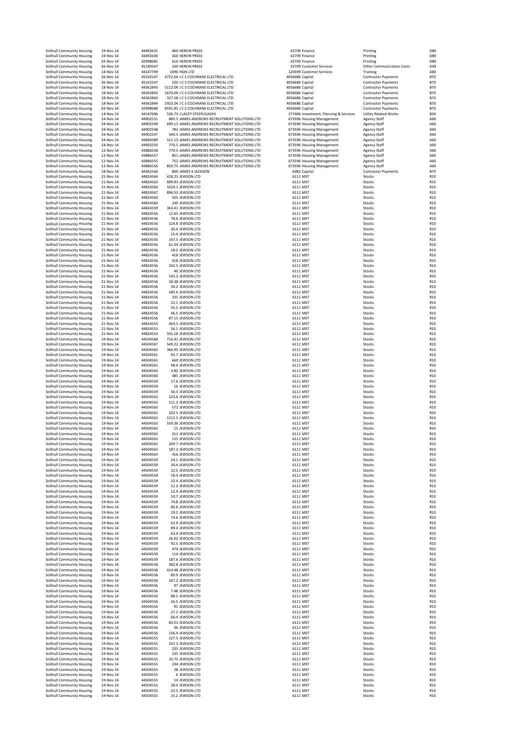| | | | | | | | | |
|---|---|---|---|---|---|---|---|---|
| Solihull Community Housing | 19-Nov-14 | 44492631 | 460 | HERON PRESS | 42709 | Finance | Printing | D80 |
| Solihull Community Housing | 19-Nov-14 | 44492630 | 560 | HERON PRESS | 42709 | Finance | Printing | D80 |
| Solihull Community Housing | 03-Nov-14 | 42998682 | 610 | HERON PRESS | 42709 | Finance | Printing | D80 |
| Solihull Community Housing | 26-Nov-14 | 45190547 | 230 | HERON PRESS | 42709 | Customer Services | Other Communication Costs | D49 |
| Solihull Community Housing | 14-Nov-14 | 44147709 | 1096 | HQN LTD | 120599 | Customer Services | Training | A80 |
| Solihull Community Housing | 26-Nov-14 | 45192547 | 4722.64 | J C S COCHRANE ELECTRICAL LTD | 4056686 | Capital | Contractor Payments | B70 |
| Solihull Community Housing | 26-Nov-14 | 45191547 | 520 | J C S COCHRANE ELECTRICAL LTD | 4056686 | Capital | Contractor Payments | B70 |
| Solihull Community Housing | 18-Nov-14 | 44362845 | 5112.09 | J C S COCHRANE ELECTRICAL LTD | 4056686 | Capital | Contractor Payments | B70 |
| Solihull Community Housing | 18-Nov-14 | 44362843 | 5670.69 | J C S COCHRANE ELECTRICAL LTD | 4056686 | Capital | Contractor Payments | B70 |
| Solihull Community Housing | 18-Nov-14 | 44362842 | 327.58 | J C S COCHRANE ELECTRICAL LTD | 4056686 | Capital | Contractor Payments | B70 |
| Solihull Community Housing | 18-Nov-14 | 44362844 | 2923.04 | J C S COCHRANE ELECTRICAL LTD | 4056686 | Capital | Contractor Payments | B70 |
| Solihull Community Housing | 03-Nov-14 | 42998688 | 8591.83 | J C S COCHRANE ELECTRICAL LTD | 4056686 | Capital | Contractor Payments | B70 |
| Solihull Community Housing | 14-Nov-14 | 44147606 | 536.73 | J LACEY STEEPLEJACKS | 277406 | Investment, Planning & Services | Utility Related Works | B34 |
| Solihull Community Housing | 24-Nov-14 | 44902551 | 885.5 | JAMES ANDREWS RECRUITMENT SOLUTIONS LTD | 673596 | Housing Management | Agency Staff | A60 |
| Solihull Community Housing | 24-Nov-14 | 44902549 | 699.13 | JAMES ANDREWS RECRUITMENT SOLUTIONS LTD | 673596 | Housing Management | Agency Staff | A60 |
| Solihull Community Housing | 24-Nov-14 | 44902548 | 782 | JAMES ANDREWS RECRUITMENT SOLUTIONS LTD | 673596 | Housing Management | Agency Staff | A60 |
| Solihull Community Housing | 24-Nov-14 | 44902547 | 540.5 | JAMES ANDREWS RECRUITMENT SOLUTIONS LTD | 673596 | Housing Management | Agency Staff | A60 |
| Solihull Community Housing | 24-Nov-14 | 44896589 | 511.13 | JAMES ANDREWS RECRUITMENT SOLUTIONS LTD | 673596 | Housing Management | Agency Staff | A60 |
| Solihull Community Housing | 24-Nov-14 | 44902550 | 770.5 | JAMES ANDREWS RECRUITMENT SOLUTIONS LTD | 673596 | Housing Management | Agency Staff | A60 |
| Solihull Community Housing | 12-Nov-14 | 43886558 | 770.5 | JAMES ANDREWS RECRUITMENT SOLUTIONS LTD | 673596 | Housing Management | Agency Staff | A60 |
| Solihull Community Housing | 12-Nov-14 | 43886557 | 851 | JAMES ANDREWS RECRUITMENT SOLUTIONS LTD | 673596 | Housing Management | Agency Staff | A60 |
| Solihull Community Housing | 12-Nov-14 | 43886555 | 752 | JAMES ANDREWS RECRUITMENT SOLUTIONS LTD | 673596 | Housing Management | Agency Staff | A60 |
| Solihull Community Housing | 12-Nov-14 | 43886556 | 810.75 | JAMES ANDREWS RECRUITMENT SOLUTIONS LTD | 673596 | Housing Management | Agency Staff | A60 |
| Solihull Community Housing | 18-Nov-14 | 44362566 | 800 | JAMES K JACKSON | 6082 | Capital | Contractor Payments | B70 |
| Solihull Community Housing | 21-Nov-14 | 44824564 | 418.25 | JEWSON LTD | 6111 | MST | Stocks | R10 |
| Solihull Community Housing | 21-Nov-14 | 44824563 | 689.93 | JEWSON LTD | 6111 | MST | Stocks | R10 |
| Solihull Community Housing | 21-Nov-14 | 44824566 | 1024.1 | JEWSON LTD | 6111 | MST | Stocks | R10 |
| Solihull Community Housing | 21-Nov-14 | 44824567 | 896.53 | JEWSON LTD | 6111 | MST | Stocks | R10 |
| Solihull Community Housing | 21-Nov-14 | 44824560 | 505 | JEWSON LTD | 6111 | MST | Stocks | R10 |
| Solihull Community Housing | 21-Nov-14 | 44824560 | 330 | JEWSON LTD | 6111 | MST | Stocks | R10 |
| Solihull Community Housing | 21-Nov-14 | 44824559 | 363.41 | JEWSON LTD | 6111 | MST | Stocks | R10 |
| Solihull Community Housing | 21-Nov-14 | 44824556 | 12.65 | JEWSON LTD | 6111 | MST | Stocks | R10 |
| Solihull Community Housing | 21-Nov-14 | 44824556 | 78.6 | JEWSON LTD | 6111 | MST | Stocks | R10 |
| Solihull Community Housing | 21-Nov-14 | 44824556 | 124.8 | JEWSON LTD | 6111 | MST | Stocks | R10 |
| Solihull Community Housing | 21-Nov-14 | 44824556 | 30.4 | JEWSON LTD | 6111 | MST | Stocks | R10 |
| Solihull Community Housing | 21-Nov-14 | 44824556 | 15.4 | JEWSON LTD | 6111 | MST | Stocks | R10 |
| Solihull Community Housing | 21-Nov-14 | 44824556 | 147.5 | JEWSON LTD | 6111 | MST | Stocks | R10 |
| Solihull Community Housing | 21-Nov-14 | 44824556 | 61.04 | JEWSON LTD | 6111 | MST | Stocks | R10 |
| Solihull Community Housing | 21-Nov-14 | 44824556 | 18.2 | JEWSON LTD | 6111 | MST | Stocks | R10 |
| Solihull Community Housing | 21-Nov-14 | 44824556 | 418 | JEWSON LTD | 6111 | MST | Stocks | R10 |
| Solihull Community Housing | 21-Nov-14 | 44824556 | 418 | JEWSON LTD | 6111 | MST | Stocks | R10 |
| Solihull Community Housing | 21-Nov-14 | 44824556 | 242.5 | JEWSON LTD | 6111 | MST | Stocks | R10 |
| Solihull Community Housing | 21-Nov-14 | 44824556 | 40 | JEWSON LTD | 6111 | MST | Stocks | R10 |
| Solihull Community Housing | 21-Nov-14 | 44824556 | 145.2 | JEWSON LTD | 6111 | MST | Stocks | R10 |
| Solihull Community Housing | 21-Nov-14 | 44824556 | 58.38 | JEWSON LTD | 6111 | MST | Stocks | R10 |
| Solihull Community Housing | 21-Nov-14 | 44824556 | 30.2 | JEWSON LTD | 6111 | MST | Stocks | R10 |
| Solihull Community Housing | 21-Nov-14 | 44824556 | 185.6 | JEWSON LTD | 6111 | MST | Stocks | R10 |
| Solihull Community Housing | 21-Nov-14 | 44824556 | 235 | JEWSON LTD | 6111 | MST | Stocks | R10 |
| Solihull Community Housing | 21-Nov-14 | 44824556 | 22.1 | JEWSON LTD | 6111 | MST | Stocks | R10 |
| Solihull Community Housing | 21-Nov-14 | 44824556 | 35.5 | JEWSON LTD | 6111 | MST | Stocks | R10 |
| Solihull Community Housing | 21-Nov-14 | 44824556 | 46.5 | JEWSON LTD | 6111 | MST | Stocks | R10 |
| Solihull Community Housing | 21-Nov-14 | 44824556 | 87.15 | JEWSON LTD | 6111 | MST | Stocks | R10 |
| Solihull Community Housing | 21-Nov-14 | 44824555 | 454.5 | JEWSON LTD | 6111 | MST | Stocks | R10 |
| Solihull Community Housing | 21-Nov-14 | 44824553 | 56.1 | JEWSON LTD | 6111 | MST | Stocks | R10 |
| Solihull Community Housing | 21-Nov-14 | 44824553 | 591.18 | JEWSON LTD | 6111 | MST | Stocks | R10 |
| Solihull Community Housing | 19-Nov-14 | 44504568 | 716.41 | JEWSON LTD | 6111 | MST | Stocks | R10 |
| Solihull Community Housing | 19-Nov-14 | 44504567 | 549.22 | JEWSON LTD | 6111 | MST | Stocks | R10 |
| Solihull Community Housing | 19-Nov-14 | 44504565 | 366.95 | JEWSON LTD | 6111 | MST | Stocks | R10 |
| Solihull Community Housing | 19-Nov-14 | 44504561 | 92.7 | JEWSON LTD | 6111 | MST | Stocks | R10 |
| Solihull Community Housing | 19-Nov-14 | 44504561 | 660 | JEWSON LTD | 6111 | MST | Stocks | R10 |
| Solihull Community Housing | 19-Nov-14 | 44504561 | 48.4 | JEWSON LTD | 6111 | MST | Stocks | R10 |
| Solihull Community Housing | 19-Nov-14 | 44504560 | 3.82 | JEWSON LTD | 6111 | MST | Stocks | R10 |
| Solihull Community Housing | 19-Nov-14 | 44504560 | 485 | JEWSON LTD | 6111 | MST | Stocks | R10 |
| Solihull Community Housing | 19-Nov-14 | 44504559 | 17.6 | JEWSON LTD | 6111 | MST | Stocks | R10 |
| Solihull Community Housing | 19-Nov-14 | 44504559 | 16 | JEWSON LTD | 6111 | MST | Stocks | R10 |
| Solihull Community Housing | 19-Nov-14 | 44504559 | 50.3 | JEWSON LTD | 6111 | MST | Stocks | R10 |
| Solihull Community Housing | 19-Nov-14 | 44504563 | 123.6 | JEWSON LTD | 6111 | MST | Stocks | R10 |
| Solihull Community Housing | 19-Nov-14 | 44504563 | 111.2 | JEWSON LTD | 6111 | MST | Stocks | R10 |
| Solihull Community Housing | 19-Nov-14 | 44504563 | 572 | JEWSON LTD | 6111 | MST | Stocks | R10 |
| Solihull Community Housing | 19-Nov-14 | 44504563 | 102.5 | JEWSON LTD | 6111 | MST | Stocks | R10 |
| Solihull Community Housing | 19-Nov-14 | 44504563 | 1212.5 | JEWSON LTD | 6111 | MST | Stocks | R10 |
| Solihull Community Housing | 19-Nov-14 | 44504563 | 559.36 | JEWSON LTD | 6111 | MST | Stocks | R10 |
| Solihull Community Housing | 19-Nov-14 | 44504563 | 15 | JEWSON LTD | 6111 | MST | Stocks | R10 |
| Solihull Community Housing | 19-Nov-14 | 44504563 | 312 | JEWSON LTD | 6111 | MST | Stocks | R10 |
| Solihull Community Housing | 19-Nov-14 | 44504563 | 155 | JEWSON LTD | 6111 | MST | Stocks | R10 |
| Solihull Community Housing | 19-Nov-14 | 44504563 | 209.7 | JEWSON LTD | 6111 | MST | Stocks | R10 |
| Solihull Community Housing | 19-Nov-14 | 44504563 | 187.2 | JEWSON LTD | 6111 | MST | Stocks | R10 |
| Solihull Community Housing | 19-Nov-14 | 44504563 | 416 | JEWSON LTD | 6111 | MST | Stocks | R10 |
| Solihull Community Housing | 19-Nov-14 | 44504559 | 24.1 | JEWSON LTD | 6111 | MST | Stocks | R10 |
| Solihull Community Housing | 19-Nov-14 | 44504559 | 34.4 | JEWSON LTD | 6111 | MST | Stocks | R10 |
| Solihull Community Housing | 19-Nov-14 | 44504559 | 22.5 | JEWSON LTD | 6111 | MST | Stocks | R10 |
| Solihull Community Housing | 19-Nov-14 | 44504559 | 18.4 | JEWSON LTD | 6111 | MST | Stocks | R10 |
| Solihull Community Housing | 19-Nov-14 | 44504559 | 32.4 | JEWSON LTD | 6111 | MST | Stocks | R10 |
| Solihull Community Housing | 19-Nov-14 | 44504559 | 12.2 | JEWSON LTD | 6111 | MST | Stocks | R10 |
| Solihull Community Housing | 19-Nov-14 | 44504559 | 12.4 | JEWSON LTD | 6111 | MST | Stocks | R10 |
| Solihull Community Housing | 19-Nov-14 | 44504559 | 10.7 | JEWSON LTD | 6111 | MST | Stocks | R10 |
| Solihull Community Housing | 19-Nov-14 | 44504559 | 74.8 | JEWSON LTD | 6111 | MST | Stocks | R10 |
| Solihull Community Housing | 19-Nov-14 | 44504559 | 80.6 | JEWSON LTD | 6111 | MST | Stocks | R10 |
| Solihull Community Housing | 19-Nov-14 | 44504559 | 19.2 | JEWSON LTD | 6111 | MST | Stocks | R10 |
| Solihull Community Housing | 19-Nov-14 | 44504559 | 74.6 | JEWSON LTD | 6111 | MST | Stocks | R10 |
| Solihull Community Housing | 19-Nov-14 | 44504559 | 62.9 | JEWSON LTD | 6111 | MST | Stocks | R10 |
| Solihull Community Housing | 19-Nov-14 | 44504559 | 89.4 | JEWSON LTD | 6111 | MST | Stocks | R10 |
| Solihull Community Housing | 19-Nov-14 | 44504559 | 63.4 | JEWSON LTD | 6111 | MST | Stocks | R10 |
| Solihull Community Housing | 19-Nov-14 | 44504559 | 26.02 | JEWSON LTD | 6111 | MST | Stocks | R10 |
| Solihull Community Housing | 19-Nov-14 | 44504559 | 92.5 | JEWSON LTD | 6111 | MST | Stocks | R10 |
| Solihull Community Housing | 19-Nov-14 | 44504559 | 474 | JEWSON LTD | 6111 | MST | Stocks | R10 |
| Solihull Community Housing | 19-Nov-14 | 44504559 | 114 | JEWSON LTD | 6111 | MST | Stocks | R10 |
| Solihull Community Housing | 19-Nov-14 | 44504559 | 187.6 | JEWSON LTD | 6111 | MST | Stocks | R10 |
| Solihull Community Housing | 19-Nov-14 | 44504558 | 382.8 | JEWSON LTD | 6111 | MST | Stocks | R10 |
| Solihull Community Housing | 19-Nov-14 | 44504558 | 414.48 | JEWSON LTD | 6111 | MST | Stocks | R10 |
| Solihull Community Housing | 19-Nov-14 | 44504556 | 89.9 | JEWSON LTD | 6111 | MST | Stocks | R10 |
| Solihull Community Housing | 19-Nov-14 | 44504556 | 167.2 | JEWSON LTD | 6111 | MST | Stocks | R10 |
| Solihull Community Housing | 19-Nov-14 | 44504556 | 97 | JEWSON LTD | 6111 | MST | Stocks | R10 |
| Solihull Community Housing | 19-Nov-14 | 44504556 | 7.48 | JEWSON LTD | 6111 | MST | Stocks | R10 |
| Solihull Community Housing | 19-Nov-14 | 44504556 | 88.5 | JEWSON LTD | 6111 | MST | Stocks | R10 |
| Solihull Community Housing | 19-Nov-14 | 44504556 | 56.5 | JEWSON LTD | 6111 | MST | Stocks | R10 |
| Solihull Community Housing | 19-Nov-14 | 44504556 | 91 | JEWSON LTD | 6111 | MST | Stocks | R10 |
| Solihull Community Housing | 19-Nov-14 | 44504556 | 27.2 | JEWSON LTD | 6111 | MST | Stocks | R10 |
| Solihull Community Housing | 19-Nov-14 | 44504556 | 60.4 | JEWSON LTD | 6111 | MST | Stocks | R10 |
| Solihull Community Housing | 19-Nov-14 | 44504556 | 83.03 | JEWSON LTD | 6111 | MST | Stocks | R10 |
| Solihull Community Housing | 19-Nov-14 | 44504556 | 46 | JEWSON LTD | 6111 | MST | Stocks | R10 |
| Solihull Community Housing | 19-Nov-14 | 44504556 | 156.4 | JEWSON LTD | 6111 | MST | Stocks | R10 |
| Solihull Community Housing | 19-Nov-14 | 44504555 | 127.5 | JEWSON LTD | 6111 | MST | Stocks | R10 |
| Solihull Community Housing | 19-Nov-14 | 44504555 | 167.2 | JEWSON LTD | 6111 | MST | Stocks | R10 |
| Solihull Community Housing | 19-Nov-14 | 44504555 | 235 | JEWSON LTD | 6111 | MST | Stocks | R10 |
| Solihull Community Housing | 19-Nov-14 | 44504555 | 235 | JEWSON LTD | 6111 | MST | Stocks | R10 |
| Solihull Community Housing | 19-Nov-14 | 44504555 | 33.75 | JEWSON LTD | 6111 | MST | Stocks | R10 |
| Solihull Community Housing | 19-Nov-14 | 44504555 | 234 | JEWSON LTD | 6111 | MST | Stocks | R10 |
| Solihull Community Housing | 19-Nov-14 | 44504555 | 28 | JEWSON LTD | 6111 | MST | Stocks | R10 |
| Solihull Community Housing | 19-Nov-14 | 44504555 | 6 | JEWSON LTD | 6111 | MST | Stocks | R10 |
| Solihull Community Housing | 19-Nov-14 | 44504555 | 14 | JEWSON LTD | 6111 | MST | Stocks | R10 |
| Solihull Community Housing | 19-Nov-14 | 44504555 | 28.4 | JEWSON LTD | 6111 | MST | Stocks | R10 |
| Solihull Community Housing | 19-Nov-14 | 44504555 | 22.5 | JEWSON LTD | 6111 | MST | Stocks | R10 |
| Solihull Community Housing | 19-Nov-14 | 44504555 | 25.2 | JEWSON LTD | 6111 | MST | Stocks | R10 |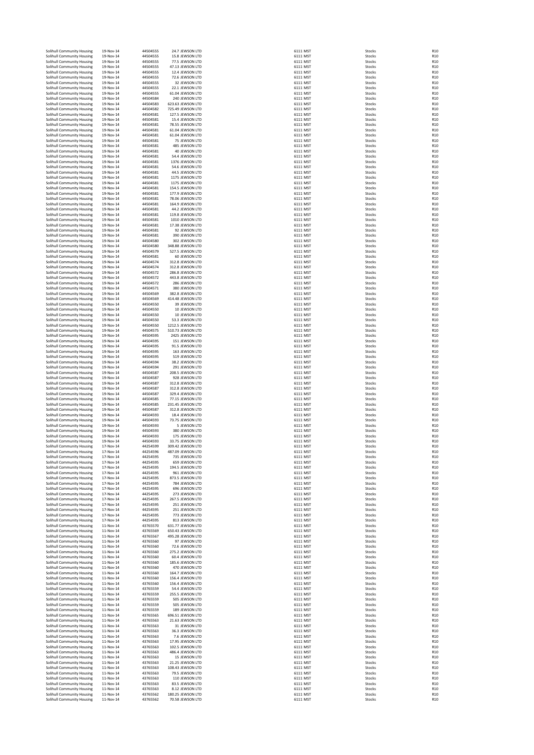| | | | | | | | |
|---|---|---|---|---|---|---|---|
| Solihull Community Housing | 19-Nov-14 | 44504555 | 24.7 | JEWSON LTD | 6111 MST | Stocks | R10 |
| Solihull Community Housing | 19-Nov-14 | 44504555 | 15.8 | JEWSON LTD | 6111 MST | Stocks | R10 |
| Solihull Community Housing | 19-Nov-14 | 44504555 | 77.5 | JEWSON LTD | 6111 MST | Stocks | R10 |
| Solihull Community Housing | 19-Nov-14 | 44504555 | 47.13 | JEWSON LTD | 6111 MST | Stocks | R10 |
| Solihull Community Housing | 19-Nov-14 | 44504555 | 12.4 | JEWSON LTD | 6111 MST | Stocks | R10 |
| Solihull Community Housing | 19-Nov-14 | 44504555 | 72.6 | JEWSON LTD | 6111 MST | Stocks | R10 |
| Solihull Community Housing | 19-Nov-14 | 44504555 | 32 | JEWSON LTD | 6111 MST | Stocks | R10 |
| Solihull Community Housing | 19-Nov-14 | 44504555 | 22.1 | JEWSON LTD | 6111 MST | Stocks | R10 |
| Solihull Community Housing | 19-Nov-14 | 44504555 | 61.04 | JEWSON LTD | 6111 MST | Stocks | R10 |
| Solihull Community Housing | 19-Nov-14 | 44504584 | 240 | JEWSON LTD | 6111 MST | Stocks | R10 |
| Solihull Community Housing | 19-Nov-14 | 44504583 | 623.63 | JEWSON LTD | 6111 MST | Stocks | R10 |
| Solihull Community Housing | 19-Nov-14 | 44504582 | 725.49 | JEWSON LTD | 6111 MST | Stocks | R10 |
| Solihull Community Housing | 19-Nov-14 | 44504581 | 127.5 | JEWSON LTD | 6111 MST | Stocks | R10 |
| Solihull Community Housing | 19-Nov-14 | 44504581 | 15.4 | JEWSON LTD | 6111 MST | Stocks | R10 |
| Solihull Community Housing | 19-Nov-14 | 44504581 | 78.55 | JEWSON LTD | 6111 MST | Stocks | R10 |
| Solihull Community Housing | 19-Nov-14 | 44504581 | 61.04 | JEWSON LTD | 6111 MST | Stocks | R10 |
| Solihull Community Housing | 19-Nov-14 | 44504581 | 61.04 | JEWSON LTD | 6111 MST | Stocks | R10 |
| Solihull Community Housing | 19-Nov-14 | 44504581 | 75 | JEWSON LTD | 6111 MST | Stocks | R10 |
| Solihull Community Housing | 19-Nov-14 | 44504581 | 485 | JEWSON LTD | 6111 MST | Stocks | R10 |
| Solihull Community Housing | 19-Nov-14 | 44504581 | 40 | JEWSON LTD | 6111 MST | Stocks | R10 |
| Solihull Community Housing | 19-Nov-14 | 44504581 | 54.4 | JEWSON LTD | 6111 MST | Stocks | R10 |
| Solihull Community Housing | 19-Nov-14 | 44504581 | 1376 | JEWSON LTD | 6111 MST | Stocks | R10 |
| Solihull Community Housing | 19-Nov-14 | 44504581 | 54.6 | JEWSON LTD | 6111 MST | Stocks | R10 |
| Solihull Community Housing | 19-Nov-14 | 44504581 | 44.5 | JEWSON LTD | 6111 MST | Stocks | R10 |
| Solihull Community Housing | 19-Nov-14 | 44504581 | 1175 | JEWSON LTD | 6111 MST | Stocks | R10 |
| Solihull Community Housing | 19-Nov-14 | 44504581 | 1175 | JEWSON LTD | 6111 MST | Stocks | R10 |
| Solihull Community Housing | 19-Nov-14 | 44504581 | 154.5 | JEWSON LTD | 6111 MST | Stocks | R10 |
| Solihull Community Housing | 19-Nov-14 | 44504581 | 177.9 | JEWSON LTD | 6111 MST | Stocks | R10 |
| Solihull Community Housing | 19-Nov-14 | 44504581 | 78.06 | JEWSON LTD | 6111 MST | Stocks | R10 |
| Solihull Community Housing | 19-Nov-14 | 44504581 | 164.9 | JEWSON LTD | 6111 MST | Stocks | R10 |
| Solihull Community Housing | 19-Nov-14 | 44504581 | 44.2 | JEWSON LTD | 6111 MST | Stocks | R10 |
| Solihull Community Housing | 19-Nov-14 | 44504581 | 119.8 | JEWSON LTD | 6111 MST | Stocks | R10 |
| Solihull Community Housing | 19-Nov-14 | 44504581 | 1010 | JEWSON LTD | 6111 MST | Stocks | R10 |
| Solihull Community Housing | 19-Nov-14 | 44504581 | 17.38 | JEWSON LTD | 6111 MST | Stocks | R10 |
| Solihull Community Housing | 19-Nov-14 | 44504581 | 92 | JEWSON LTD | 6111 MST | Stocks | R10 |
| Solihull Community Housing | 19-Nov-14 | 44504581 | 390 | JEWSON LTD | 6111 MST | Stocks | R10 |
| Solihull Community Housing | 19-Nov-14 | 44504580 | 302 | JEWSON LTD | 6111 MST | Stocks | R10 |
| Solihull Community Housing | 19-Nov-14 | 44504580 | 348.88 | JEWSON LTD | 6111 MST | Stocks | R10 |
| Solihull Community Housing | 19-Nov-14 | 44504579 | 527.5 | JEWSON LTD | 6111 MST | Stocks | R10 |
| Solihull Community Housing | 19-Nov-14 | 44504581 | 60 | JEWSON LTD | 6111 MST | Stocks | R10 |
| Solihull Community Housing | 19-Nov-14 | 44504574 | 312.8 | JEWSON LTD | 6111 MST | Stocks | R10 |
| Solihull Community Housing | 19-Nov-14 | 44504574 | 312.8 | JEWSON LTD | 6111 MST | Stocks | R10 |
| Solihull Community Housing | 19-Nov-14 | 44504572 | 286.8 | JEWSON LTD | 6111 MST | Stocks | R10 |
| Solihull Community Housing | 19-Nov-14 | 44504572 | 443.8 | JEWSON LTD | 6111 MST | Stocks | R10 |
| Solihull Community Housing | 19-Nov-14 | 44504572 | 286 | JEWSON LTD | 6111 MST | Stocks | R10 |
| Solihull Community Housing | 19-Nov-14 | 44504571 | 380 | JEWSON LTD | 6111 MST | Stocks | R10 |
| Solihull Community Housing | 19-Nov-14 | 44504569 | 382.8 | JEWSON LTD | 6111 MST | Stocks | R10 |
| Solihull Community Housing | 19-Nov-14 | 44504569 | 414.48 | JEWSON LTD | 6111 MST | Stocks | R10 |
| Solihull Community Housing | 19-Nov-14 | 44504550 | 39 | JEWSON LTD | 6111 MST | Stocks | R10 |
| Solihull Community Housing | 19-Nov-14 | 44504550 | 10 | JEWSON LTD | 6111 MST | Stocks | R10 |
| Solihull Community Housing | 19-Nov-14 | 44504550 | 10 | JEWSON LTD | 6111 MST | Stocks | R10 |
| Solihull Community Housing | 19-Nov-14 | 44504550 | 53.3 | JEWSON LTD | 6111 MST | Stocks | R10 |
| Solihull Community Housing | 19-Nov-14 | 44504550 | 1212.5 | JEWSON LTD | 6111 MST | Stocks | R10 |
| Solihull Community Housing | 19-Nov-14 | 44504575 | 510.73 | JEWSON LTD | 6111 MST | Stocks | R10 |
| Solihull Community Housing | 19-Nov-14 | 44504595 | 2425 | JEWSON LTD | 6111 MST | Stocks | R10 |
| Solihull Community Housing | 19-Nov-14 | 44504595 | 151 | JEWSON LTD | 6111 MST | Stocks | R10 |
| Solihull Community Housing | 19-Nov-14 | 44504595 | 91.5 | JEWSON LTD | 6111 MST | Stocks | R10 |
| Solihull Community Housing | 19-Nov-14 | 44504595 | 163 | JEWSON LTD | 6111 MST | Stocks | R10 |
| Solihull Community Housing | 19-Nov-14 | 44504595 | 519 | JEWSON LTD | 6111 MST | Stocks | R10 |
| Solihull Community Housing | 19-Nov-14 | 44504594 | 38.2 | JEWSON LTD | 6111 MST | Stocks | R10 |
| Solihull Community Housing | 19-Nov-14 | 44504594 | 291 | JEWSON LTD | 6111 MST | Stocks | R10 |
| Solihull Community Housing | 19-Nov-14 | 44504587 | 208.5 | JEWSON LTD | 6111 MST | Stocks | R10 |
| Solihull Community Housing | 19-Nov-14 | 44504587 | 928 | JEWSON LTD | 6111 MST | Stocks | R10 |
| Solihull Community Housing | 19-Nov-14 | 44504587 | 312.8 | JEWSON LTD | 6111 MST | Stocks | R10 |
| Solihull Community Housing | 19-Nov-14 | 44504587 | 312.8 | JEWSON LTD | 6111 MST | Stocks | R10 |
| Solihull Community Housing | 19-Nov-14 | 44504587 | 329.4 | JEWSON LTD | 6111 MST | Stocks | R10 |
| Solihull Community Housing | 19-Nov-14 | 44504585 | 77.15 | JEWSON LTD | 6111 MST | Stocks | R10 |
| Solihull Community Housing | 19-Nov-14 | 44504585 | 231.45 | JEWSON LTD | 6111 MST | Stocks | R10 |
| Solihull Community Housing | 19-Nov-14 | 44504587 | 312.8 | JEWSON LTD | 6111 MST | Stocks | R10 |
| Solihull Community Housing | 19-Nov-14 | 44504593 | 18.4 | JEWSON LTD | 6111 MST | Stocks | R10 |
| Solihull Community Housing | 19-Nov-14 | 44504593 | 73.75 | JEWSON LTD | 6111 MST | Stocks | R10 |
| Solihull Community Housing | 19-Nov-14 | 44504593 | 5 | JEWSON LTD | 6111 MST | Stocks | R10 |
| Solihull Community Housing | 19-Nov-14 | 44504593 | 380 | JEWSON LTD | 6111 MST | Stocks | R10 |
| Solihull Community Housing | 19-Nov-14 | 44504593 | 175 | JEWSON LTD | 6111 MST | Stocks | R10 |
| Solihull Community Housing | 19-Nov-14 | 44504593 | 33.75 | JEWSON LTD | 6111 MST | Stocks | R10 |
| Solihull Community Housing | 17-Nov-14 | 44254599 | 309.42 | JEWSON LTD | 6111 MST | Stocks | R10 |
| Solihull Community Housing | 17-Nov-14 | 44254596 | 487.09 | JEWSON LTD | 6111 MST | Stocks | R10 |
| Solihull Community Housing | 17-Nov-14 | 44254595 | 735 | JEWSON LTD | 6111 MST | Stocks | R10 |
| Solihull Community Housing | 17-Nov-14 | 44254595 | 659 | JEWSON LTD | 6111 MST | Stocks | R10 |
| Solihull Community Housing | 17-Nov-14 | 44254595 | 194.5 | JEWSON LTD | 6111 MST | Stocks | R10 |
| Solihull Community Housing | 17-Nov-14 | 44254595 | 961 | JEWSON LTD | 6111 MST | Stocks | R10 |
| Solihull Community Housing | 17-Nov-14 | 44254595 | 873.5 | JEWSON LTD | 6111 MST | Stocks | R10 |
| Solihull Community Housing | 17-Nov-14 | 44254595 | 784 | JEWSON LTD | 6111 MST | Stocks | R10 |
| Solihull Community Housing | 17-Nov-14 | 44254595 | 696 | JEWSON LTD | 6111 MST | Stocks | R10 |
| Solihull Community Housing | 17-Nov-14 | 44254595 | 273 | JEWSON LTD | 6111 MST | Stocks | R10 |
| Solihull Community Housing | 17-Nov-14 | 44254595 | 267.5 | JEWSON LTD | 6111 MST | Stocks | R10 |
| Solihull Community Housing | 17-Nov-14 | 44254595 | 251 | JEWSON LTD | 6111 MST | Stocks | R10 |
| Solihull Community Housing | 17-Nov-14 | 44254595 | 251 | JEWSON LTD | 6111 MST | Stocks | R10 |
| Solihull Community Housing | 17-Nov-14 | 44254595 | 773 | JEWSON LTD | 6111 MST | Stocks | R10 |
| Solihull Community Housing | 17-Nov-14 | 44254595 | 813 | JEWSON LTD | 6111 MST | Stocks | R10 |
| Solihull Community Housing | 11-Nov-14 | 43765570 | 631.77 | JEWSON LTD | 6111 MST | Stocks | R10 |
| Solihull Community Housing | 11-Nov-14 | 43765569 | 650.43 | JEWSON LTD | 6111 MST | Stocks | R10 |
| Solihull Community Housing | 11-Nov-14 | 43765567 | 495.28 | JEWSON LTD | 6111 MST | Stocks | R10 |
| Solihull Community Housing | 11-Nov-14 | 43765560 | 97 | JEWSON LTD | 6111 MST | Stocks | R10 |
| Solihull Community Housing | 11-Nov-14 | 43765560 | 72.6 | JEWSON LTD | 6111 MST | Stocks | R10 |
| Solihull Community Housing | 11-Nov-14 | 43765560 | 275.2 | JEWSON LTD | 6111 MST | Stocks | R10 |
| Solihull Community Housing | 11-Nov-14 | 43765560 | 60.4 | JEWSON LTD | 6111 MST | Stocks | R10 |
| Solihull Community Housing | 11-Nov-14 | 43765560 | 185.6 | JEWSON LTD | 6111 MST | Stocks | R10 |
| Solihull Community Housing | 11-Nov-14 | 43765560 | 470 | JEWSON LTD | 6111 MST | Stocks | R10 |
| Solihull Community Housing | 11-Nov-14 | 43765560 | 164.7 | JEWSON LTD | 6111 MST | Stocks | R10 |
| Solihull Community Housing | 11-Nov-14 | 43765560 | 156.4 | JEWSON LTD | 6111 MST | Stocks | R10 |
| Solihull Community Housing | 11-Nov-14 | 43765560 | 156.4 | JEWSON LTD | 6111 MST | Stocks | R10 |
| Solihull Community Housing | 11-Nov-14 | 43765559 | 54.4 | JEWSON LTD | 6111 MST | Stocks | R10 |
| Solihull Community Housing | 11-Nov-14 | 43765559 | 255.5 | JEWSON LTD | 6111 MST | Stocks | R10 |
| Solihull Community Housing | 11-Nov-14 | 43765559 | 505 | JEWSON LTD | 6111 MST | Stocks | R10 |
| Solihull Community Housing | 11-Nov-14 | 43765559 | 505 | JEWSON LTD | 6111 MST | Stocks | R10 |
| Solihull Community Housing | 11-Nov-14 | 43765559 | 189 | JEWSON LTD | 6111 MST | Stocks | R10 |
| Solihull Community Housing | 11-Nov-14 | 43765565 | 696.51 | JEWSON LTD | 6111 MST | Stocks | R10 |
| Solihull Community Housing | 11-Nov-14 | 43765563 | 21.63 | JEWSON LTD | 6111 MST | Stocks | R10 |
| Solihull Community Housing | 11-Nov-14 | 43765563 | 31 | JEWSON LTD | 6111 MST | Stocks | R10 |
| Solihull Community Housing | 11-Nov-14 | 43765563 | 36.3 | JEWSON LTD | 6111 MST | Stocks | R10 |
| Solihull Community Housing | 11-Nov-14 | 43765563 | 7.6 | JEWSON LTD | 6111 MST | Stocks | R10 |
| Solihull Community Housing | 11-Nov-14 | 43765563 | 17.95 | JEWSON LTD | 6111 MST | Stocks | R10 |
| Solihull Community Housing | 11-Nov-14 | 43765563 | 102.5 | JEWSON LTD | 6111 MST | Stocks | R10 |
| Solihull Community Housing | 11-Nov-14 | 43765563 | 486.4 | JEWSON LTD | 6111 MST | Stocks | R10 |
| Solihull Community Housing | 11-Nov-14 | 43765563 | 15 | JEWSON LTD | 6111 MST | Stocks | R10 |
| Solihull Community Housing | 11-Nov-14 | 43765563 | 21.25 | JEWSON LTD | 6111 MST | Stocks | R10 |
| Solihull Community Housing | 11-Nov-14 | 43765563 | 108.43 | JEWSON LTD | 6111 MST | Stocks | R10 |
| Solihull Community Housing | 11-Nov-14 | 43765563 | 79.5 | JEWSON LTD | 6111 MST | Stocks | R10 |
| Solihull Community Housing | 11-Nov-14 | 43765563 | 110 | JEWSON LTD | 6111 MST | Stocks | R10 |
| Solihull Community Housing | 11-Nov-14 | 43765563 | 83.5 | JEWSON LTD | 6111 MST | Stocks | R10 |
| Solihull Community Housing | 11-Nov-14 | 43765563 | 8.12 | JEWSON LTD | 6111 MST | Stocks | R10 |
| Solihull Community Housing | 11-Nov-14 | 43765562 | 180.25 | JEWSON LTD | 6111 MST | Stocks | R10 |
| Solihull Community Housing | 11-Nov-14 | 43765562 | 70.58 | JEWSON LTD | 6111 MST | Stocks | R10 |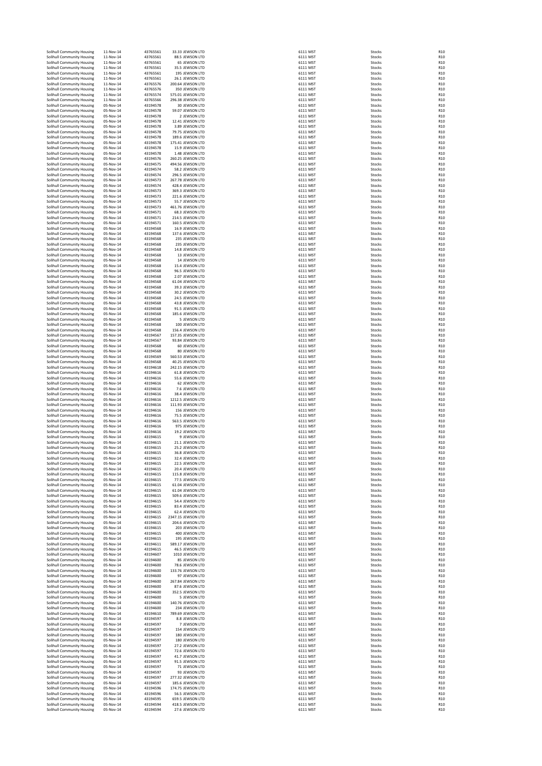| | | | | | | | |
|---|---|---|---|---|---|---|---|
| Solihull Community Housing | 11-Nov-14 | 43765561 | 33.33 | JEWSON LTD | 6111 MST | Stocks | R10 |
| Solihull Community Housing | 11-Nov-14 | 43765561 | 88.5 | JEWSON LTD | 6111 MST | Stocks | R10 |
| Solihull Community Housing | 11-Nov-14 | 43765561 | 65 | JEWSON LTD | 6111 MST | Stocks | R10 |
| Solihull Community Housing | 11-Nov-14 | 43765561 | 35.5 | JEWSON LTD | 6111 MST | Stocks | R10 |
| Solihull Community Housing | 11-Nov-14 | 43765561 | 195 | JEWSON LTD | 6111 MST | Stocks | R10 |
| Solihull Community Housing | 11-Nov-14 | 43765561 | 26.1 | JEWSON LTD | 6111 MST | Stocks | R10 |
| Solihull Community Housing | 11-Nov-14 | 43765576 | 200.64 | JEWSON LTD | 6111 MST | Stocks | R10 |
| Solihull Community Housing | 11-Nov-14 | 43765576 | 350 | JEWSON LTD | 6111 MST | Stocks | R10 |
| Solihull Community Housing | 11-Nov-14 | 43765574 | 575.01 | JEWSON LTD | 6111 MST | Stocks | R10 |
| Solihull Community Housing | 11-Nov-14 | 43765566 | 296.38 | JEWSON LTD | 6111 MST | Stocks | R10 |
| Solihull Community Housing | 05-Nov-14 | 43194578 | 30 | JEWSON LTD | 6111 MST | Stocks | R10 |
| Solihull Community Housing | 05-Nov-14 | 43194578 | 59.07 | JEWSON LTD | 6111 MST | Stocks | R10 |
| Solihull Community Housing | 05-Nov-14 | 43194578 | 2 | JEWSON LTD | 6111 MST | Stocks | R10 |
| Solihull Community Housing | 05-Nov-14 | 43194578 | 12.41 | JEWSON LTD | 6111 MST | Stocks | R10 |
| Solihull Community Housing | 05-Nov-14 | 43194578 | 3.89 | JEWSON LTD | 6111 MST | Stocks | R10 |
| Solihull Community Housing | 05-Nov-14 | 43194578 | 79.75 | JEWSON LTD | 6111 MST | Stocks | R10 |
| Solihull Community Housing | 05-Nov-14 | 43194578 | 189.6 | JEWSON LTD | 6111 MST | Stocks | R10 |
| Solihull Community Housing | 05-Nov-14 | 43194578 | 175.41 | JEWSON LTD | 6111 MST | Stocks | R10 |
| Solihull Community Housing | 05-Nov-14 | 43194578 | 15.9 | JEWSON LTD | 6111 MST | Stocks | R10 |
| Solihull Community Housing | 05-Nov-14 | 43194578 | 1.48 | JEWSON LTD | 6111 MST | Stocks | R10 |
| Solihull Community Housing | 05-Nov-14 | 43194576 | 260.25 | JEWSON LTD | 6111 MST | Stocks | R10 |
| Solihull Community Housing | 05-Nov-14 | 43194575 | 494.56 | JEWSON LTD | 6111 MST | Stocks | R10 |
| Solihull Community Housing | 05-Nov-14 | 43194574 | 58.2 | JEWSON LTD | 6111 MST | Stocks | R10 |
| Solihull Community Housing | 05-Nov-14 | 43194574 | 296.5 | JEWSON LTD | 6111 MST | Stocks | R10 |
| Solihull Community Housing | 05-Nov-14 | 43194573 | 267.78 | JEWSON LTD | 6111 MST | Stocks | R10 |
| Solihull Community Housing | 05-Nov-14 | 43194574 | 428.4 | JEWSON LTD | 6111 MST | Stocks | R10 |
| Solihull Community Housing | 05-Nov-14 | 43194573 | 369.3 | JEWSON LTD | 6111 MST | Stocks | R10 |
| Solihull Community Housing | 05-Nov-14 | 43194573 | 221.6 | JEWSON LTD | 6111 MST | Stocks | R10 |
| Solihull Community Housing | 05-Nov-14 | 43194573 | 55.7 | JEWSON LTD | 6111 MST | Stocks | R10 |
| Solihull Community Housing | 05-Nov-14 | 43194573 | 461.76 | JEWSON LTD | 6111 MST | Stocks | R10 |
| Solihull Community Housing | 05-Nov-14 | 43194571 | 68.3 | JEWSON LTD | 6111 MST | Stocks | R10 |
| Solihull Community Housing | 05-Nov-14 | 43194571 | 214.5 | JEWSON LTD | 6111 MST | Stocks | R10 |
| Solihull Community Housing | 05-Nov-14 | 43194571 | 160.5 | JEWSON LTD | 6111 MST | Stocks | R10 |
| Solihull Community Housing | 05-Nov-14 | 43194568 | 16.9 | JEWSON LTD | 6111 MST | Stocks | R10 |
| Solihull Community Housing | 05-Nov-14 | 43194568 | 137.6 | JEWSON LTD | 6111 MST | Stocks | R10 |
| Solihull Community Housing | 05-Nov-14 | 43194568 | 235 | JEWSON LTD | 6111 MST | Stocks | R10 |
| Solihull Community Housing | 05-Nov-14 | 43194568 | 235 | JEWSON LTD | 6111 MST | Stocks | R10 |
| Solihull Community Housing | 05-Nov-14 | 43194568 | 14.8 | JEWSON LTD | 6111 MST | Stocks | R10 |
| Solihull Community Housing | 05-Nov-14 | 43194568 | 13 | JEWSON LTD | 6111 MST | Stocks | R10 |
| Solihull Community Housing | 05-Nov-14 | 43194568 | 14 | JEWSON LTD | 6111 MST | Stocks | R10 |
| Solihull Community Housing | 05-Nov-14 | 43194568 | 15.4 | JEWSON LTD | 6111 MST | Stocks | R10 |
| Solihull Community Housing | 05-Nov-14 | 43194568 | 96.5 | JEWSON LTD | 6111 MST | Stocks | R10 |
| Solihull Community Housing | 05-Nov-14 | 43194568 | 2.07 | JEWSON LTD | 6111 MST | Stocks | R10 |
| Solihull Community Housing | 05-Nov-14 | 43194568 | 61.04 | JEWSON LTD | 6111 MST | Stocks | R10 |
| Solihull Community Housing | 05-Nov-14 | 43194568 | 39.3 | JEWSON LTD | 6111 MST | Stocks | R10 |
| Solihull Community Housing | 05-Nov-14 | 43194568 | 30.2 | JEWSON LTD | 6111 MST | Stocks | R10 |
| Solihull Community Housing | 05-Nov-14 | 43194568 | 24.5 | JEWSON LTD | 6111 MST | Stocks | R10 |
| Solihull Community Housing | 05-Nov-14 | 43194568 | 43.8 | JEWSON LTD | 6111 MST | Stocks | R10 |
| Solihull Community Housing | 05-Nov-14 | 43194568 | 91.5 | JEWSON LTD | 6111 MST | Stocks | R10 |
| Solihull Community Housing | 05-Nov-14 | 43194568 | 185.6 | JEWSON LTD | 6111 MST | Stocks | R10 |
| Solihull Community Housing | 05-Nov-14 | 43194568 | 5 | JEWSON LTD | 6111 MST | Stocks | R10 |
| Solihull Community Housing | 05-Nov-14 | 43194568 | 100 | JEWSON LTD | 6111 MST | Stocks | R10 |
| Solihull Community Housing | 05-Nov-14 | 43194568 | 156.4 | JEWSON LTD | 6111 MST | Stocks | R10 |
| Solihull Community Housing | 05-Nov-14 | 43194567 | 157.35 | JEWSON LTD | 6111 MST | Stocks | R10 |
| Solihull Community Housing | 05-Nov-14 | 43194567 | 93.84 | JEWSON LTD | 6111 MST | Stocks | R10 |
| Solihull Community Housing | 05-Nov-14 | 43194568 | 60 | JEWSON LTD | 6111 MST | Stocks | R10 |
| Solihull Community Housing | 05-Nov-14 | 43194568 | 80 | JEWSON LTD | 6111 MST | Stocks | R10 |
| Solihull Community Housing | 05-Nov-14 | 43194569 | 560.53 | JEWSON LTD | 6111 MST | Stocks | R10 |
| Solihull Community Housing | 05-Nov-14 | 43194568 | 40.25 | JEWSON LTD | 6111 MST | Stocks | R10 |
| Solihull Community Housing | 05-Nov-14 | 43194618 | 242.15 | JEWSON LTD | 6111 MST | Stocks | R10 |
| Solihull Community Housing | 05-Nov-14 | 43194616 | 61.8 | JEWSON LTD | 6111 MST | Stocks | R10 |
| Solihull Community Housing | 05-Nov-14 | 43194616 | 55.6 | JEWSON LTD | 6111 MST | Stocks | R10 |
| Solihull Community Housing | 05-Nov-14 | 43194616 | 62 | JEWSON LTD | 6111 MST | Stocks | R10 |
| Solihull Community Housing | 05-Nov-14 | 43194616 | 7.6 | JEWSON LTD | 6111 MST | Stocks | R10 |
| Solihull Community Housing | 05-Nov-14 | 43194616 | 38.4 | JEWSON LTD | 6111 MST | Stocks | R10 |
| Solihull Community Housing | 05-Nov-14 | 43194616 | 1212.5 | JEWSON LTD | 6111 MST | Stocks | R10 |
| Solihull Community Housing | 05-Nov-14 | 43194616 | 111.93 | JEWSON LTD | 6111 MST | Stocks | R10 |
| Solihull Community Housing | 05-Nov-14 | 43194616 | 156 | JEWSON LTD | 6111 MST | Stocks | R10 |
| Solihull Community Housing | 05-Nov-14 | 43194616 | 75.5 | JEWSON LTD | 6111 MST | Stocks | R10 |
| Solihull Community Housing | 05-Nov-14 | 43194616 | 563.5 | JEWSON LTD | 6111 MST | Stocks | R10 |
| Solihull Community Housing | 05-Nov-14 | 43194616 | 975 | JEWSON LTD | 6111 MST | Stocks | R10 |
| Solihull Community Housing | 05-Nov-14 | 43194616 | 19.2 | JEWSON LTD | 6111 MST | Stocks | R10 |
| Solihull Community Housing | 05-Nov-14 | 43194615 | 9 | JEWSON LTD | 6111 MST | Stocks | R10 |
| Solihull Community Housing | 05-Nov-14 | 43194615 | 21.1 | JEWSON LTD | 6111 MST | Stocks | R10 |
| Solihull Community Housing | 05-Nov-14 | 43194615 | 25.2 | JEWSON LTD | 6111 MST | Stocks | R10 |
| Solihull Community Housing | 05-Nov-14 | 43194615 | 36.8 | JEWSON LTD | 6111 MST | Stocks | R10 |
| Solihull Community Housing | 05-Nov-14 | 43194615 | 32.4 | JEWSON LTD | 6111 MST | Stocks | R10 |
| Solihull Community Housing | 05-Nov-14 | 43194615 | 22.5 | JEWSON LTD | 6111 MST | Stocks | R10 |
| Solihull Community Housing | 05-Nov-14 | 43194615 | 20.4 | JEWSON LTD | 6111 MST | Stocks | R10 |
| Solihull Community Housing | 05-Nov-14 | 43194615 | 115.8 | JEWSON LTD | 6111 MST | Stocks | R10 |
| Solihull Community Housing | 05-Nov-14 | 43194615 | 77.5 | JEWSON LTD | 6111 MST | Stocks | R10 |
| Solihull Community Housing | 05-Nov-14 | 43194615 | 61.04 | JEWSON LTD | 6111 MST | Stocks | R10 |
| Solihull Community Housing | 05-Nov-14 | 43194615 | 61.04 | JEWSON LTD | 6111 MST | Stocks | R10 |
| Solihull Community Housing | 05-Nov-14 | 43194615 | 509.6 | JEWSON LTD | 6111 MST | Stocks | R10 |
| Solihull Community Housing | 05-Nov-14 | 43194615 | 54.4 | JEWSON LTD | 6111 MST | Stocks | R10 |
| Solihull Community Housing | 05-Nov-14 | 43194615 | 83.4 | JEWSON LTD | 6111 MST | Stocks | R10 |
| Solihull Community Housing | 05-Nov-14 | 43194615 | 62.4 | JEWSON LTD | 6111 MST | Stocks | R10 |
| Solihull Community Housing | 05-Nov-14 | 43194615 | 2347.15 | JEWSON LTD | 6111 MST | Stocks | R10 |
| Solihull Community Housing | 05-Nov-14 | 43194615 | 204.6 | JEWSON LTD | 6111 MST | Stocks | R10 |
| Solihull Community Housing | 05-Nov-14 | 43194615 | 203 | JEWSON LTD | 6111 MST | Stocks | R10 |
| Solihull Community Housing | 05-Nov-14 | 43194615 | 400 | JEWSON LTD | 6111 MST | Stocks | R10 |
| Solihull Community Housing | 05-Nov-14 | 43194615 | 195 | JEWSON LTD | 6111 MST | Stocks | R10 |
| Solihull Community Housing | 05-Nov-14 | 43194611 | 589.17 | JEWSON LTD | 6111 MST | Stocks | R10 |
| Solihull Community Housing | 05-Nov-14 | 43194615 | 46.5 | JEWSON LTD | 6111 MST | Stocks | R10 |
| Solihull Community Housing | 05-Nov-14 | 43194607 | 1010 | JEWSON LTD | 6111 MST | Stocks | R10 |
| Solihull Community Housing | 05-Nov-14 | 43194600 | 85 | JEWSON LTD | 6111 MST | Stocks | R10 |
| Solihull Community Housing | 05-Nov-14 | 43194600 | 78.6 | JEWSON LTD | 6111 MST | Stocks | R10 |
| Solihull Community Housing | 05-Nov-14 | 43194600 | 133.76 | JEWSON LTD | 6111 MST | Stocks | R10 |
| Solihull Community Housing | 05-Nov-14 | 43194600 | 97 | JEWSON LTD | 6111 MST | Stocks | R10 |
| Solihull Community Housing | 05-Nov-14 | 43194600 | 267.84 | JEWSON LTD | 6111 MST | Stocks | R10 |
| Solihull Community Housing | 05-Nov-14 | 43194600 | 87.6 | JEWSON LTD | 6111 MST | Stocks | R10 |
| Solihull Community Housing | 05-Nov-14 | 43194600 | 352.5 | JEWSON LTD | 6111 MST | Stocks | R10 |
| Solihull Community Housing | 05-Nov-14 | 43194600 | 5 | JEWSON LTD | 6111 MST | Stocks | R10 |
| Solihull Community Housing | 05-Nov-14 | 43194600 | 140.76 | JEWSON LTD | 6111 MST | Stocks | R10 |
| Solihull Community Housing | 05-Nov-14 | 43194600 | 234 | JEWSON LTD | 6111 MST | Stocks | R10 |
| Solihull Community Housing | 05-Nov-14 | 43194610 | 789.69 | JEWSON LTD | 6111 MST | Stocks | R10 |
| Solihull Community Housing | 05-Nov-14 | 43194597 | 8.8 | JEWSON LTD | 6111 MST | Stocks | R10 |
| Solihull Community Housing | 05-Nov-14 | 43194597 | 7 | JEWSON LTD | 6111 MST | Stocks | R10 |
| Solihull Community Housing | 05-Nov-14 | 43194597 | 154 | JEWSON LTD | 6111 MST | Stocks | R10 |
| Solihull Community Housing | 05-Nov-14 | 43194597 | 180 | JEWSON LTD | 6111 MST | Stocks | R10 |
| Solihull Community Housing | 05-Nov-14 | 43194597 | 180 | JEWSON LTD | 6111 MST | Stocks | R10 |
| Solihull Community Housing | 05-Nov-14 | 43194597 | 27.2 | JEWSON LTD | 6111 MST | Stocks | R10 |
| Solihull Community Housing | 05-Nov-14 | 43194597 | 72.6 | JEWSON LTD | 6111 MST | Stocks | R10 |
| Solihull Community Housing | 05-Nov-14 | 43194597 | 41.7 | JEWSON LTD | 6111 MST | Stocks | R10 |
| Solihull Community Housing | 05-Nov-14 | 43194597 | 91.5 | JEWSON LTD | 6111 MST | Stocks | R10 |
| Solihull Community Housing | 05-Nov-14 | 43194597 | 71 | JEWSON LTD | 6111 MST | Stocks | R10 |
| Solihull Community Housing | 05-Nov-14 | 43194597 | 93 | JEWSON LTD | 6111 MST | Stocks | R10 |
| Solihull Community Housing | 05-Nov-14 | 43194597 | 277.32 | JEWSON LTD | 6111 MST | Stocks | R10 |
| Solihull Community Housing | 05-Nov-14 | 43194597 | 185.6 | JEWSON LTD | 6111 MST | Stocks | R10 |
| Solihull Community Housing | 05-Nov-14 | 43194596 | 174.75 | JEWSON LTD | 6111 MST | Stocks | R10 |
| Solihull Community Housing | 05-Nov-14 | 43194596 | 56.5 | JEWSON LTD | 6111 MST | Stocks | R10 |
| Solihull Community Housing | 05-Nov-14 | 43194595 | 659.5 | JEWSON LTD | 6111 MST | Stocks | R10 |
| Solihull Community Housing | 05-Nov-14 | 43194594 | 418.5 | JEWSON LTD | 6111 MST | Stocks | R10 |
| Solihull Community Housing | 05-Nov-14 | 43194594 | 27.6 | JEWSON LTD | 6111 MST | Stocks | R10 |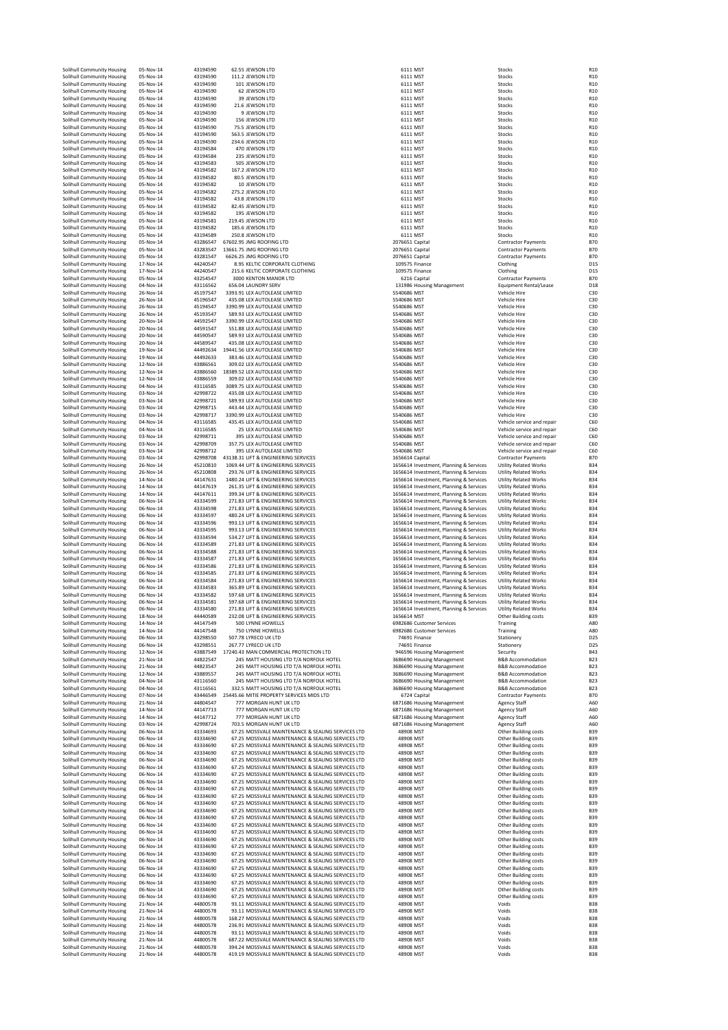| | | | | | | | | |
|---|---|---|---|---|---|---|---|---|
| Solihull Community Housing | 05-Nov-14 | 43194590 | 62.55 | JEWSON LTD | 6111 | MST | Stocks | R10 |
| Solihull Community Housing | 05-Nov-14 | 43194590 | 111.2 | JEWSON LTD | 6111 | MST | Stocks | R10 |
| Solihull Community Housing | 05-Nov-14 | 43194590 | 101 | JEWSON LTD | 6111 | MST | Stocks | R10 |
| Solihull Community Housing | 05-Nov-14 | 43194590 | 62 | JEWSON LTD | 6111 | MST | Stocks | R10 |
| Solihull Community Housing | 05-Nov-14 | 43194590 | 39 | JEWSON LTD | 6111 | MST | Stocks | R10 |
| Solihull Community Housing | 05-Nov-14 | 43194590 | 21.6 | JEWSON LTD | 6111 | MST | Stocks | R10 |
| Solihull Community Housing | 05-Nov-14 | 43194590 | 9 | JEWSON LTD | 6111 | MST | Stocks | R10 |
| Solihull Community Housing | 05-Nov-14 | 43194590 | 156 | JEWSON LTD | 6111 | MST | Stocks | R10 |
| Solihull Community Housing | 05-Nov-14 | 43194590 | 75.5 | JEWSON LTD | 6111 | MST | Stocks | R10 |
| Solihull Community Housing | 05-Nov-14 | 43194590 | 563.5 | JEWSON LTD | 6111 | MST | Stocks | R10 |
| Solihull Community Housing | 05-Nov-14 | 43194590 | 234.6 | JEWSON LTD | 6111 | MST | Stocks | R10 |
| Solihull Community Housing | 05-Nov-14 | 43194584 | 470 | JEWSON LTD | 6111 | MST | Stocks | R10 |
| Solihull Community Housing | 05-Nov-14 | 43194584 | 235 | JEWSON LTD | 6111 | MST | Stocks | R10 |
| Solihull Community Housing | 05-Nov-14 | 43194583 | 505 | JEWSON LTD | 6111 | MST | Stocks | R10 |
| Solihull Community Housing | 05-Nov-14 | 43194582 | 167.2 | JEWSON LTD | 6111 | MST | Stocks | R10 |
| Solihull Community Housing | 05-Nov-14 | 43194582 | 80.5 | JEWSON LTD | 6111 | MST | Stocks | R10 |
| Solihull Community Housing | 05-Nov-14 | 43194582 | 10 | JEWSON LTD | 6111 | MST | Stocks | R10 |
| Solihull Community Housing | 05-Nov-14 | 43194582 | 275.2 | JEWSON LTD | 6111 | MST | Stocks | R10 |
| Solihull Community Housing | 05-Nov-14 | 43194582 | 43.8 | JEWSON LTD | 6111 | MST | Stocks | R10 |
| Solihull Community Housing | 05-Nov-14 | 43194582 | 82.45 | JEWSON LTD | 6111 | MST | Stocks | R10 |
| Solihull Community Housing | 05-Nov-14 | 43194582 | 195 | JEWSON LTD | 6111 | MST | Stocks | R10 |
| Solihull Community Housing | 05-Nov-14 | 43194581 | 219.45 | JEWSON LTD | 6111 | MST | Stocks | R10 |
| Solihull Community Housing | 05-Nov-14 | 43194582 | 185.6 | JEWSON LTD | 6111 | MST | Stocks | R10 |
| Solihull Community Housing | 05-Nov-14 | 43194589 | 250.8 | JEWSON LTD | 6111 | MST | Stocks | R10 |
| Solihull Community Housing | 05-Nov-14 | 43286547 | 67602.95 | JMG ROOFING LTD | 2076651 | Capital | Contractor Payments | B70 |
| Solihull Community Housing | 05-Nov-14 | 43283547 | 13661.75 | JMG ROOFING LTD | 2076651 | Capital | Contractor Payments | B70 |
| Solihull Community Housing | 05-Nov-14 | 43281547 | 6626.25 | JMG ROOFING LTD | 2076651 | Capital | Contractor Payments | B70 |
| Solihull Community Housing | 17-Nov-14 | 44240547 | 8.95 | KELTIC CORPORATE CLOTHING | 109575 | Finance | Clothing | D15 |
| Solihull Community Housing | 17-Nov-14 | 44240547 | 215.6 | KELTIC CORPORATE CLOTHING | 109575 | Finance | Clothing | D15 |
| Solihull Community Housing | 05-Nov-14 | 43254547 | 3000 | KENTON MANOR LTD | 6216 | Capital | Contractor Payments | B70 |
| Solihull Community Housing | 04-Nov-14 | 43116562 | 656.04 | LAUNDRY SERV | 131986 | Housing Management | Equipment Rental/Lease | D18 |
| Solihull Community Housing | 26-Nov-14 | 45197547 | 3393.91 | LEX AUTOLEASE LIMITED | 5540686 | MST | Vehicle Hire | C30 |
| Solihull Community Housing | 26-Nov-14 | 45196547 | 435.08 | LEX AUTOLEASE LIMITED | 5540686 | MST | Vehicle Hire | C30 |
| Solihull Community Housing | 26-Nov-14 | 45194547 | 3390.99 | LEX AUTOLEASE LIMITED | 5540686 | MST | Vehicle Hire | C30 |
| Solihull Community Housing | 26-Nov-14 | 45193547 | 589.93 | LEX AUTOLEASE LIMITED | 5540686 | MST | Vehicle Hire | C30 |
| Solihull Community Housing | 20-Nov-14 | 44592547 | 3390.99 | LEX AUTOLEASE LIMITED | 5540686 | MST | Vehicle Hire | C30 |
| Solihull Community Housing | 20-Nov-14 | 44591547 | 551.88 | LEX AUTOLEASE LIMITED | 5540686 | MST | Vehicle Hire | C30 |
| Solihull Community Housing | 20-Nov-14 | 44590547 | 589.93 | LEX AUTOLEASE LIMITED | 5540686 | MST | Vehicle Hire | C30 |
| Solihull Community Housing | 20-Nov-14 | 44589547 | 435.08 | LEX AUTOLEASE LIMITED | 5540686 | MST | Vehicle Hire | C30 |
| Solihull Community Housing | 19-Nov-14 | 44492634 | 19441.56 | LEX AUTOLEASE LIMITED | 5540686 | MST | Vehicle Hire | C30 |
| Solihull Community Housing | 19-Nov-14 | 44492633 | 383.46 | LEX AUTOLEASE LIMITED | 5540686 | MST | Vehicle Hire | C30 |
| Solihull Community Housing | 12-Nov-14 | 43886561 | 309.02 | LEX AUTOLEASE LIMITED | 5540686 | MST | Vehicle Hire | C30 |
| Solihull Community Housing | 12-Nov-14 | 43886560 | 18389.52 | LEX AUTOLEASE LIMITED | 5540686 | MST | Vehicle Hire | C30 |
| Solihull Community Housing | 12-Nov-14 | 43886559 | 309.02 | LEX AUTOLEASE LIMITED | 5540686 | MST | Vehicle Hire | C30 |
| Solihull Community Housing | 04-Nov-14 | 43116585 | 3089.75 | LEX AUTOLEASE LIMITED | 5540686 | MST | Vehicle Hire | C30 |
| Solihull Community Housing | 03-Nov-14 | 42998722 | 435.08 | LEX AUTOLEASE LIMITED | 5540686 | MST | Vehicle Hire | C30 |
| Solihull Community Housing | 03-Nov-14 | 42998721 | 589.93 | LEX AUTOLEASE LIMITED | 5540686 | MST | Vehicle Hire | C30 |
| Solihull Community Housing | 03-Nov-14 | 42998715 | 443.44 | LEX AUTOLEASE LIMITED | 5540686 | MST | Vehicle Hire | C30 |
| Solihull Community Housing | 03-Nov-14 | 42998717 | 3390.99 | LEX AUTOLEASE LIMITED | 5540686 | MST | Vehicle Hire | C30 |
| Solihull Community Housing | 04-Nov-14 | 43116585 | 435.45 | LEX AUTOLEASE LIMITED | 5540686 | MST | Vehicle service and repair | C60 |
| Solihull Community Housing | 04-Nov-14 | 43116585 | 25 | LEX AUTOLEASE LIMITED | 5540686 | MST | Vehicle service and repair | C60 |
| Solihull Community Housing | 03-Nov-14 | 42998711 | 395 | LEX AUTOLEASE LIMITED | 5540686 | MST | Vehicle service and repair | C60 |
| Solihull Community Housing | 03-Nov-14 | 42998709 | 357.75 | LEX AUTOLEASE LIMITED | 5540686 | MST | Vehicle service and repair | C60 |
| Solihull Community Housing | 03-Nov-14 | 42998712 | 395 | LEX AUTOLEASE LIMITED | 5540686 | MST | Vehicle service and repair | C60 |
| Solihull Community Housing | 03-Nov-14 | 42998708 | 43138.31 | LIFT & ENGINEERING SERVICES | 1656614 | Capital | Contractor Payments | B70 |
| Solihull Community Housing | 26-Nov-14 | 45210810 | 1069.44 | LIFT & ENGINEERING SERVICES | 1656614 | Investment, Planning & Services | Utility Related Works | B34 |
| Solihull Community Housing | 26-Nov-14 | 45210808 | 293.76 | LIFT & ENGINEERING SERVICES | 1656614 | Investment, Planning & Services | Utility Related Works | B34 |
| Solihull Community Housing | 14-Nov-14 | 44147631 | 1480.24 | LIFT & ENGINEERING SERVICES | 1656614 | Investment, Planning & Services | Utility Related Works | B34 |
| Solihull Community Housing | 14-Nov-14 | 44147619 | 261.35 | LIFT & ENGINEERING SERVICES | 1656614 | Investment, Planning & Services | Utility Related Works | B34 |
| Solihull Community Housing | 14-Nov-14 | 44147611 | 399.34 | LIFT & ENGINEERING SERVICES | 1656614 | Investment, Planning & Services | Utility Related Works | B34 |
| Solihull Community Housing | 06-Nov-14 | 43334599 | 271.83 | LIFT & ENGINEERING SERVICES | 1656614 | Investment, Planning & Services | Utility Related Works | B34 |
| Solihull Community Housing | 06-Nov-14 | 43334598 | 271.83 | LIFT & ENGINEERING SERVICES | 1656614 | Investment, Planning & Services | Utility Related Works | B34 |
| Solihull Community Housing | 06-Nov-14 | 43334597 | 480.24 | LIFT & ENGINEERING SERVICES | 1656614 | Investment, Planning & Services | Utility Related Works | B34 |
| Solihull Community Housing | 06-Nov-14 | 43334596 | 993.13 | LIFT & ENGINEERING SERVICES | 1656614 | Investment, Planning & Services | Utility Related Works | B34 |
| Solihull Community Housing | 06-Nov-14 | 43334595 | 993.13 | LIFT & ENGINEERING SERVICES | 1656614 | Investment, Planning & Services | Utility Related Works | B34 |
| Solihull Community Housing | 06-Nov-14 | 43334594 | 534.27 | LIFT & ENGINEERING SERVICES | 1656614 | Investment, Planning & Services | Utility Related Works | B34 |
| Solihull Community Housing | 06-Nov-14 | 43334589 | 271.83 | LIFT & ENGINEERING SERVICES | 1656614 | Investment, Planning & Services | Utility Related Works | B34 |
| Solihull Community Housing | 06-Nov-14 | 43334588 | 271.83 | LIFT & ENGINEERING SERVICES | 1656614 | Investment, Planning & Services | Utility Related Works | B34 |
| Solihull Community Housing | 06-Nov-14 | 43334587 | 271.83 | LIFT & ENGINEERING SERVICES | 1656614 | Investment, Planning & Services | Utility Related Works | B34 |
| Solihull Community Housing | 06-Nov-14 | 43334586 | 271.83 | LIFT & ENGINEERING SERVICES | 1656614 | Investment, Planning & Services | Utility Related Works | B34 |
| Solihull Community Housing | 06-Nov-14 | 43334585 | 271.83 | LIFT & ENGINEERING SERVICES | 1656614 | Investment, Planning & Services | Utility Related Works | B34 |
| Solihull Community Housing | 06-Nov-14 | 43334584 | 271.83 | LIFT & ENGINEERING SERVICES | 1656614 | Investment, Planning & Services | Utility Related Works | B34 |
| Solihull Community Housing | 06-Nov-14 | 43334583 | 365.89 | LIFT & ENGINEERING SERVICES | 1656614 | Investment, Planning & Services | Utility Related Works | B34 |
| Solihull Community Housing | 06-Nov-14 | 43334582 | 597.68 | LIFT & ENGINEERING SERVICES | 1656614 | Investment, Planning & Services | Utility Related Works | B34 |
| Solihull Community Housing | 06-Nov-14 | 43334581 | 597.68 | LIFT & ENGINEERING SERVICES | 1656614 | Investment, Planning & Services | Utility Related Works | B34 |
| Solihull Community Housing | 06-Nov-14 | 43334580 | 271.83 | LIFT & ENGINEERING SERVICES | 1656614 | Investment, Planning & Services | Utility Related Works | B34 |
| Solihull Community Housing | 18-Nov-14 | 44440589 | 232.08 | LIFT & ENGINEERING SERVICES | 1656614 | MST | Other Building costs | B39 |
| Solihull Community Housing | 14-Nov-14 | 44147549 | 500 | LYNNE HOWELLS | 6982686 | Customer Services | Training | A80 |
| Solihull Community Housing | 14-Nov-14 | 44147548 | 750 | LYNNE HOWELLS | 6982686 | Customer Services | Training | A80 |
| Solihull Community Housing | 06-Nov-14 | 43298550 | 507.78 | LYRECO UK LTD | 74691 | Finance | Stationery | D25 |
| Solihull Community Housing | 06-Nov-14 | 43298551 | 267.77 | LYRECO UK LTD | 74691 | Finance | Stationery | D25 |
| Solihull Community Housing | 12-Nov-14 | 43887549 | 17240.43 | MAN COMMERCIAL PROTECTION LTD | 946596 | Housing Management | Security | B43 |
| Solihull Community Housing | 21-Nov-14 | 44822547 | 245 | MATT HOUSING LTD T/A NORFOLK HOTEL | 3686690 | Housing Management | B&B Accommodation | B23 |
| Solihull Community Housing | 21-Nov-14 | 44823547 | 245 | MATT HOUSING LTD T/A NORFOLK HOTEL | 3686690 | Housing Management | B&B Accommodation | B23 |
| Solihull Community Housing | 12-Nov-14 | 43889557 | 245 | MATT HOUSING LTD T/A NORFOLK HOTEL | 3686690 | Housing Management | B&B Accommodation | B23 |
| Solihull Community Housing | 04-Nov-14 | 43116560 | 245 | MATT HOUSING LTD T/A NORFOLK HOTEL | 3686690 | Housing Management | B&B Accommodation | B23 |
| Solihull Community Housing | 04-Nov-14 | 43116561 | 332.5 | MATT HOUSING LTD T/A NORFOLK HOTEL | 3686690 | Housing Management | B&B Accommodation | B23 |
| Solihull Community Housing | 07-Nov-14 | 43446549 | 25445.66 | MITIE PROPERTY SERVICES MIDS LTD | 6724 | Capital | Contractor Payments | B70 |
| Solihull Community Housing | 21-Nov-14 | 44804547 | 777 | MORGAN HUNT UK LTD | 6871686 | Housing Management | Agency Staff | A60 |
| Solihull Community Housing | 14-Nov-14 | 44147713 | 777 | MORGAN HUNT UK LTD | 6871686 | Housing Management | Agency Staff | A60 |
| Solihull Community Housing | 14-Nov-14 | 44147712 | 777 | MORGAN HUNT UK LTD | 6871686 | Housing Management | Agency Staff | A60 |
| Solihull Community Housing | 03-Nov-14 | 42998724 | 703.5 | MORGAN HUNT UK LTD | 6871686 | Housing Management | Agency Staff | A60 |
| Solihull Community Housing | 06-Nov-14 | 43334693 | 67.25 | MOSSVALE MAINTENANCE & SEALING SERVICES LTD | 48908 | MST | Other Building costs | B39 |
| Solihull Community Housing | 06-Nov-14 | 43334690 | 67.25 | MOSSVALE MAINTENANCE & SEALING SERVICES LTD | 48908 | MST | Other Building costs | B39 |
| Solihull Community Housing | 06-Nov-14 | 43334690 | 67.25 | MOSSVALE MAINTENANCE & SEALING SERVICES LTD | 48908 | MST | Other Building costs | B39 |
| Solihull Community Housing | 06-Nov-14 | 43334690 | 67.25 | MOSSVALE MAINTENANCE & SEALING SERVICES LTD | 48908 | MST | Other Building costs | B39 |
| Solihull Community Housing | 06-Nov-14 | 43334690 | 67.25 | MOSSVALE MAINTENANCE & SEALING SERVICES LTD | 48908 | MST | Other Building costs | B39 |
| Solihull Community Housing | 06-Nov-14 | 43334690 | 67.25 | MOSSVALE MAINTENANCE & SEALING SERVICES LTD | 48908 | MST | Other Building costs | B39 |
| Solihull Community Housing | 06-Nov-14 | 43334690 | 67.25 | MOSSVALE MAINTENANCE & SEALING SERVICES LTD | 48908 | MST | Other Building costs | B39 |
| Solihull Community Housing | 06-Nov-14 | 43334690 | 67.25 | MOSSVALE MAINTENANCE & SEALING SERVICES LTD | 48908 | MST | Other Building costs | B39 |
| Solihull Community Housing | 06-Nov-14 | 43334690 | 67.25 | MOSSVALE MAINTENANCE & SEALING SERVICES LTD | 48908 | MST | Other Building costs | B39 |
| Solihull Community Housing | 06-Nov-14 | 43334690 | 67.25 | MOSSVALE MAINTENANCE & SEALING SERVICES LTD | 48908 | MST | Other Building costs | B39 |
| Solihull Community Housing | 06-Nov-14 | 43334690 | 67.25 | MOSSVALE MAINTENANCE & SEALING SERVICES LTD | 48908 | MST | Other Building costs | B39 |
| Solihull Community Housing | 06-Nov-14 | 43334690 | 67.25 | MOSSVALE MAINTENANCE & SEALING SERVICES LTD | 48908 | MST | Other Building costs | B39 |
| Solihull Community Housing | 06-Nov-14 | 43334690 | 67.25 | MOSSVALE MAINTENANCE & SEALING SERVICES LTD | 48908 | MST | Other Building costs | B39 |
| Solihull Community Housing | 06-Nov-14 | 43334690 | 67.25 | MOSSVALE MAINTENANCE & SEALING SERVICES LTD | 48908 | MST | Other Building costs | B39 |
| Solihull Community Housing | 06-Nov-14 | 43334690 | 67.25 | MOSSVALE MAINTENANCE & SEALING SERVICES LTD | 48908 | MST | Other Building costs | B39 |
| Solihull Community Housing | 06-Nov-14 | 43334690 | 67.25 | MOSSVALE MAINTENANCE & SEALING SERVICES LTD | 48908 | MST | Other Building costs | B39 |
| Solihull Community Housing | 06-Nov-14 | 43334690 | 67.25 | MOSSVALE MAINTENANCE & SEALING SERVICES LTD | 48908 | MST | Other Building costs | B39 |
| Solihull Community Housing | 06-Nov-14 | 43334690 | 67.25 | MOSSVALE MAINTENANCE & SEALING SERVICES LTD | 48908 | MST | Other Building costs | B39 |
| Solihull Community Housing | 06-Nov-14 | 43334690 | 67.25 | MOSSVALE MAINTENANCE & SEALING SERVICES LTD | 48908 | MST | Other Building costs | B39 |
| Solihull Community Housing | 06-Nov-14 | 43334690 | 67.25 | MOSSVALE MAINTENANCE & SEALING SERVICES LTD | 48908 | MST | Other Building costs | B39 |
| Solihull Community Housing | 06-Nov-14 | 43334690 | 67.25 | MOSSVALE MAINTENANCE & SEALING SERVICES LTD | 48908 | MST | Other Building costs | B39 |
| Solihull Community Housing | 06-Nov-14 | 43334690 | 67.25 | MOSSVALE MAINTENANCE & SEALING SERVICES LTD | 48908 | MST | Other Building costs | B39 |
| Solihull Community Housing | 06-Nov-14 | 43334690 | 67.25 | MOSSVALE MAINTENANCE & SEALING SERVICES LTD | 48908 | MST | Other Building costs | B39 |
| Solihull Community Housing | 06-Nov-14 | 43334690 | 67.25 | MOSSVALE MAINTENANCE & SEALING SERVICES LTD | 48908 | MST | Other Building costs | B39 |
| Solihull Community Housing | 21-Nov-14 | 44800578 | 93.11 | MOSSVALE MAINTENANCE & SEALING SERVICES LTD | 48908 | MST | Voids | B38 |
| Solihull Community Housing | 21-Nov-14 | 44800578 | 93.11 | MOSSVALE MAINTENANCE & SEALING SERVICES LTD | 48908 | MST | Voids | B38 |
| Solihull Community Housing | 21-Nov-14 | 44800578 | 168.27 | MOSSVALE MAINTENANCE & SEALING SERVICES LTD | 48908 | MST | Voids | B38 |
| Solihull Community Housing | 21-Nov-14 | 44800578 | 236.91 | MOSSVALE MAINTENANCE & SEALING SERVICES LTD | 48908 | MST | Voids | B38 |
| Solihull Community Housing | 21-Nov-14 | 44800578 | 93.11 | MOSSVALE MAINTENANCE & SEALING SERVICES LTD | 48908 | MST | Voids | B38 |
| Solihull Community Housing | 21-Nov-14 | 44800578 | 687.22 | MOSSVALE MAINTENANCE & SEALING SERVICES LTD | 48908 | MST | Voids | B38 |
| Solihull Community Housing | 21-Nov-14 | 44800578 | 394.24 | MOSSVALE MAINTENANCE & SEALING SERVICES LTD | 48908 | MST | Voids | B38 |
| Solihull Community Housing | 21-Nov-14 | 44800578 | 419.19 | MOSSVALE MAINTENANCE & SEALING SERVICES LTD | 48908 | MST | Voids | B38 |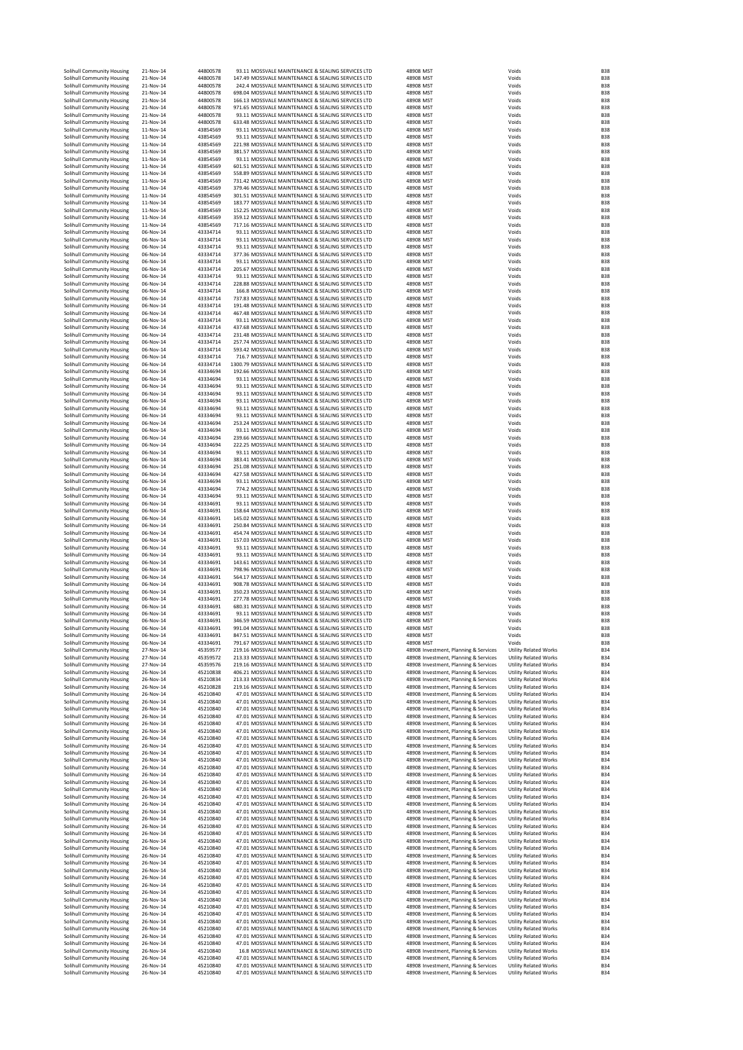| | | | | | | | | |
|---|---|---|---|---|---|---|---|---|
| Solihull Community Housing | 21-Nov-14 | 44800578 | 93.11 | MOSSVALE MAINTENANCE & SEALING SERVICES LTD | 48908 | MST | Voids | B38 |
| Solihull Community Housing | 21-Nov-14 | 44800578 | 147.49 | MOSSVALE MAINTENANCE & SEALING SERVICES LTD | 48908 | MST | Voids | B38 |
| Solihull Community Housing | 21-Nov-14 | 44800578 | 242.4 | MOSSVALE MAINTENANCE & SEALING SERVICES LTD | 48908 | MST | Voids | B38 |
| Solihull Community Housing | 21-Nov-14 | 44800578 | 698.04 | MOSSVALE MAINTENANCE & SEALING SERVICES LTD | 48908 | MST | Voids | B38 |
| Solihull Community Housing | 21-Nov-14 | 44800578 | 166.13 | MOSSVALE MAINTENANCE & SEALING SERVICES LTD | 48908 | MST | Voids | B38 |
| Solihull Community Housing | 21-Nov-14 | 44800578 | 971.65 | MOSSVALE MAINTENANCE & SEALING SERVICES LTD | 48908 | MST | Voids | B38 |
| Solihull Community Housing | 21-Nov-14 | 44800578 | 93.11 | MOSSVALE MAINTENANCE & SEALING SERVICES LTD | 48908 | MST | Voids | B38 |
| Solihull Community Housing | 21-Nov-14 | 44800578 | 633.48 | MOSSVALE MAINTENANCE & SEALING SERVICES LTD | 48908 | MST | Voids | B38 |
| Solihull Community Housing | 11-Nov-14 | 43854569 | 93.11 | MOSSVALE MAINTENANCE & SEALING SERVICES LTD | 48908 | MST | Voids | B38 |
| Solihull Community Housing | 11-Nov-14 | 43854569 | 93.11 | MOSSVALE MAINTENANCE & SEALING SERVICES LTD | 48908 | MST | Voids | B38 |
| Solihull Community Housing | 11-Nov-14 | 43854569 | 221.98 | MOSSVALE MAINTENANCE & SEALING SERVICES LTD | 48908 | MST | Voids | B38 |
| Solihull Community Housing | 11-Nov-14 | 43854569 | 381.57 | MOSSVALE MAINTENANCE & SEALING SERVICES LTD | 48908 | MST | Voids | B38 |
| Solihull Community Housing | 11-Nov-14 | 43854569 | 93.11 | MOSSVALE MAINTENANCE & SEALING SERVICES LTD | 48908 | MST | Voids | B38 |
| Solihull Community Housing | 11-Nov-14 | 43854569 | 601.51 | MOSSVALE MAINTENANCE & SEALING SERVICES LTD | 48908 | MST | Voids | B38 |
| Solihull Community Housing | 11-Nov-14 | 43854569 | 558.89 | MOSSVALE MAINTENANCE & SEALING SERVICES LTD | 48908 | MST | Voids | B38 |
| Solihull Community Housing | 11-Nov-14 | 43854569 | 731.42 | MOSSVALE MAINTENANCE & SEALING SERVICES LTD | 48908 | MST | Voids | B38 |
| Solihull Community Housing | 11-Nov-14 | 43854569 | 379.46 | MOSSVALE MAINTENANCE & SEALING SERVICES LTD | 48908 | MST | Voids | B38 |
| Solihull Community Housing | 11-Nov-14 | 43854569 | 301.51 | MOSSVALE MAINTENANCE & SEALING SERVICES LTD | 48908 | MST | Voids | B38 |
| Solihull Community Housing | 11-Nov-14 | 43854569 | 183.77 | MOSSVALE MAINTENANCE & SEALING SERVICES LTD | 48908 | MST | Voids | B38 |
| Solihull Community Housing | 11-Nov-14 | 43854569 | 152.25 | MOSSVALE MAINTENANCE & SEALING SERVICES LTD | 48908 | MST | Voids | B38 |
| Solihull Community Housing | 11-Nov-14 | 43854569 | 359.12 | MOSSVALE MAINTENANCE & SEALING SERVICES LTD | 48908 | MST | Voids | B38 |
| Solihull Community Housing | 11-Nov-14 | 43854569 | 717.16 | MOSSVALE MAINTENANCE & SEALING SERVICES LTD | 48908 | MST | Voids | B38 |
| Solihull Community Housing | 06-Nov-14 | 43334714 | 93.11 | MOSSVALE MAINTENANCE & SEALING SERVICES LTD | 48908 | MST | Voids | B38 |
| Solihull Community Housing | 06-Nov-14 | 43334714 | 93.11 | MOSSVALE MAINTENANCE & SEALING SERVICES LTD | 48908 | MST | Voids | B38 |
| Solihull Community Housing | 06-Nov-14 | 43334714 | 93.11 | MOSSVALE MAINTENANCE & SEALING SERVICES LTD | 48908 | MST | Voids | B38 |
| Solihull Community Housing | 06-Nov-14 | 43334714 | 377.36 | MOSSVALE MAINTENANCE & SEALING SERVICES LTD | 48908 | MST | Voids | B38 |
| Solihull Community Housing | 06-Nov-14 | 43334714 | 93.11 | MOSSVALE MAINTENANCE & SEALING SERVICES LTD | 48908 | MST | Voids | B38 |
| Solihull Community Housing | 06-Nov-14 | 43334714 | 205.67 | MOSSVALE MAINTENANCE & SEALING SERVICES LTD | 48908 | MST | Voids | B38 |
| Solihull Community Housing | 06-Nov-14 | 43334714 | 93.11 | MOSSVALE MAINTENANCE & SEALING SERVICES LTD | 48908 | MST | Voids | B38 |
| Solihull Community Housing | 06-Nov-14 | 43334714 | 228.88 | MOSSVALE MAINTENANCE & SEALING SERVICES LTD | 48908 | MST | Voids | B38 |
| Solihull Community Housing | 06-Nov-14 | 43334714 | 166.8 | MOSSVALE MAINTENANCE & SEALING SERVICES LTD | 48908 | MST | Voids | B38 |
| Solihull Community Housing | 06-Nov-14 | 43334714 | 737.83 | MOSSVALE MAINTENANCE & SEALING SERVICES LTD | 48908 | MST | Voids | B38 |
| Solihull Community Housing | 06-Nov-14 | 43334714 | 191.48 | MOSSVALE MAINTENANCE & SEALING SERVICES LTD | 48908 | MST | Voids | B38 |
| Solihull Community Housing | 06-Nov-14 | 43334714 | 467.48 | MOSSVALE MAINTENANCE & SEALING SERVICES LTD | 48908 | MST | Voids | B38 |
| Solihull Community Housing | 06-Nov-14 | 43334714 | 93.11 | MOSSVALE MAINTENANCE & SEALING SERVICES LTD | 48908 | MST | Voids | B38 |
| Solihull Community Housing | 06-Nov-14 | 43334714 | 437.68 | MOSSVALE MAINTENANCE & SEALING SERVICES LTD | 48908 | MST | Voids | B38 |
| Solihull Community Housing | 06-Nov-14 | 43334714 | 231.48 | MOSSVALE MAINTENANCE & SEALING SERVICES LTD | 48908 | MST | Voids | B38 |
| Solihull Community Housing | 06-Nov-14 | 43334714 | 257.74 | MOSSVALE MAINTENANCE & SEALING SERVICES LTD | 48908 | MST | Voids | B38 |
| Solihull Community Housing | 06-Nov-14 | 43334714 | 593.42 | MOSSVALE MAINTENANCE & SEALING SERVICES LTD | 48908 | MST | Voids | B38 |
| Solihull Community Housing | 06-Nov-14 | 43334714 | 716.7 | MOSSVALE MAINTENANCE & SEALING SERVICES LTD | 48908 | MST | Voids | B38 |
| Solihull Community Housing | 06-Nov-14 | 43334714 | 1300.79 | MOSSVALE MAINTENANCE & SEALING SERVICES LTD | 48908 | MST | Voids | B38 |
| Solihull Community Housing | 06-Nov-14 | 43334694 | 192.66 | MOSSVALE MAINTENANCE & SEALING SERVICES LTD | 48908 | MST | Voids | B38 |
| Solihull Community Housing | 06-Nov-14 | 43334694 | 93.11 | MOSSVALE MAINTENANCE & SEALING SERVICES LTD | 48908 | MST | Voids | B38 |
| Solihull Community Housing | 06-Nov-14 | 43334694 | 93.11 | MOSSVALE MAINTENANCE & SEALING SERVICES LTD | 48908 | MST | Voids | B38 |
| Solihull Community Housing | 06-Nov-14 | 43334694 | 93.11 | MOSSVALE MAINTENANCE & SEALING SERVICES LTD | 48908 | MST | Voids | B38 |
| Solihull Community Housing | 06-Nov-14 | 43334694 | 93.11 | MOSSVALE MAINTENANCE & SEALING SERVICES LTD | 48908 | MST | Voids | B38 |
| Solihull Community Housing | 06-Nov-14 | 43334694 | 93.11 | MOSSVALE MAINTENANCE & SEALING SERVICES LTD | 48908 | MST | Voids | B38 |
| Solihull Community Housing | 06-Nov-14 | 43334694 | 93.11 | MOSSVALE MAINTENANCE & SEALING SERVICES LTD | 48908 | MST | Voids | B38 |
| Solihull Community Housing | 06-Nov-14 | 43334694 | 253.24 | MOSSVALE MAINTENANCE & SEALING SERVICES LTD | 48908 | MST | Voids | B38 |
| Solihull Community Housing | 06-Nov-14 | 43334694 | 93.11 | MOSSVALE MAINTENANCE & SEALING SERVICES LTD | 48908 | MST | Voids | B38 |
| Solihull Community Housing | 06-Nov-14 | 43334694 | 239.66 | MOSSVALE MAINTENANCE & SEALING SERVICES LTD | 48908 | MST | Voids | B38 |
| Solihull Community Housing | 06-Nov-14 | 43334694 | 222.25 | MOSSVALE MAINTENANCE & SEALING SERVICES LTD | 48908 | MST | Voids | B38 |
| Solihull Community Housing | 06-Nov-14 | 43334694 | 93.11 | MOSSVALE MAINTENANCE & SEALING SERVICES LTD | 48908 | MST | Voids | B38 |
| Solihull Community Housing | 06-Nov-14 | 43334694 | 383.41 | MOSSVALE MAINTENANCE & SEALING SERVICES LTD | 48908 | MST | Voids | B38 |
| Solihull Community Housing | 06-Nov-14 | 43334694 | 251.08 | MOSSVALE MAINTENANCE & SEALING SERVICES LTD | 48908 | MST | Voids | B38 |
| Solihull Community Housing | 06-Nov-14 | 43334694 | 427.58 | MOSSVALE MAINTENANCE & SEALING SERVICES LTD | 48908 | MST | Voids | B38 |
| Solihull Community Housing | 06-Nov-14 | 43334694 | 93.11 | MOSSVALE MAINTENANCE & SEALING SERVICES LTD | 48908 | MST | Voids | B38 |
| Solihull Community Housing | 06-Nov-14 | 43334694 | 774.2 | MOSSVALE MAINTENANCE & SEALING SERVICES LTD | 48908 | MST | Voids | B38 |
| Solihull Community Housing | 06-Nov-14 | 43334694 | 93.11 | MOSSVALE MAINTENANCE & SEALING SERVICES LTD | 48908 | MST | Voids | B38 |
| Solihull Community Housing | 06-Nov-14 | 43334691 | 93.11 | MOSSVALE MAINTENANCE & SEALING SERVICES LTD | 48908 | MST | Voids | B38 |
| Solihull Community Housing | 06-Nov-14 | 43334691 | 158.64 | MOSSVALE MAINTENANCE & SEALING SERVICES LTD | 48908 | MST | Voids | B38 |
| Solihull Community Housing | 06-Nov-14 | 43334691 | 145.02 | MOSSVALE MAINTENANCE & SEALING SERVICES LTD | 48908 | MST | Voids | B38 |
| Solihull Community Housing | 06-Nov-14 | 43334691 | 250.84 | MOSSVALE MAINTENANCE & SEALING SERVICES LTD | 48908 | MST | Voids | B38 |
| Solihull Community Housing | 06-Nov-14 | 43334691 | 454.74 | MOSSVALE MAINTENANCE & SEALING SERVICES LTD | 48908 | MST | Voids | B38 |
| Solihull Community Housing | 06-Nov-14 | 43334691 | 157.03 | MOSSVALE MAINTENANCE & SEALING SERVICES LTD | 48908 | MST | Voids | B38 |
| Solihull Community Housing | 06-Nov-14 | 43334691 | 93.11 | MOSSVALE MAINTENANCE & SEALING SERVICES LTD | 48908 | MST | Voids | B38 |
| Solihull Community Housing | 06-Nov-14 | 43334691 | 93.11 | MOSSVALE MAINTENANCE & SEALING SERVICES LTD | 48908 | MST | Voids | B38 |
| Solihull Community Housing | 06-Nov-14 | 43334691 | 143.61 | MOSSVALE MAINTENANCE & SEALING SERVICES LTD | 48908 | MST | Voids | B38 |
| Solihull Community Housing | 06-Nov-14 | 43334691 | 798.96 | MOSSVALE MAINTENANCE & SEALING SERVICES LTD | 48908 | MST | Voids | B38 |
| Solihull Community Housing | 06-Nov-14 | 43334691 | 564.17 | MOSSVALE MAINTENANCE & SEALING SERVICES LTD | 48908 | MST | Voids | B38 |
| Solihull Community Housing | 06-Nov-14 | 43334691 | 908.78 | MOSSVALE MAINTENANCE & SEALING SERVICES LTD | 48908 | MST | Voids | B38 |
| Solihull Community Housing | 06-Nov-14 | 43334691 | 350.23 | MOSSVALE MAINTENANCE & SEALING SERVICES LTD | 48908 | MST | Voids | B38 |
| Solihull Community Housing | 06-Nov-14 | 43334691 | 277.78 | MOSSVALE MAINTENANCE & SEALING SERVICES LTD | 48908 | MST | Voids | B38 |
| Solihull Community Housing | 06-Nov-14 | 43334691 | 680.31 | MOSSVALE MAINTENANCE & SEALING SERVICES LTD | 48908 | MST | Voids | B38 |
| Solihull Community Housing | 06-Nov-14 | 43334691 | 93.11 | MOSSVALE MAINTENANCE & SEALING SERVICES LTD | 48908 | MST | Voids | B38 |
| Solihull Community Housing | 06-Nov-14 | 43334691 | 346.59 | MOSSVALE MAINTENANCE & SEALING SERVICES LTD | 48908 | MST | Voids | B38 |
| Solihull Community Housing | 06-Nov-14 | 43334691 | 991.04 | MOSSVALE MAINTENANCE & SEALING SERVICES LTD | 48908 | MST | Voids | B38 |
| Solihull Community Housing | 06-Nov-14 | 43334691 | 847.51 | MOSSVALE MAINTENANCE & SEALING SERVICES LTD | 48908 | MST | Voids | B38 |
| Solihull Community Housing | 06-Nov-14 | 43334691 | 791.67 | MOSSVALE MAINTENANCE & SEALING SERVICES LTD | 48908 | MST | Voids | B38 |
| Solihull Community Housing | 27-Nov-14 | 45359577 | 219.16 | MOSSVALE MAINTENANCE & SEALING SERVICES LTD | 48908 | Investment, Planning & Services | Utility Related Works | B34 |
| Solihull Community Housing | 27-Nov-14 | 45359572 | 213.33 | MOSSVALE MAINTENANCE & SEALING SERVICES LTD | 48908 | Investment, Planning & Services | Utility Related Works | B34 |
| Solihull Community Housing | 27-Nov-14 | 45359576 | 219.16 | MOSSVALE MAINTENANCE & SEALING SERVICES LTD | 48908 | Investment, Planning & Services | Utility Related Works | B34 |
| Solihull Community Housing | 26-Nov-14 | 45210838 | 406.21 | MOSSVALE MAINTENANCE & SEALING SERVICES LTD | 48908 | Investment, Planning & Services | Utility Related Works | B34 |
| Solihull Community Housing | 26-Nov-14 | 45210834 | 213.33 | MOSSVALE MAINTENANCE & SEALING SERVICES LTD | 48908 | Investment, Planning & Services | Utility Related Works | B34 |
| Solihull Community Housing | 26-Nov-14 | 45210828 | 219.16 | MOSSVALE MAINTENANCE & SEALING SERVICES LTD | 48908 | Investment, Planning & Services | Utility Related Works | B34 |
| Solihull Community Housing | 26-Nov-14 | 45210840 | 47.01 | MOSSVALE MAINTENANCE & SEALING SERVICES LTD | 48908 | Investment, Planning & Services | Utility Related Works | B34 |
| Solihull Community Housing | 26-Nov-14 | 45210840 | 47.01 | MOSSVALE MAINTENANCE & SEALING SERVICES LTD | 48908 | Investment, Planning & Services | Utility Related Works | B34 |
| Solihull Community Housing | 26-Nov-14 | 45210840 | 47.01 | MOSSVALE MAINTENANCE & SEALING SERVICES LTD | 48908 | Investment, Planning & Services | Utility Related Works | B34 |
| Solihull Community Housing | 26-Nov-14 | 45210840 | 47.01 | MOSSVALE MAINTENANCE & SEALING SERVICES LTD | 48908 | Investment, Planning & Services | Utility Related Works | B34 |
| Solihull Community Housing | 26-Nov-14 | 45210840 | 47.01 | MOSSVALE MAINTENANCE & SEALING SERVICES LTD | 48908 | Investment, Planning & Services | Utility Related Works | B34 |
| Solihull Community Housing | 26-Nov-14 | 45210840 | 47.01 | MOSSVALE MAINTENANCE & SEALING SERVICES LTD | 48908 | Investment, Planning & Services | Utility Related Works | B34 |
| Solihull Community Housing | 26-Nov-14 | 45210840 | 47.01 | MOSSVALE MAINTENANCE & SEALING SERVICES LTD | 48908 | Investment, Planning & Services | Utility Related Works | B34 |
| Solihull Community Housing | 26-Nov-14 | 45210840 | 47.01 | MOSSVALE MAINTENANCE & SEALING SERVICES LTD | 48908 | Investment, Planning & Services | Utility Related Works | B34 |
| Solihull Community Housing | 26-Nov-14 | 45210840 | 47.01 | MOSSVALE MAINTENANCE & SEALING SERVICES LTD | 48908 | Investment, Planning & Services | Utility Related Works | B34 |
| Solihull Community Housing | 26-Nov-14 | 45210840 | 47.01 | MOSSVALE MAINTENANCE & SEALING SERVICES LTD | 48908 | Investment, Planning & Services | Utility Related Works | B34 |
| Solihull Community Housing | 26-Nov-14 | 45210840 | 47.01 | MOSSVALE MAINTENANCE & SEALING SERVICES LTD | 48908 | Investment, Planning & Services | Utility Related Works | B34 |
| Solihull Community Housing | 26-Nov-14 | 45210840 | 47.01 | MOSSVALE MAINTENANCE & SEALING SERVICES LTD | 48908 | Investment, Planning & Services | Utility Related Works | B34 |
| Solihull Community Housing | 26-Nov-14 | 45210840 | 47.01 | MOSSVALE MAINTENANCE & SEALING SERVICES LTD | 48908 | Investment, Planning & Services | Utility Related Works | B34 |
| Solihull Community Housing | 26-Nov-14 | 45210840 | 47.01 | MOSSVALE MAINTENANCE & SEALING SERVICES LTD | 48908 | Investment, Planning & Services | Utility Related Works | B34 |
| Solihull Community Housing | 26-Nov-14 | 45210840 | 47.01 | MOSSVALE MAINTENANCE & SEALING SERVICES LTD | 48908 | Investment, Planning & Services | Utility Related Works | B34 |
| Solihull Community Housing | 26-Nov-14 | 45210840 | 47.01 | MOSSVALE MAINTENANCE & SEALING SERVICES LTD | 48908 | Investment, Planning & Services | Utility Related Works | B34 |
| Solihull Community Housing | 26-Nov-14 | 45210840 | 47.01 | MOSSVALE MAINTENANCE & SEALING SERVICES LTD | 48908 | Investment, Planning & Services | Utility Related Works | B34 |
| Solihull Community Housing | 26-Nov-14 | 45210840 | 47.01 | MOSSVALE MAINTENANCE & SEALING SERVICES LTD | 48908 | Investment, Planning & Services | Utility Related Works | B34 |
| Solihull Community Housing | 26-Nov-14 | 45210840 | 47.01 | MOSSVALE MAINTENANCE & SEALING SERVICES LTD | 48908 | Investment, Planning & Services | Utility Related Works | B34 |
| Solihull Community Housing | 26-Nov-14 | 45210840 | 47.01 | MOSSVALE MAINTENANCE & SEALING SERVICES LTD | 48908 | Investment, Planning & Services | Utility Related Works | B34 |
| Solihull Community Housing | 26-Nov-14 | 45210840 | 47.01 | MOSSVALE MAINTENANCE & SEALING SERVICES LTD | 48908 | Investment, Planning & Services | Utility Related Works | B34 |
| Solihull Community Housing | 26-Nov-14 | 45210840 | 47.01 | MOSSVALE MAINTENANCE & SEALING SERVICES LTD | 48908 | Investment, Planning & Services | Utility Related Works | B34 |
| Solihull Community Housing | 26-Nov-14 | 45210840 | 47.01 | MOSSVALE MAINTENANCE & SEALING SERVICES LTD | 48908 | Investment, Planning & Services | Utility Related Works | B34 |
| Solihull Community Housing | 26-Nov-14 | 45210840 | 47.01 | MOSSVALE MAINTENANCE & SEALING SERVICES LTD | 48908 | Investment, Planning & Services | Utility Related Works | B34 |
| Solihull Community Housing | 26-Nov-14 | 45210840 | 47.01 | MOSSVALE MAINTENANCE & SEALING SERVICES LTD | 48908 | Investment, Planning & Services | Utility Related Works | B34 |
| Solihull Community Housing | 26-Nov-14 | 45210840 | 47.01 | MOSSVALE MAINTENANCE & SEALING SERVICES LTD | 48908 | Investment, Planning & Services | Utility Related Works | B34 |
| Solihull Community Housing | 26-Nov-14 | 45210840 | 47.01 | MOSSVALE MAINTENANCE & SEALING SERVICES LTD | 48908 | Investment, Planning & Services | Utility Related Works | B34 |
| Solihull Community Housing | 26-Nov-14 | 45210840 | 47.01 | MOSSVALE MAINTENANCE & SEALING SERVICES LTD | 48908 | Investment, Planning & Services | Utility Related Works | B34 |
| Solihull Community Housing | 26-Nov-14 | 45210840 | 47.01 | MOSSVALE MAINTENANCE & SEALING SERVICES LTD | 48908 | Investment, Planning & Services | Utility Related Works | B34 |
| Solihull Community Housing | 26-Nov-14 | 45210840 | 47.01 | MOSSVALE MAINTENANCE & SEALING SERVICES LTD | 48908 | Investment, Planning & Services | Utility Related Works | B34 |
| Solihull Community Housing | 26-Nov-14 | 45210840 | 47.01 | MOSSVALE MAINTENANCE & SEALING SERVICES LTD | 48908 | Investment, Planning & Services | Utility Related Works | B34 |
| Solihull Community Housing | 26-Nov-14 | 45210840 | 47.01 | MOSSVALE MAINTENANCE & SEALING SERVICES LTD | 48908 | Investment, Planning & Services | Utility Related Works | B34 |
| Solihull Community Housing | 26-Nov-14 | 45210840 | 47.01 | MOSSVALE MAINTENANCE & SEALING SERVICES LTD | 48908 | Investment, Planning & Services | Utility Related Works | B34 |
| Solihull Community Housing | 26-Nov-14 | 45210840 | 47.01 | MOSSVALE MAINTENANCE & SEALING SERVICES LTD | 48908 | Investment, Planning & Services | Utility Related Works | B34 |
| Solihull Community Housing | 26-Nov-14 | 45210840 | 47.01 | MOSSVALE MAINTENANCE & SEALING SERVICES LTD | 48908 | Investment, Planning & Services | Utility Related Works | B34 |
| Solihull Community Housing | 26-Nov-14 | 45210840 | 47.01 | MOSSVALE MAINTENANCE & SEALING SERVICES LTD | 48908 | Investment, Planning & Services | Utility Related Works | B34 |
| Solihull Community Housing | 26-Nov-14 | 45210840 | 47.01 | MOSSVALE MAINTENANCE & SEALING SERVICES LTD | 48908 | Investment, Planning & Services | Utility Related Works | B34 |
| Solihull Community Housing | 26-Nov-14 | 45210840 | 47.01 | MOSSVALE MAINTENANCE & SEALING SERVICES LTD | 48908 | Investment, Planning & Services | Utility Related Works | B34 |
| Solihull Community Housing | 26-Nov-14 | 45210840 | 47.01 | MOSSVALE MAINTENANCE & SEALING SERVICES LTD | 48908 | Investment, Planning & Services | Utility Related Works | B34 |
| Solihull Community Housing | 26-Nov-14 | 45210840 | 47.01 | MOSSVALE MAINTENANCE & SEALING SERVICES LTD | 48908 | Investment, Planning & Services | Utility Related Works | B34 |
| Solihull Community Housing | 26-Nov-14 | 45210840 | 47.01 | MOSSVALE MAINTENANCE & SEALING SERVICES LTD | 48908 | Investment, Planning & Services | Utility Related Works | B34 |
| Solihull Community Housing | 26-Nov-14 | 45210840 | 16.8 | MOSSVALE MAINTENANCE & SEALING SERVICES LTD | 48908 | Investment, Planning & Services | Utility Related Works | B34 |
| Solihull Community Housing | 26-Nov-14 | 45210840 | 47.01 | MOSSVALE MAINTENANCE & SEALING SERVICES LTD | 48908 | Investment, Planning & Services | Utility Related Works | B34 |
| Solihull Community Housing | 26-Nov-14 | 45210840 | 47.01 | MOSSVALE MAINTENANCE & SEALING SERVICES LTD | 48908 | Investment, Planning & Services | Utility Related Works | B34 |
| Solihull Community Housing | 26-Nov-14 | 45210840 | 47.01 | MOSSVALE MAINTENANCE & SEALING SERVICES LTD | 48908 | Investment, Planning & Services | Utility Related Works | B34 |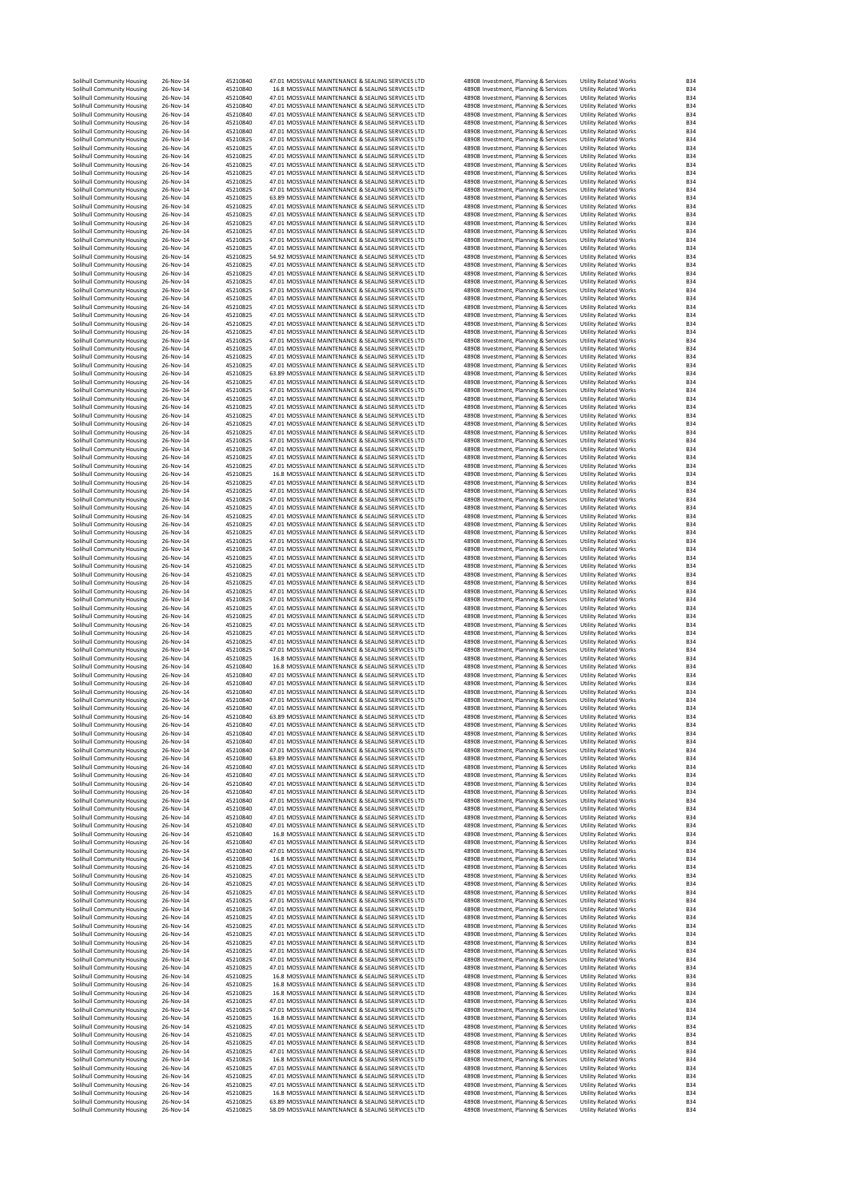| Solihull Community Housing | 26-Nov-14 | 45210840 | 47.01 | MOSSVALE MAINTENANCE & SEALING SERVICES LTD | 48908 | Investment, Planning & Services | Utility Related Works | B34 |
|---|---|---|---|---|---|---|---|---|
| Solihull Community Housing | 26-Nov-14 | 45210840 | 16.8 | MOSSVALE MAINTENANCE & SEALING SERVICES LTD | 48908 | Investment, Planning & Services | Utility Related Works | B34 |
| Solihull Community Housing | 26-Nov-14 | 45210840 | 47.01 | MOSSVALE MAINTENANCE & SEALING SERVICES LTD | 48908 | Investment, Planning & Services | Utility Related Works | B34 |
| Solihull Community Housing | 26-Nov-14 | 45210840 | 47.01 | MOSSVALE MAINTENANCE & SEALING SERVICES LTD | 48908 | Investment, Planning & Services | Utility Related Works | B34 |
| Solihull Community Housing | 26-Nov-14 | 45210840 | 47.01 | MOSSVALE MAINTENANCE & SEALING SERVICES LTD | 48908 | Investment, Planning & Services | Utility Related Works | B34 |
| Solihull Community Housing | 26-Nov-14 | 45210840 | 47.01 | MOSSVALE MAINTENANCE & SEALING SERVICES LTD | 48908 | Investment, Planning & Services | Utility Related Works | B34 |
| Solihull Community Housing | 26-Nov-14 | 45210840 | 47.01 | MOSSVALE MAINTENANCE & SEALING SERVICES LTD | 48908 | Investment, Planning & Services | Utility Related Works | B34 |
| Solihull Community Housing | 26-Nov-14 | 45210825 | 47.01 | MOSSVALE MAINTENANCE & SEALING SERVICES LTD | 48908 | Investment, Planning & Services | Utility Related Works | B34 |
| Solihull Community Housing | 26-Nov-14 | 45210825 | 47.01 | MOSSVALE MAINTENANCE & SEALING SERVICES LTD | 48908 | Investment, Planning & Services | Utility Related Works | B34 |
| Solihull Community Housing | 26-Nov-14 | 45210825 | 47.01 | MOSSVALE MAINTENANCE & SEALING SERVICES LTD | 48908 | Investment, Planning & Services | Utility Related Works | B34 |
| Solihull Community Housing | 26-Nov-14 | 45210825 | 47.01 | MOSSVALE MAINTENANCE & SEALING SERVICES LTD | 48908 | Investment, Planning & Services | Utility Related Works | B34 |
| Solihull Community Housing | 26-Nov-14 | 45210825 | 47.01 | MOSSVALE MAINTENANCE & SEALING SERVICES LTD | 48908 | Investment, Planning & Services | Utility Related Works | B34 |
| Solihull Community Housing | 26-Nov-14 | 45210825 | 47.01 | MOSSVALE MAINTENANCE & SEALING SERVICES LTD | 48908 | Investment, Planning & Services | Utility Related Works | B34 |
| Solihull Community Housing | 26-Nov-14 | 45210825 | 47.01 | MOSSVALE MAINTENANCE & SEALING SERVICES LTD | 48908 | Investment, Planning & Services | Utility Related Works | B34 |
| Solihull Community Housing | 26-Nov-14 | 45210825 | 63.89 | MOSSVALE MAINTENANCE & SEALING SERVICES LTD | 48908 | Investment, Planning & Services | Utility Related Works | B34 |
| Solihull Community Housing | 26-Nov-14 | 45210825 | 47.01 | MOSSVALE MAINTENANCE & SEALING SERVICES LTD | 48908 | Investment, Planning & Services | Utility Related Works | B34 |
| Solihull Community Housing | 26-Nov-14 | 45210825 | 47.01 | MOSSVALE MAINTENANCE & SEALING SERVICES LTD | 48908 | Investment, Planning & Services | Utility Related Works | B34 |
| Solihull Community Housing | 26-Nov-14 | 45210825 | 47.01 | MOSSVALE MAINTENANCE & SEALING SERVICES LTD | 48908 | Investment, Planning & Services | Utility Related Works | B34 |
| Solihull Community Housing | 26-Nov-14 | 45210825 | 47.01 | MOSSVALE MAINTENANCE & SEALING SERVICES LTD | 48908 | Investment, Planning & Services | Utility Related Works | B34 |
| Solihull Community Housing | 26-Nov-14 | 45210825 | 47.01 | MOSSVALE MAINTENANCE & SEALING SERVICES LTD | 48908 | Investment, Planning & Services | Utility Related Works | B34 |
| Solihull Community Housing | 26-Nov-14 | 45210825 | 47.01 | MOSSVALE MAINTENANCE & SEALING SERVICES LTD | 48908 | Investment, Planning & Services | Utility Related Works | B34 |
| Solihull Community Housing | 26-Nov-14 | 45210825 | 54.92 | MOSSVALE MAINTENANCE & SEALING SERVICES LTD | 48908 | Investment, Planning & Services | Utility Related Works | B34 |
| Solihull Community Housing | 26-Nov-14 | 45210825 | 47.01 | MOSSVALE MAINTENANCE & SEALING SERVICES LTD | 48908 | Investment, Planning & Services | Utility Related Works | B34 |
| Solihull Community Housing | 26-Nov-14 | 45210825 | 47.01 | MOSSVALE MAINTENANCE & SEALING SERVICES LTD | 48908 | Investment, Planning & Services | Utility Related Works | B34 |
| Solihull Community Housing | 26-Nov-14 | 45210825 | 47.01 | MOSSVALE MAINTENANCE & SEALING SERVICES LTD | 48908 | Investment, Planning & Services | Utility Related Works | B34 |
| Solihull Community Housing | 26-Nov-14 | 45210825 | 47.01 | MOSSVALE MAINTENANCE & SEALING SERVICES LTD | 48908 | Investment, Planning & Services | Utility Related Works | B34 |
| Solihull Community Housing | 26-Nov-14 | 45210825 | 47.01 | MOSSVALE MAINTENANCE & SEALING SERVICES LTD | 48908 | Investment, Planning & Services | Utility Related Works | B34 |
| Solihull Community Housing | 26-Nov-14 | 45210825 | 47.01 | MOSSVALE MAINTENANCE & SEALING SERVICES LTD | 48908 | Investment, Planning & Services | Utility Related Works | B34 |
| Solihull Community Housing | 26-Nov-14 | 45210825 | 47.01 | MOSSVALE MAINTENANCE & SEALING SERVICES LTD | 48908 | Investment, Planning & Services | Utility Related Works | B34 |
| Solihull Community Housing | 26-Nov-14 | 45210825 | 47.01 | MOSSVALE MAINTENANCE & SEALING SERVICES LTD | 48908 | Investment, Planning & Services | Utility Related Works | B34 |
| Solihull Community Housing | 26-Nov-14 | 45210825 | 47.01 | MOSSVALE MAINTENANCE & SEALING SERVICES LTD | 48908 | Investment, Planning & Services | Utility Related Works | B34 |
| Solihull Community Housing | 26-Nov-14 | 45210825 | 47.01 | MOSSVALE MAINTENANCE & SEALING SERVICES LTD | 48908 | Investment, Planning & Services | Utility Related Works | B34 |
| Solihull Community Housing | 26-Nov-14 | 45210825 | 47.01 | MOSSVALE MAINTENANCE & SEALING SERVICES LTD | 48908 | Investment, Planning & Services | Utility Related Works | B34 |
| Solihull Community Housing | 26-Nov-14 | 45210825 | 47.01 | MOSSVALE MAINTENANCE & SEALING SERVICES LTD | 48908 | Investment, Planning & Services | Utility Related Works | B34 |
| Solihull Community Housing | 26-Nov-14 | 45210825 | 47.01 | MOSSVALE MAINTENANCE & SEALING SERVICES LTD | 48908 | Investment, Planning & Services | Utility Related Works | B34 |
| Solihull Community Housing | 26-Nov-14 | 45210825 | 63.89 | MOSSVALE MAINTENANCE & SEALING SERVICES LTD | 48908 | Investment, Planning & Services | Utility Related Works | B34 |
| Solihull Community Housing | 26-Nov-14 | 45210825 | 47.01 | MOSSVALE MAINTENANCE & SEALING SERVICES LTD | 48908 | Investment, Planning & Services | Utility Related Works | B34 |
| Solihull Community Housing | 26-Nov-14 | 45210825 | 47.01 | MOSSVALE MAINTENANCE & SEALING SERVICES LTD | 48908 | Investment, Planning & Services | Utility Related Works | B34 |
| Solihull Community Housing | 26-Nov-14 | 45210825 | 47.01 | MOSSVALE MAINTENANCE & SEALING SERVICES LTD | 48908 | Investment, Planning & Services | Utility Related Works | B34 |
| Solihull Community Housing | 26-Nov-14 | 45210825 | 47.01 | MOSSVALE MAINTENANCE & SEALING SERVICES LTD | 48908 | Investment, Planning & Services | Utility Related Works | B34 |
| Solihull Community Housing | 26-Nov-14 | 45210825 | 47.01 | MOSSVALE MAINTENANCE & SEALING SERVICES LTD | 48908 | Investment, Planning & Services | Utility Related Works | B34 |
| Solihull Community Housing | 26-Nov-14 | 45210825 | 47.01 | MOSSVALE MAINTENANCE & SEALING SERVICES LTD | 48908 | Investment, Planning & Services | Utility Related Works | B34 |
| Solihull Community Housing | 26-Nov-14 | 45210825 | 47.01 | MOSSVALE MAINTENANCE & SEALING SERVICES LTD | 48908 | Investment, Planning & Services | Utility Related Works | B34 |
| Solihull Community Housing | 26-Nov-14 | 45210825 | 47.01 | MOSSVALE MAINTENANCE & SEALING SERVICES LTD | 48908 | Investment, Planning & Services | Utility Related Works | B34 |
| Solihull Community Housing | 26-Nov-14 | 45210825 | 47.01 | MOSSVALE MAINTENANCE & SEALING SERVICES LTD | 48908 | Investment, Planning & Services | Utility Related Works | B34 |
| Solihull Community Housing | 26-Nov-14 | 45210825 | 47.01 | MOSSVALE MAINTENANCE & SEALING SERVICES LTD | 48908 | Investment, Planning & Services | Utility Related Works | B34 |
| Solihull Community Housing | 26-Nov-14 | 45210825 | 47.01 | MOSSVALE MAINTENANCE & SEALING SERVICES LTD | 48908 | Investment, Planning & Services | Utility Related Works | B34 |
| Solihull Community Housing | 26-Nov-14 | 45210825 | 16.8 | MOSSVALE MAINTENANCE & SEALING SERVICES LTD | 48908 | Investment, Planning & Services | Utility Related Works | B34 |
| Solihull Community Housing | 26-Nov-14 | 45210825 | 47.01 | MOSSVALE MAINTENANCE & SEALING SERVICES LTD | 48908 | Investment, Planning & Services | Utility Related Works | B34 |
| Solihull Community Housing | 26-Nov-14 | 45210825 | 47.01 | MOSSVALE MAINTENANCE & SEALING SERVICES LTD | 48908 | Investment, Planning & Services | Utility Related Works | B34 |
| Solihull Community Housing | 26-Nov-14 | 45210825 | 47.01 | MOSSVALE MAINTENANCE & SEALING SERVICES LTD | 48908 | Investment, Planning & Services | Utility Related Works | B34 |
| Solihull Community Housing | 26-Nov-14 | 45210825 | 47.01 | MOSSVALE MAINTENANCE & SEALING SERVICES LTD | 48908 | Investment, Planning & Services | Utility Related Works | B34 |
| Solihull Community Housing | 26-Nov-14 | 45210825 | 47.01 | MOSSVALE MAINTENANCE & SEALING SERVICES LTD | 48908 | Investment, Planning & Services | Utility Related Works | B34 |
| Solihull Community Housing | 26-Nov-14 | 45210825 | 47.01 | MOSSVALE MAINTENANCE & SEALING SERVICES LTD | 48908 | Investment, Planning & Services | Utility Related Works | B34 |
| Solihull Community Housing | 26-Nov-14 | 45210825 | 47.01 | MOSSVALE MAINTENANCE & SEALING SERVICES LTD | 48908 | Investment, Planning & Services | Utility Related Works | B34 |
| Solihull Community Housing | 26-Nov-14 | 45210825 | 47.01 | MOSSVALE MAINTENANCE & SEALING SERVICES LTD | 48908 | Investment, Planning & Services | Utility Related Works | B34 |
| Solihull Community Housing | 26-Nov-14 | 45210825 | 47.01 | MOSSVALE MAINTENANCE & SEALING SERVICES LTD | 48908 | Investment, Planning & Services | Utility Related Works | B34 |
| Solihull Community Housing | 26-Nov-14 | 45210825 | 47.01 | MOSSVALE MAINTENANCE & SEALING SERVICES LTD | 48908 | Investment, Planning & Services | Utility Related Works | B34 |
| Solihull Community Housing | 26-Nov-14 | 45210825 | 47.01 | MOSSVALE MAINTENANCE & SEALING SERVICES LTD | 48908 | Investment, Planning & Services | Utility Related Works | B34 |
| Solihull Community Housing | 26-Nov-14 | 45210825 | 47.01 | MOSSVALE MAINTENANCE & SEALING SERVICES LTD | 48908 | Investment, Planning & Services | Utility Related Works | B34 |
| Solihull Community Housing | 26-Nov-14 | 45210825 | 47.01 | MOSSVALE MAINTENANCE & SEALING SERVICES LTD | 48908 | Investment, Planning & Services | Utility Related Works | B34 |
| Solihull Community Housing | 26-Nov-14 | 45210825 | 47.01 | MOSSVALE MAINTENANCE & SEALING SERVICES LTD | 48908 | Investment, Planning & Services | Utility Related Works | B34 |
| Solihull Community Housing | 26-Nov-14 | 45210825 | 47.01 | MOSSVALE MAINTENANCE & SEALING SERVICES LTD | 48908 | Investment, Planning & Services | Utility Related Works | B34 |
| Solihull Community Housing | 26-Nov-14 | 45210825 | 47.01 | MOSSVALE MAINTENANCE & SEALING SERVICES LTD | 48908 | Investment, Planning & Services | Utility Related Works | B34 |
| Solihull Community Housing | 26-Nov-14 | 45210825 | 47.01 | MOSSVALE MAINTENANCE & SEALING SERVICES LTD | 48908 | Investment, Planning & Services | Utility Related Works | B34 |
| Solihull Community Housing | 26-Nov-14 | 45210825 | 47.01 | MOSSVALE MAINTENANCE & SEALING SERVICES LTD | 48908 | Investment, Planning & Services | Utility Related Works | B34 |
| Solihull Community Housing | 26-Nov-14 | 45210825 | 47.01 | MOSSVALE MAINTENANCE & SEALING SERVICES LTD | 48908 | Investment, Planning & Services | Utility Related Works | B34 |
| Solihull Community Housing | 26-Nov-14 | 45210825 | 47.01 | MOSSVALE MAINTENANCE & SEALING SERVICES LTD | 48908 | Investment, Planning & Services | Utility Related Works | B34 |
| Solihull Community Housing | 26-Nov-14 | 45210825 | 47.01 | MOSSVALE MAINTENANCE & SEALING SERVICES LTD | 48908 | Investment, Planning & Services | Utility Related Works | B34 |
| Solihull Community Housing | 26-Nov-14 | 45210825 | 47.01 | MOSSVALE MAINTENANCE & SEALING SERVICES LTD | 48908 | Investment, Planning & Services | Utility Related Works | B34 |
| Solihull Community Housing | 26-Nov-14 | 45210825 | 16.8 | MOSSVALE MAINTENANCE & SEALING SERVICES LTD | 48908 | Investment, Planning & Services | Utility Related Works | B34 |
| Solihull Community Housing | 26-Nov-14 | 45210840 | 16.8 | MOSSVALE MAINTENANCE & SEALING SERVICES LTD | 48908 | Investment, Planning & Services | Utility Related Works | B34 |
| Solihull Community Housing | 26-Nov-14 | 45210840 | 47.01 | MOSSVALE MAINTENANCE & SEALING SERVICES LTD | 48908 | Investment, Planning & Services | Utility Related Works | B34 |
| Solihull Community Housing | 26-Nov-14 | 45210840 | 47.01 | MOSSVALE MAINTENANCE & SEALING SERVICES LTD | 48908 | Investment, Planning & Services | Utility Related Works | B34 |
| Solihull Community Housing | 26-Nov-14 | 45210840 | 47.01 | MOSSVALE MAINTENANCE & SEALING SERVICES LTD | 48908 | Investment, Planning & Services | Utility Related Works | B34 |
| Solihull Community Housing | 26-Nov-14 | 45210840 | 47.01 | MOSSVALE MAINTENANCE & SEALING SERVICES LTD | 48908 | Investment, Planning & Services | Utility Related Works | B34 |
| Solihull Community Housing | 26-Nov-14 | 45210840 | 47.01 | MOSSVALE MAINTENANCE & SEALING SERVICES LTD | 48908 | Investment, Planning & Services | Utility Related Works | B34 |
| Solihull Community Housing | 26-Nov-14 | 45210840 | 63.89 | MOSSVALE MAINTENANCE & SEALING SERVICES LTD | 48908 | Investment, Planning & Services | Utility Related Works | B34 |
| Solihull Community Housing | 26-Nov-14 | 45210840 | 47.01 | MOSSVALE MAINTENANCE & SEALING SERVICES LTD | 48908 | Investment, Planning & Services | Utility Related Works | B34 |
| Solihull Community Housing | 26-Nov-14 | 45210840 | 47.01 | MOSSVALE MAINTENANCE & SEALING SERVICES LTD | 48908 | Investment, Planning & Services | Utility Related Works | B34 |
| Solihull Community Housing | 26-Nov-14 | 45210840 | 47.01 | MOSSVALE MAINTENANCE & SEALING SERVICES LTD | 48908 | Investment, Planning & Services | Utility Related Works | B34 |
| Solihull Community Housing | 26-Nov-14 | 45210840 | 47.01 | MOSSVALE MAINTENANCE & SEALING SERVICES LTD | 48908 | Investment, Planning & Services | Utility Related Works | B34 |
| Solihull Community Housing | 26-Nov-14 | 45210840 | 63.89 | MOSSVALE MAINTENANCE & SEALING SERVICES LTD | 48908 | Investment, Planning & Services | Utility Related Works | B34 |
| Solihull Community Housing | 26-Nov-14 | 45210840 | 47.01 | MOSSVALE MAINTENANCE & SEALING SERVICES LTD | 48908 | Investment, Planning & Services | Utility Related Works | B34 |
| Solihull Community Housing | 26-Nov-14 | 45210840 | 47.01 | MOSSVALE MAINTENANCE & SEALING SERVICES LTD | 48908 | Investment, Planning & Services | Utility Related Works | B34 |
| Solihull Community Housing | 26-Nov-14 | 45210840 | 47.01 | MOSSVALE MAINTENANCE & SEALING SERVICES LTD | 48908 | Investment, Planning & Services | Utility Related Works | B34 |
| Solihull Community Housing | 26-Nov-14 | 45210840 | 47.01 | MOSSVALE MAINTENANCE & SEALING SERVICES LTD | 48908 | Investment, Planning & Services | Utility Related Works | B34 |
| Solihull Community Housing | 26-Nov-14 | 45210840 | 47.01 | MOSSVALE MAINTENANCE & SEALING SERVICES LTD | 48908 | Investment, Planning & Services | Utility Related Works | B34 |
| Solihull Community Housing | 26-Nov-14 | 45210840 | 47.01 | MOSSVALE MAINTENANCE & SEALING SERVICES LTD | 48908 | Investment, Planning & Services | Utility Related Works | B34 |
| Solihull Community Housing | 26-Nov-14 | 45210840 | 47.01 | MOSSVALE MAINTENANCE & SEALING SERVICES LTD | 48908 | Investment, Planning & Services | Utility Related Works | B34 |
| Solihull Community Housing | 26-Nov-14 | 45210840 | 47.01 | MOSSVALE MAINTENANCE & SEALING SERVICES LTD | 48908 | Investment, Planning & Services | Utility Related Works | B34 |
| Solihull Community Housing | 26-Nov-14 | 45210840 | 16.8 | MOSSVALE MAINTENANCE & SEALING SERVICES LTD | 48908 | Investment, Planning & Services | Utility Related Works | B34 |
| Solihull Community Housing | 26-Nov-14 | 45210840 | 47.01 | MOSSVALE MAINTENANCE & SEALING SERVICES LTD | 48908 | Investment, Planning & Services | Utility Related Works | B34 |
| Solihull Community Housing | 26-Nov-14 | 45210840 | 47.01 | MOSSVALE MAINTENANCE & SEALING SERVICES LTD | 48908 | Investment, Planning & Services | Utility Related Works | B34 |
| Solihull Community Housing | 26-Nov-14 | 45210840 | 16.8 | MOSSVALE MAINTENANCE & SEALING SERVICES LTD | 48908 | Investment, Planning & Services | Utility Related Works | B34 |
| Solihull Community Housing | 26-Nov-14 | 45210825 | 47.01 | MOSSVALE MAINTENANCE & SEALING SERVICES LTD | 48908 | Investment, Planning & Services | Utility Related Works | B34 |
| Solihull Community Housing | 26-Nov-14 | 45210825 | 47.01 | MOSSVALE MAINTENANCE & SEALING SERVICES LTD | 48908 | Investment, Planning & Services | Utility Related Works | B34 |
| Solihull Community Housing | 26-Nov-14 | 45210825 | 47.01 | MOSSVALE MAINTENANCE & SEALING SERVICES LTD | 48908 | Investment, Planning & Services | Utility Related Works | B34 |
| Solihull Community Housing | 26-Nov-14 | 45210825 | 47.01 | MOSSVALE MAINTENANCE & SEALING SERVICES LTD | 48908 | Investment, Planning & Services | Utility Related Works | B34 |
| Solihull Community Housing | 26-Nov-14 | 45210825 | 47.01 | MOSSVALE MAINTENANCE & SEALING SERVICES LTD | 48908 | Investment, Planning & Services | Utility Related Works | B34 |
| Solihull Community Housing | 26-Nov-14 | 45210825 | 47.01 | MOSSVALE MAINTENANCE & SEALING SERVICES LTD | 48908 | Investment, Planning & Services | Utility Related Works | B34 |
| Solihull Community Housing | 26-Nov-14 | 45210825 | 47.01 | MOSSVALE MAINTENANCE & SEALING SERVICES LTD | 48908 | Investment, Planning & Services | Utility Related Works | B34 |
| Solihull Community Housing | 26-Nov-14 | 45210825 | 47.01 | MOSSVALE MAINTENANCE & SEALING SERVICES LTD | 48908 | Investment, Planning & Services | Utility Related Works | B34 |
| Solihull Community Housing | 26-Nov-14 | 45210825 | 47.01 | MOSSVALE MAINTENANCE & SEALING SERVICES LTD | 48908 | Investment, Planning & Services | Utility Related Works | B34 |
| Solihull Community Housing | 26-Nov-14 | 45210825 | 47.01 | MOSSVALE MAINTENANCE & SEALING SERVICES LTD | 48908 | Investment, Planning & Services | Utility Related Works | B34 |
| Solihull Community Housing | 26-Nov-14 | 45210825 | 47.01 | MOSSVALE MAINTENANCE & SEALING SERVICES LTD | 48908 | Investment, Planning & Services | Utility Related Works | B34 |
| Solihull Community Housing | 26-Nov-14 | 45210825 | 47.01 | MOSSVALE MAINTENANCE & SEALING SERVICES LTD | 48908 | Investment, Planning & Services | Utility Related Works | B34 |
| Solihull Community Housing | 26-Nov-14 | 45210825 | 16.8 | MOSSVALE MAINTENANCE & SEALING SERVICES LTD | 48908 | Investment, Planning & Services | Utility Related Works | B34 |
| Solihull Community Housing | 26-Nov-14 | 45210825 | 16.8 | MOSSVALE MAINTENANCE & SEALING SERVICES LTD | 48908 | Investment, Planning & Services | Utility Related Works | B34 |
| Solihull Community Housing | 26-Nov-14 | 45210825 | 16.8 | MOSSVALE MAINTENANCE & SEALING SERVICES LTD | 48908 | Investment, Planning & Services | Utility Related Works | B34 |
| Solihull Community Housing | 26-Nov-14 | 45210825 | 47.01 | MOSSVALE MAINTENANCE & SEALING SERVICES LTD | 48908 | Investment, Planning & Services | Utility Related Works | B34 |
| Solihull Community Housing | 26-Nov-14 | 45210825 | 47.01 | MOSSVALE MAINTENANCE & SEALING SERVICES LTD | 48908 | Investment, Planning & Services | Utility Related Works | B34 |
| Solihull Community Housing | 26-Nov-14 | 45210825 | 16.8 | MOSSVALE MAINTENANCE & SEALING SERVICES LTD | 48908 | Investment, Planning & Services | Utility Related Works | B34 |
| Solihull Community Housing | 26-Nov-14 | 45210825 | 47.01 | MOSSVALE MAINTENANCE & SEALING SERVICES LTD | 48908 | Investment, Planning & Services | Utility Related Works | B34 |
| Solihull Community Housing | 26-Nov-14 | 45210825 | 47.01 | MOSSVALE MAINTENANCE & SEALING SERVICES LTD | 48908 | Investment, Planning & Services | Utility Related Works | B34 |
| Solihull Community Housing | 26-Nov-14 | 45210825 | 47.01 | MOSSVALE MAINTENANCE & SEALING SERVICES LTD | 48908 | Investment, Planning & Services | Utility Related Works | B34 |
| Solihull Community Housing | 26-Nov-14 | 45210825 | 16.8 | MOSSVALE MAINTENANCE & SEALING SERVICES LTD | 48908 | Investment, Planning & Services | Utility Related Works | B34 |
| Solihull Community Housing | 26-Nov-14 | 45210825 | 47.01 | MOSSVALE MAINTENANCE & SEALING SERVICES LTD | 48908 | Investment, Planning & Services | Utility Related Works | B34 |
| Solihull Community Housing | 26-Nov-14 | 45210825 | 47.01 | MOSSVALE MAINTENANCE & SEALING SERVICES LTD | 48908 | Investment, Planning & Services | Utility Related Works | B34 |
| Solihull Community Housing | 26-Nov-14 | 45210825 | 47.01 | MOSSVALE MAINTENANCE & SEALING SERVICES LTD | 48908 | Investment, Planning & Services | Utility Related Works | B34 |
| Solihull Community Housing | 26-Nov-14 | 45210825 | 16.8 | MOSSVALE MAINTENANCE & SEALING SERVICES LTD | 48908 | Investment, Planning & Services | Utility Related Works | B34 |
| Solihull Community Housing | 26-Nov-14 | 45210825 | 63.89 | MOSSVALE MAINTENANCE & SEALING SERVICES LTD | 48908 | Investment, Planning & Services | Utility Related Works | B34 |
| Solihull Community Housing | 26-Nov-14 | 45210825 | 58.09 | MOSSVALE MAINTENANCE & SEALING SERVICES LTD | 48908 | Investment, Planning & Services | Utility Related Works | B34 |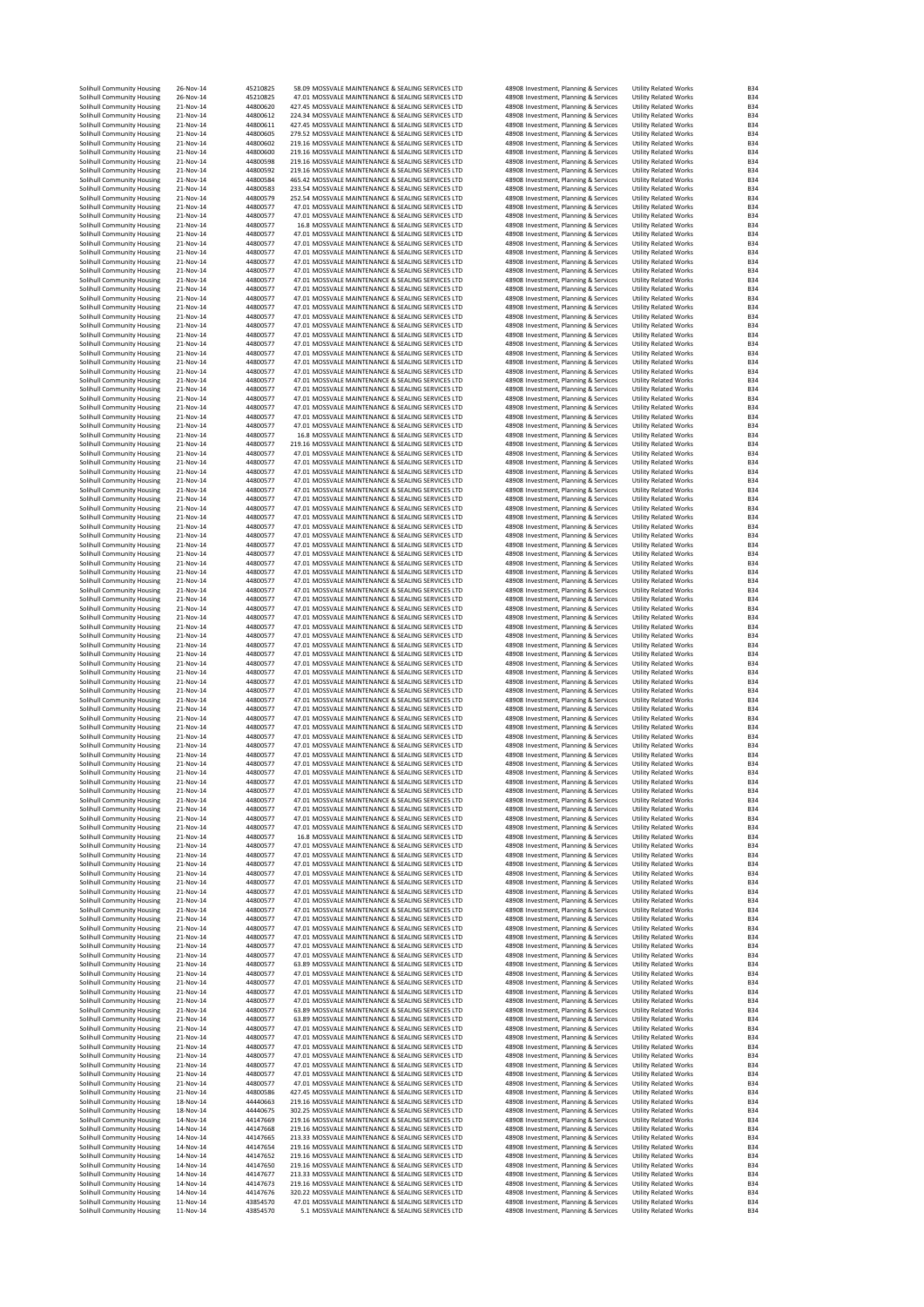| | | | | | | | | |
|---|---|---|---|---|---|---|---|---|
| Solihull Community Housing | 26-Nov-14 | 45210825 | 58.09 | MOSSVALE MAINTENANCE & SEALING SERVICES LTD | 48908 | Investment, Planning & Services | Utility Related Works | B34 |
| Solihull Community Housing | 26-Nov-14 | 45210825 | 47.01 | MOSSVALE MAINTENANCE & SEALING SERVICES LTD | 48908 | Investment, Planning & Services | Utility Related Works | B34 |
| Solihull Community Housing | 21-Nov-14 | 44800620 | 427.45 | MOSSVALE MAINTENANCE & SEALING SERVICES LTD | 48908 | Investment, Planning & Services | Utility Related Works | B34 |
| Solihull Community Housing | 21-Nov-14 | 44800612 | 224.34 | MOSSVALE MAINTENANCE & SEALING SERVICES LTD | 48908 | Investment, Planning & Services | Utility Related Works | B34 |
| Solihull Community Housing | 21-Nov-14 | 44800611 | 427.45 | MOSSVALE MAINTENANCE & SEALING SERVICES LTD | 48908 | Investment, Planning & Services | Utility Related Works | B34 |
| Solihull Community Housing | 21-Nov-14 | 44800605 | 279.52 | MOSSVALE MAINTENANCE & SEALING SERVICES LTD | 48908 | Investment, Planning & Services | Utility Related Works | B34 |
| Solihull Community Housing | 21-Nov-14 | 44800602 | 219.16 | MOSSVALE MAINTENANCE & SEALING SERVICES LTD | 48908 | Investment, Planning & Services | Utility Related Works | B34 |
| Solihull Community Housing | 21-Nov-14 | 44800600 | 219.16 | MOSSVALE MAINTENANCE & SEALING SERVICES LTD | 48908 | Investment, Planning & Services | Utility Related Works | B34 |
| Solihull Community Housing | 21-Nov-14 | 44800598 | 219.16 | MOSSVALE MAINTENANCE & SEALING SERVICES LTD | 48908 | Investment, Planning & Services | Utility Related Works | B34 |
| Solihull Community Housing | 21-Nov-14 | 44800592 | 219.16 | MOSSVALE MAINTENANCE & SEALING SERVICES LTD | 48908 | Investment, Planning & Services | Utility Related Works | B34 |
| Solihull Community Housing | 21-Nov-14 | 44800584 | 465.42 | MOSSVALE MAINTENANCE & SEALING SERVICES LTD | 48908 | Investment, Planning & Services | Utility Related Works | B34 |
| Solihull Community Housing | 21-Nov-14 | 44800583 | 233.54 | MOSSVALE MAINTENANCE & SEALING SERVICES LTD | 48908 | Investment, Planning & Services | Utility Related Works | B34 |
| Solihull Community Housing | 21-Nov-14 | 44800579 | 252.54 | MOSSVALE MAINTENANCE & SEALING SERVICES LTD | 48908 | Investment, Planning & Services | Utility Related Works | B34 |
| Solihull Community Housing | 21-Nov-14 | 44800577 | 47.01 | MOSSVALE MAINTENANCE & SEALING SERVICES LTD | 48908 | Investment, Planning & Services | Utility Related Works | B34 |
| Solihull Community Housing | 21-Nov-14 | 44800577 | 47.01 | MOSSVALE MAINTENANCE & SEALING SERVICES LTD | 48908 | Investment, Planning & Services | Utility Related Works | B34 |
| Solihull Community Housing | 21-Nov-14 | 44800577 | 16.8 | MOSSVALE MAINTENANCE & SEALING SERVICES LTD | 48908 | Investment, Planning & Services | Utility Related Works | B34 |
| Solihull Community Housing | 21-Nov-14 | 44800577 | 47.01 | MOSSVALE MAINTENANCE & SEALING SERVICES LTD | 48908 | Investment, Planning & Services | Utility Related Works | B34 |
| Solihull Community Housing | 21-Nov-14 | 44800577 | 47.01 | MOSSVALE MAINTENANCE & SEALING SERVICES LTD | 48908 | Investment, Planning & Services | Utility Related Works | B34 |
| Solihull Community Housing | 21-Nov-14 | 44800577 | 47.01 | MOSSVALE MAINTENANCE & SEALING SERVICES LTD | 48908 | Investment, Planning & Services | Utility Related Works | B34 |
| Solihull Community Housing | 21-Nov-14 | 44800577 | 47.01 | MOSSVALE MAINTENANCE & SEALING SERVICES LTD | 48908 | Investment, Planning & Services | Utility Related Works | B34 |
| Solihull Community Housing | 21-Nov-14 | 44800577 | 47.01 | MOSSVALE MAINTENANCE & SEALING SERVICES LTD | 48908 | Investment, Planning & Services | Utility Related Works | B34 |
| Solihull Community Housing | 21-Nov-14 | 44800577 | 47.01 | MOSSVALE MAINTENANCE & SEALING SERVICES LTD | 48908 | Investment, Planning & Services | Utility Related Works | B34 |
| Solihull Community Housing | 21-Nov-14 | 44800577 | 47.01 | MOSSVALE MAINTENANCE & SEALING SERVICES LTD | 48908 | Investment, Planning & Services | Utility Related Works | B34 |
| Solihull Community Housing | 21-Nov-14 | 44800577 | 47.01 | MOSSVALE MAINTENANCE & SEALING SERVICES LTD | 48908 | Investment, Planning & Services | Utility Related Works | B34 |
| Solihull Community Housing | 21-Nov-14 | 44800577 | 47.01 | MOSSVALE MAINTENANCE & SEALING SERVICES LTD | 48908 | Investment, Planning & Services | Utility Related Works | B34 |
| Solihull Community Housing | 21-Nov-14 | 44800577 | 47.01 | MOSSVALE MAINTENANCE & SEALING SERVICES LTD | 48908 | Investment, Planning & Services | Utility Related Works | B34 |
| Solihull Community Housing | 21-Nov-14 | 44800577 | 47.01 | MOSSVALE MAINTENANCE & SEALING SERVICES LTD | 48908 | Investment, Planning & Services | Utility Related Works | B34 |
| Solihull Community Housing | 21-Nov-14 | 44800577 | 47.01 | MOSSVALE MAINTENANCE & SEALING SERVICES LTD | 48908 | Investment, Planning & Services | Utility Related Works | B34 |
| Solihull Community Housing | 21-Nov-14 | 44800577 | 47.01 | MOSSVALE MAINTENANCE & SEALING SERVICES LTD | 48908 | Investment, Planning & Services | Utility Related Works | B34 |
| Solihull Community Housing | 21-Nov-14 | 44800577 | 47.01 | MOSSVALE MAINTENANCE & SEALING SERVICES LTD | 48908 | Investment, Planning & Services | Utility Related Works | B34 |
| Solihull Community Housing | 21-Nov-14 | 44800577 | 47.01 | MOSSVALE MAINTENANCE & SEALING SERVICES LTD | 48908 | Investment, Planning & Services | Utility Related Works | B34 |
| Solihull Community Housing | 21-Nov-14 | 44800577 | 47.01 | MOSSVALE MAINTENANCE & SEALING SERVICES LTD | 48908 | Investment, Planning & Services | Utility Related Works | B34 |
| Solihull Community Housing | 21-Nov-14 | 44800577 | 47.01 | MOSSVALE MAINTENANCE & SEALING SERVICES LTD | 48908 | Investment, Planning & Services | Utility Related Works | B34 |
| Solihull Community Housing | 21-Nov-14 | 44800577 | 47.01 | MOSSVALE MAINTENANCE & SEALING SERVICES LTD | 48908 | Investment, Planning & Services | Utility Related Works | B34 |
| Solihull Community Housing | 21-Nov-14 | 44800577 | 47.01 | MOSSVALE MAINTENANCE & SEALING SERVICES LTD | 48908 | Investment, Planning & Services | Utility Related Works | B34 |
| Solihull Community Housing | 21-Nov-14 | 44800577 | 47.01 | MOSSVALE MAINTENANCE & SEALING SERVICES LTD | 48908 | Investment, Planning & Services | Utility Related Works | B34 |
| Solihull Community Housing | 21-Nov-14 | 44800577 | 47.01 | MOSSVALE MAINTENANCE & SEALING SERVICES LTD | 48908 | Investment, Planning & Services | Utility Related Works | B34 |
| Solihull Community Housing | 21-Nov-14 | 44800577 | 47.01 | MOSSVALE MAINTENANCE & SEALING SERVICES LTD | 48908 | Investment, Planning & Services | Utility Related Works | B34 |
| Solihull Community Housing | 21-Nov-14 | 44800577 | 47.01 | MOSSVALE MAINTENANCE & SEALING SERVICES LTD | 48908 | Investment, Planning & Services | Utility Related Works | B34 |
| Solihull Community Housing | 21-Nov-14 | 44800577 | 16.8 | MOSSVALE MAINTENANCE & SEALING SERVICES LTD | 48908 | Investment, Planning & Services | Utility Related Works | B34 |
| Solihull Community Housing | 21-Nov-14 | 44800577 | 219.16 | MOSSVALE MAINTENANCE & SEALING SERVICES LTD | 48908 | Investment, Planning & Services | Utility Related Works | B34 |
| Solihull Community Housing | 21-Nov-14 | 44800577 | 47.01 | MOSSVALE MAINTENANCE & SEALING SERVICES LTD | 48908 | Investment, Planning & Services | Utility Related Works | B34 |
| Solihull Community Housing | 21-Nov-14 | 44800577 | 47.01 | MOSSVALE MAINTENANCE & SEALING SERVICES LTD | 48908 | Investment, Planning & Services | Utility Related Works | B34 |
| Solihull Community Housing | 21-Nov-14 | 44800577 | 47.01 | MOSSVALE MAINTENANCE & SEALING SERVICES LTD | 48908 | Investment, Planning & Services | Utility Related Works | B34 |
| Solihull Community Housing | 21-Nov-14 | 44800577 | 47.01 | MOSSVALE MAINTENANCE & SEALING SERVICES LTD | 48908 | Investment, Planning & Services | Utility Related Works | B34 |
| Solihull Community Housing | 21-Nov-14 | 44800577 | 47.01 | MOSSVALE MAINTENANCE & SEALING SERVICES LTD | 48908 | Investment, Planning & Services | Utility Related Works | B34 |
| Solihull Community Housing | 21-Nov-14 | 44800577 | 47.01 | MOSSVALE MAINTENANCE & SEALING SERVICES LTD | 48908 | Investment, Planning & Services | Utility Related Works | B34 |
| Solihull Community Housing | 21-Nov-14 | 44800577 | 47.01 | MOSSVALE MAINTENANCE & SEALING SERVICES LTD | 48908 | Investment, Planning & Services | Utility Related Works | B34 |
| Solihull Community Housing | 21-Nov-14 | 44800577 | 47.01 | MOSSVALE MAINTENANCE & SEALING SERVICES LTD | 48908 | Investment, Planning & Services | Utility Related Works | B34 |
| Solihull Community Housing | 21-Nov-14 | 44800577 | 47.01 | MOSSVALE MAINTENANCE & SEALING SERVICES LTD | 48908 | Investment, Planning & Services | Utility Related Works | B34 |
| Solihull Community Housing | 21-Nov-14 | 44800577 | 47.01 | MOSSVALE MAINTENANCE & SEALING SERVICES LTD | 48908 | Investment, Planning & Services | Utility Related Works | B34 |
| Solihull Community Housing | 21-Nov-14 | 44800577 | 47.01 | MOSSVALE MAINTENANCE & SEALING SERVICES LTD | 48908 | Investment, Planning & Services | Utility Related Works | B34 |
| Solihull Community Housing | 21-Nov-14 | 44800577 | 47.01 | MOSSVALE MAINTENANCE & SEALING SERVICES LTD | 48908 | Investment, Planning & Services | Utility Related Works | B34 |
| Solihull Community Housing | 21-Nov-14 | 44800577 | 47.01 | MOSSVALE MAINTENANCE & SEALING SERVICES LTD | 48908 | Investment, Planning & Services | Utility Related Works | B34 |
| Solihull Community Housing | 21-Nov-14 | 44800577 | 47.01 | MOSSVALE MAINTENANCE & SEALING SERVICES LTD | 48908 | Investment, Planning & Services | Utility Related Works | B34 |
| Solihull Community Housing | 21-Nov-14 | 44800577 | 47.01 | MOSSVALE MAINTENANCE & SEALING SERVICES LTD | 48908 | Investment, Planning & Services | Utility Related Works | B34 |
| Solihull Community Housing | 21-Nov-14 | 44800577 | 47.01 | MOSSVALE MAINTENANCE & SEALING SERVICES LTD | 48908 | Investment, Planning & Services | Utility Related Works | B34 |
| Solihull Community Housing | 21-Nov-14 | 44800577 | 47.01 | MOSSVALE MAINTENANCE & SEALING SERVICES LTD | 48908 | Investment, Planning & Services | Utility Related Works | B34 |
| Solihull Community Housing | 21-Nov-14 | 44800577 | 47.01 | MOSSVALE MAINTENANCE & SEALING SERVICES LTD | 48908 | Investment, Planning & Services | Utility Related Works | B34 |
| Solihull Community Housing | 21-Nov-14 | 44800577 | 47.01 | MOSSVALE MAINTENANCE & SEALING SERVICES LTD | 48908 | Investment, Planning & Services | Utility Related Works | B34 |
| Solihull Community Housing | 21-Nov-14 | 44800577 | 47.01 | MOSSVALE MAINTENANCE & SEALING SERVICES LTD | 48908 | Investment, Planning & Services | Utility Related Works | B34 |
| Solihull Community Housing | 21-Nov-14 | 44800577 | 47.01 | MOSSVALE MAINTENANCE & SEALING SERVICES LTD | 48908 | Investment, Planning & Services | Utility Related Works | B34 |
| Solihull Community Housing | 21-Nov-14 | 44800577 | 47.01 | MOSSVALE MAINTENANCE & SEALING SERVICES LTD | 48908 | Investment, Planning & Services | Utility Related Works | B34 |
| Solihull Community Housing | 21-Nov-14 | 44800577 | 47.01 | MOSSVALE MAINTENANCE & SEALING SERVICES LTD | 48908 | Investment, Planning & Services | Utility Related Works | B34 |
| Solihull Community Housing | 21-Nov-14 | 44800577 | 47.01 | MOSSVALE MAINTENANCE & SEALING SERVICES LTD | 48908 | Investment, Planning & Services | Utility Related Works | B34 |
| Solihull Community Housing | 21-Nov-14 | 44800577 | 47.01 | MOSSVALE MAINTENANCE & SEALING SERVICES LTD | 48908 | Investment, Planning & Services | Utility Related Works | B34 |
| Solihull Community Housing | 21-Nov-14 | 44800577 | 47.01 | MOSSVALE MAINTENANCE & SEALING SERVICES LTD | 48908 | Investment, Planning & Services | Utility Related Works | B34 |
| Solihull Community Housing | 21-Nov-14 | 44800577 | 47.01 | MOSSVALE MAINTENANCE & SEALING SERVICES LTD | 48908 | Investment, Planning & Services | Utility Related Works | B34 |
| Solihull Community Housing | 21-Nov-14 | 44800577 | 47.01 | MOSSVALE MAINTENANCE & SEALING SERVICES LTD | 48908 | Investment, Planning & Services | Utility Related Works | B34 |
| Solihull Community Housing | 21-Nov-14 | 44800577 | 47.01 | MOSSVALE MAINTENANCE & SEALING SERVICES LTD | 48908 | Investment, Planning & Services | Utility Related Works | B34 |
| Solihull Community Housing | 21-Nov-14 | 44800577 | 47.01 | MOSSVALE MAINTENANCE & SEALING SERVICES LTD | 48908 | Investment, Planning & Services | Utility Related Works | B34 |
| Solihull Community Housing | 21-Nov-14 | 44800577 | 47.01 | MOSSVALE MAINTENANCE & SEALING SERVICES LTD | 48908 | Investment, Planning & Services | Utility Related Works | B34 |
| Solihull Community Housing | 21-Nov-14 | 44800577 | 47.01 | MOSSVALE MAINTENANCE & SEALING SERVICES LTD | 48908 | Investment, Planning & Services | Utility Related Works | B34 |
| Solihull Community Housing | 21-Nov-14 | 44800577 | 47.01 | MOSSVALE MAINTENANCE & SEALING SERVICES LTD | 48908 | Investment, Planning & Services | Utility Related Works | B34 |
| Solihull Community Housing | 21-Nov-14 | 44800577 | 47.01 | MOSSVALE MAINTENANCE & SEALING SERVICES LTD | 48908 | Investment, Planning & Services | Utility Related Works | B34 |
| Solihull Community Housing | 21-Nov-14 | 44800577 | 47.01 | MOSSVALE MAINTENANCE & SEALING SERVICES LTD | 48908 | Investment, Planning & Services | Utility Related Works | B34 |
| Solihull Community Housing | 21-Nov-14 | 44800577 | 47.01 | MOSSVALE MAINTENANCE & SEALING SERVICES LTD | 48908 | Investment, Planning & Services | Utility Related Works | B34 |
| Solihull Community Housing | 21-Nov-14 | 44800577 | 47.01 | MOSSVALE MAINTENANCE & SEALING SERVICES LTD | 48908 | Investment, Planning & Services | Utility Related Works | B34 |
| Solihull Community Housing | 21-Nov-14 | 44800577 | 47.01 | MOSSVALE MAINTENANCE & SEALING SERVICES LTD | 48908 | Investment, Planning & Services | Utility Related Works | B34 |
| Solihull Community Housing | 21-Nov-14 | 44800577 | 47.01 | MOSSVALE MAINTENANCE & SEALING SERVICES LTD | 48908 | Investment, Planning & Services | Utility Related Works | B34 |
| Solihull Community Housing | 21-Nov-14 | 44800577 | 47.01 | MOSSVALE MAINTENANCE & SEALING SERVICES LTD | 48908 | Investment, Planning & Services | Utility Related Works | B34 |
| Solihull Community Housing | 21-Nov-14 | 44800577 | 47.01 | MOSSVALE MAINTENANCE & SEALING SERVICES LTD | 48908 | Investment, Planning & Services | Utility Related Works | B34 |
| Solihull Community Housing | 21-Nov-14 | 44800577 | 47.01 | MOSSVALE MAINTENANCE & SEALING SERVICES LTD | 48908 | Investment, Planning & Services | Utility Related Works | B34 |
| Solihull Community Housing | 21-Nov-14 | 44800577 | 47.01 | MOSSVALE MAINTENANCE & SEALING SERVICES LTD | 48908 | Investment, Planning & Services | Utility Related Works | B34 |
| Solihull Community Housing | 21-Nov-14 | 44800577 | 47.01 | MOSSVALE MAINTENANCE & SEALING SERVICES LTD | 48908 | Investment, Planning & Services | Utility Related Works | B34 |
| Solihull Community Housing | 21-Nov-14 | 44800577 | 47.01 | MOSSVALE MAINTENANCE & SEALING SERVICES LTD | 48908 | Investment, Planning & Services | Utility Related Works | B34 |
| Solihull Community Housing | 21-Nov-14 | 44800577 | 47.01 | MOSSVALE MAINTENANCE & SEALING SERVICES LTD | 48908 | Investment, Planning & Services | Utility Related Works | B34 |
| Solihull Community Housing | 21-Nov-14 | 44800577 | 47.01 | MOSSVALE MAINTENANCE & SEALING SERVICES LTD | 48908 | Investment, Planning & Services | Utility Related Works | B34 |
| Solihull Community Housing | 21-Nov-14 | 44800577 | 47.01 | MOSSVALE MAINTENANCE & SEALING SERVICES LTD | 48908 | Investment, Planning & Services | Utility Related Works | B34 |
| Solihull Community Housing | 21-Nov-14 | 44800577 | 47.01 | MOSSVALE MAINTENANCE & SEALING SERVICES LTD | 48908 | Investment, Planning & Services | Utility Related Works | B34 |
| Solihull Community Housing | 21-Nov-14 | 44800577 | 16.8 | MOSSVALE MAINTENANCE & SEALING SERVICES LTD | 48908 | Investment, Planning & Services | Utility Related Works | B34 |
| Solihull Community Housing | 21-Nov-14 | 44800577 | 47.01 | MOSSVALE MAINTENANCE & SEALING SERVICES LTD | 48908 | Investment, Planning & Services | Utility Related Works | B34 |
| Solihull Community Housing | 21-Nov-14 | 44800577 | 47.01 | MOSSVALE MAINTENANCE & SEALING SERVICES LTD | 48908 | Investment, Planning & Services | Utility Related Works | B34 |
| Solihull Community Housing | 21-Nov-14 | 44800577 | 47.01 | MOSSVALE MAINTENANCE & SEALING SERVICES LTD | 48908 | Investment, Planning & Services | Utility Related Works | B34 |
| Solihull Community Housing | 21-Nov-14 | 44800577 | 47.01 | MOSSVALE MAINTENANCE & SEALING SERVICES LTD | 48908 | Investment, Planning & Services | Utility Related Works | B34 |
| Solihull Community Housing | 21-Nov-14 | 44800577 | 47.01 | MOSSVALE MAINTENANCE & SEALING SERVICES LTD | 48908 | Investment, Planning & Services | Utility Related Works | B34 |
| Solihull Community Housing | 21-Nov-14 | 44800577 | 47.01 | MOSSVALE MAINTENANCE & SEALING SERVICES LTD | 48908 | Investment, Planning & Services | Utility Related Works | B34 |
| Solihull Community Housing | 21-Nov-14 | 44800577 | 47.01 | MOSSVALE MAINTENANCE & SEALING SERVICES LTD | 48908 | Investment, Planning & Services | Utility Related Works | B34 |
| Solihull Community Housing | 21-Nov-14 | 44800577 | 47.01 | MOSSVALE MAINTENANCE & SEALING SERVICES LTD | 48908 | Investment, Planning & Services | Utility Related Works | B34 |
| Solihull Community Housing | 21-Nov-14 | 44800577 | 47.01 | MOSSVALE MAINTENANCE & SEALING SERVICES LTD | 48908 | Investment, Planning & Services | Utility Related Works | B34 |
| Solihull Community Housing | 21-Nov-14 | 44800577 | 47.01 | MOSSVALE MAINTENANCE & SEALING SERVICES LTD | 48908 | Investment, Planning & Services | Utility Related Works | B34 |
| Solihull Community Housing | 21-Nov-14 | 44800577 | 47.01 | MOSSVALE MAINTENANCE & SEALING SERVICES LTD | 48908 | Investment, Planning & Services | Utility Related Works | B34 |
| Solihull Community Housing | 21-Nov-14 | 44800577 | 47.01 | MOSSVALE MAINTENANCE & SEALING SERVICES LTD | 48908 | Investment, Planning & Services | Utility Related Works | B34 |
| Solihull Community Housing | 21-Nov-14 | 44800577 | 47.01 | MOSSVALE MAINTENANCE & SEALING SERVICES LTD | 48908 | Investment, Planning & Services | Utility Related Works | B34 |
| Solihull Community Housing | 21-Nov-14 | 44800577 | 63.89 | MOSSVALE MAINTENANCE & SEALING SERVICES LTD | 48908 | Investment, Planning & Services | Utility Related Works | B34 |
| Solihull Community Housing | 21-Nov-14 | 44800577 | 47.01 | MOSSVALE MAINTENANCE & SEALING SERVICES LTD | 48908 | Investment, Planning & Services | Utility Related Works | B34 |
| Solihull Community Housing | 21-Nov-14 | 44800577 | 47.01 | MOSSVALE MAINTENANCE & SEALING SERVICES LTD | 48908 | Investment, Planning & Services | Utility Related Works | B34 |
| Solihull Community Housing | 21-Nov-14 | 44800577 | 47.01 | MOSSVALE MAINTENANCE & SEALING SERVICES LTD | 48908 | Investment, Planning & Services | Utility Related Works | B34 |
| Solihull Community Housing | 21-Nov-14 | 44800577 | 47.01 | MOSSVALE MAINTENANCE & SEALING SERVICES LTD | 48908 | Investment, Planning & Services | Utility Related Works | B34 |
| Solihull Community Housing | 21-Nov-14 | 44800577 | 63.89 | MOSSVALE MAINTENANCE & SEALING SERVICES LTD | 48908 | Investment, Planning & Services | Utility Related Works | B34 |
| Solihull Community Housing | 21-Nov-14 | 44800577 | 63.89 | MOSSVALE MAINTENANCE & SEALING SERVICES LTD | 48908 | Investment, Planning & Services | Utility Related Works | B34 |
| Solihull Community Housing | 21-Nov-14 | 44800577 | 47.01 | MOSSVALE MAINTENANCE & SEALING SERVICES LTD | 48908 | Investment, Planning & Services | Utility Related Works | B34 |
| Solihull Community Housing | 21-Nov-14 | 44800577 | 47.01 | MOSSVALE MAINTENANCE & SEALING SERVICES LTD | 48908 | Investment, Planning & Services | Utility Related Works | B34 |
| Solihull Community Housing | 21-Nov-14 | 44800577 | 47.01 | MOSSVALE MAINTENANCE & SEALING SERVICES LTD | 48908 | Investment, Planning & Services | Utility Related Works | B34 |
| Solihull Community Housing | 21-Nov-14 | 44800577 | 47.01 | MOSSVALE MAINTENANCE & SEALING SERVICES LTD | 48908 | Investment, Planning & Services | Utility Related Works | B34 |
| Solihull Community Housing | 21-Nov-14 | 44800577 | 47.01 | MOSSVALE MAINTENANCE & SEALING SERVICES LTD | 48908 | Investment, Planning & Services | Utility Related Works | B34 |
| Solihull Community Housing | 21-Nov-14 | 44800577 | 47.01 | MOSSVALE MAINTENANCE & SEALING SERVICES LTD | 48908 | Investment, Planning & Services | Utility Related Works | B34 |
| Solihull Community Housing | 21-Nov-14 | 44800577 | 47.01 | MOSSVALE MAINTENANCE & SEALING SERVICES LTD | 48908 | Investment, Planning & Services | Utility Related Works | B34 |
| Solihull Community Housing | 21-Nov-14 | 44800586 | 427.45 | MOSSVALE MAINTENANCE & SEALING SERVICES LTD | 48908 | Investment, Planning & Services | Utility Related Works | B34 |
| Solihull Community Housing | 18-Nov-14 | 44440663 | 219.16 | MOSSVALE MAINTENANCE & SEALING SERVICES LTD | 48908 | Investment, Planning & Services | Utility Related Works | B34 |
| Solihull Community Housing | 18-Nov-14 | 44440675 | 302.25 | MOSSVALE MAINTENANCE & SEALING SERVICES LTD | 48908 | Investment, Planning & Services | Utility Related Works | B34 |
| Solihull Community Housing | 14-Nov-14 | 44147669 | 219.16 | MOSSVALE MAINTENANCE & SEALING SERVICES LTD | 48908 | Investment, Planning & Services | Utility Related Works | B34 |
| Solihull Community Housing | 14-Nov-14 | 44147668 | 219.16 | MOSSVALE MAINTENANCE & SEALING SERVICES LTD | 48908 | Investment, Planning & Services | Utility Related Works | B34 |
| Solihull Community Housing | 14-Nov-14 | 44147665 | 213.33 | MOSSVALE MAINTENANCE & SEALING SERVICES LTD | 48908 | Investment, Planning & Services | Utility Related Works | B34 |
| Solihull Community Housing | 14-Nov-14 | 44147654 | 219.16 | MOSSVALE MAINTENANCE & SEALING SERVICES LTD | 48908 | Investment, Planning & Services | Utility Related Works | B34 |
| Solihull Community Housing | 14-Nov-14 | 44147652 | 219.16 | MOSSVALE MAINTENANCE & SEALING SERVICES LTD | 48908 | Investment, Planning & Services | Utility Related Works | B34 |
| Solihull Community Housing | 14-Nov-14 | 44147650 | 219.16 | MOSSVALE MAINTENANCE & SEALING SERVICES LTD | 48908 | Investment, Planning & Services | Utility Related Works | B34 |
| Solihull Community Housing | 14-Nov-14 | 44147677 | 213.33 | MOSSVALE MAINTENANCE & SEALING SERVICES LTD | 48908 | Investment, Planning & Services | Utility Related Works | B34 |
| Solihull Community Housing | 14-Nov-14 | 44147673 | 219.16 | MOSSVALE MAINTENANCE & SEALING SERVICES LTD | 48908 | Investment, Planning & Services | Utility Related Works | B34 |
| Solihull Community Housing | 14-Nov-14 | 44147676 | 320.22 | MOSSVALE MAINTENANCE & SEALING SERVICES LTD | 48908 | Investment, Planning & Services | Utility Related Works | B34 |
| Solihull Community Housing | 11-Nov-14 | 43854570 | 47.01 | MOSSVALE MAINTENANCE & SEALING SERVICES LTD | 48908 | Investment, Planning & Services | Utility Related Works | B34 |
| Solihull Community Housing | 11-Nov-14 | 43854570 | 5.1 | MOSSVALE MAINTENANCE & SEALING SERVICES LTD | 48908 | Investment, Planning & Services | Utility Related Works | B34 |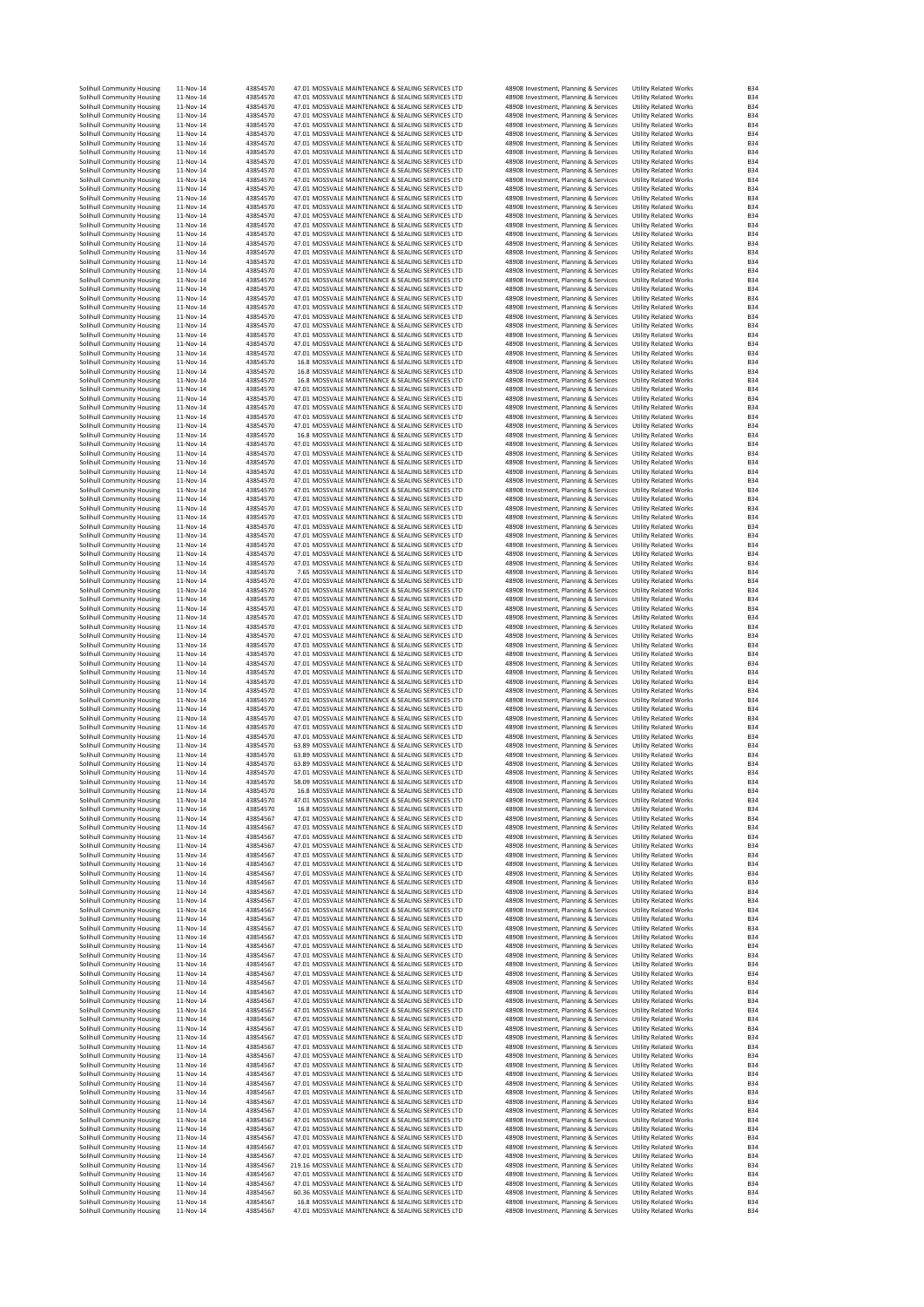| | | | | | | | |
|---|---|---|---|---|---|---|---|
| Solihull Community Housing | 11-Nov-14 | 43854570 | 47.01 | MOSSVALE MAINTENANCE & SEALING SERVICES LTD | 48908 Investment, Planning & Services | Utility Related Works | B34 |
| Solihull Community Housing | 11-Nov-14 | 43854570 | 47.01 | MOSSVALE MAINTENANCE & SEALING SERVICES LTD | 48908 Investment, Planning & Services | Utility Related Works | B34 |
| Solihull Community Housing | 11-Nov-14 | 43854570 | 47.01 | MOSSVALE MAINTENANCE & SEALING SERVICES LTD | 48908 Investment, Planning & Services | Utility Related Works | B34 |
| Solihull Community Housing | 11-Nov-14 | 43854570 | 47.01 | MOSSVALE MAINTENANCE & SEALING SERVICES LTD | 48908 Investment, Planning & Services | Utility Related Works | B34 |
| Solihull Community Housing | 11-Nov-14 | 43854570 | 47.01 | MOSSVALE MAINTENANCE & SEALING SERVICES LTD | 48908 Investment, Planning & Services | Utility Related Works | B34 |
| Solihull Community Housing | 11-Nov-14 | 43854570 | 47.01 | MOSSVALE MAINTENANCE & SEALING SERVICES LTD | 48908 Investment, Planning & Services | Utility Related Works | B34 |
| Solihull Community Housing | 11-Nov-14 | 43854570 | 47.01 | MOSSVALE MAINTENANCE & SEALING SERVICES LTD | 48908 Investment, Planning & Services | Utility Related Works | B34 |
| Solihull Community Housing | 11-Nov-14 | 43854570 | 47.01 | MOSSVALE MAINTENANCE & SEALING SERVICES LTD | 48908 Investment, Planning & Services | Utility Related Works | B34 |
| Solihull Community Housing | 11-Nov-14 | 43854570 | 47.01 | MOSSVALE MAINTENANCE & SEALING SERVICES LTD | 48908 Investment, Planning & Services | Utility Related Works | B34 |
| Solihull Community Housing | 11-Nov-14 | 43854570 | 47.01 | MOSSVALE MAINTENANCE & SEALING SERVICES LTD | 48908 Investment, Planning & Services | Utility Related Works | B34 |
| Solihull Community Housing | 11-Nov-14 | 43854570 | 47.01 | MOSSVALE MAINTENANCE & SEALING SERVICES LTD | 48908 Investment, Planning & Services | Utility Related Works | B34 |
| Solihull Community Housing | 11-Nov-14 | 43854570 | 47.01 | MOSSVALE MAINTENANCE & SEALING SERVICES LTD | 48908 Investment, Planning & Services | Utility Related Works | B34 |
| Solihull Community Housing | 11-Nov-14 | 43854570 | 47.01 | MOSSVALE MAINTENANCE & SEALING SERVICES LTD | 48908 Investment, Planning & Services | Utility Related Works | B34 |
| Solihull Community Housing | 11-Nov-14 | 43854570 | 47.01 | MOSSVALE MAINTENANCE & SEALING SERVICES LTD | 48908 Investment, Planning & Services | Utility Related Works | B34 |
| Solihull Community Housing | 11-Nov-14 | 43854570 | 47.01 | MOSSVALE MAINTENANCE & SEALING SERVICES LTD | 48908 Investment, Planning & Services | Utility Related Works | B34 |
| Solihull Community Housing | 11-Nov-14 | 43854570 | 47.01 | MOSSVALE MAINTENANCE & SEALING SERVICES LTD | 48908 Investment, Planning & Services | Utility Related Works | B34 |
| Solihull Community Housing | 11-Nov-14 | 43854570 | 47.01 | MOSSVALE MAINTENANCE & SEALING SERVICES LTD | 48908 Investment, Planning & Services | Utility Related Works | B34 |
| Solihull Community Housing | 11-Nov-14 | 43854570 | 47.01 | MOSSVALE MAINTENANCE & SEALING SERVICES LTD | 48908 Investment, Planning & Services | Utility Related Works | B34 |
| Solihull Community Housing | 11-Nov-14 | 43854570 | 47.01 | MOSSVALE MAINTENANCE & SEALING SERVICES LTD | 48908 Investment, Planning & Services | Utility Related Works | B34 |
| Solihull Community Housing | 11-Nov-14 | 43854570 | 47.01 | MOSSVALE MAINTENANCE & SEALING SERVICES LTD | 48908 Investment, Planning & Services | Utility Related Works | B34 |
| Solihull Community Housing | 11-Nov-14 | 43854570 | 47.01 | MOSSVALE MAINTENANCE & SEALING SERVICES LTD | 48908 Investment, Planning & Services | Utility Related Works | B34 |
| Solihull Community Housing | 11-Nov-14 | 43854570 | 47.01 | MOSSVALE MAINTENANCE & SEALING SERVICES LTD | 48908 Investment, Planning & Services | Utility Related Works | B34 |
| Solihull Community Housing | 11-Nov-14 | 43854570 | 47.01 | MOSSVALE MAINTENANCE & SEALING SERVICES LTD | 48908 Investment, Planning & Services | Utility Related Works | B34 |
| Solihull Community Housing | 11-Nov-14 | 43854570 | 47.01 | MOSSVALE MAINTENANCE & SEALING SERVICES LTD | 48908 Investment, Planning & Services | Utility Related Works | B34 |
| Solihull Community Housing | 11-Nov-14 | 43854570 | 47.01 | MOSSVALE MAINTENANCE & SEALING SERVICES LTD | 48908 Investment, Planning & Services | Utility Related Works | B34 |
| Solihull Community Housing | 11-Nov-14 | 43854570 | 47.01 | MOSSVALE MAINTENANCE & SEALING SERVICES LTD | 48908 Investment, Planning & Services | Utility Related Works | B34 |
| Solihull Community Housing | 11-Nov-14 | 43854570 | 47.01 | MOSSVALE MAINTENANCE & SEALING SERVICES LTD | 48908 Investment, Planning & Services | Utility Related Works | B34 |
| Solihull Community Housing | 11-Nov-14 | 43854570 | 47.01 | MOSSVALE MAINTENANCE & SEALING SERVICES LTD | 48908 Investment, Planning & Services | Utility Related Works | B34 |
| Solihull Community Housing | 11-Nov-14 | 43854570 | 47.01 | MOSSVALE MAINTENANCE & SEALING SERVICES LTD | 48908 Investment, Planning & Services | Utility Related Works | B34 |
| Solihull Community Housing | 11-Nov-14 | 43854570 | 47.01 | MOSSVALE MAINTENANCE & SEALING SERVICES LTD | 48908 Investment, Planning & Services | Utility Related Works | B34 |
| Solihull Community Housing | 11-Nov-14 | 43854570 | 47.01 | MOSSVALE MAINTENANCE & SEALING SERVICES LTD | 48908 Investment, Planning & Services | Utility Related Works | B34 |
| Solihull Community Housing | 11-Nov-14 | 43854570 | 47.01 | MOSSVALE MAINTENANCE & SEALING SERVICES LTD | 48908 Investment, Planning & Services | Utility Related Works | B34 |
| Solihull Community Housing | 11-Nov-14 | 43854570 | 16.8 | MOSSVALE MAINTENANCE & SEALING SERVICES LTD | 48908 Investment, Planning & Services | Utility Related Works | B34 |
| Solihull Community Housing | 11-Nov-14 | 43854570 | 16.8 | MOSSVALE MAINTENANCE & SEALING SERVICES LTD | 48908 Investment, Planning & Services | Utility Related Works | B34 |
| Solihull Community Housing | 11-Nov-14 | 43854570 | 16.8 | MOSSVALE MAINTENANCE & SEALING SERVICES LTD | 48908 Investment, Planning & Services | Utility Related Works | B34 |
| Solihull Community Housing | 11-Nov-14 | 43854570 | 47.01 | MOSSVALE MAINTENANCE & SEALING SERVICES LTD | 48908 Investment, Planning & Services | Utility Related Works | B34 |
| Solihull Community Housing | 11-Nov-14 | 43854570 | 47.01 | MOSSVALE MAINTENANCE & SEALING SERVICES LTD | 48908 Investment, Planning & Services | Utility Related Works | B34 |
| Solihull Community Housing | 11-Nov-14 | 43854570 | 47.01 | MOSSVALE MAINTENANCE & SEALING SERVICES LTD | 48908 Investment, Planning & Services | Utility Related Works | B34 |
| Solihull Community Housing | 11-Nov-14 | 43854570 | 47.01 | MOSSVALE MAINTENANCE & SEALING SERVICES LTD | 48908 Investment, Planning & Services | Utility Related Works | B34 |
| Solihull Community Housing | 11-Nov-14 | 43854570 | 47.01 | MOSSVALE MAINTENANCE & SEALING SERVICES LTD | 48908 Investment, Planning & Services | Utility Related Works | B34 |
| Solihull Community Housing | 11-Nov-14 | 43854570 | 47.01 | MOSSVALE MAINTENANCE & SEALING SERVICES LTD | 48908 Investment, Planning & Services | Utility Related Works | B34 |
| Solihull Community Housing | 11-Nov-14 | 43854570 | 16.8 | MOSSVALE MAINTENANCE & SEALING SERVICES LTD | 48908 Investment, Planning & Services | Utility Related Works | B34 |
| Solihull Community Housing | 11-Nov-14 | 43854570 | 47.01 | MOSSVALE MAINTENANCE & SEALING SERVICES LTD | 48908 Investment, Planning & Services | Utility Related Works | B34 |
| Solihull Community Housing | 11-Nov-14 | 43854570 | 47.01 | MOSSVALE MAINTENANCE & SEALING SERVICES LTD | 48908 Investment, Planning & Services | Utility Related Works | B34 |
| Solihull Community Housing | 11-Nov-14 | 43854570 | 47.01 | MOSSVALE MAINTENANCE & SEALING SERVICES LTD | 48908 Investment, Planning & Services | Utility Related Works | B34 |
| Solihull Community Housing | 11-Nov-14 | 43854570 | 47.01 | MOSSVALE MAINTENANCE & SEALING SERVICES LTD | 48908 Investment, Planning & Services | Utility Related Works | B34 |
| Solihull Community Housing | 11-Nov-14 | 43854570 | 47.01 | MOSSVALE MAINTENANCE & SEALING SERVICES LTD | 48908 Investment, Planning & Services | Utility Related Works | B34 |
| Solihull Community Housing | 11-Nov-14 | 43854570 | 47.01 | MOSSVALE MAINTENANCE & SEALING SERVICES LTD | 48908 Investment, Planning & Services | Utility Related Works | B34 |
| Solihull Community Housing | 11-Nov-14 | 43854570 | 47.01 | MOSSVALE MAINTENANCE & SEALING SERVICES LTD | 48908 Investment, Planning & Services | Utility Related Works | B34 |
| Solihull Community Housing | 11-Nov-14 | 43854570 | 47.01 | MOSSVALE MAINTENANCE & SEALING SERVICES LTD | 48908 Investment, Planning & Services | Utility Related Works | B34 |
| Solihull Community Housing | 11-Nov-14 | 43854570 | 47.01 | MOSSVALE MAINTENANCE & SEALING SERVICES LTD | 48908 Investment, Planning & Services | Utility Related Works | B34 |
| Solihull Community Housing | 11-Nov-14 | 43854570 | 47.01 | MOSSVALE MAINTENANCE & SEALING SERVICES LTD | 48908 Investment, Planning & Services | Utility Related Works | B34 |
| Solihull Community Housing | 11-Nov-14 | 43854570 | 47.01 | MOSSVALE MAINTENANCE & SEALING SERVICES LTD | 48908 Investment, Planning & Services | Utility Related Works | B34 |
| Solihull Community Housing | 11-Nov-14 | 43854570 | 47.01 | MOSSVALE MAINTENANCE & SEALING SERVICES LTD | 48908 Investment, Planning & Services | Utility Related Works | B34 |
| Solihull Community Housing | 11-Nov-14 | 43854570 | 47.01 | MOSSVALE MAINTENANCE & SEALING SERVICES LTD | 48908 Investment, Planning & Services | Utility Related Works | B34 |
| Solihull Community Housing | 11-Nov-14 | 43854570 | 7.65 | MOSSVALE MAINTENANCE & SEALING SERVICES LTD | 48908 Investment, Planning & Services | Utility Related Works | B34 |
| Solihull Community Housing | 11-Nov-14 | 43854570 | 47.01 | MOSSVALE MAINTENANCE & SEALING SERVICES LTD | 48908 Investment, Planning & Services | Utility Related Works | B34 |
| Solihull Community Housing | 11-Nov-14 | 43854570 | 47.01 | MOSSVALE MAINTENANCE & SEALING SERVICES LTD | 48908 Investment, Planning & Services | Utility Related Works | B34 |
| Solihull Community Housing | 11-Nov-14 | 43854570 | 47.01 | MOSSVALE MAINTENANCE & SEALING SERVICES LTD | 48908 Investment, Planning & Services | Utility Related Works | B34 |
| Solihull Community Housing | 11-Nov-14 | 43854570 | 47.01 | MOSSVALE MAINTENANCE & SEALING SERVICES LTD | 48908 Investment, Planning & Services | Utility Related Works | B34 |
| Solihull Community Housing | 11-Nov-14 | 43854570 | 47.01 | MOSSVALE MAINTENANCE & SEALING SERVICES LTD | 48908 Investment, Planning & Services | Utility Related Works | B34 |
| Solihull Community Housing | 11-Nov-14 | 43854570 | 47.01 | MOSSVALE MAINTENANCE & SEALING SERVICES LTD | 48908 Investment, Planning & Services | Utility Related Works | B34 |
| Solihull Community Housing | 11-Nov-14 | 43854570 | 47.01 | MOSSVALE MAINTENANCE & SEALING SERVICES LTD | 48908 Investment, Planning & Services | Utility Related Works | B34 |
| Solihull Community Housing | 11-Nov-14 | 43854570 | 47.01 | MOSSVALE MAINTENANCE & SEALING SERVICES LTD | 48908 Investment, Planning & Services | Utility Related Works | B34 |
| Solihull Community Housing | 11-Nov-14 | 43854570 | 47.01 | MOSSVALE MAINTENANCE & SEALING SERVICES LTD | 48908 Investment, Planning & Services | Utility Related Works | B34 |
| Solihull Community Housing | 11-Nov-14 | 43854570 | 47.01 | MOSSVALE MAINTENANCE & SEALING SERVICES LTD | 48908 Investment, Planning & Services | Utility Related Works | B34 |
| Solihull Community Housing | 11-Nov-14 | 43854570 | 47.01 | MOSSVALE MAINTENANCE & SEALING SERVICES LTD | 48908 Investment, Planning & Services | Utility Related Works | B34 |
| Solihull Community Housing | 11-Nov-14 | 43854570 | 47.01 | MOSSVALE MAINTENANCE & SEALING SERVICES LTD | 48908 Investment, Planning & Services | Utility Related Works | B34 |
| Solihull Community Housing | 11-Nov-14 | 43854570 | 47.01 | MOSSVALE MAINTENANCE & SEALING SERVICES LTD | 48908 Investment, Planning & Services | Utility Related Works | B34 |
| Solihull Community Housing | 11-Nov-14 | 43854570 | 47.01 | MOSSVALE MAINTENANCE & SEALING SERVICES LTD | 48908 Investment, Planning & Services | Utility Related Works | B34 |
| Solihull Community Housing | 11-Nov-14 | 43854570 | 47.01 | MOSSVALE MAINTENANCE & SEALING SERVICES LTD | 48908 Investment, Planning & Services | Utility Related Works | B34 |
| Solihull Community Housing | 11-Nov-14 | 43854570 | 47.01 | MOSSVALE MAINTENANCE & SEALING SERVICES LTD | 48908 Investment, Planning & Services | Utility Related Works | B34 |
| Solihull Community Housing | 11-Nov-14 | 43854570 | 47.01 | MOSSVALE MAINTENANCE & SEALING SERVICES LTD | 48908 Investment, Planning & Services | Utility Related Works | B34 |
| Solihull Community Housing | 11-Nov-14 | 43854570 | 47.01 | MOSSVALE MAINTENANCE & SEALING SERVICES LTD | 48908 Investment, Planning & Services | Utility Related Works | B34 |
| Solihull Community Housing | 11-Nov-14 | 43854570 | 47.01 | MOSSVALE MAINTENANCE & SEALING SERVICES LTD | 48908 Investment, Planning & Services | Utility Related Works | B34 |
| Solihull Community Housing | 11-Nov-14 | 43854570 | 47.01 | MOSSVALE MAINTENANCE & SEALING SERVICES LTD | 48908 Investment, Planning & Services | Utility Related Works | B34 |
| Solihull Community Housing | 11-Nov-14 | 43854570 | 47.01 | MOSSVALE MAINTENANCE & SEALING SERVICES LTD | 48908 Investment, Planning & Services | Utility Related Works | B34 |
| Solihull Community Housing | 11-Nov-14 | 43854570 | 47.01 | MOSSVALE MAINTENANCE & SEALING SERVICES LTD | 48908 Investment, Planning & Services | Utility Related Works | B34 |
| Solihull Community Housing | 11-Nov-14 | 43854570 | 47.01 | MOSSVALE MAINTENANCE & SEALING SERVICES LTD | 48908 Investment, Planning & Services | Utility Related Works | B34 |
| Solihull Community Housing | 11-Nov-14 | 43854570 | 47.01 | MOSSVALE MAINTENANCE & SEALING SERVICES LTD | 48908 Investment, Planning & Services | Utility Related Works | B34 |
| Solihull Community Housing | 11-Nov-14 | 43854570 | 47.01 | MOSSVALE MAINTENANCE & SEALING SERVICES LTD | 48908 Investment, Planning & Services | Utility Related Works | B34 |
| Solihull Community Housing | 11-Nov-14 | 43854570 | 47.01 | MOSSVALE MAINTENANCE & SEALING SERVICES LTD | 48908 Investment, Planning & Services | Utility Related Works | B34 |
| Solihull Community Housing | 11-Nov-14 | 43854570 | 47.01 | MOSSVALE MAINTENANCE & SEALING SERVICES LTD | 48908 Investment, Planning & Services | Utility Related Works | B34 |
| Solihull Community Housing | 11-Nov-14 | 43854570 | 47.01 | MOSSVALE MAINTENANCE & SEALING SERVICES LTD | 48908 Investment, Planning & Services | Utility Related Works | B34 |
| Solihull Community Housing | 11-Nov-14 | 43854570 | 47.01 | MOSSVALE MAINTENANCE & SEALING SERVICES LTD | 48908 Investment, Planning & Services | Utility Related Works | B34 |
| Solihull Community Housing | 11-Nov-14 | 43854570 | 47.01 | MOSSVALE MAINTENANCE & SEALING SERVICES LTD | 48908 Investment, Planning & Services | Utility Related Works | B34 |
| Solihull Community Housing | 11-Nov-14 | 43854570 | 63.89 | MOSSVALE MAINTENANCE & SEALING SERVICES LTD | 48908 Investment, Planning & Services | Utility Related Works | B34 |
| Solihull Community Housing | 11-Nov-14 | 43854570 | 63.89 | MOSSVALE MAINTENANCE & SEALING SERVICES LTD | 48908 Investment, Planning & Services | Utility Related Works | B34 |
| Solihull Community Housing | 11-Nov-14 | 43854570 | 63.89 | MOSSVALE MAINTENANCE & SEALING SERVICES LTD | 48908 Investment, Planning & Services | Utility Related Works | B34 |
| Solihull Community Housing | 11-Nov-14 | 43854570 | 47.01 | MOSSVALE MAINTENANCE & SEALING SERVICES LTD | 48908 Investment, Planning & Services | Utility Related Works | B34 |
| Solihull Community Housing | 11-Nov-14 | 43854570 | 58.09 | MOSSVALE MAINTENANCE & SEALING SERVICES LTD | 48908 Investment, Planning & Services | Utility Related Works | B34 |
| Solihull Community Housing | 11-Nov-14 | 43854570 | 16.8 | MOSSVALE MAINTENANCE & SEALING SERVICES LTD | 48908 Investment, Planning & Services | Utility Related Works | B34 |
| Solihull Community Housing | 11-Nov-14 | 43854570 | 47.01 | MOSSVALE MAINTENANCE & SEALING SERVICES LTD | 48908 Investment, Planning & Services | Utility Related Works | B34 |
| Solihull Community Housing | 11-Nov-14 | 43854570 | 16.8 | MOSSVALE MAINTENANCE & SEALING SERVICES LTD | 48908 Investment, Planning & Services | Utility Related Works | B34 |
| Solihull Community Housing | 11-Nov-14 | 43854567 | 47.01 | MOSSVALE MAINTENANCE & SEALING SERVICES LTD | 48908 Investment, Planning & Services | Utility Related Works | B34 |
| Solihull Community Housing | 11-Nov-14 | 43854567 | 47.01 | MOSSVALE MAINTENANCE & SEALING SERVICES LTD | 48908 Investment, Planning & Services | Utility Related Works | B34 |
| Solihull Community Housing | 11-Nov-14 | 43854567 | 47.01 | MOSSVALE MAINTENANCE & SEALING SERVICES LTD | 48908 Investment, Planning & Services | Utility Related Works | B34 |
| Solihull Community Housing | 11-Nov-14 | 43854567 | 47.01 | MOSSVALE MAINTENANCE & SEALING SERVICES LTD | 48908 Investment, Planning & Services | Utility Related Works | B34 |
| Solihull Community Housing | 11-Nov-14 | 43854567 | 47.01 | MOSSVALE MAINTENANCE & SEALING SERVICES LTD | 48908 Investment, Planning & Services | Utility Related Works | B34 |
| Solihull Community Housing | 11-Nov-14 | 43854567 | 47.01 | MOSSVALE MAINTENANCE & SEALING SERVICES LTD | 48908 Investment, Planning & Services | Utility Related Works | B34 |
| Solihull Community Housing | 11-Nov-14 | 43854567 | 47.01 | MOSSVALE MAINTENANCE & SEALING SERVICES LTD | 48908 Investment, Planning & Services | Utility Related Works | B34 |
| Solihull Community Housing | 11-Nov-14 | 43854567 | 47.01 | MOSSVALE MAINTENANCE & SEALING SERVICES LTD | 48908 Investment, Planning & Services | Utility Related Works | B34 |
| Solihull Community Housing | 11-Nov-14 | 43854567 | 47.01 | MOSSVALE MAINTENANCE & SEALING SERVICES LTD | 48908 Investment, Planning & Services | Utility Related Works | B34 |
| Solihull Community Housing | 11-Nov-14 | 43854567 | 47.01 | MOSSVALE MAINTENANCE & SEALING SERVICES LTD | 48908 Investment, Planning & Services | Utility Related Works | B34 |
| Solihull Community Housing | 11-Nov-14 | 43854567 | 47.01 | MOSSVALE MAINTENANCE & SEALING SERVICES LTD | 48908 Investment, Planning & Services | Utility Related Works | B34 |
| Solihull Community Housing | 11-Nov-14 | 43854567 | 47.01 | MOSSVALE MAINTENANCE & SEALING SERVICES LTD | 48908 Investment, Planning & Services | Utility Related Works | B34 |
| Solihull Community Housing | 11-Nov-14 | 43854567 | 47.01 | MOSSVALE MAINTENANCE & SEALING SERVICES LTD | 48908 Investment, Planning & Services | Utility Related Works | B34 |
| Solihull Community Housing | 11-Nov-14 | 43854567 | 47.01 | MOSSVALE MAINTENANCE & SEALING SERVICES LTD | 48908 Investment, Planning & Services | Utility Related Works | B34 |
| Solihull Community Housing | 11-Nov-14 | 43854567 | 47.01 | MOSSVALE MAINTENANCE & SEALING SERVICES LTD | 48908 Investment, Planning & Services | Utility Related Works | B34 |
| Solihull Community Housing | 11-Nov-14 | 43854567 | 47.01 | MOSSVALE MAINTENANCE & SEALING SERVICES LTD | 48908 Investment, Planning & Services | Utility Related Works | B34 |
| Solihull Community Housing | 11-Nov-14 | 43854567 | 47.01 | MOSSVALE MAINTENANCE & SEALING SERVICES LTD | 48908 Investment, Planning & Services | Utility Related Works | B34 |
| Solihull Community Housing | 11-Nov-14 | 43854567 | 47.01 | MOSSVALE MAINTENANCE & SEALING SERVICES LTD | 48908 Investment, Planning & Services | Utility Related Works | B34 |
| Solihull Community Housing | 11-Nov-14 | 43854567 | 47.01 | MOSSVALE MAINTENANCE & SEALING SERVICES LTD | 48908 Investment, Planning & Services | Utility Related Works | B34 |
| Solihull Community Housing | 11-Nov-14 | 43854567 | 47.01 | MOSSVALE MAINTENANCE & SEALING SERVICES LTD | 48908 Investment, Planning & Services | Utility Related Works | B34 |
| Solihull Community Housing | 11-Nov-14 | 43854567 | 47.01 | MOSSVALE MAINTENANCE & SEALING SERVICES LTD | 48908 Investment, Planning & Services | Utility Related Works | B34 |
| Solihull Community Housing | 11-Nov-14 | 43854567 | 47.01 | MOSSVALE MAINTENANCE & SEALING SERVICES LTD | 48908 Investment, Planning & Services | Utility Related Works | B34 |
| Solihull Community Housing | 11-Nov-14 | 43854567 | 47.01 | MOSSVALE MAINTENANCE & SEALING SERVICES LTD | 48908 Investment, Planning & Services | Utility Related Works | B34 |
| Solihull Community Housing | 11-Nov-14 | 43854567 | 47.01 | MOSSVALE MAINTENANCE & SEALING SERVICES LTD | 48908 Investment, Planning & Services | Utility Related Works | B34 |
| Solihull Community Housing | 11-Nov-14 | 43854567 | 47.01 | MOSSVALE MAINTENANCE & SEALING SERVICES LTD | 48908 Investment, Planning & Services | Utility Related Works | B34 |
| Solihull Community Housing | 11-Nov-14 | 43854567 | 47.01 | MOSSVALE MAINTENANCE & SEALING SERVICES LTD | 48908 Investment, Planning & Services | Utility Related Works | B34 |
| Solihull Community Housing | 11-Nov-14 | 43854567 | 47.01 | MOSSVALE MAINTENANCE & SEALING SERVICES LTD | 48908 Investment, Planning & Services | Utility Related Works | B34 |
| Solihull Community Housing | 11-Nov-14 | 43854567 | 47.01 | MOSSVALE MAINTENANCE & SEALING SERVICES LTD | 48908 Investment, Planning & Services | Utility Related Works | B34 |
| Solihull Community Housing | 11-Nov-14 | 43854567 | 47.01 | MOSSVALE MAINTENANCE & SEALING SERVICES LTD | 48908 Investment, Planning & Services | Utility Related Works | B34 |
| Solihull Community Housing | 11-Nov-14 | 43854567 | 47.01 | MOSSVALE MAINTENANCE & SEALING SERVICES LTD | 48908 Investment, Planning & Services | Utility Related Works | B34 |
| Solihull Community Housing | 11-Nov-14 | 43854567 | 47.01 | MOSSVALE MAINTENANCE & SEALING SERVICES LTD | 48908 Investment, Planning & Services | Utility Related Works | B34 |
| Solihull Community Housing | 11-Nov-14 | 43854567 | 47.01 | MOSSVALE MAINTENANCE & SEALING SERVICES LTD | 48908 Investment, Planning & Services | Utility Related Works | B34 |
| Solihull Community Housing | 11-Nov-14 | 43854567 | 47.01 | MOSSVALE MAINTENANCE & SEALING SERVICES LTD | 48908 Investment, Planning & Services | Utility Related Works | B34 |
| Solihull Community Housing | 11-Nov-14 | 43854567 | 47.01 | MOSSVALE MAINTENANCE & SEALING SERVICES LTD | 48908 Investment, Planning & Services | Utility Related Works | B34 |
| Solihull Community Housing | 11-Nov-14 | 43854567 | 47.01 | MOSSVALE MAINTENANCE & SEALING SERVICES LTD | 48908 Investment, Planning & Services | Utility Related Works | B34 |
| Solihull Community Housing | 11-Nov-14 | 43854567 | 47.01 | MOSSVALE MAINTENANCE & SEALING SERVICES LTD | 48908 Investment, Planning & Services | Utility Related Works | B34 |
| Solihull Community Housing | 11-Nov-14 | 43854567 | 47.01 | MOSSVALE MAINTENANCE & SEALING SERVICES LTD | 48908 Investment, Planning & Services | Utility Related Works | B34 |
| Solihull Community Housing | 11-Nov-14 | 43854567 | 47.01 | MOSSVALE MAINTENANCE & SEALING SERVICES LTD | 48908 Investment, Planning & Services | Utility Related Works | B34 |
| Solihull Community Housing | 11-Nov-14 | 43854567 | 47.01 | MOSSVALE MAINTENANCE & SEALING SERVICES LTD | 48908 Investment, Planning & Services | Utility Related Works | B34 |
| Solihull Community Housing | 11-Nov-14 | 43854567 | 47.01 | MOSSVALE MAINTENANCE & SEALING SERVICES LTD | 48908 Investment, Planning & Services | Utility Related Works | B34 |
| Solihull Community Housing | 11-Nov-14 | 43854567 | 47.01 | MOSSVALE MAINTENANCE & SEALING SERVICES LTD | 48908 Investment, Planning & Services | Utility Related Works | B34 |
| Solihull Community Housing | 11-Nov-14 | 43854567 | 47.01 | MOSSVALE MAINTENANCE & SEALING SERVICES LTD | 48908 Investment, Planning & Services | Utility Related Works | B34 |
| Solihull Community Housing | 11-Nov-14 | 43854567 | 47.01 | MOSSVALE MAINTENANCE & SEALING SERVICES LTD | 48908 Investment, Planning & Services | Utility Related Works | B34 |
| Solihull Community Housing | 11-Nov-14 | 43854567 | 47.01 | MOSSVALE MAINTENANCE & SEALING SERVICES LTD | 48908 Investment, Planning & Services | Utility Related Works | B34 |
| Solihull Community Housing | 11-Nov-14 | 43854567 | 47.01 | MOSSVALE MAINTENANCE & SEALING SERVICES LTD | 48908 Investment, Planning & Services | Utility Related Works | B34 |
| Solihull Community Housing | 11-Nov-14 | 43854567 | 47.01 | MOSSVALE MAINTENANCE & SEALING SERVICES LTD | 48908 Investment, Planning & Services | Utility Related Works | B34 |
| Solihull Community Housing | 11-Nov-14 | 43854567 | 219.16 | MOSSVALE MAINTENANCE & SEALING SERVICES LTD | 48908 Investment, Planning & Services | Utility Related Works | B34 |
| Solihull Community Housing | 11-Nov-14 | 43854567 | 47.01 | MOSSVALE MAINTENANCE & SEALING SERVICES LTD | 48908 Investment, Planning & Services | Utility Related Works | B34 |
| Solihull Community Housing | 11-Nov-14 | 43854567 | 47.01 | MOSSVALE MAINTENANCE & SEALING SERVICES LTD | 48908 Investment, Planning & Services | Utility Related Works | B34 |
| Solihull Community Housing | 11-Nov-14 | 43854567 | 60.36 | MOSSVALE MAINTENANCE & SEALING SERVICES LTD | 48908 Investment, Planning & Services | Utility Related Works | B34 |
| Solihull Community Housing | 11-Nov-14 | 43854567 | 16.8 | MOSSVALE MAINTENANCE & SEALING SERVICES LTD | 48908 Investment, Planning & Services | Utility Related Works | B34 |
| Solihull Community Housing | 11-Nov-14 | 43854567 | 47.01 | MOSSVALE MAINTENANCE & SEALING SERVICES LTD | 48908 Investment, Planning & Services | Utility Related Works | B34 |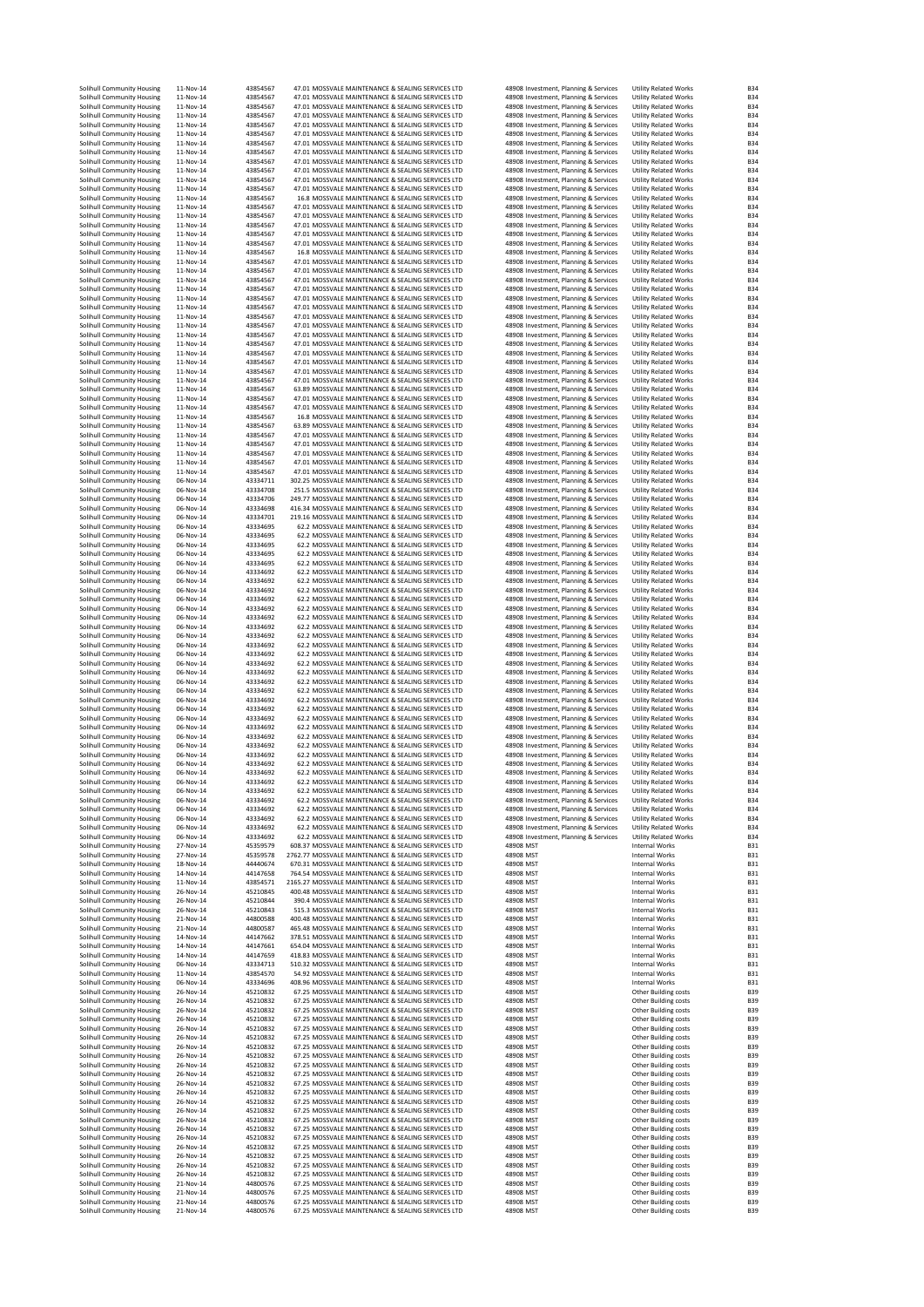| | | | | | | | |
|---|---|---|---|---|---|---|---|
| Solihull Community Housing | 11-Nov-14 | 43854567 | 47.01 | MOSSVALE MAINTENANCE & SEALING SERVICES LTD | 48908 | Investment, Planning & Services | Utility Related Works | B34 |
| Solihull Community Housing | 11-Nov-14 | 43854567 | 47.01 | MOSSVALE MAINTENANCE & SEALING SERVICES LTD | 48908 | Investment, Planning & Services | Utility Related Works | B34 |
| Solihull Community Housing | 11-Nov-14 | 43854567 | 47.01 | MOSSVALE MAINTENANCE & SEALING SERVICES LTD | 48908 | Investment, Planning & Services | Utility Related Works | B34 |
| Solihull Community Housing | 11-Nov-14 | 43854567 | 47.01 | MOSSVALE MAINTENANCE & SEALING SERVICES LTD | 48908 | Investment, Planning & Services | Utility Related Works | B34 |
| Solihull Community Housing | 11-Nov-14 | 43854567 | 47.01 | MOSSVALE MAINTENANCE & SEALING SERVICES LTD | 48908 | Investment, Planning & Services | Utility Related Works | B34 |
| Solihull Community Housing | 11-Nov-14 | 43854567 | 47.01 | MOSSVALE MAINTENANCE & SEALING SERVICES LTD | 48908 | Investment, Planning & Services | Utility Related Works | B34 |
| Solihull Community Housing | 11-Nov-14 | 43854567 | 47.01 | MOSSVALE MAINTENANCE & SEALING SERVICES LTD | 48908 | Investment, Planning & Services | Utility Related Works | B34 |
| Solihull Community Housing | 11-Nov-14 | 43854567 | 47.01 | MOSSVALE MAINTENANCE & SEALING SERVICES LTD | 48908 | Investment, Planning & Services | Utility Related Works | B34 |
| Solihull Community Housing | 11-Nov-14 | 43854567 | 47.01 | MOSSVALE MAINTENANCE & SEALING SERVICES LTD | 48908 | Investment, Planning & Services | Utility Related Works | B34 |
| Solihull Community Housing | 11-Nov-14 | 43854567 | 47.01 | MOSSVALE MAINTENANCE & SEALING SERVICES LTD | 48908 | Investment, Planning & Services | Utility Related Works | B34 |
| Solihull Community Housing | 11-Nov-14 | 43854567 | 47.01 | MOSSVALE MAINTENANCE & SEALING SERVICES LTD | 48908 | Investment, Planning & Services | Utility Related Works | B34 |
| Solihull Community Housing | 11-Nov-14 | 43854567 | 47.01 | MOSSVALE MAINTENANCE & SEALING SERVICES LTD | 48908 | Investment, Planning & Services | Utility Related Works | B34 |
| Solihull Community Housing | 11-Nov-14 | 43854567 | 16.8 | MOSSVALE MAINTENANCE & SEALING SERVICES LTD | 48908 | Investment, Planning & Services | Utility Related Works | B34 |
| Solihull Community Housing | 11-Nov-14 | 43854567 | 47.01 | MOSSVALE MAINTENANCE & SEALING SERVICES LTD | 48908 | Investment, Planning & Services | Utility Related Works | B34 |
| Solihull Community Housing | 11-Nov-14 | 43854567 | 47.01 | MOSSVALE MAINTENANCE & SEALING SERVICES LTD | 48908 | Investment, Planning & Services | Utility Related Works | B34 |
| Solihull Community Housing | 11-Nov-14 | 43854567 | 47.01 | MOSSVALE MAINTENANCE & SEALING SERVICES LTD | 48908 | Investment, Planning & Services | Utility Related Works | B34 |
| Solihull Community Housing | 11-Nov-14 | 43854567 | 47.01 | MOSSVALE MAINTENANCE & SEALING SERVICES LTD | 48908 | Investment, Planning & Services | Utility Related Works | B34 |
| Solihull Community Housing | 11-Nov-14 | 43854567 | 47.01 | MOSSVALE MAINTENANCE & SEALING SERVICES LTD | 48908 | Investment, Planning & Services | Utility Related Works | B34 |
| Solihull Community Housing | 11-Nov-14 | 43854567 | 16.8 | MOSSVALE MAINTENANCE & SEALING SERVICES LTD | 48908 | Investment, Planning & Services | Utility Related Works | B34 |
| Solihull Community Housing | 11-Nov-14 | 43854567 | 47.01 | MOSSVALE MAINTENANCE & SEALING SERVICES LTD | 48908 | Investment, Planning & Services | Utility Related Works | B34 |
| Solihull Community Housing | 11-Nov-14 | 43854567 | 47.01 | MOSSVALE MAINTENANCE & SEALING SERVICES LTD | 48908 | Investment, Planning & Services | Utility Related Works | B34 |
| Solihull Community Housing | 11-Nov-14 | 43854567 | 47.01 | MOSSVALE MAINTENANCE & SEALING SERVICES LTD | 48908 | Investment, Planning & Services | Utility Related Works | B34 |
| Solihull Community Housing | 11-Nov-14 | 43854567 | 47.01 | MOSSVALE MAINTENANCE & SEALING SERVICES LTD | 48908 | Investment, Planning & Services | Utility Related Works | B34 |
| Solihull Community Housing | 11-Nov-14 | 43854567 | 47.01 | MOSSVALE MAINTENANCE & SEALING SERVICES LTD | 48908 | Investment, Planning & Services | Utility Related Works | B34 |
| Solihull Community Housing | 11-Nov-14 | 43854567 | 47.01 | MOSSVALE MAINTENANCE & SEALING SERVICES LTD | 48908 | Investment, Planning & Services | Utility Related Works | B34 |
| Solihull Community Housing | 11-Nov-14 | 43854567 | 47.01 | MOSSVALE MAINTENANCE & SEALING SERVICES LTD | 48908 | Investment, Planning & Services | Utility Related Works | B34 |
| Solihull Community Housing | 11-Nov-14 | 43854567 | 47.01 | MOSSVALE MAINTENANCE & SEALING SERVICES LTD | 48908 | Investment, Planning & Services | Utility Related Works | B34 |
| Solihull Community Housing | 11-Nov-14 | 43854567 | 47.01 | MOSSVALE MAINTENANCE & SEALING SERVICES LTD | 48908 | Investment, Planning & Services | Utility Related Works | B34 |
| Solihull Community Housing | 11-Nov-14 | 43854567 | 47.01 | MOSSVALE MAINTENANCE & SEALING SERVICES LTD | 48908 | Investment, Planning & Services | Utility Related Works | B34 |
| Solihull Community Housing | 11-Nov-14 | 43854567 | 47.01 | MOSSVALE MAINTENANCE & SEALING SERVICES LTD | 48908 | Investment, Planning & Services | Utility Related Works | B34 |
| Solihull Community Housing | 11-Nov-14 | 43854567 | 47.01 | MOSSVALE MAINTENANCE & SEALING SERVICES LTD | 48908 | Investment, Planning & Services | Utility Related Works | B34 |
| Solihull Community Housing | 11-Nov-14 | 43854567 | 47.01 | MOSSVALE MAINTENANCE & SEALING SERVICES LTD | 48908 | Investment, Planning & Services | Utility Related Works | B34 |
| Solihull Community Housing | 11-Nov-14 | 43854567 | 47.01 | MOSSVALE MAINTENANCE & SEALING SERVICES LTD | 48908 | Investment, Planning & Services | Utility Related Works | B34 |
| Solihull Community Housing | 11-Nov-14 | 43854567 | 63.89 | MOSSVALE MAINTENANCE & SEALING SERVICES LTD | 48908 | Investment, Planning & Services | Utility Related Works | B34 |
| Solihull Community Housing | 11-Nov-14 | 43854567 | 47.01 | MOSSVALE MAINTENANCE & SEALING SERVICES LTD | 48908 | Investment, Planning & Services | Utility Related Works | B34 |
| Solihull Community Housing | 11-Nov-14 | 43854567 | 47.01 | MOSSVALE MAINTENANCE & SEALING SERVICES LTD | 48908 | Investment, Planning & Services | Utility Related Works | B34 |
| Solihull Community Housing | 11-Nov-14 | 43854567 | 16.8 | MOSSVALE MAINTENANCE & SEALING SERVICES LTD | 48908 | Investment, Planning & Services | Utility Related Works | B34 |
| Solihull Community Housing | 11-Nov-14 | 43854567 | 63.89 | MOSSVALE MAINTENANCE & SEALING SERVICES LTD | 48908 | Investment, Planning & Services | Utility Related Works | B34 |
| Solihull Community Housing | 11-Nov-14 | 43854567 | 47.01 | MOSSVALE MAINTENANCE & SEALING SERVICES LTD | 48908 | Investment, Planning & Services | Utility Related Works | B34 |
| Solihull Community Housing | 11-Nov-14 | 43854567 | 47.01 | MOSSVALE MAINTENANCE & SEALING SERVICES LTD | 48908 | Investment, Planning & Services | Utility Related Works | B34 |
| Solihull Community Housing | 11-Nov-14 | 43854567 | 47.01 | MOSSVALE MAINTENANCE & SEALING SERVICES LTD | 48908 | Investment, Planning & Services | Utility Related Works | B34 |
| Solihull Community Housing | 11-Nov-14 | 43854567 | 47.01 | MOSSVALE MAINTENANCE & SEALING SERVICES LTD | 48908 | Investment, Planning & Services | Utility Related Works | B34 |
| Solihull Community Housing | 11-Nov-14 | 43854567 | 47.01 | MOSSVALE MAINTENANCE & SEALING SERVICES LTD | 48908 | Investment, Planning & Services | Utility Related Works | B34 |
| Solihull Community Housing | 06-Nov-14 | 43334711 | 302.25 | MOSSVALE MAINTENANCE & SEALING SERVICES LTD | 48908 | Investment, Planning & Services | Utility Related Works | B34 |
| Solihull Community Housing | 06-Nov-14 | 43334708 | 251.5 | MOSSVALE MAINTENANCE & SEALING SERVICES LTD | 48908 | Investment, Planning & Services | Utility Related Works | B34 |
| Solihull Community Housing | 06-Nov-14 | 43334706 | 249.77 | MOSSVALE MAINTENANCE & SEALING SERVICES LTD | 48908 | Investment, Planning & Services | Utility Related Works | B34 |
| Solihull Community Housing | 06-Nov-14 | 43334698 | 416.34 | MOSSVALE MAINTENANCE & SEALING SERVICES LTD | 48908 | Investment, Planning & Services | Utility Related Works | B34 |
| Solihull Community Housing | 06-Nov-14 | 43334701 | 219.16 | MOSSVALE MAINTENANCE & SEALING SERVICES LTD | 48908 | Investment, Planning & Services | Utility Related Works | B34 |
| Solihull Community Housing | 06-Nov-14 | 43334695 | 62.2 | MOSSVALE MAINTENANCE & SEALING SERVICES LTD | 48908 | Investment, Planning & Services | Utility Related Works | B34 |
| Solihull Community Housing | 06-Nov-14 | 43334695 | 62.2 | MOSSVALE MAINTENANCE & SEALING SERVICES LTD | 48908 | Investment, Planning & Services | Utility Related Works | B34 |
| Solihull Community Housing | 06-Nov-14 | 43334695 | 62.2 | MOSSVALE MAINTENANCE & SEALING SERVICES LTD | 48908 | Investment, Planning & Services | Utility Related Works | B34 |
| Solihull Community Housing | 06-Nov-14 | 43334695 | 62.2 | MOSSVALE MAINTENANCE & SEALING SERVICES LTD | 48908 | Investment, Planning & Services | Utility Related Works | B34 |
| Solihull Community Housing | 06-Nov-14 | 43334695 | 62.2 | MOSSVALE MAINTENANCE & SEALING SERVICES LTD | 48908 | Investment, Planning & Services | Utility Related Works | B34 |
| Solihull Community Housing | 06-Nov-14 | 43334692 | 62.2 | MOSSVALE MAINTENANCE & SEALING SERVICES LTD | 48908 | Investment, Planning & Services | Utility Related Works | B34 |
| Solihull Community Housing | 06-Nov-14 | 43334692 | 62.2 | MOSSVALE MAINTENANCE & SEALING SERVICES LTD | 48908 | Investment, Planning & Services | Utility Related Works | B34 |
| Solihull Community Housing | 06-Nov-14 | 43334692 | 62.2 | MOSSVALE MAINTENANCE & SEALING SERVICES LTD | 48908 | Investment, Planning & Services | Utility Related Works | B34 |
| Solihull Community Housing | 06-Nov-14 | 43334692 | 62.2 | MOSSVALE MAINTENANCE & SEALING SERVICES LTD | 48908 | Investment, Planning & Services | Utility Related Works | B34 |
| Solihull Community Housing | 06-Nov-14 | 43334692 | 62.2 | MOSSVALE MAINTENANCE & SEALING SERVICES LTD | 48908 | Investment, Planning & Services | Utility Related Works | B34 |
| Solihull Community Housing | 06-Nov-14 | 43334692 | 62.2 | MOSSVALE MAINTENANCE & SEALING SERVICES LTD | 48908 | Investment, Planning & Services | Utility Related Works | B34 |
| Solihull Community Housing | 06-Nov-14 | 43334692 | 62.2 | MOSSVALE MAINTENANCE & SEALING SERVICES LTD | 48908 | Investment, Planning & Services | Utility Related Works | B34 |
| Solihull Community Housing | 06-Nov-14 | 43334692 | 62.2 | MOSSVALE MAINTENANCE & SEALING SERVICES LTD | 48908 | Investment, Planning & Services | Utility Related Works | B34 |
| Solihull Community Housing | 06-Nov-14 | 43334692 | 62.2 | MOSSVALE MAINTENANCE & SEALING SERVICES LTD | 48908 | Investment, Planning & Services | Utility Related Works | B34 |
| Solihull Community Housing | 06-Nov-14 | 43334692 | 62.2 | MOSSVALE MAINTENANCE & SEALING SERVICES LTD | 48908 | Investment, Planning & Services | Utility Related Works | B34 |
| Solihull Community Housing | 06-Nov-14 | 43334692 | 62.2 | MOSSVALE MAINTENANCE & SEALING SERVICES LTD | 48908 | Investment, Planning & Services | Utility Related Works | B34 |
| Solihull Community Housing | 06-Nov-14 | 43334692 | 62.2 | MOSSVALE MAINTENANCE & SEALING SERVICES LTD | 48908 | Investment, Planning & Services | Utility Related Works | B34 |
| Solihull Community Housing | 06-Nov-14 | 43334692 | 62.2 | MOSSVALE MAINTENANCE & SEALING SERVICES LTD | 48908 | Investment, Planning & Services | Utility Related Works | B34 |
| Solihull Community Housing | 06-Nov-14 | 43334692 | 62.2 | MOSSVALE MAINTENANCE & SEALING SERVICES LTD | 48908 | Investment, Planning & Services | Utility Related Works | B34 |
| Solihull Community Housing | 06-Nov-14 | 43334692 | 62.2 | MOSSVALE MAINTENANCE & SEALING SERVICES LTD | 48908 | Investment, Planning & Services | Utility Related Works | B34 |
| Solihull Community Housing | 06-Nov-14 | 43334692 | 62.2 | MOSSVALE MAINTENANCE & SEALING SERVICES LTD | 48908 | Investment, Planning & Services | Utility Related Works | B34 |
| Solihull Community Housing | 06-Nov-14 | 43334692 | 62.2 | MOSSVALE MAINTENANCE & SEALING SERVICES LTD | 48908 | Investment, Planning & Services | Utility Related Works | B34 |
| Solihull Community Housing | 06-Nov-14 | 43334692 | 62.2 | MOSSVALE MAINTENANCE & SEALING SERVICES LTD | 48908 | Investment, Planning & Services | Utility Related Works | B34 |
| Solihull Community Housing | 06-Nov-14 | 43334692 | 62.2 | MOSSVALE MAINTENANCE & SEALING SERVICES LTD | 48908 | Investment, Planning & Services | Utility Related Works | B34 |
| Solihull Community Housing | 06-Nov-14 | 43334692 | 62.2 | MOSSVALE MAINTENANCE & SEALING SERVICES LTD | 48908 | Investment, Planning & Services | Utility Related Works | B34 |
| Solihull Community Housing | 06-Nov-14 | 43334692 | 62.2 | MOSSVALE MAINTENANCE & SEALING SERVICES LTD | 48908 | Investment, Planning & Services | Utility Related Works | B34 |
| Solihull Community Housing | 06-Nov-14 | 43334692 | 62.2 | MOSSVALE MAINTENANCE & SEALING SERVICES LTD | 48908 | Investment, Planning & Services | Utility Related Works | B34 |
| Solihull Community Housing | 06-Nov-14 | 43334692 | 62.2 | MOSSVALE MAINTENANCE & SEALING SERVICES LTD | 48908 | Investment, Planning & Services | Utility Related Works | B34 |
| Solihull Community Housing | 06-Nov-14 | 43334692 | 62.2 | MOSSVALE MAINTENANCE & SEALING SERVICES LTD | 48908 | Investment, Planning & Services | Utility Related Works | B34 |
| Solihull Community Housing | 06-Nov-14 | 43334692 | 62.2 | MOSSVALE MAINTENANCE & SEALING SERVICES LTD | 48908 | Investment, Planning & Services | Utility Related Works | B34 |
| Solihull Community Housing | 06-Nov-14 | 43334692 | 62.2 | MOSSVALE MAINTENANCE & SEALING SERVICES LTD | 48908 | Investment, Planning & Services | Utility Related Works | B34 |
| Solihull Community Housing | 06-Nov-14 | 43334692 | 62.2 | MOSSVALE MAINTENANCE & SEALING SERVICES LTD | 48908 | Investment, Planning & Services | Utility Related Works | B34 |
| Solihull Community Housing | 06-Nov-14 | 43334692 | 62.2 | MOSSVALE MAINTENANCE & SEALING SERVICES LTD | 48908 | Investment, Planning & Services | Utility Related Works | B34 |
| Solihull Community Housing | 06-Nov-14 | 43334692 | 62.2 | MOSSVALE MAINTENANCE & SEALING SERVICES LTD | 48908 | Investment, Planning & Services | Utility Related Works | B34 |
| Solihull Community Housing | 06-Nov-14 | 43334692 | 62.2 | MOSSVALE MAINTENANCE & SEALING SERVICES LTD | 48908 | Investment, Planning & Services | Utility Related Works | B34 |
| Solihull Community Housing | 06-Nov-14 | 43334692 | 62.2 | MOSSVALE MAINTENANCE & SEALING SERVICES LTD | 48908 | Investment, Planning & Services | Utility Related Works | B34 |
| Solihull Community Housing | 06-Nov-14 | 43334692 | 62.2 | MOSSVALE MAINTENANCE & SEALING SERVICES LTD | 48908 | Investment, Planning & Services | Utility Related Works | B34 |
| Solihull Community Housing | 06-Nov-14 | 43334692 | 62.2 | MOSSVALE MAINTENANCE & SEALING SERVICES LTD | 48908 | Investment, Planning & Services | Utility Related Works | B34 |
| Solihull Community Housing | 06-Nov-14 | 43334692 | 62.2 | MOSSVALE MAINTENANCE & SEALING SERVICES LTD | 48908 | Investment, Planning & Services | Utility Related Works | B34 |
| Solihull Community Housing | 06-Nov-14 | 43334692 | 62.2 | MOSSVALE MAINTENANCE & SEALING SERVICES LTD | 48908 | Investment, Planning & Services | Utility Related Works | B34 |
| Solihull Community Housing | 27-Nov-14 | 45359579 | 608.37 | MOSSVALE MAINTENANCE & SEALING SERVICES LTD | 48908 | MST | Internal Works | B31 |
| Solihull Community Housing | 27-Nov-14 | 45359578 | 2762.77 | MOSSVALE MAINTENANCE & SEALING SERVICES LTD | 48908 | MST | Internal Works | B31 |
| Solihull Community Housing | 18-Nov-14 | 44440674 | 670.31 | MOSSVALE MAINTENANCE & SEALING SERVICES LTD | 48908 | MST | Internal Works | B31 |
| Solihull Community Housing | 14-Nov-14 | 44147658 | 764.54 | MOSSVALE MAINTENANCE & SEALING SERVICES LTD | 48908 | MST | Internal Works | B31 |
| Solihull Community Housing | 11-Nov-14 | 43854571 | 2165.27 | MOSSVALE MAINTENANCE & SEALING SERVICES LTD | 48908 | MST | Internal Works | B31 |
| Solihull Community Housing | 26-Nov-14 | 45210845 | 400.48 | MOSSVALE MAINTENANCE & SEALING SERVICES LTD | 48908 | MST | Internal Works | B31 |
| Solihull Community Housing | 26-Nov-14 | 45210844 | 390.4 | MOSSVALE MAINTENANCE & SEALING SERVICES LTD | 48908 | MST | Internal Works | B31 |
| Solihull Community Housing | 26-Nov-14 | 45210843 | 515.3 | MOSSVALE MAINTENANCE & SEALING SERVICES LTD | 48908 | MST | Internal Works | B31 |
| Solihull Community Housing | 21-Nov-14 | 44800588 | 400.48 | MOSSVALE MAINTENANCE & SEALING SERVICES LTD | 48908 | MST | Internal Works | B31 |
| Solihull Community Housing | 21-Nov-14 | 44800587 | 465.48 | MOSSVALE MAINTENANCE & SEALING SERVICES LTD | 48908 | MST | Internal Works | B31 |
| Solihull Community Housing | 14-Nov-14 | 44147662 | 378.51 | MOSSVALE MAINTENANCE & SEALING SERVICES LTD | 48908 | MST | Internal Works | B31 |
| Solihull Community Housing | 14-Nov-14 | 44147661 | 654.04 | MOSSVALE MAINTENANCE & SEALING SERVICES LTD | 48908 | MST | Internal Works | B31 |
| Solihull Community Housing | 14-Nov-14 | 44147659 | 418.83 | MOSSVALE MAINTENANCE & SEALING SERVICES LTD | 48908 | MST | Internal Works | B31 |
| Solihull Community Housing | 06-Nov-14 | 43334713 | 510.32 | MOSSVALE MAINTENANCE & SEALING SERVICES LTD | 48908 | MST | Internal Works | B31 |
| Solihull Community Housing | 11-Nov-14 | 43854570 | 54.92 | MOSSVALE MAINTENANCE & SEALING SERVICES LTD | 48908 | MST | Internal Works | B31 |
| Solihull Community Housing | 06-Nov-14 | 43334696 | 408.96 | MOSSVALE MAINTENANCE & SEALING SERVICES LTD | 48908 | MST | Internal Works | B31 |
| Solihull Community Housing | 26-Nov-14 | 45210832 | 67.25 | MOSSVALE MAINTENANCE & SEALING SERVICES LTD | 48908 | MST | Other Building costs | B39 |
| Solihull Community Housing | 26-Nov-14 | 45210832 | 67.25 | MOSSVALE MAINTENANCE & SEALING SERVICES LTD | 48908 | MST | Other Building costs | B39 |
| Solihull Community Housing | 26-Nov-14 | 45210832 | 67.25 | MOSSVALE MAINTENANCE & SEALING SERVICES LTD | 48908 | MST | Other Building costs | B39 |
| Solihull Community Housing | 26-Nov-14 | 45210832 | 67.25 | MOSSVALE MAINTENANCE & SEALING SERVICES LTD | 48908 | MST | Other Building costs | B39 |
| Solihull Community Housing | 26-Nov-14 | 45210832 | 67.25 | MOSSVALE MAINTENANCE & SEALING SERVICES LTD | 48908 | MST | Other Building costs | B39 |
| Solihull Community Housing | 26-Nov-14 | 45210832 | 67.25 | MOSSVALE MAINTENANCE & SEALING SERVICES LTD | 48908 | MST | Other Building costs | B39 |
| Solihull Community Housing | 26-Nov-14 | 45210832 | 67.25 | MOSSVALE MAINTENANCE & SEALING SERVICES LTD | 48908 | MST | Other Building costs | B39 |
| Solihull Community Housing | 26-Nov-14 | 45210832 | 67.25 | MOSSVALE MAINTENANCE & SEALING SERVICES LTD | 48908 | MST | Other Building costs | B39 |
| Solihull Community Housing | 26-Nov-14 | 45210832 | 67.25 | MOSSVALE MAINTENANCE & SEALING SERVICES LTD | 48908 | MST | Other Building costs | B39 |
| Solihull Community Housing | 26-Nov-14 | 45210832 | 67.25 | MOSSVALE MAINTENANCE & SEALING SERVICES LTD | 48908 | MST | Other Building costs | B39 |
| Solihull Community Housing | 26-Nov-14 | 45210832 | 67.25 | MOSSVALE MAINTENANCE & SEALING SERVICES LTD | 48908 | MST | Other Building costs | B39 |
| Solihull Community Housing | 26-Nov-14 | 45210832 | 67.25 | MOSSVALE MAINTENANCE & SEALING SERVICES LTD | 48908 | MST | Other Building costs | B39 |
| Solihull Community Housing | 26-Nov-14 | 45210832 | 67.25 | MOSSVALE MAINTENANCE & SEALING SERVICES LTD | 48908 | MST | Other Building costs | B39 |
| Solihull Community Housing | 26-Nov-14 | 45210832 | 67.25 | MOSSVALE MAINTENANCE & SEALING SERVICES LTD | 48908 | MST | Other Building costs | B39 |
| Solihull Community Housing | 26-Nov-14 | 45210832 | 67.25 | MOSSVALE MAINTENANCE & SEALING SERVICES LTD | 48908 | MST | Other Building costs | B39 |
| Solihull Community Housing | 26-Nov-14 | 45210832 | 67.25 | MOSSVALE MAINTENANCE & SEALING SERVICES LTD | 48908 | MST | Other Building costs | B39 |
| Solihull Community Housing | 26-Nov-14 | 45210832 | 67.25 | MOSSVALE MAINTENANCE & SEALING SERVICES LTD | 48908 | MST | Other Building costs | B39 |
| Solihull Community Housing | 26-Nov-14 | 45210832 | 67.25 | MOSSVALE MAINTENANCE & SEALING SERVICES LTD | 48908 | MST | Other Building costs | B39 |
| Solihull Community Housing | 26-Nov-14 | 45210832 | 67.25 | MOSSVALE MAINTENANCE & SEALING SERVICES LTD | 48908 | MST | Other Building costs | B39 |
| Solihull Community Housing | 26-Nov-14 | 45210832 | 67.25 | MOSSVALE MAINTENANCE & SEALING SERVICES LTD | 48908 | MST | Other Building costs | B39 |
| Solihull Community Housing | 26-Nov-14 | 45210832 | 67.25 | MOSSVALE MAINTENANCE & SEALING SERVICES LTD | 48908 | MST | Other Building costs | B39 |
| Solihull Community Housing | 21-Nov-14 | 44800576 | 67.25 | MOSSVALE MAINTENANCE & SEALING SERVICES LTD | 48908 | MST | Other Building costs | B39 |
| Solihull Community Housing | 21-Nov-14 | 44800576 | 67.25 | MOSSVALE MAINTENANCE & SEALING SERVICES LTD | 48908 | MST | Other Building costs | B39 |
| Solihull Community Housing | 21-Nov-14 | 44800576 | 67.25 | MOSSVALE MAINTENANCE & SEALING SERVICES LTD | 48908 | MST | Other Building costs | B39 |
| Solihull Community Housing | 21-Nov-14 | 44800576 | 67.25 | MOSSVALE MAINTENANCE & SEALING SERVICES LTD | 48908 | MST | Other Building costs | B39 |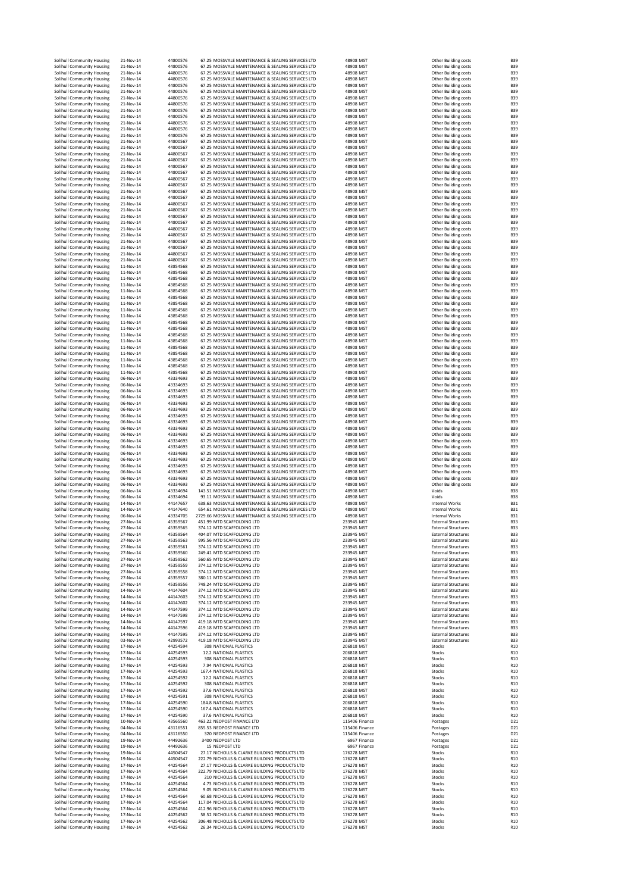| Solihull Community Housing | 21-Nov-14 | 44800576 | 67.25 | MOSSVALE MAINTENANCE & SEALING SERVICES LTD | 48908 | MST | Other Building costs | B39 |
|---|---|---|---|---|---|---|---|---|
| Solihull Community Housing | 21-Nov-14 | 44800576 | 67.25 | MOSSVALE MAINTENANCE & SEALING SERVICES LTD | 48908 | MST | Other Building costs | B39 |
| Solihull Community Housing | 21-Nov-14 | 44800576 | 67.25 | MOSSVALE MAINTENANCE & SEALING SERVICES LTD | 48908 | MST | Other Building costs | B39 |
| Solihull Community Housing | 21-Nov-14 | 44800576 | 67.25 | MOSSVALE MAINTENANCE & SEALING SERVICES LTD | 48908 | MST | Other Building costs | B39 |
| Solihull Community Housing | 21-Nov-14 | 44800576 | 67.25 | MOSSVALE MAINTENANCE & SEALING SERVICES LTD | 48908 | MST | Other Building costs | B39 |
| Solihull Community Housing | 21-Nov-14 | 44800576 | 67.25 | MOSSVALE MAINTENANCE & SEALING SERVICES LTD | 48908 | MST | Other Building costs | B39 |
| Solihull Community Housing | 21-Nov-14 | 44800576 | 67.25 | MOSSVALE MAINTENANCE & SEALING SERVICES LTD | 48908 | MST | Other Building costs | B39 |
| Solihull Community Housing | 21-Nov-14 | 44800576 | 67.25 | MOSSVALE MAINTENANCE & SEALING SERVICES LTD | 48908 | MST | Other Building costs | B39 |
| Solihull Community Housing | 21-Nov-14 | 44800576 | 67.25 | MOSSVALE MAINTENANCE & SEALING SERVICES LTD | 48908 | MST | Other Building costs | B39 |
| Solihull Community Housing | 21-Nov-14 | 44800576 | 67.25 | MOSSVALE MAINTENANCE & SEALING SERVICES LTD | 48908 | MST | Other Building costs | B39 |
| Solihull Community Housing | 21-Nov-14 | 44800576 | 67.25 | MOSSVALE MAINTENANCE & SEALING SERVICES LTD | 48908 | MST | Other Building costs | B39 |
| Solihull Community Housing | 21-Nov-14 | 44800576 | 67.25 | MOSSVALE MAINTENANCE & SEALING SERVICES LTD | 48908 | MST | Other Building costs | B39 |
| Solihull Community Housing | 21-Nov-14 | 44800576 | 67.25 | MOSSVALE MAINTENANCE & SEALING SERVICES LTD | 48908 | MST | Other Building costs | B39 |
| Solihull Community Housing | 21-Nov-14 | 44800567 | 67.25 | MOSSVALE MAINTENANCE & SEALING SERVICES LTD | 48908 | MST | Other Building costs | B39 |
| Solihull Community Housing | 21-Nov-14 | 44800567 | 67.25 | MOSSVALE MAINTENANCE & SEALING SERVICES LTD | 48908 | MST | Other Building costs | B39 |
| Solihull Community Housing | 21-Nov-14 | 44800567 | 67.25 | MOSSVALE MAINTENANCE & SEALING SERVICES LTD | 48908 | MST | Other Building costs | B39 |
| Solihull Community Housing | 21-Nov-14 | 44800567 | 67.25 | MOSSVALE MAINTENANCE & SEALING SERVICES LTD | 48908 | MST | Other Building costs | B39 |
| Solihull Community Housing | 21-Nov-14 | 44800567 | 67.25 | MOSSVALE MAINTENANCE & SEALING SERVICES LTD | 48908 | MST | Other Building costs | B39 |
| Solihull Community Housing | 21-Nov-14 | 44800567 | 67.25 | MOSSVALE MAINTENANCE & SEALING SERVICES LTD | 48908 | MST | Other Building costs | B39 |
| Solihull Community Housing | 21-Nov-14 | 44800567 | 67.25 | MOSSVALE MAINTENANCE & SEALING SERVICES LTD | 48908 | MST | Other Building costs | B39 |
| Solihull Community Housing | 21-Nov-14 | 44800567 | 67.25 | MOSSVALE MAINTENANCE & SEALING SERVICES LTD | 48908 | MST | Other Building costs | B39 |
| Solihull Community Housing | 21-Nov-14 | 44800567 | 67.25 | MOSSVALE MAINTENANCE & SEALING SERVICES LTD | 48908 | MST | Other Building costs | B39 |
| Solihull Community Housing | 21-Nov-14 | 44800567 | 67.25 | MOSSVALE MAINTENANCE & SEALING SERVICES LTD | 48908 | MST | Other Building costs | B39 |
| Solihull Community Housing | 21-Nov-14 | 44800567 | 67.25 | MOSSVALE MAINTENANCE & SEALING SERVICES LTD | 48908 | MST | Other Building costs | B39 |
| Solihull Community Housing | 21-Nov-14 | 44800567 | 67.25 | MOSSVALE MAINTENANCE & SEALING SERVICES LTD | 48908 | MST | Other Building costs | B39 |
| Solihull Community Housing | 21-Nov-14 | 44800567 | 67.25 | MOSSVALE MAINTENANCE & SEALING SERVICES LTD | 48908 | MST | Other Building costs | B39 |
| Solihull Community Housing | 21-Nov-14 | 44800567 | 67.25 | MOSSVALE MAINTENANCE & SEALING SERVICES LTD | 48908 | MST | Other Building costs | B39 |
| Solihull Community Housing | 21-Nov-14 | 44800567 | 67.25 | MOSSVALE MAINTENANCE & SEALING SERVICES LTD | 48908 | MST | Other Building costs | B39 |
| Solihull Community Housing | 21-Nov-14 | 44800567 | 67.25 | MOSSVALE MAINTENANCE & SEALING SERVICES LTD | 48908 | MST | Other Building costs | B39 |
| Solihull Community Housing | 21-Nov-14 | 44800567 | 67.25 | MOSSVALE MAINTENANCE & SEALING SERVICES LTD | 48908 | MST | Other Building costs | B39 |
| Solihull Community Housing | 21-Nov-14 | 44800567 | 67.25 | MOSSVALE MAINTENANCE & SEALING SERVICES LTD | 48908 | MST | Other Building costs | B39 |
| Solihull Community Housing | 21-Nov-14 | 44800567 | 67.25 | MOSSVALE MAINTENANCE & SEALING SERVICES LTD | 48908 | MST | Other Building costs | B39 |
| Solihull Community Housing | 21-Nov-14 | 44800567 | 67.25 | MOSSVALE MAINTENANCE & SEALING SERVICES LTD | 48908 | MST | Other Building costs | B39 |
| Solihull Community Housing | 11-Nov-14 | 43854568 | 67.25 | MOSSVALE MAINTENANCE & SEALING SERVICES LTD | 48908 | MST | Other Building costs | B39 |
| Solihull Community Housing | 11-Nov-14 | 43854568 | 67.25 | MOSSVALE MAINTENANCE & SEALING SERVICES LTD | 48908 | MST | Other Building costs | B39 |
| Solihull Community Housing | 11-Nov-14 | 43854568 | 67.25 | MOSSVALE MAINTENANCE & SEALING SERVICES LTD | 48908 | MST | Other Building costs | B39 |
| Solihull Community Housing | 11-Nov-14 | 43854568 | 67.25 | MOSSVALE MAINTENANCE & SEALING SERVICES LTD | 48908 | MST | Other Building costs | B39 |
| Solihull Community Housing | 11-Nov-14 | 43854568 | 67.25 | MOSSVALE MAINTENANCE & SEALING SERVICES LTD | 48908 | MST | Other Building costs | B39 |
| Solihull Community Housing | 11-Nov-14 | 43854568 | 67.25 | MOSSVALE MAINTENANCE & SEALING SERVICES LTD | 48908 | MST | Other Building costs | B39 |
| Solihull Community Housing | 11-Nov-14 | 43854568 | 67.25 | MOSSVALE MAINTENANCE & SEALING SERVICES LTD | 48908 | MST | Other Building costs | B39 |
| Solihull Community Housing | 11-Nov-14 | 43854568 | 67.25 | MOSSVALE MAINTENANCE & SEALING SERVICES LTD | 48908 | MST | Other Building costs | B39 |
| Solihull Community Housing | 11-Nov-14 | 43854568 | 67.25 | MOSSVALE MAINTENANCE & SEALING SERVICES LTD | 48908 | MST | Other Building costs | B39 |
| Solihull Community Housing | 11-Nov-14 | 43854568 | 67.25 | MOSSVALE MAINTENANCE & SEALING SERVICES LTD | 48908 | MST | Other Building costs | B39 |
| Solihull Community Housing | 11-Nov-14 | 43854568 | 67.25 | MOSSVALE MAINTENANCE & SEALING SERVICES LTD | 48908 | MST | Other Building costs | B39 |
| Solihull Community Housing | 11-Nov-14 | 43854568 | 67.25 | MOSSVALE MAINTENANCE & SEALING SERVICES LTD | 48908 | MST | Other Building costs | B39 |
| Solihull Community Housing | 11-Nov-14 | 43854568 | 67.25 | MOSSVALE MAINTENANCE & SEALING SERVICES LTD | 48908 | MST | Other Building costs | B39 |
| Solihull Community Housing | 11-Nov-14 | 43854568 | 67.25 | MOSSVALE MAINTENANCE & SEALING SERVICES LTD | 48908 | MST | Other Building costs | B39 |
| Solihull Community Housing | 11-Nov-14 | 43854568 | 67.25 | MOSSVALE MAINTENANCE & SEALING SERVICES LTD | 48908 | MST | Other Building costs | B39 |
| Solihull Community Housing | 11-Nov-14 | 43854568 | 67.25 | MOSSVALE MAINTENANCE & SEALING SERVICES LTD | 48908 | MST | Other Building costs | B39 |
| Solihull Community Housing | 11-Nov-14 | 43854568 | 67.25 | MOSSVALE MAINTENANCE & SEALING SERVICES LTD | 48908 | MST | Other Building costs | B39 |
| Solihull Community Housing | 11-Nov-14 | 43854568 | 67.25 | MOSSVALE MAINTENANCE & SEALING SERVICES LTD | 48908 | MST | Other Building costs | B39 |
| Solihull Community Housing | 11-Nov-14 | 43854568 | 67.25 | MOSSVALE MAINTENANCE & SEALING SERVICES LTD | 48908 | MST | Other Building costs | B39 |
| Solihull Community Housing | 11-Nov-14 | 43854568 | 67.25 | MOSSVALE MAINTENANCE & SEALING SERVICES LTD | 48908 | MST | Other Building costs | B39 |
| Solihull Community Housing | 06-Nov-14 | 43334693 | 67.25 | MOSSVALE MAINTENANCE & SEALING SERVICES LTD | 48908 | MST | Other Building costs | B39 |
| Solihull Community Housing | 06-Nov-14 | 43334693 | 67.25 | MOSSVALE MAINTENANCE & SEALING SERVICES LTD | 48908 | MST | Other Building costs | B39 |
| Solihull Community Housing | 06-Nov-14 | 43334693 | 67.25 | MOSSVALE MAINTENANCE & SEALING SERVICES LTD | 48908 | MST | Other Building costs | B39 |
| Solihull Community Housing | 06-Nov-14 | 43334693 | 67.25 | MOSSVALE MAINTENANCE & SEALING SERVICES LTD | 48908 | MST | Other Building costs | B39 |
| Solihull Community Housing | 06-Nov-14 | 43334693 | 67.25 | MOSSVALE MAINTENANCE & SEALING SERVICES LTD | 48908 | MST | Other Building costs | B39 |
| Solihull Community Housing | 06-Nov-14 | 43334693 | 67.25 | MOSSVALE MAINTENANCE & SEALING SERVICES LTD | 48908 | MST | Other Building costs | B39 |
| Solihull Community Housing | 06-Nov-14 | 43334693 | 67.25 | MOSSVALE MAINTENANCE & SEALING SERVICES LTD | 48908 | MST | Other Building costs | B39 |
| Solihull Community Housing | 06-Nov-14 | 43334693 | 67.25 | MOSSVALE MAINTENANCE & SEALING SERVICES LTD | 48908 | MST | Other Building costs | B39 |
| Solihull Community Housing | 06-Nov-14 | 43334693 | 67.25 | MOSSVALE MAINTENANCE & SEALING SERVICES LTD | 48908 | MST | Other Building costs | B39 |
| Solihull Community Housing | 06-Nov-14 | 43334693 | 67.25 | MOSSVALE MAINTENANCE & SEALING SERVICES LTD | 48908 | MST | Other Building costs | B39 |
| Solihull Community Housing | 06-Nov-14 | 43334693 | 67.25 | MOSSVALE MAINTENANCE & SEALING SERVICES LTD | 48908 | MST | Other Building costs | B39 |
| Solihull Community Housing | 06-Nov-14 | 43334693 | 67.25 | MOSSVALE MAINTENANCE & SEALING SERVICES LTD | 48908 | MST | Other Building costs | B39 |
| Solihull Community Housing | 06-Nov-14 | 43334693 | 67.25 | MOSSVALE MAINTENANCE & SEALING SERVICES LTD | 48908 | MST | Other Building costs | B39 |
| Solihull Community Housing | 06-Nov-14 | 43334693 | 67.25 | MOSSVALE MAINTENANCE & SEALING SERVICES LTD | 48908 | MST | Other Building costs | B39 |
| Solihull Community Housing | 06-Nov-14 | 43334693 | 67.25 | MOSSVALE MAINTENANCE & SEALING SERVICES LTD | 48908 | MST | Other Building costs | B39 |
| Solihull Community Housing | 06-Nov-14 | 43334693 | 67.25 | MOSSVALE MAINTENANCE & SEALING SERVICES LTD | 48908 | MST | Other Building costs | B39 |
| Solihull Community Housing | 06-Nov-14 | 43334693 | 67.25 | MOSSVALE MAINTENANCE & SEALING SERVICES LTD | 48908 | MST | Other Building costs | B39 |
| Solihull Community Housing | 06-Nov-14 | 43334693 | 67.25 | MOSSVALE MAINTENANCE & SEALING SERVICES LTD | 48908 | MST | Other Building costs | B39 |
| Solihull Community Housing | 06-Nov-14 | 43334693 | 67.25 | MOSSVALE MAINTENANCE & SEALING SERVICES LTD | 48908 | MST | Other Building costs | B39 |
| Solihull Community Housing | 06-Nov-14 | 43334693 | 67.25 | MOSSVALE MAINTENANCE & SEALING SERVICES LTD | 48908 | MST | Other Building costs | B39 |
| Solihull Community Housing | 06-Nov-14 | 43334693 | 67.25 | MOSSVALE MAINTENANCE & SEALING SERVICES LTD | 48908 | MST | Other Building costs | B39 |
| Solihull Community Housing | 06-Nov-14 | 43334694 | 143.51 | MOSSVALE MAINTENANCE & SEALING SERVICES LTD | 48908 | MST | Voids | B38 |
| Solihull Community Housing | 06-Nov-14 | 43334694 | 93.11 | MOSSVALE MAINTENANCE & SEALING SERVICES LTD | 48908 | MST | Voids | B38 |
| Solihull Community Housing | 14-Nov-14 | 44147657 | 638.63 | MOSSVALE MAINTENANCE & SEALING SERVICES LTD | 48908 | MST | Internal Works | B31 |
| Solihull Community Housing | 14-Nov-14 | 44147640 | 654.61 | MOSSVALE MAINTENANCE & SEALING SERVICES LTD | 48908 | MST | Internal Works | B31 |
| Solihull Community Housing | 06-Nov-14 | 43334705 | 2729.66 | MOSSVALE MAINTENANCE & SEALING SERVICES LTD | 48908 | MST | Internal Works | B31 |
| Solihull Community Housing | 27-Nov-14 | 45359567 | 451.99 | MTD SCAFFOLDING LTD | 233945 | MST | External Structures | B33 |
| Solihull Community Housing | 27-Nov-14 | 45359565 | 374.12 | MTD SCAFFOLDING LTD | 233945 | MST | External Structures | B33 |
| Solihull Community Housing | 27-Nov-14 | 45359564 | 404.07 | MTD SCAFFOLDING LTD | 233945 | MST | External Structures | B33 |
| Solihull Community Housing | 27-Nov-14 | 45359563 | 995.56 | MTD SCAFFOLDING LTD | 233945 | MST | External Structures | B33 |
| Solihull Community Housing | 27-Nov-14 | 45359561 | 374.12 | MTD SCAFFOLDING LTD | 233945 | MST | External Structures | B33 |
| Solihull Community Housing | 27-Nov-14 | 45359560 | 249.41 | MTD SCAFFOLDING LTD | 233945 | MST | External Structures | B33 |
| Solihull Community Housing | 27-Nov-14 | 45359562 | 560.65 | MTD SCAFFOLDING LTD | 233945 | MST | External Structures | B33 |
| Solihull Community Housing | 27-Nov-14 | 45359559 | 374.12 | MTD SCAFFOLDING LTD | 233945 | MST | External Structures | B33 |
| Solihull Community Housing | 27-Nov-14 | 45359558 | 374.12 | MTD SCAFFOLDING LTD | 233945 | MST | External Structures | B33 |
| Solihull Community Housing | 27-Nov-14 | 45359557 | 380.11 | MTD SCAFFOLDING LTD | 233945 | MST | External Structures | B33 |
| Solihull Community Housing | 27-Nov-14 | 45359556 | 748.24 | MTD SCAFFOLDING LTD | 233945 | MST | External Structures | B33 |
| Solihull Community Housing | 14-Nov-14 | 44147604 | 374.12 | MTD SCAFFOLDING LTD | 233945 | MST | External Structures | B33 |
| Solihull Community Housing | 14-Nov-14 | 44147603 | 374.12 | MTD SCAFFOLDING LTD | 233945 | MST | External Structures | B33 |
| Solihull Community Housing | 14-Nov-14 | 44147602 | 374.12 | MTD SCAFFOLDING LTD | 233945 | MST | External Structures | B33 |
| Solihull Community Housing | 14-Nov-14 | 44147599 | 374.12 | MTD SCAFFOLDING LTD | 233945 | MST | External Structures | B33 |
| Solihull Community Housing | 14-Nov-14 | 44147598 | 374.12 | MTD SCAFFOLDING LTD | 233945 | MST | External Structures | B33 |
| Solihull Community Housing | 14-Nov-14 | 44147597 | 419.18 | MTD SCAFFOLDING LTD | 233945 | MST | External Structures | B33 |
| Solihull Community Housing | 14-Nov-14 | 44147596 | 419.18 | MTD SCAFFOLDING LTD | 233945 | MST | External Structures | B33 |
| Solihull Community Housing | 14-Nov-14 | 44147595 | 374.12 | MTD SCAFFOLDING LTD | 233945 | MST | External Structures | B33 |
| Solihull Community Housing | 03-Nov-14 | 42993572 | 419.18 | MTD SCAFFOLDING LTD | 233945 | MST | External Structures | B33 |
| Solihull Community Housing | 17-Nov-14 | 44254594 | 308 | NATIONAL PLASTICS | 206818 | MST | Stocks | R10 |
| Solihull Community Housing | 17-Nov-14 | 44254593 | 12.2 | NATIONAL PLASTICS | 206818 | MST | Stocks | R10 |
| Solihull Community Housing | 17-Nov-14 | 44254593 | 308 | NATIONAL PLASTICS | 206818 | MST | Stocks | R10 |
| Solihull Community Housing | 17-Nov-14 | 44254593 | 7.94 | NATIONAL PLASTICS | 206818 | MST | Stocks | R10 |
| Solihull Community Housing | 17-Nov-14 | 44254593 | 167.4 | NATIONAL PLASTICS | 206818 | MST | Stocks | R10 |
| Solihull Community Housing | 17-Nov-14 | 44254592 | 12.2 | NATIONAL PLASTICS | 206818 | MST | Stocks | R10 |
| Solihull Community Housing | 17-Nov-14 | 44254592 | 308 | NATIONAL PLASTICS | 206818 | MST | Stocks | R10 |
| Solihull Community Housing | 17-Nov-14 | 44254592 | 37.6 | NATIONAL PLASTICS | 206818 | MST | Stocks | R10 |
| Solihull Community Housing | 17-Nov-14 | 44254591 | 308 | NATIONAL PLASTICS | 206818 | MST | Stocks | R10 |
| Solihull Community Housing | 17-Nov-14 | 44254590 | 184.8 | NATIONAL PLASTICS | 206818 | MST | Stocks | R10 |
| Solihull Community Housing | 17-Nov-14 | 44254590 | 167.4 | NATIONAL PLASTICS | 206818 | MST | Stocks | R10 |
| Solihull Community Housing | 17-Nov-14 | 44254590 | 37.6 | NATIONAL PLASTICS | 206818 | MST | Stocks | R10 |
| Solihull Community Housing | 10-Nov-14 | 43565560 | 463.22 | NEOPOST FINANCE LTD | 115406 | Finance | Postages | D21 |
| Solihull Community Housing | 04-Nov-14 | 43116551 | 855.53 | NEOPOST FINANCE LTD | 115406 | Finance | Postages | D21 |
| Solihull Community Housing | 04-Nov-14 | 43116550 | 320 | NEOPOST FINANCE LTD | 115406 | Finance | Postages | D21 |
| Solihull Community Housing | 19-Nov-14 | 44492636 | 3400 | NEOPOST LTD | 6967 | Finance | Postages | D21 |
| Solihull Community Housing | 19-Nov-14 | 44492636 | 15 | NEOPOST LTD | 6967 | Finance | Postages | D21 |
| Solihull Community Housing | 19-Nov-14 | 44504547 | 27.17 | NICHOLLS & CLARKE BUILDING PRODUCTS LTD | 176278 | MST | Stocks | R10 |
| Solihull Community Housing | 19-Nov-14 | 44504547 | 222.79 | NICHOLLS & CLARKE BUILDING PRODUCTS LTD | 176278 | MST | Stocks | R10 |
| Solihull Community Housing | 17-Nov-14 | 44254564 | 27.17 | NICHOLLS & CLARKE BUILDING PRODUCTS LTD | 176278 | MST | Stocks | R10 |
| Solihull Community Housing | 17-Nov-14 | 44254564 | 222.79 | NICHOLLS & CLARKE BUILDING PRODUCTS LTD | 176278 | MST | Stocks | R10 |
| Solihull Community Housing | 17-Nov-14 | 44254564 | 210 | NICHOLLS & CLARKE BUILDING PRODUCTS LTD | 176278 | MST | Stocks | R10 |
| Solihull Community Housing | 17-Nov-14 | 44254564 | 4.73 | NICHOLLS & CLARKE BUILDING PRODUCTS LTD | 176278 | MST | Stocks | R10 |
| Solihull Community Housing | 17-Nov-14 | 44254564 | 9.05 | NICHOLLS & CLARKE BUILDING PRODUCTS LTD | 176278 | MST | Stocks | R10 |
| Solihull Community Housing | 17-Nov-14 | 44254564 | 60.68 | NICHOLLS & CLARKE BUILDING PRODUCTS LTD | 176278 | MST | Stocks | R10 |
| Solihull Community Housing | 17-Nov-14 | 44254564 | 117.04 | NICHOLLS & CLARKE BUILDING PRODUCTS LTD | 176278 | MST | Stocks | R10 |
| Solihull Community Housing | 17-Nov-14 | 44254564 | 412.96 | NICHOLLS & CLARKE BUILDING PRODUCTS LTD | 176278 | MST | Stocks | R10 |
| Solihull Community Housing | 17-Nov-14 | 44254562 | 58.52 | NICHOLLS & CLARKE BUILDING PRODUCTS LTD | 176278 | MST | Stocks | R10 |
| Solihull Community Housing | 17-Nov-14 | 44254562 | 206.48 | NICHOLLS & CLARKE BUILDING PRODUCTS LTD | 176278 | MST | Stocks | R10 |
| Solihull Community Housing | 17-Nov-14 | 44254562 | 26.34 | NICHOLLS & CLARKE BUILDING PRODUCTS LTD | 176278 | MST | Stocks | R10 |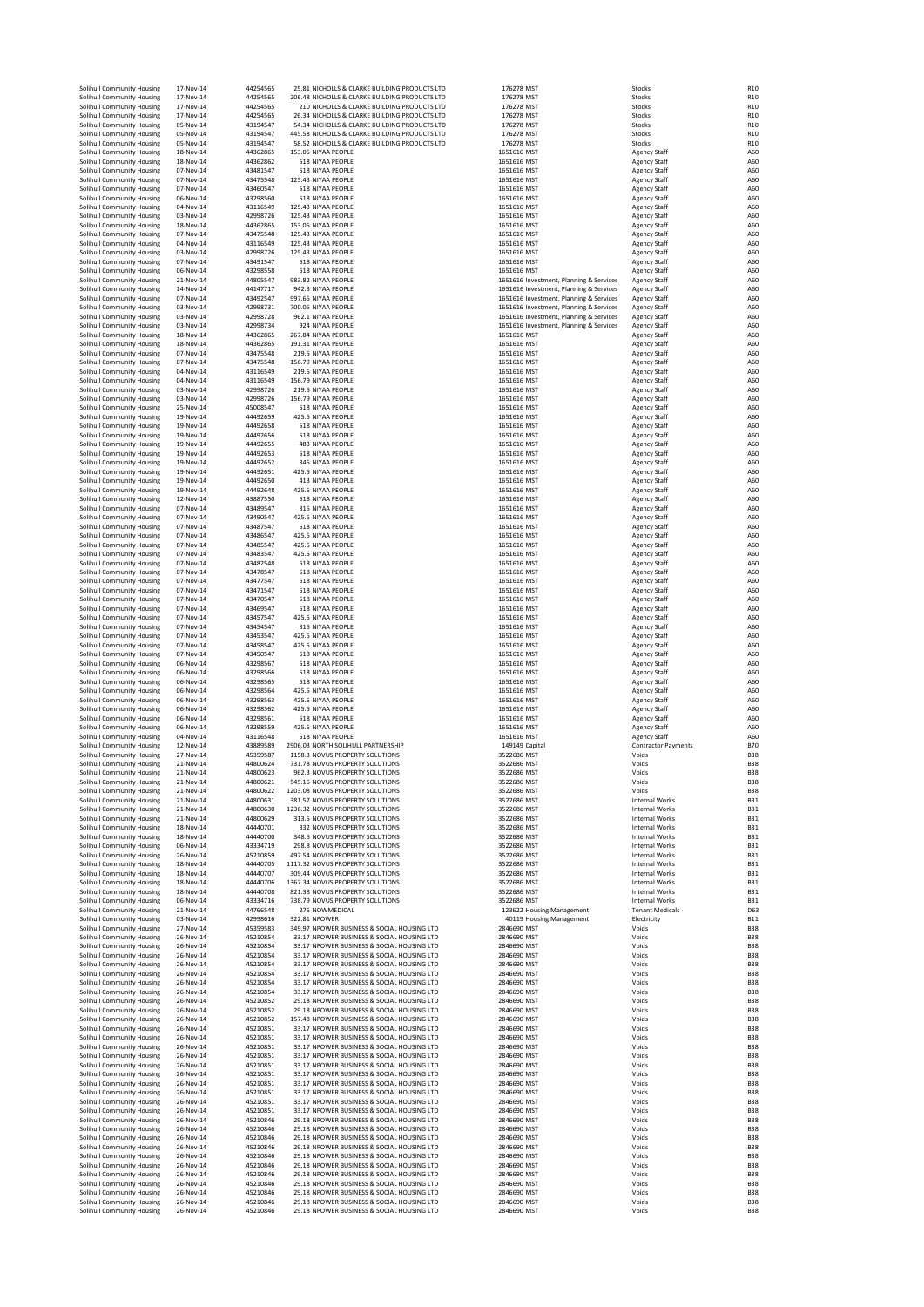| | | | | | | | |
|---|---|---|---|---|---|---|---|
| Solihull Community Housing | 17-Nov-14 | 44254565 | 25.81 | NICHOLLS & CLARKE BUILDING PRODUCTS LTD | 176278 MST | Stocks | R10 |
| Solihull Community Housing | 17-Nov-14 | 44254565 | 206.48 | NICHOLLS & CLARKE BUILDING PRODUCTS LTD | 176278 MST | Stocks | R10 |
| Solihull Community Housing | 17-Nov-14 | 44254565 | 210 | NICHOLLS & CLARKE BUILDING PRODUCTS LTD | 176278 MST | Stocks | R10 |
| Solihull Community Housing | 17-Nov-14 | 44254565 | 26.34 | NICHOLLS & CLARKE BUILDING PRODUCTS LTD | 176278 MST | Stocks | R10 |
| Solihull Community Housing | 05-Nov-14 | 43194547 | 54.34 | NICHOLLS & CLARKE BUILDING PRODUCTS LTD | 176278 MST | Stocks | R10 |
| Solihull Community Housing | 05-Nov-14 | 43194547 | 445.58 | NICHOLLS & CLARKE BUILDING PRODUCTS LTD | 176278 MST | Stocks | R10 |
| Solihull Community Housing | 05-Nov-14 | 43194547 | 58.52 | NICHOLLS & CLARKE BUILDING PRODUCTS LTD | 176278 MST | Stocks | R10 |
| Solihull Community Housing | 18-Nov-14 | 44362865 | 153.05 | NIYAA PEOPLE | 1651616 MST | Agency Staff | A60 |
| Solihull Community Housing | 18-Nov-14 | 44362862 | 518 | NIYAA PEOPLE | 1651616 MST | Agency Staff | A60 |
| Solihull Community Housing | 07-Nov-14 | 43481547 | 518 | NIYAA PEOPLE | 1651616 MST | Agency Staff | A60 |
| Solihull Community Housing | 07-Nov-14 | 43475548 | 125.43 | NIYAA PEOPLE | 1651616 MST | Agency Staff | A60 |
| Solihull Community Housing | 07-Nov-14 | 43460547 | 518 | NIYAA PEOPLE | 1651616 MST | Agency Staff | A60 |
| Solihull Community Housing | 06-Nov-14 | 43298560 | 518 | NIYAA PEOPLE | 1651616 MST | Agency Staff | A60 |
| Solihull Community Housing | 04-Nov-14 | 43116549 | 125.43 | NIYAA PEOPLE | 1651616 MST | Agency Staff | A60 |
| Solihull Community Housing | 03-Nov-14 | 42998726 | 125.43 | NIYAA PEOPLE | 1651616 MST | Agency Staff | A60 |
| Solihull Community Housing | 18-Nov-14 | 44362865 | 153.05 | NIYAA PEOPLE | 1651616 MST | Agency Staff | A60 |
| Solihull Community Housing | 07-Nov-14 | 43475548 | 125.43 | NIYAA PEOPLE | 1651616 MST | Agency Staff | A60 |
| Solihull Community Housing | 04-Nov-14 | 43116549 | 125.43 | NIYAA PEOPLE | 1651616 MST | Agency Staff | A60 |
| Solihull Community Housing | 03-Nov-14 | 42998726 | 125.43 | NIYAA PEOPLE | 1651616 MST | Agency Staff | A60 |
| Solihull Community Housing | 07-Nov-14 | 43491547 | 518 | NIYAA PEOPLE | 1651616 MST | Agency Staff | A60 |
| Solihull Community Housing | 06-Nov-14 | 43298558 | 518 | NIYAA PEOPLE | 1651616 MST | Agency Staff | A60 |
| Solihull Community Housing | 21-Nov-14 | 44805547 | 983.82 | NIYAA PEOPLE | 1651616 Investment, Planning & Services | Agency Staff | A60 |
| Solihull Community Housing | 14-Nov-14 | 44147717 | 942.3 | NIYAA PEOPLE | 1651616 Investment, Planning & Services | Agency Staff | A60 |
| Solihull Community Housing | 07-Nov-14 | 43492547 | 997.65 | NIYAA PEOPLE | 1651616 Investment, Planning & Services | Agency Staff | A60 |
| Solihull Community Housing | 03-Nov-14 | 42998731 | 700.05 | NIYAA PEOPLE | 1651616 Investment, Planning & Services | Agency Staff | A60 |
| Solihull Community Housing | 03-Nov-14 | 42998728 | 962.1 | NIYAA PEOPLE | 1651616 Investment, Planning & Services | Agency Staff | A60 |
| Solihull Community Housing | 03-Nov-14 | 42998734 | 924 | NIYAA PEOPLE | 1651616 Investment, Planning & Services | Agency Staff | A60 |
| Solihull Community Housing | 18-Nov-14 | 44362865 | 267.84 | NIYAA PEOPLE | 1651616 MST | Agency Staff | A60 |
| Solihull Community Housing | 18-Nov-14 | 44362865 | 191.31 | NIYAA PEOPLE | 1651616 MST | Agency Staff | A60 |
| Solihull Community Housing | 07-Nov-14 | 43475548 | 219.5 | NIYAA PEOPLE | 1651616 MST | Agency Staff | A60 |
| Solihull Community Housing | 07-Nov-14 | 43475548 | 156.79 | NIYAA PEOPLE | 1651616 MST | Agency Staff | A60 |
| Solihull Community Housing | 04-Nov-14 | 43116549 | 219.5 | NIYAA PEOPLE | 1651616 MST | Agency Staff | A60 |
| Solihull Community Housing | 04-Nov-14 | 43116549 | 156.79 | NIYAA PEOPLE | 1651616 MST | Agency Staff | A60 |
| Solihull Community Housing | 03-Nov-14 | 42998726 | 219.5 | NIYAA PEOPLE | 1651616 MST | Agency Staff | A60 |
| Solihull Community Housing | 03-Nov-14 | 42998726 | 156.79 | NIYAA PEOPLE | 1651616 MST | Agency Staff | A60 |
| Solihull Community Housing | 25-Nov-14 | 45008547 | 518 | NIYAA PEOPLE | 1651616 MST | Agency Staff | A60 |
| Solihull Community Housing | 19-Nov-14 | 44492659 | 425.5 | NIYAA PEOPLE | 1651616 MST | Agency Staff | A60 |
| Solihull Community Housing | 19-Nov-14 | 44492658 | 518 | NIYAA PEOPLE | 1651616 MST | Agency Staff | A60 |
| Solihull Community Housing | 19-Nov-14 | 44492656 | 518 | NIYAA PEOPLE | 1651616 MST | Agency Staff | A60 |
| Solihull Community Housing | 19-Nov-14 | 44492655 | 483 | NIYAA PEOPLE | 1651616 MST | Agency Staff | A60 |
| Solihull Community Housing | 19-Nov-14 | 44492653 | 518 | NIYAA PEOPLE | 1651616 MST | Agency Staff | A60 |
| Solihull Community Housing | 19-Nov-14 | 44492652 | 345 | NIYAA PEOPLE | 1651616 MST | Agency Staff | A60 |
| Solihull Community Housing | 19-Nov-14 | 44492651 | 425.5 | NIYAA PEOPLE | 1651616 MST | Agency Staff | A60 |
| Solihull Community Housing | 19-Nov-14 | 44492650 | 413 | NIYAA PEOPLE | 1651616 MST | Agency Staff | A60 |
| Solihull Community Housing | 19-Nov-14 | 44492648 | 425.5 | NIYAA PEOPLE | 1651616 MST | Agency Staff | A60 |
| Solihull Community Housing | 12-Nov-14 | 43887550 | 518 | NIYAA PEOPLE | 1651616 MST | Agency Staff | A60 |
| Solihull Community Housing | 07-Nov-14 | 43489547 | 315 | NIYAA PEOPLE | 1651616 MST | Agency Staff | A60 |
| Solihull Community Housing | 07-Nov-14 | 43490547 | 425.5 | NIYAA PEOPLE | 1651616 MST | Agency Staff | A60 |
| Solihull Community Housing | 07-Nov-14 | 43487547 | 518 | NIYAA PEOPLE | 1651616 MST | Agency Staff | A60 |
| Solihull Community Housing | 07-Nov-14 | 43486547 | 425.5 | NIYAA PEOPLE | 1651616 MST | Agency Staff | A60 |
| Solihull Community Housing | 07-Nov-14 | 43485547 | 425.5 | NIYAA PEOPLE | 1651616 MST | Agency Staff | A60 |
| Solihull Community Housing | 07-Nov-14 | 43483547 | 425.5 | NIYAA PEOPLE | 1651616 MST | Agency Staff | A60 |
| Solihull Community Housing | 07-Nov-14 | 43482548 | 518 | NIYAA PEOPLE | 1651616 MST | Agency Staff | A60 |
| Solihull Community Housing | 07-Nov-14 | 43478547 | 518 | NIYAA PEOPLE | 1651616 MST | Agency Staff | A60 |
| Solihull Community Housing | 07-Nov-14 | 43477547 | 518 | NIYAA PEOPLE | 1651616 MST | Agency Staff | A60 |
| Solihull Community Housing | 07-Nov-14 | 43471547 | 518 | NIYAA PEOPLE | 1651616 MST | Agency Staff | A60 |
| Solihull Community Housing | 07-Nov-14 | 43470547 | 518 | NIYAA PEOPLE | 1651616 MST | Agency Staff | A60 |
| Solihull Community Housing | 07-Nov-14 | 43469547 | 518 | NIYAA PEOPLE | 1651616 MST | Agency Staff | A60 |
| Solihull Community Housing | 07-Nov-14 | 43457547 | 425.5 | NIYAA PEOPLE | 1651616 MST | Agency Staff | A60 |
| Solihull Community Housing | 07-Nov-14 | 43454547 | 315 | NIYAA PEOPLE | 1651616 MST | Agency Staff | A60 |
| Solihull Community Housing | 07-Nov-14 | 43453547 | 425.5 | NIYAA PEOPLE | 1651616 MST | Agency Staff | A60 |
| Solihull Community Housing | 07-Nov-14 | 43458547 | 425.5 | NIYAA PEOPLE | 1651616 MST | Agency Staff | A60 |
| Solihull Community Housing | 07-Nov-14 | 43450547 | 518 | NIYAA PEOPLE | 1651616 MST | Agency Staff | A60 |
| Solihull Community Housing | 06-Nov-14 | 43298567 | 518 | NIYAA PEOPLE | 1651616 MST | Agency Staff | A60 |
| Solihull Community Housing | 06-Nov-14 | 43298566 | 518 | NIYAA PEOPLE | 1651616 MST | Agency Staff | A60 |
| Solihull Community Housing | 06-Nov-14 | 43298565 | 518 | NIYAA PEOPLE | 1651616 MST | Agency Staff | A60 |
| Solihull Community Housing | 06-Nov-14 | 43298564 | 425.5 | NIYAA PEOPLE | 1651616 MST | Agency Staff | A60 |
| Solihull Community Housing | 06-Nov-14 | 43298563 | 425.5 | NIYAA PEOPLE | 1651616 MST | Agency Staff | A60 |
| Solihull Community Housing | 06-Nov-14 | 43298562 | 425.5 | NIYAA PEOPLE | 1651616 MST | Agency Staff | A60 |
| Solihull Community Housing | 06-Nov-14 | 43298561 | 518 | NIYAA PEOPLE | 1651616 MST | Agency Staff | A60 |
| Solihull Community Housing | 06-Nov-14 | 43298559 | 425.5 | NIYAA PEOPLE | 1651616 MST | Agency Staff | A60 |
| Solihull Community Housing | 04-Nov-14 | 43116548 | 518 | NIYAA PEOPLE | 1651616 MST | Agency Staff | A60 |
| Solihull Community Housing | 12-Nov-14 | 43889589 | 2906.03 | NORTH SOLIHULL PARTNERSHIP | 149149 Capital | Contractor Payments | B70 |
| Solihull Community Housing | 27-Nov-14 | 45359587 | 1158.3 | NOVUS PROPERTY SOLUTIONS | 3522686 MST | Voids | B38 |
| Solihull Community Housing | 21-Nov-14 | 44800624 | 731.78 | NOVUS PROPERTY SOLUTIONS | 3522686 MST | Voids | B38 |
| Solihull Community Housing | 21-Nov-14 | 44800623 | 962.3 | NOVUS PROPERTY SOLUTIONS | 3522686 MST | Voids | B38 |
| Solihull Community Housing | 21-Nov-14 | 44800621 | 545.16 | NOVUS PROPERTY SOLUTIONS | 3522686 MST | Voids | B38 |
| Solihull Community Housing | 21-Nov-14 | 44800622 | 1203.08 | NOVUS PROPERTY SOLUTIONS | 3522686 MST | Voids | B38 |
| Solihull Community Housing | 21-Nov-14 | 44800631 | 381.57 | NOVUS PROPERTY SOLUTIONS | 3522686 MST | Internal Works | B31 |
| Solihull Community Housing | 21-Nov-14 | 44800630 | 1236.32 | NOVUS PROPERTY SOLUTIONS | 3522686 MST | Internal Works | B31 |
| Solihull Community Housing | 21-Nov-14 | 44800629 | 313.5 | NOVUS PROPERTY SOLUTIONS | 3522686 MST | Internal Works | B31 |
| Solihull Community Housing | 18-Nov-14 | 44440701 | 332 | NOVUS PROPERTY SOLUTIONS | 3522686 MST | Internal Works | B31 |
| Solihull Community Housing | 18-Nov-14 | 44440700 | 348.6 | NOVUS PROPERTY SOLUTIONS | 3522686 MST | Internal Works | B31 |
| Solihull Community Housing | 06-Nov-14 | 43334719 | 298.8 | NOVUS PROPERTY SOLUTIONS | 3522686 MST | Internal Works | B31 |
| Solihull Community Housing | 26-Nov-14 | 45210859 | 497.54 | NOVUS PROPERTY SOLUTIONS | 3522686 MST | Internal Works | B31 |
| Solihull Community Housing | 18-Nov-14 | 44440705 | 1117.32 | NOVUS PROPERTY SOLUTIONS | 3522686 MST | Internal Works | B31 |
| Solihull Community Housing | 18-Nov-14 | 44440707 | 309.44 | NOVUS PROPERTY SOLUTIONS | 3522686 MST | Internal Works | B31 |
| Solihull Community Housing | 18-Nov-14 | 44440706 | 1367.34 | NOVUS PROPERTY SOLUTIONS | 3522686 MST | Internal Works | B31 |
| Solihull Community Housing | 18-Nov-14 | 44440708 | 821.38 | NOVUS PROPERTY SOLUTIONS | 3522686 MST | Internal Works | B31 |
| Solihull Community Housing | 06-Nov-14 | 43334716 | 738.79 | NOVUS PROPERTY SOLUTIONS | 3522686 MST | Internal Works | B31 |
| Solihull Community Housing | 21-Nov-14 | 44766548 | 275 | NOWMEDICAL | 123622 Housing Management | Tenant Medicals | D63 |
| Solihull Community Housing | 03-Nov-14 | 42998616 | 322.81 | NPOWER | 40119 Housing Management | Electricity | B11 |
| Solihull Community Housing | 27-Nov-14 | 45359583 | 349.97 | NPOWER BUSINESS & SOCIAL HOUSING LTD | 2846690 MST | Voids | B38 |
| Solihull Community Housing | 26-Nov-14 | 45210854 | 33.17 | NPOWER BUSINESS & SOCIAL HOUSING LTD | 2846690 MST | Voids | B38 |
| Solihull Community Housing | 26-Nov-14 | 45210854 | 33.17 | NPOWER BUSINESS & SOCIAL HOUSING LTD | 2846690 MST | Voids | B38 |
| Solihull Community Housing | 26-Nov-14 | 45210854 | 33.17 | NPOWER BUSINESS & SOCIAL HOUSING LTD | 2846690 MST | Voids | B38 |
| Solihull Community Housing | 26-Nov-14 | 45210854 | 33.17 | NPOWER BUSINESS & SOCIAL HOUSING LTD | 2846690 MST | Voids | B38 |
| Solihull Community Housing | 26-Nov-14 | 45210854 | 33.17 | NPOWER BUSINESS & SOCIAL HOUSING LTD | 2846690 MST | Voids | B38 |
| Solihull Community Housing | 26-Nov-14 | 45210854 | 33.17 | NPOWER BUSINESS & SOCIAL HOUSING LTD | 2846690 MST | Voids | B38 |
| Solihull Community Housing | 26-Nov-14 | 45210854 | 33.17 | NPOWER BUSINESS & SOCIAL HOUSING LTD | 2846690 MST | Voids | B38 |
| Solihull Community Housing | 26-Nov-14 | 45210852 | 29.18 | NPOWER BUSINESS & SOCIAL HOUSING LTD | 2846690 MST | Voids | B38 |
| Solihull Community Housing | 26-Nov-14 | 45210852 | 29.18 | NPOWER BUSINESS & SOCIAL HOUSING LTD | 2846690 MST | Voids | B38 |
| Solihull Community Housing | 26-Nov-14 | 45210852 | 157.48 | NPOWER BUSINESS & SOCIAL HOUSING LTD | 2846690 MST | Voids | B38 |
| Solihull Community Housing | 26-Nov-14 | 45210851 | 33.17 | NPOWER BUSINESS & SOCIAL HOUSING LTD | 2846690 MST | Voids | B38 |
| Solihull Community Housing | 26-Nov-14 | 45210851 | 33.17 | NPOWER BUSINESS & SOCIAL HOUSING LTD | 2846690 MST | Voids | B38 |
| Solihull Community Housing | 26-Nov-14 | 45210851 | 33.17 | NPOWER BUSINESS & SOCIAL HOUSING LTD | 2846690 MST | Voids | B38 |
| Solihull Community Housing | 26-Nov-14 | 45210851 | 33.17 | NPOWER BUSINESS & SOCIAL HOUSING LTD | 2846690 MST | Voids | B38 |
| Solihull Community Housing | 26-Nov-14 | 45210851 | 33.17 | NPOWER BUSINESS & SOCIAL HOUSING LTD | 2846690 MST | Voids | B38 |
| Solihull Community Housing | 26-Nov-14 | 45210851 | 33.17 | NPOWER BUSINESS & SOCIAL HOUSING LTD | 2846690 MST | Voids | B38 |
| Solihull Community Housing | 26-Nov-14 | 45210851 | 33.17 | NPOWER BUSINESS & SOCIAL HOUSING LTD | 2846690 MST | Voids | B38 |
| Solihull Community Housing | 26-Nov-14 | 45210851 | 33.17 | NPOWER BUSINESS & SOCIAL HOUSING LTD | 2846690 MST | Voids | B38 |
| Solihull Community Housing | 26-Nov-14 | 45210851 | 33.17 | NPOWER BUSINESS & SOCIAL HOUSING LTD | 2846690 MST | Voids | B38 |
| Solihull Community Housing | 26-Nov-14 | 45210851 | 33.17 | NPOWER BUSINESS & SOCIAL HOUSING LTD | 2846690 MST | Voids | B38 |
| Solihull Community Housing | 26-Nov-14 | 45210846 | 29.18 | NPOWER BUSINESS & SOCIAL HOUSING LTD | 2846690 MST | Voids | B38 |
| Solihull Community Housing | 26-Nov-14 | 45210846 | 29.18 | NPOWER BUSINESS & SOCIAL HOUSING LTD | 2846690 MST | Voids | B38 |
| Solihull Community Housing | 26-Nov-14 | 45210846 | 29.18 | NPOWER BUSINESS & SOCIAL HOUSING LTD | 2846690 MST | Voids | B38 |
| Solihull Community Housing | 26-Nov-14 | 45210846 | 29.18 | NPOWER BUSINESS & SOCIAL HOUSING LTD | 2846690 MST | Voids | B38 |
| Solihull Community Housing | 26-Nov-14 | 45210846 | 29.18 | NPOWER BUSINESS & SOCIAL HOUSING LTD | 2846690 MST | Voids | B38 |
| Solihull Community Housing | 26-Nov-14 | 45210846 | 29.18 | NPOWER BUSINESS & SOCIAL HOUSING LTD | 2846690 MST | Voids | B38 |
| Solihull Community Housing | 26-Nov-14 | 45210846 | 29.18 | NPOWER BUSINESS & SOCIAL HOUSING LTD | 2846690 MST | Voids | B38 |
| Solihull Community Housing | 26-Nov-14 | 45210846 | 29.18 | NPOWER BUSINESS & SOCIAL HOUSING LTD | 2846690 MST | Voids | B38 |
| Solihull Community Housing | 26-Nov-14 | 45210846 | 29.18 | NPOWER BUSINESS & SOCIAL HOUSING LTD | 2846690 MST | Voids | B38 |
| Solihull Community Housing | 26-Nov-14 | 45210846 | 29.18 | NPOWER BUSINESS & SOCIAL HOUSING LTD | 2846690 MST | Voids | B38 |
| Solihull Community Housing | 26-Nov-14 | 45210846 | 29.18 | NPOWER BUSINESS & SOCIAL HOUSING LTD | 2846690 MST | Voids | B38 |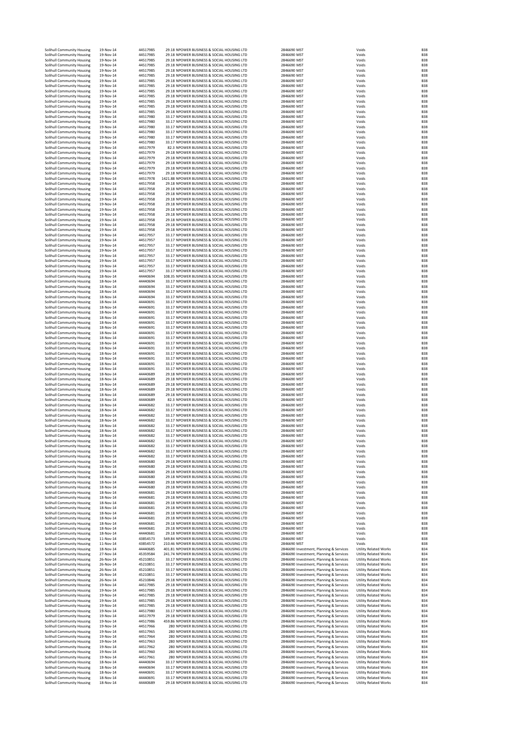| | | | | | | | | |
|---|---|---|---|---|---|---|---|---|
| Solihull Community Housing | 19-Nov-14 | 44517985 | 29.18 | NPOWER BUSINESS & SOCIAL HOUSING LTD | 2846690 | MST | Voids | B38 |
| Solihull Community Housing | 19-Nov-14 | 44517985 | 29.18 | NPOWER BUSINESS & SOCIAL HOUSING LTD | 2846690 | MST | Voids | B38 |
| Solihull Community Housing | 19-Nov-14 | 44517985 | 29.18 | NPOWER BUSINESS & SOCIAL HOUSING LTD | 2846690 | MST | Voids | B38 |
| Solihull Community Housing | 19-Nov-14 | 44517985 | 29.18 | NPOWER BUSINESS & SOCIAL HOUSING LTD | 2846690 | MST | Voids | B38 |
| Solihull Community Housing | 19-Nov-14 | 44517985 | 29.18 | NPOWER BUSINESS & SOCIAL HOUSING LTD | 2846690 | MST | Voids | B38 |
| Solihull Community Housing | 19-Nov-14 | 44517985 | 29.18 | NPOWER BUSINESS & SOCIAL HOUSING LTD | 2846690 | MST | Voids | B38 |
| Solihull Community Housing | 19-Nov-14 | 44517985 | 29.18 | NPOWER BUSINESS & SOCIAL HOUSING LTD | 2846690 | MST | Voids | B38 |
| Solihull Community Housing | 19-Nov-14 | 44517985 | 29.18 | NPOWER BUSINESS & SOCIAL HOUSING LTD | 2846690 | MST | Voids | B38 |
| Solihull Community Housing | 19-Nov-14 | 44517985 | 29.18 | NPOWER BUSINESS & SOCIAL HOUSING LTD | 2846690 | MST | Voids | B38 |
| Solihull Community Housing | 19-Nov-14 | 44517985 | 29.18 | NPOWER BUSINESS & SOCIAL HOUSING LTD | 2846690 | MST | Voids | B38 |
| Solihull Community Housing | 19-Nov-14 | 44517985 | 29.18 | NPOWER BUSINESS & SOCIAL HOUSING LTD | 2846690 | MST | Voids | B38 |
| Solihull Community Housing | 19-Nov-14 | 44517985 | 29.18 | NPOWER BUSINESS & SOCIAL HOUSING LTD | 2846690 | MST | Voids | B38 |
| Solihull Community Housing | 19-Nov-14 | 44517985 | 29.18 | NPOWER BUSINESS & SOCIAL HOUSING LTD | 2846690 | MST | Voids | B38 |
| Solihull Community Housing | 19-Nov-14 | 44517980 | 33.17 | NPOWER BUSINESS & SOCIAL HOUSING LTD | 2846690 | MST | Voids | B38 |
| Solihull Community Housing | 19-Nov-14 | 44517980 | 33.17 | NPOWER BUSINESS & SOCIAL HOUSING LTD | 2846690 | MST | Voids | B38 |
| Solihull Community Housing | 19-Nov-14 | 44517980 | 33.17 | NPOWER BUSINESS & SOCIAL HOUSING LTD | 2846690 | MST | Voids | B38 |
| Solihull Community Housing | 19-Nov-14 | 44517980 | 33.17 | NPOWER BUSINESS & SOCIAL HOUSING LTD | 2846690 | MST | Voids | B38 |
| Solihull Community Housing | 19-Nov-14 | 44517980 | 33.17 | NPOWER BUSINESS & SOCIAL HOUSING LTD | 2846690 | MST | Voids | B38 |
| Solihull Community Housing | 19-Nov-14 | 44517980 | 33.17 | NPOWER BUSINESS & SOCIAL HOUSING LTD | 2846690 | MST | Voids | B38 |
| Solihull Community Housing | 19-Nov-14 | 44517979 | 82.3 | NPOWER BUSINESS & SOCIAL HOUSING LTD | 2846690 | MST | Voids | B38 |
| Solihull Community Housing | 19-Nov-14 | 44517979 | 29.18 | NPOWER BUSINESS & SOCIAL HOUSING LTD | 2846690 | MST | Voids | B38 |
| Solihull Community Housing | 19-Nov-14 | 44517979 | 29.18 | NPOWER BUSINESS & SOCIAL HOUSING LTD | 2846690 | MST | Voids | B38 |
| Solihull Community Housing | 19-Nov-14 | 44517979 | 29.18 | NPOWER BUSINESS & SOCIAL HOUSING LTD | 2846690 | MST | Voids | B38 |
| Solihull Community Housing | 19-Nov-14 | 44517979 | 29.18 | NPOWER BUSINESS & SOCIAL HOUSING LTD | 2846690 | MST | Voids | B38 |
| Solihull Community Housing | 19-Nov-14 | 44517979 | 29.18 | NPOWER BUSINESS & SOCIAL HOUSING LTD | 2846690 | MST | Voids | B38 |
| Solihull Community Housing | 19-Nov-14 | 44517978 | 1421.88 | NPOWER BUSINESS & SOCIAL HOUSING LTD | 2846690 | MST | Voids | B38 |
| Solihull Community Housing | 19-Nov-14 | 44517958 | 29.18 | NPOWER BUSINESS & SOCIAL HOUSING LTD | 2846690 | MST | Voids | B38 |
| Solihull Community Housing | 19-Nov-14 | 44517958 | 29.18 | NPOWER BUSINESS & SOCIAL HOUSING LTD | 2846690 | MST | Voids | B38 |
| Solihull Community Housing | 19-Nov-14 | 44517958 | 29.18 | NPOWER BUSINESS & SOCIAL HOUSING LTD | 2846690 | MST | Voids | B38 |
| Solihull Community Housing | 19-Nov-14 | 44517958 | 29.18 | NPOWER BUSINESS & SOCIAL HOUSING LTD | 2846690 | MST | Voids | B38 |
| Solihull Community Housing | 19-Nov-14 | 44517958 | 29.18 | NPOWER BUSINESS & SOCIAL HOUSING LTD | 2846690 | MST | Voids | B38 |
| Solihull Community Housing | 19-Nov-14 | 44517958 | 29.18 | NPOWER BUSINESS & SOCIAL HOUSING LTD | 2846690 | MST | Voids | B38 |
| Solihull Community Housing | 19-Nov-14 | 44517958 | 29.18 | NPOWER BUSINESS & SOCIAL HOUSING LTD | 2846690 | MST | Voids | B38 |
| Solihull Community Housing | 19-Nov-14 | 44517958 | 29.18 | NPOWER BUSINESS & SOCIAL HOUSING LTD | 2846690 | MST | Voids | B38 |
| Solihull Community Housing | 19-Nov-14 | 44517958 | 29.18 | NPOWER BUSINESS & SOCIAL HOUSING LTD | 2846690 | MST | Voids | B38 |
| Solihull Community Housing | 19-Nov-14 | 44517958 | 29.18 | NPOWER BUSINESS & SOCIAL HOUSING LTD | 2846690 | MST | Voids | B38 |
| Solihull Community Housing | 19-Nov-14 | 44517957 | 33.17 | NPOWER BUSINESS & SOCIAL HOUSING LTD | 2846690 | MST | Voids | B38 |
| Solihull Community Housing | 19-Nov-14 | 44517957 | 33.17 | NPOWER BUSINESS & SOCIAL HOUSING LTD | 2846690 | MST | Voids | B38 |
| Solihull Community Housing | 19-Nov-14 | 44517957 | 33.17 | NPOWER BUSINESS & SOCIAL HOUSING LTD | 2846690 | MST | Voids | B38 |
| Solihull Community Housing | 19-Nov-14 | 44517957 | 33.17 | NPOWER BUSINESS & SOCIAL HOUSING LTD | 2846690 | MST | Voids | B38 |
| Solihull Community Housing | 19-Nov-14 | 44517957 | 33.17 | NPOWER BUSINESS & SOCIAL HOUSING LTD | 2846690 | MST | Voids | B38 |
| Solihull Community Housing | 19-Nov-14 | 44517957 | 33.17 | NPOWER BUSINESS & SOCIAL HOUSING LTD | 2846690 | MST | Voids | B38 |
| Solihull Community Housing | 19-Nov-14 | 44517957 | 33.17 | NPOWER BUSINESS & SOCIAL HOUSING LTD | 2846690 | MST | Voids | B38 |
| Solihull Community Housing | 19-Nov-14 | 44517957 | 33.17 | NPOWER BUSINESS & SOCIAL HOUSING LTD | 2846690 | MST | Voids | B38 |
| Solihull Community Housing | 18-Nov-14 | 44440694 | 108.35 | NPOWER BUSINESS & SOCIAL HOUSING LTD | 2846690 | MST | Voids | B38 |
| Solihull Community Housing | 18-Nov-14 | 44440694 | 33.17 | NPOWER BUSINESS & SOCIAL HOUSING LTD | 2846690 | MST | Voids | B38 |
| Solihull Community Housing | 18-Nov-14 | 44440694 | 33.17 | NPOWER BUSINESS & SOCIAL HOUSING LTD | 2846690 | MST | Voids | B38 |
| Solihull Community Housing | 18-Nov-14 | 44440694 | 33.17 | NPOWER BUSINESS & SOCIAL HOUSING LTD | 2846690 | MST | Voids | B38 |
| Solihull Community Housing | 18-Nov-14 | 44440694 | 33.17 | NPOWER BUSINESS & SOCIAL HOUSING LTD | 2846690 | MST | Voids | B38 |
| Solihull Community Housing | 18-Nov-14 | 44440691 | 33.17 | NPOWER BUSINESS & SOCIAL HOUSING LTD | 2846690 | MST | Voids | B38 |
| Solihull Community Housing | 18-Nov-14 | 44440691 | 33.17 | NPOWER BUSINESS & SOCIAL HOUSING LTD | 2846690 | MST | Voids | B38 |
| Solihull Community Housing | 18-Nov-14 | 44440691 | 33.17 | NPOWER BUSINESS & SOCIAL HOUSING LTD | 2846690 | MST | Voids | B38 |
| Solihull Community Housing | 18-Nov-14 | 44440691 | 33.17 | NPOWER BUSINESS & SOCIAL HOUSING LTD | 2846690 | MST | Voids | B38 |
| Solihull Community Housing | 18-Nov-14 | 44440691 | 33.17 | NPOWER BUSINESS & SOCIAL HOUSING LTD | 2846690 | MST | Voids | B38 |
| Solihull Community Housing | 18-Nov-14 | 44440691 | 33.17 | NPOWER BUSINESS & SOCIAL HOUSING LTD | 2846690 | MST | Voids | B38 |
| Solihull Community Housing | 18-Nov-14 | 44440691 | 33.17 | NPOWER BUSINESS & SOCIAL HOUSING LTD | 2846690 | MST | Voids | B38 |
| Solihull Community Housing | 18-Nov-14 | 44440691 | 33.17 | NPOWER BUSINESS & SOCIAL HOUSING LTD | 2846690 | MST | Voids | B38 |
| Solihull Community Housing | 18-Nov-14 | 44440691 | 33.17 | NPOWER BUSINESS & SOCIAL HOUSING LTD | 2846690 | MST | Voids | B38 |
| Solihull Community Housing | 18-Nov-14 | 44440691 | 33.17 | NPOWER BUSINESS & SOCIAL HOUSING LTD | 2846690 | MST | Voids | B38 |
| Solihull Community Housing | 18-Nov-14 | 44440691 | 33.17 | NPOWER BUSINESS & SOCIAL HOUSING LTD | 2846690 | MST | Voids | B38 |
| Solihull Community Housing | 18-Nov-14 | 44440691 | 33.17 | NPOWER BUSINESS & SOCIAL HOUSING LTD | 2846690 | MST | Voids | B38 |
| Solihull Community Housing | 18-Nov-14 | 44440691 | 33.17 | NPOWER BUSINESS & SOCIAL HOUSING LTD | 2846690 | MST | Voids | B38 |
| Solihull Community Housing | 18-Nov-14 | 44440691 | 33.17 | NPOWER BUSINESS & SOCIAL HOUSING LTD | 2846690 | MST | Voids | B38 |
| Solihull Community Housing | 18-Nov-14 | 44440691 | 33.17 | NPOWER BUSINESS & SOCIAL HOUSING LTD | 2846690 | MST | Voids | B38 |
| Solihull Community Housing | 18-Nov-14 | 44440691 | 33.17 | NPOWER BUSINESS & SOCIAL HOUSING LTD | 2846690 | MST | Voids | B38 |
| Solihull Community Housing | 18-Nov-14 | 44440689 | 29.18 | NPOWER BUSINESS & SOCIAL HOUSING LTD | 2846690 | MST | Voids | B38 |
| Solihull Community Housing | 18-Nov-14 | 44440689 | 29.18 | NPOWER BUSINESS & SOCIAL HOUSING LTD | 2846690 | MST | Voids | B38 |
| Solihull Community Housing | 18-Nov-14 | 44440689 | 29.18 | NPOWER BUSINESS & SOCIAL HOUSING LTD | 2846690 | MST | Voids | B38 |
| Solihull Community Housing | 18-Nov-14 | 44440689 | 29.18 | NPOWER BUSINESS & SOCIAL HOUSING LTD | 2846690 | MST | Voids | B38 |
| Solihull Community Housing | 18-Nov-14 | 44440689 | 29.18 | NPOWER BUSINESS & SOCIAL HOUSING LTD | 2846690 | MST | Voids | B38 |
| Solihull Community Housing | 18-Nov-14 | 44440689 | 82.3 | NPOWER BUSINESS & SOCIAL HOUSING LTD | 2846690 | MST | Voids | B38 |
| Solihull Community Housing | 18-Nov-14 | 44440682 | 33.17 | NPOWER BUSINESS & SOCIAL HOUSING LTD | 2846690 | MST | Voids | B38 |
| Solihull Community Housing | 18-Nov-14 | 44440682 | 33.17 | NPOWER BUSINESS & SOCIAL HOUSING LTD | 2846690 | MST | Voids | B38 |
| Solihull Community Housing | 18-Nov-14 | 44440682 | 33.17 | NPOWER BUSINESS & SOCIAL HOUSING LTD | 2846690 | MST | Voids | B38 |
| Solihull Community Housing | 18-Nov-14 | 44440682 | 33.17 | NPOWER BUSINESS & SOCIAL HOUSING LTD | 2846690 | MST | Voids | B38 |
| Solihull Community Housing | 18-Nov-14 | 44440682 | 33.17 | NPOWER BUSINESS & SOCIAL HOUSING LTD | 2846690 | MST | Voids | B38 |
| Solihull Community Housing | 18-Nov-14 | 44440682 | 33.17 | NPOWER BUSINESS & SOCIAL HOUSING LTD | 2846690 | MST | Voids | B38 |
| Solihull Community Housing | 18-Nov-14 | 44440682 | 33.17 | NPOWER BUSINESS & SOCIAL HOUSING LTD | 2846690 | MST | Voids | B38 |
| Solihull Community Housing | 18-Nov-14 | 44440682 | 33.17 | NPOWER BUSINESS & SOCIAL HOUSING LTD | 2846690 | MST | Voids | B38 |
| Solihull Community Housing | 18-Nov-14 | 44440682 | 33.17 | NPOWER BUSINESS & SOCIAL HOUSING LTD | 2846690 | MST | Voids | B38 |
| Solihull Community Housing | 18-Nov-14 | 44440682 | 33.17 | NPOWER BUSINESS & SOCIAL HOUSING LTD | 2846690 | MST | Voids | B38 |
| Solihull Community Housing | 18-Nov-14 | 44440682 | 33.17 | NPOWER BUSINESS & SOCIAL HOUSING LTD | 2846690 | MST | Voids | B38 |
| Solihull Community Housing | 18-Nov-14 | 44440680 | 29.18 | NPOWER BUSINESS & SOCIAL HOUSING LTD | 2846690 | MST | Voids | B38 |
| Solihull Community Housing | 18-Nov-14 | 44440680 | 29.18 | NPOWER BUSINESS & SOCIAL HOUSING LTD | 2846690 | MST | Voids | B38 |
| Solihull Community Housing | 18-Nov-14 | 44440680 | 29.18 | NPOWER BUSINESS & SOCIAL HOUSING LTD | 2846690 | MST | Voids | B38 |
| Solihull Community Housing | 18-Nov-14 | 44440680 | 29.18 | NPOWER BUSINESS & SOCIAL HOUSING LTD | 2846690 | MST | Voids | B38 |
| Solihull Community Housing | 18-Nov-14 | 44440680 | 29.18 | NPOWER BUSINESS & SOCIAL HOUSING LTD | 2846690 | MST | Voids | B38 |
| Solihull Community Housing | 18-Nov-14 | 44440680 | 29.18 | NPOWER BUSINESS & SOCIAL HOUSING LTD | 2846690 | MST | Voids | B38 |
| Solihull Community Housing | 18-Nov-14 | 44440681 | 29.18 | NPOWER BUSINESS & SOCIAL HOUSING LTD | 2846690 | MST | Voids | B38 |
| Solihull Community Housing | 18-Nov-14 | 44440681 | 29.18 | NPOWER BUSINESS & SOCIAL HOUSING LTD | 2846690 | MST | Voids | B38 |
| Solihull Community Housing | 18-Nov-14 | 44440681 | 29.18 | NPOWER BUSINESS & SOCIAL HOUSING LTD | 2846690 | MST | Voids | B38 |
| Solihull Community Housing | 18-Nov-14 | 44440681 | 29.18 | NPOWER BUSINESS & SOCIAL HOUSING LTD | 2846690 | MST | Voids | B38 |
| Solihull Community Housing | 18-Nov-14 | 44440681 | 29.18 | NPOWER BUSINESS & SOCIAL HOUSING LTD | 2846690 | MST | Voids | B38 |
| Solihull Community Housing | 18-Nov-14 | 44440681 | 29.18 | NPOWER BUSINESS & SOCIAL HOUSING LTD | 2846690 | MST | Voids | B38 |
| Solihull Community Housing | 18-Nov-14 | 44440681 | 29.18 | NPOWER BUSINESS & SOCIAL HOUSING LTD | 2846690 | MST | Voids | B38 |
| Solihull Community Housing | 18-Nov-14 | 44440681 | 29.18 | NPOWER BUSINESS & SOCIAL HOUSING LTD | 2846690 | MST | Voids | B38 |
| Solihull Community Housing | 18-Nov-14 | 44440681 | 29.18 | NPOWER BUSINESS & SOCIAL HOUSING LTD | 2846690 | MST | Voids | B38 |
| Solihull Community Housing | 11-Nov-14 | 43854573 | 549.84 | NPOWER BUSINESS & SOCIAL HOUSING LTD | 2846690 | MST | Voids | B38 |
| Solihull Community Housing | 11-Nov-14 | 43854572 | 210.46 | NPOWER BUSINESS & SOCIAL HOUSING LTD | 2846690 | MST | Voids | B38 |
| Solihull Community Housing | 18-Nov-14 | 44440685 | 401.81 | NPOWER BUSINESS & SOCIAL HOUSING LTD | 2846690 | Investment, Planning & Services | Utility Related Works | B34 |
| Solihull Community Housing | 27-Nov-14 | 45359584 | 241.74 | NPOWER BUSINESS & SOCIAL HOUSING LTD | 2846690 | Investment, Planning & Services | Utility Related Works | B34 |
| Solihull Community Housing | 26-Nov-14 | 45210851 | 33.17 | NPOWER BUSINESS & SOCIAL HOUSING LTD | 2846690 | Investment, Planning & Services | Utility Related Works | B34 |
| Solihull Community Housing | 26-Nov-14 | 45210851 | 33.17 | NPOWER BUSINESS & SOCIAL HOUSING LTD | 2846690 | Investment, Planning & Services | Utility Related Works | B34 |
| Solihull Community Housing | 26-Nov-14 | 45210851 | 33.17 | NPOWER BUSINESS & SOCIAL HOUSING LTD | 2846690 | Investment, Planning & Services | Utility Related Works | B34 |
| Solihull Community Housing | 26-Nov-14 | 45210851 | 33.17 | NPOWER BUSINESS & SOCIAL HOUSING LTD | 2846690 | Investment, Planning & Services | Utility Related Works | B34 |
| Solihull Community Housing | 26-Nov-14 | 45210846 | 29.18 | NPOWER BUSINESS & SOCIAL HOUSING LTD | 2846690 | Investment, Planning & Services | Utility Related Works | B34 |
| Solihull Community Housing | 19-Nov-14 | 44517985 | 29.18 | NPOWER BUSINESS & SOCIAL HOUSING LTD | 2846690 | Investment, Planning & Services | Utility Related Works | B34 |
| Solihull Community Housing | 19-Nov-14 | 44517985 | 29.18 | NPOWER BUSINESS & SOCIAL HOUSING LTD | 2846690 | Investment, Planning & Services | Utility Related Works | B34 |
| Solihull Community Housing | 19-Nov-14 | 44517985 | 29.18 | NPOWER BUSINESS & SOCIAL HOUSING LTD | 2846690 | Investment, Planning & Services | Utility Related Works | B34 |
| Solihull Community Housing | 19-Nov-14 | 44517985 | 29.18 | NPOWER BUSINESS & SOCIAL HOUSING LTD | 2846690 | Investment, Planning & Services | Utility Related Works | B34 |
| Solihull Community Housing | 19-Nov-14 | 44517985 | 29.18 | NPOWER BUSINESS & SOCIAL HOUSING LTD | 2846690 | Investment, Planning & Services | Utility Related Works | B34 |
| Solihull Community Housing | 19-Nov-14 | 44517980 | 33.17 | NPOWER BUSINESS & SOCIAL HOUSING LTD | 2846690 | Investment, Planning & Services | Utility Related Works | B34 |
| Solihull Community Housing | 19-Nov-14 | 44517979 | 29.18 | NPOWER BUSINESS & SOCIAL HOUSING LTD | 2846690 | Investment, Planning & Services | Utility Related Works | B34 |
| Solihull Community Housing | 19-Nov-14 | 44517986 | 459.86 | NPOWER BUSINESS & SOCIAL HOUSING LTD | 2846690 | Investment, Planning & Services | Utility Related Works | B34 |
| Solihull Community Housing | 19-Nov-14 | 44517966 | 280 | NPOWER BUSINESS & SOCIAL HOUSING LTD | 2846690 | Investment, Planning & Services | Utility Related Works | B34 |
| Solihull Community Housing | 19-Nov-14 | 44517965 | 280 | NPOWER BUSINESS & SOCIAL HOUSING LTD | 2846690 | Investment, Planning & Services | Utility Related Works | B34 |
| Solihull Community Housing | 19-Nov-14 | 44517964 | 280 | NPOWER BUSINESS & SOCIAL HOUSING LTD | 2846690 | Investment, Planning & Services | Utility Related Works | B34 |
| Solihull Community Housing | 19-Nov-14 | 44517963 | 280 | NPOWER BUSINESS & SOCIAL HOUSING LTD | 2846690 | Investment, Planning & Services | Utility Related Works | B34 |
| Solihull Community Housing | 19-Nov-14 | 44517962 | 280 | NPOWER BUSINESS & SOCIAL HOUSING LTD | 2846690 | Investment, Planning & Services | Utility Related Works | B34 |
| Solihull Community Housing | 19-Nov-14 | 44517960 | 280 | NPOWER BUSINESS & SOCIAL HOUSING LTD | 2846690 | Investment, Planning & Services | Utility Related Works | B34 |
| Solihull Community Housing | 19-Nov-14 | 44517961 | 280 | NPOWER BUSINESS & SOCIAL HOUSING LTD | 2846690 | Investment, Planning & Services | Utility Related Works | B34 |
| Solihull Community Housing | 18-Nov-14 | 44440694 | 33.17 | NPOWER BUSINESS & SOCIAL HOUSING LTD | 2846690 | Investment, Planning & Services | Utility Related Works | B34 |
| Solihull Community Housing | 18-Nov-14 | 44440694 | 33.17 | NPOWER BUSINESS & SOCIAL HOUSING LTD | 2846690 | Investment, Planning & Services | Utility Related Works | B34 |
| Solihull Community Housing | 18-Nov-14 | 44440691 | 33.17 | NPOWER BUSINESS & SOCIAL HOUSING LTD | 2846690 | Investment, Planning & Services | Utility Related Works | B34 |
| Solihull Community Housing | 18-Nov-14 | 44440691 | 33.17 | NPOWER BUSINESS & SOCIAL HOUSING LTD | 2846690 | Investment, Planning & Services | Utility Related Works | B34 |
| Solihull Community Housing | 18-Nov-14 | 44440689 | 29.18 | NPOWER BUSINESS & SOCIAL HOUSING LTD | 2846690 | Investment, Planning & Services | Utility Related Works | B34 |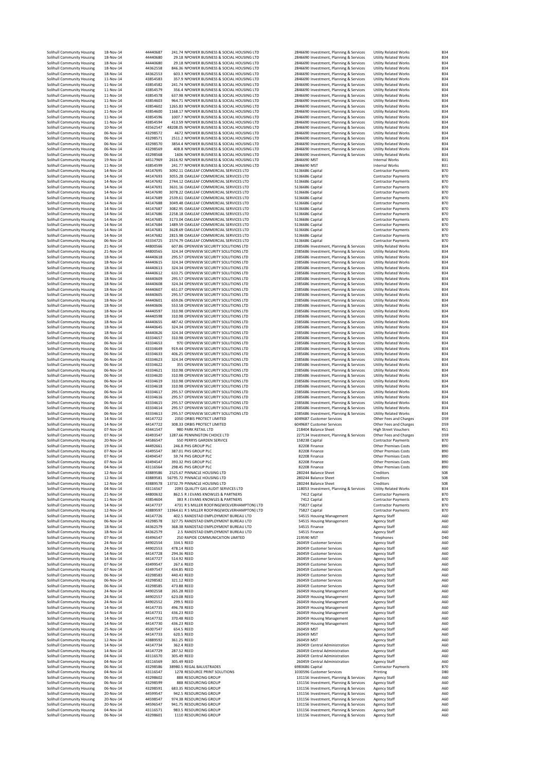| | | | | | | | | |
|---|---|---|---|---|---|---|---|---|
| Solihull Community Housing | 18-Nov-14 | 44440687 | 241.74 | NPOWER BUSINESS & SOCIAL HOUSING LTD | 2846690 | Investment, Planning & Services | Utility Related Works | B34 |
| Solihull Community Housing | 18-Nov-14 | 44440680 | 29.18 | NPOWER BUSINESS & SOCIAL HOUSING LTD | 2846690 | Investment, Planning & Services | Utility Related Works | B34 |
| Solihull Community Housing | 18-Nov-14 | 44440680 | 29.18 | NPOWER BUSINESS & SOCIAL HOUSING LTD | 2846690 | Investment, Planning & Services | Utility Related Works | B34 |
| Solihull Community Housing | 18-Nov-14 | 44362558 | 846.36 | NPOWER BUSINESS & SOCIAL HOUSING LTD | 2846690 | Investment, Planning & Services | Utility Related Works | B34 |
| Solihull Community Housing | 18-Nov-14 | 44362553 | 603.3 | NPOWER BUSINESS & SOCIAL HOUSING LTD | 2846690 | Investment, Planning & Services | Utility Related Works | B34 |
| Solihull Community Housing | 11-Nov-14 | 43854583 | 357.9 | NPOWER BUSINESS & SOCIAL HOUSING LTD | 2846690 | Investment, Planning & Services | Utility Related Works | B34 |
| Solihull Community Housing | 11-Nov-14 | 43854582 | 241.74 | NPOWER BUSINESS & SOCIAL HOUSING LTD | 2846690 | Investment, Planning & Services | Utility Related Works | B34 |
| Solihull Community Housing | 11-Nov-14 | 43854579 | 356.4 | NPOWER BUSINESS & SOCIAL HOUSING LTD | 2846690 | Investment, Planning & Services | Utility Related Works | B34 |
| Solihull Community Housing | 11-Nov-14 | 43854578 | 637.98 | NPOWER BUSINESS & SOCIAL HOUSING LTD | 2846690 | Investment, Planning & Services | Utility Related Works | B34 |
| Solihull Community Housing | 11-Nov-14 | 43854603 | 964.71 | NPOWER BUSINESS & SOCIAL HOUSING LTD | 2846690 | Investment, Planning & Services | Utility Related Works | B34 |
| Solihull Community Housing | 11-Nov-14 | 43854602 | 1265.83 | NPOWER BUSINESS & SOCIAL HOUSING LTD | 2846690 | Investment, Planning & Services | Utility Related Works | B34 |
| Solihull Community Housing | 11-Nov-14 | 43854600 | 1168.17 | NPOWER BUSINESS & SOCIAL HOUSING LTD | 2846690 | Investment, Planning & Services | Utility Related Works | B34 |
| Solihull Community Housing | 11-Nov-14 | 43854596 | 1007.7 | NPOWER BUSINESS & SOCIAL HOUSING LTD | 2846690 | Investment, Planning & Services | Utility Related Works | B34 |
| Solihull Community Housing | 11-Nov-14 | 43854594 | 413.59 | NPOWER BUSINESS & SOCIAL HOUSING LTD | 2846690 | Investment, Planning & Services | Utility Related Works | B34 |
| Solihull Community Housing | 10-Nov-14 | 43562547 | 48208.05 | NPOWER BUSINESS & SOCIAL HOUSING LTD | 2846690 | Investment, Planning & Services | Utility Related Works | B34 |
| Solihull Community Housing | 06-Nov-14 | 43298572 | 4672 | NPOWER BUSINESS & SOCIAL HOUSING LTD | 2846690 | Investment, Planning & Services | Utility Related Works | B34 |
| Solihull Community Housing | 06-Nov-14 | 43298571 | 2511.2 | NPOWER BUSINESS & SOCIAL HOUSING LTD | 2846690 | Investment, Planning & Services | Utility Related Works | B34 |
| Solihull Community Housing | 06-Nov-14 | 43298570 | 3854.4 | NPOWER BUSINESS & SOCIAL HOUSING LTD | 2846690 | Investment, Planning & Services | Utility Related Works | B34 |
| Solihull Community Housing | 06-Nov-14 | 43298569 | 408.8 | NPOWER BUSINESS & SOCIAL HOUSING LTD | 2846690 | Investment, Planning & Services | Utility Related Works | B34 |
| Solihull Community Housing | 06-Nov-14 | 43298568 | 1606 | NPOWER BUSINESS & SOCIAL HOUSING LTD | 2846690 | Investment, Planning & Services | Utility Related Works | B34 |
| Solihull Community Housing | 19-Nov-14 | 44517969 | 2616.92 | NPOWER BUSINESS & SOCIAL HOUSING LTD | 2846690 | MST | Internal Works | B31 |
| Solihull Community Housing | 11-Nov-14 | 43854599 | 241.77 | NPOWER BUSINESS & SOCIAL HOUSING LTD | 2846690 | MST | Internal Works | B31 |
| Solihull Community Housing | 14-Nov-14 | 44147695 | 3092.11 | OAKLEAF COMMERCIAL SERVICES LTD | 5136686 | Capital | Contractor Payments | B70 |
| Solihull Community Housing | 14-Nov-14 | 44147693 | 3055.28 | OAKLEAF COMMERCIAL SERVICES LTD | 5136686 | Capital | Contractor Payments | B70 |
| Solihull Community Housing | 14-Nov-14 | 44147692 | 2744.12 | OAKLEAF COMMERCIAL SERVICES LTD | 5136686 | Capital | Contractor Payments | B70 |
| Solihull Community Housing | 14-Nov-14 | 44147691 | 3631.16 | OAKLEAF COMMERCIAL SERVICES LTD | 5136686 | Capital | Contractor Payments | B70 |
| Solihull Community Housing | 14-Nov-14 | 44147690 | 3078.22 | OAKLEAF COMMERCIAL SERVICES LTD | 5136686 | Capital | Contractor Payments | B70 |
| Solihull Community Housing | 14-Nov-14 | 44147689 | 2539.61 | OAKLEAF COMMERCIAL SERVICES LTD | 5136686 | Capital | Contractor Payments | B70 |
| Solihull Community Housing | 14-Nov-14 | 44147688 | 3049.48 | OAKLEAF COMMERCIAL SERVICES LTD | 5136686 | Capital | Contractor Payments | B70 |
| Solihull Community Housing | 14-Nov-14 | 44147687 | 3082.95 | OAKLEAF COMMERCIAL SERVICES LTD | 5136686 | Capital | Contractor Payments | B70 |
| Solihull Community Housing | 14-Nov-14 | 44147686 | 2258.18 | OAKLEAF COMMERCIAL SERVICES LTD | 5136686 | Capital | Contractor Payments | B70 |
| Solihull Community Housing | 14-Nov-14 | 44147685 | 3173.04 | OAKLEAF COMMERCIAL SERVICES LTD | 5136686 | Capital | Contractor Payments | B70 |
| Solihull Community Housing | 14-Nov-14 | 44147684 | 1489.59 | OAKLEAF COMMERCIAL SERVICES LTD | 5136686 | Capital | Contractor Payments | B70 |
| Solihull Community Housing | 14-Nov-14 | 44147681 | 3628.69 | OAKLEAF COMMERCIAL SERVICES LTD | 5136686 | Capital | Contractor Payments | B70 |
| Solihull Community Housing | 14-Nov-14 | 44147682 | 2815.98 | OAKLEAF COMMERCIAL SERVICES LTD | 5136686 | Capital | Contractor Payments | B70 |
| Solihull Community Housing | 06-Nov-14 | 43334725 | 2574.79 | OAKLEAF COMMERCIAL SERVICES LTD | 5136686 | Capital | Contractor Payments | B70 |
| Solihull Community Housing | 21-Nov-14 | 44800566 | 607.86 | OPENVIEW SECURITY SOLUTIONS LTD | 2385686 | Investment, Planning & Services | Utility Related Works | B34 |
| Solihull Community Housing | 21-Nov-14 | 44800565 | 324.34 | OPENVIEW SECURITY SOLUTIONS LTD | 2385686 | Investment, Planning & Services | Utility Related Works | B34 |
| Solihull Community Housing | 18-Nov-14 | 44440618 | 295.57 | OPENVIEW SECURITY SOLUTIONS LTD | 2385686 | Investment, Planning & Services | Utility Related Works | B34 |
| Solihull Community Housing | 18-Nov-14 | 44440615 | 324.34 | OPENVIEW SECURITY SOLUTIONS LTD | 2385686 | Investment, Planning & Services | Utility Related Works | B34 |
| Solihull Community Housing | 18-Nov-14 | 44440613 | 324.34 | OPENVIEW SECURITY SOLUTIONS LTD | 2385686 | Investment, Planning & Services | Utility Related Works | B34 |
| Solihull Community Housing | 18-Nov-14 | 44440612 | 633.75 | OPENVIEW SECURITY SOLUTIONS LTD | 2385686 | Investment, Planning & Services | Utility Related Works | B34 |
| Solihull Community Housing | 18-Nov-14 | 44440609 | 295.57 | OPENVIEW SECURITY SOLUTIONS LTD | 2385686 | Investment, Planning & Services | Utility Related Works | B34 |
| Solihull Community Housing | 18-Nov-14 | 44440608 | 324.34 | OPENVIEW SECURITY SOLUTIONS LTD | 2385686 | Investment, Planning & Services | Utility Related Works | B34 |
| Solihull Community Housing | 18-Nov-14 | 44440607 | 651.07 | OPENVIEW SECURITY SOLUTIONS LTD | 2385686 | Investment, Planning & Services | Utility Related Works | B34 |
| Solihull Community Housing | 18-Nov-14 | 44440605 | 295.57 | OPENVIEW SECURITY SOLUTIONS LTD | 2385686 | Investment, Planning & Services | Utility Related Works | B34 |
| Solihull Community Housing | 18-Nov-14 | 44440601 | 659.06 | OPENVIEW SECURITY SOLUTIONS LTD | 2385686 | Investment, Planning & Services | Utility Related Works | B34 |
| Solihull Community Housing | 18-Nov-14 | 44440606 | 553.58 | OPENVIEW SECURITY SOLUTIONS LTD | 2385686 | Investment, Planning & Services | Utility Related Works | B34 |
| Solihull Community Housing | 18-Nov-14 | 44440597 | 310.98 | OPENVIEW SECURITY SOLUTIONS LTD | 2385686 | Investment, Planning & Services | Utility Related Works | B34 |
| Solihull Community Housing | 18-Nov-14 | 44440598 | 310.98 | OPENVIEW SECURITY SOLUTIONS LTD | 2385686 | Investment, Planning & Services | Utility Related Works | B34 |
| Solihull Community Housing | 18-Nov-14 | 44440655 | 487.42 | OPENVIEW SECURITY SOLUTIONS LTD | 2385686 | Investment, Planning & Services | Utility Related Works | B34 |
| Solihull Community Housing | 18-Nov-14 | 44440645 | 324.34 | OPENVIEW SECURITY SOLUTIONS LTD | 2385686 | Investment, Planning & Services | Utility Related Works | B34 |
| Solihull Community Housing | 18-Nov-14 | 44440626 | 324.34 | OPENVIEW SECURITY SOLUTIONS LTD | 2385686 | Investment, Planning & Services | Utility Related Works | B34 |
| Solihull Community Housing | 06-Nov-14 | 43334657 | 310.98 | OPENVIEW SECURITY SOLUTIONS LTD | 2385686 | Investment, Planning & Services | Utility Related Works | B34 |
| Solihull Community Housing | 06-Nov-14 | 43334653 | 970 | OPENVIEW SECURITY SOLUTIONS LTD | 2385686 | Investment, Planning & Services | Utility Related Works | B34 |
| Solihull Community Housing | 06-Nov-14 | 43334649 | 919.44 | OPENVIEW SECURITY SOLUTIONS LTD | 2385686 | Investment, Planning & Services | Utility Related Works | B34 |
| Solihull Community Housing | 06-Nov-14 | 43334633 | 406.25 | OPENVIEW SECURITY SOLUTIONS LTD | 2385686 | Investment, Planning & Services | Utility Related Works | B34 |
| Solihull Community Housing | 06-Nov-14 | 43334623 | 324.34 | OPENVIEW SECURITY SOLUTIONS LTD | 2385686 | Investment, Planning & Services | Utility Related Works | B34 |
| Solihull Community Housing | 06-Nov-14 | 43334622 | 355 | OPENVIEW SECURITY SOLUTIONS LTD | 2385686 | Investment, Planning & Services | Utility Related Works | B34 |
| Solihull Community Housing | 06-Nov-14 | 43334621 | 310.98 | OPENVIEW SECURITY SOLUTIONS LTD | 2385686 | Investment, Planning & Services | Utility Related Works | B34 |
| Solihull Community Housing | 06-Nov-14 | 43334620 | 310.98 | OPENVIEW SECURITY SOLUTIONS LTD | 2385686 | Investment, Planning & Services | Utility Related Works | B34 |
| Solihull Community Housing | 06-Nov-14 | 43334619 | 310.98 | OPENVIEW SECURITY SOLUTIONS LTD | 2385686 | Investment, Planning & Services | Utility Related Works | B34 |
| Solihull Community Housing | 06-Nov-14 | 43334618 | 310.98 | OPENVIEW SECURITY SOLUTIONS LTD | 2385686 | Investment, Planning & Services | Utility Related Works | B34 |
| Solihull Community Housing | 06-Nov-14 | 43334617 | 295.57 | OPENVIEW SECURITY SOLUTIONS LTD | 2385686 | Investment, Planning & Services | Utility Related Works | B34 |
| Solihull Community Housing | 06-Nov-14 | 43334616 | 295.57 | OPENVIEW SECURITY SOLUTIONS LTD | 2385686 | Investment, Planning & Services | Utility Related Works | B34 |
| Solihull Community Housing | 06-Nov-14 | 43334615 | 295.57 | OPENVIEW SECURITY SOLUTIONS LTD | 2385686 | Investment, Planning & Services | Utility Related Works | B34 |
| Solihull Community Housing | 06-Nov-14 | 43334614 | 295.57 | OPENVIEW SECURITY SOLUTIONS LTD | 2385686 | Investment, Planning & Services | Utility Related Works | B34 |
| Solihull Community Housing | 06-Nov-14 | 43334613 | 295.57 | OPENVIEW SECURITY SOLUTIONS LTD | 2385686 | Investment, Planning & Services | Utility Related Works | B34 |
| Solihull Community Housing | 14-Nov-14 | 44147722 | 2350 | ORBIS PROTECT LIMITED | 6049687 | Customer Services | Other Fees and Charges | D59 |
| Solihull Community Housing | 14-Nov-14 | 44147722 | 308.33 | ORBIS PROTECT LIMITED | 6049687 | Customer Services | Other Fees and Charges | D59 |
| Solihull Community Housing | 07-Nov-14 | 43441547 | 980 | PARK RETAIL LTD | 218404 | Balance Sheet | High Street Vouchers | R51 |
| Solihull Community Housing | 07-Nov-14 | 43493547 | 1287.66 | PENNINGTON CHOICE LTD | 227134 | Investment, Planning & Services | Other Fees and Charges | D59 |
| Solihull Community Housing | 20-Nov-14 | 44586547 | 550 | PERRYS GARDEN SERVICE | 158238 | Capital | Contractor Payments | B70 |
| Solihull Community Housing | 19-Nov-14 | 44492661 | 246.8 | PHS GROUP PLC | 82208 | Finance | Other Premises Costs | B90 |
| Solihull Community Housing | 07-Nov-14 | 43495547 | 387.01 | PHS GROUP PLC | 82208 | Finance | Other Premises Costs | B90 |
| Solihull Community Housing | 07-Nov-14 | 43494547 | 59.74 | PHS GROUP PLC | 82208 | Finance | Other Premises Costs | B90 |
| Solihull Community Housing | 07-Nov-14 | 43494547 | 393.32 | PHS GROUP PLC | 82208 | Finance | Other Premises Costs | B90 |
| Solihull Community Housing | 04-Nov-14 | 43116564 | 298.45 | PHS GROUP PLC | 82208 | Finance | Other Premises Costs | B90 |
| Solihull Community Housing | 12-Nov-14 | 43889586 | 2525.67 | PINNACLE HOUSING LTD | 280244 | Balance Sheet | Creditors | S08 |
| Solihull Community Housing | 12-Nov-14 | 43889581 | 56795.72 | PINNACLE HOUSING LTD | 280244 | Balance Sheet | Creditors | S08 |
| Solihull Community Housing | 12-Nov-14 | 43889578 | 13732.79 | PINNACLE HOUSING LTD | 280244 | Balance Sheet | Creditors | S08 |
| Solihull Community Housing | 04-Nov-14 | 43116567 | 2093 | QUALITY GAS AUDIT SERVICES LTD | 118053 | Investment, Planning & Services | Utility Related Works | B34 |
| Solihull Community Housing | 21-Nov-14 | 44800632 | 862.5 | R J EVANS KNOWLES & PARTNERS | 7412 | Capital | Contractor Payments | B70 |
| Solihull Community Housing | 11-Nov-14 | 43854604 | 383 | R J EVANS KNOWLES & PARTNERS | 7412 | Capital | Contractor Payments | B70 |
| Solihull Community Housing | 14-Nov-14 | 44147737 | 4731 | R S MILLER ROOFING(WOLVERHAMPTON) LTD | 75827 | Capital | Contractor Payments | B70 |
| Solihull Community Housing | 12-Nov-14 | 43889597 | 11964.61 | R S MILLER ROOFING(WOLVERHAMPTON) LTD | 75827 | Capital | Contractor Payments | B70 |
| Solihull Community Housing | 14-Nov-14 | 44147726 | 402.5 | RANDSTAD EMPLOYMENT BUREAU LTD | 54515 | Housing Management | Agency Staff | A60 |
| Solihull Community Housing | 06-Nov-14 | 43298578 | 327.75 | RANDSTAD EMPLOYMENT BUREAU LTD | 54515 | Housing Management | Agency Staff | A60 |
| Solihull Community Housing | 18-Nov-14 | 44362579 | 368.38 | RANDSTAD EMPLOYMENT BUREAU LTD | 54515 | Finance | Agency Staff | A60 |
| Solihull Community Housing | 18-Nov-14 | 44362579 | 2.5 | RANDSTAD EMPLOYMENT BUREAU LTD | 54515 | Finance | Agency Staff | A60 |
| Solihull Community Housing | 07-Nov-14 | 43496547 | 250 | RAPIDE COMMUNICATION LIMITED | 219590 | MST | Telephones | D40 |
| Solihull Community Housing | 24-Nov-14 | 44902554 | 334.5 | REED | 260459 | Customer Services | Agency Staff | A60 |
| Solihull Community Housing | 24-Nov-14 | 44902553 | 478.14 | REED | 260459 | Customer Services | Agency Staff | A60 |
| Solihull Community Housing | 14-Nov-14 | 44147728 | 294.36 | REED | 260459 | Customer Services | Agency Staff | A60 |
| Solihull Community Housing | 14-Nov-14 | 44147727 | 514.92 | REED | 260459 | Customer Services | Agency Staff | A60 |
| Solihull Community Housing | 07-Nov-14 | 43499547 | 267.6 | REED | 260459 | Customer Services | Agency Staff | A60 |
| Solihull Community Housing | 07-Nov-14 | 43497547 | 434.85 | REED | 260459 | Customer Services | Agency Staff | A60 |
| Solihull Community Housing | 06-Nov-14 | 43298583 | 440.43 | REED | 260459 | Customer Services | Agency Staff | A60 |
| Solihull Community Housing | 06-Nov-14 | 43298582 | 321.12 | REED | 260459 | Customer Services | Agency Staff | A60 |
| Solihull Community Housing | 06-Nov-14 | 43298585 | 473.88 | REED | 260459 | Customer Services | Agency Staff | A60 |
| Solihull Community Housing | 24-Nov-14 | 44902558 | 265.28 | REED | 260459 | Housing Management | Agency Staff | A60 |
| Solihull Community Housing | 24-Nov-14 | 44902557 | 623.08 | REED | 260459 | Housing Management | Agency Staff | A60 |
| Solihull Community Housing | 24-Nov-14 | 44902552 | 299.5 | REED | 260459 | Housing Management | Agency Staff | A60 |
| Solihull Community Housing | 14-Nov-14 | 44147735 | 496.78 | REED | 260459 | Housing Management | Agency Staff | A60 |
| Solihull Community Housing | 14-Nov-14 | 44147731 | 436.23 | REED | 260459 | Housing Management | Agency Staff | A60 |
| Solihull Community Housing | 14-Nov-14 | 44147732 | 370.48 | REED | 260459 | Housing Management | Agency Staff | A60 |
| Solihull Community Housing | 14-Nov-14 | 44147730 | 436.23 | REED | 260459 | Housing Management | Agency Staff | A60 |
| Solihull Community Housing | 25-Nov-14 | 45007547 | 654.5 | REED | 260459 | MST | Agency Staff | A60 |
| Solihull Community Housing | 14-Nov-14 | 44147733 | 620.5 | REED | 260459 | MST | Agency Staff | A60 |
| Solihull Community Housing | 12-Nov-14 | 43889592 | 361.25 | REED | 260459 | MST | Agency Staff | A60 |
| Solihull Community Housing | 14-Nov-14 | 44147734 | 362.4 | REED | 260459 | Central Administration | Agency Staff | A60 |
| Solihull Community Housing | 14-Nov-14 | 44147729 | 287.52 | REED | 260459 | Central Administration | Agency Staff | A60 |
| Solihull Community Housing | 04-Nov-14 | 43116570 | 305.49 | REED | 260459 | Central Administration | Agency Staff | A60 |
| Solihull Community Housing | 04-Nov-14 | 43116569 | 305.49 | REED | 260459 | Central Administration | Agency Staff | A60 |
| Solihull Community Housing | 06-Nov-14 | 43298586 | 38980.5 | REGAL BALUSTRADES | 6983686 | Capital | Contractor Payments | B70 |
| Solihull Community Housing | 04-Nov-14 | 43116547 | 1278 | RESOURCE PRINT SOLUTIONS | 1030596 | Customer Services | Printing | D80 |
| Solihull Community Housing | 06-Nov-14 | 43298602 | 888 | RESOURCING GROUP | 131156 | Investment, Planning & Services | Agency Staff | A60 |
| Solihull Community Housing | 06-Nov-14 | 43298599 | 888 | RESOURCING GROUP | 131156 | Investment, Planning & Services | Agency Staff | A60 |
| Solihull Community Housing | 06-Nov-14 | 43298591 | 683.35 | RESOURCING GROUP | 131156 | Investment, Planning & Services | Agency Staff | A60 |
| Solihull Community Housing | 20-Nov-14 | 44599547 | 942.5 | RESOURCING GROUP | 131156 | Investment, Planning & Services | Agency Staff | A60 |
| Solihull Community Housing | 20-Nov-14 | 44598547 | 974.38 | RESOURCING GROUP | 131156 | Investment, Planning & Services | Agency Staff | A60 |
| Solihull Community Housing | 20-Nov-14 | 44596547 | 941.75 | RESOURCING GROUP | 131156 | Investment, Planning & Services | Agency Staff | A60 |
| Solihull Community Housing | 04-Nov-14 | 43116571 | 983.5 | RESOURCING GROUP | 131156 | Investment, Planning & Services | Agency Staff | A60 |
| Solihull Community Housing | 06-Nov-14 | 43298601 | 1110 | RESOURCING GROUP | 131156 | Investment, Planning & Services | Agency Staff | A60 |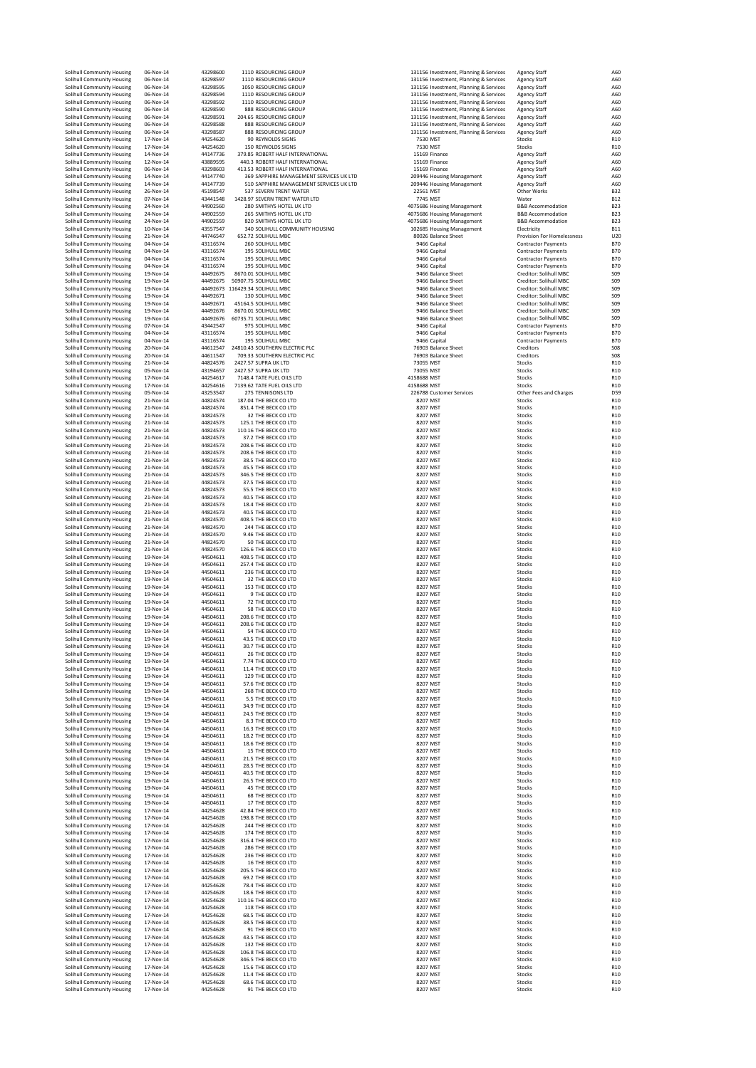| | | | | | | | | |
|---|---|---|---|---|---|---|---|---|
| Solihull Community Housing | 06-Nov-14 | 43298600 | 1110 | RESOURCING GROUP | 131156 | Investment, Planning & Services | Agency Staff | A60 |
| Solihull Community Housing | 06-Nov-14 | 43298597 | 1110 | RESOURCING GROUP | 131156 | Investment, Planning & Services | Agency Staff | A60 |
| Solihull Community Housing | 06-Nov-14 | 43298595 | 1050 | RESOURCING GROUP | 131156 | Investment, Planning & Services | Agency Staff | A60 |
| Solihull Community Housing | 06-Nov-14 | 43298594 | 1110 | RESOURCING GROUP | 131156 | Investment, Planning & Services | Agency Staff | A60 |
| Solihull Community Housing | 06-Nov-14 | 43298592 | 1110 | RESOURCING GROUP | 131156 | Investment, Planning & Services | Agency Staff | A60 |
| Solihull Community Housing | 06-Nov-14 | 43298590 | 888 | RESOURCING GROUP | 131156 | Investment, Planning & Services | Agency Staff | A60 |
| Solihull Community Housing | 06-Nov-14 | 43298591 | 204.65 | RESOURCING GROUP | 131156 | Investment, Planning & Services | Agency Staff | A60 |
| Solihull Community Housing | 06-Nov-14 | 43298588 | 888 | RESOURCING GROUP | 131156 | Investment, Planning & Services | Agency Staff | A60 |
| Solihull Community Housing | 06-Nov-14 | 43298587 | 888 | RESOURCING GROUP | 131156 | Investment, Planning & Services | Agency Staff | A60 |
| Solihull Community Housing | 17-Nov-14 | 44254620 | 90 | REYNOLDS SIGNS | 7530 | MST | Stocks | R10 |
| Solihull Community Housing | 17-Nov-14 | 44254620 | 150 | REYNOLDS SIGNS | 7530 | MST | Stocks | R10 |
| Solihull Community Housing | 14-Nov-14 | 44147736 | 379.85 | ROBERT HALF INTERNATIONAL | 15169 | Finance | Agency Staff | A60 |
| Solihull Community Housing | 12-Nov-14 | 43889595 | 440.3 | ROBERT HALF INTERNATIONAL | 15169 | Finance | Agency Staff | A60 |
| Solihull Community Housing | 06-Nov-14 | 43298603 | 413.53 | ROBERT HALF INTERNATIONAL | 15169 | Finance | Agency Staff | A60 |
| Solihull Community Housing | 14-Nov-14 | 44147740 | 369 | SAPPHIRE MANAGEMENT SERVICES UK LTD | 209446 | Housing Management | Agency Staff | A60 |
| Solihull Community Housing | 14-Nov-14 | 44147739 | 510 | SAPPHIRE MANAGEMENT SERVICES UK LTD | 209446 | Housing Management | Agency Staff | A60 |
| Solihull Community Housing | 26-Nov-14 | 45198547 | 537 | SEVERN TRENT WATER | 22561 | MST | Other Works | B32 |
| Solihull Community Housing | 07-Nov-14 | 43441548 | 1428.97 | SEVERN TRENT WATER LTD | 7745 | MST | Water | B12 |
| Solihull Community Housing | 24-Nov-14 | 44902560 | 280 | SMITHYS HOTEL UK LTD | 4075686 | Housing Management | B&B Accommodation | B23 |
| Solihull Community Housing | 24-Nov-14 | 44902559 | 265 | SMITHYS HOTEL UK LTD | 4075686 | Housing Management | B&B Accommodation | B23 |
| Solihull Community Housing | 24-Nov-14 | 44902559 | 820 | SMITHYS HOTEL UK LTD | 4075686 | Housing Management | B&B Accommodation | B23 |
| Solihull Community Housing | 10-Nov-14 | 43557547 | 340 | SOLIHULL COMMUNITY HOUSING | 102685 | Housing Management | Electricity | B11 |
| Solihull Community Housing | 21-Nov-14 | 44746547 | 652.72 | SOLIHULL MBC | 80026 | Balance Sheet | Provision For Homelessness | U20 |
| Solihull Community Housing | 04-Nov-14 | 43116574 | 260 | SOLIHULL MBC | 9466 | Capital | Contractor Payments | B70 |
| Solihull Community Housing | 04-Nov-14 | 43116574 | 195 | SOLIHULL MBC | 9466 | Capital | Contractor Payments | B70 |
| Solihull Community Housing | 04-Nov-14 | 43116574 | 195 | SOLIHULL MBC | 9466 | Capital | Contractor Payments | B70 |
| Solihull Community Housing | 04-Nov-14 | 43116574 | 195 | SOLIHULL MBC | 9466 | Capital | Contractor Payments | B70 |
| Solihull Community Housing | 19-Nov-14 | 44492675 | 8670.01 | SOLIHULL MBC | 9466 | Balance Sheet | Creditor: Solihull MBC | S09 |
| Solihull Community Housing | 19-Nov-14 | 44492675 | 50907.75 | SOLIHULL MBC | 9466 | Balance Sheet | Creditor: Solihull MBC | S09 |
| Solihull Community Housing | 19-Nov-14 | 44492673 | 116429.34 | SOLIHULL MBC | 9466 | Balance Sheet | Creditor: Solihull MBC | S09 |
| Solihull Community Housing | 19-Nov-14 | 44492671 | 130 | SOLIHULL MBC | 9466 | Balance Sheet | Creditor: Solihull MBC | S09 |
| Solihull Community Housing | 19-Nov-14 | 44492671 | 45164.5 | SOLIHULL MBC | 9466 | Balance Sheet | Creditor: Solihull MBC | S09 |
| Solihull Community Housing | 19-Nov-14 | 44492676 | 8670.01 | SOLIHULL MBC | 9466 | Balance Sheet | Creditor: Solihull MBC | S09 |
| Solihull Community Housing | 19-Nov-14 | 44492676 | 60735.71 | SOLIHULL MBC | 9466 | Balance Sheet | Creditor: Solihull MBC | S09 |
| Solihull Community Housing | 07-Nov-14 | 43442547 | 975 | SOLIHULL MBC | 9466 | Capital | Contractor Payments | B70 |
| Solihull Community Housing | 04-Nov-14 | 43116574 | 195 | SOLIHULL MBC | 9466 | Capital | Contractor Payments | B70 |
| Solihull Community Housing | 04-Nov-14 | 43116574 | 195 | SOLIHULL MBC | 9466 | Capital | Contractor Payments | B70 |
| Solihull Community Housing | 20-Nov-14 | 44612547 | 24810.43 | SOUTHERN ELECTRIC PLC | 76903 | Balance Sheet | Creditors | S08 |
| Solihull Community Housing | 20-Nov-14 | 44611547 | 709.33 | SOUTHERN ELECTRIC PLC | 76903 | Balance Sheet | Creditors | S08 |
| Solihull Community Housing | 21-Nov-14 | 44824576 | 2427.57 | SUPRA UK LTD | 73055 | MST | Stocks | R10 |
| Solihull Community Housing | 05-Nov-14 | 43194657 | 2427.57 | SUPRA UK LTD | 73055 | MST | Stocks | R10 |
| Solihull Community Housing | 17-Nov-14 | 44254617 | 7148.4 | TATE FUEL OILS LTD | 4158688 | MST | Stocks | R10 |
| Solihull Community Housing | 17-Nov-14 | 44254616 | 7139.62 | TATE FUEL OILS LTD | 4158688 | MST | Stocks | R10 |
| Solihull Community Housing | 05-Nov-14 | 43253547 | 275 | TENNISONS LTD | 226788 | Customer Services | Other Fees and Charges | D59 |
| Solihull Community Housing | 21-Nov-14 | 44824574 | 187.04 | THE BECK CO LTD | 8207 | MST | Stocks | R10 |
| Solihull Community Housing | 21-Nov-14 | 44824574 | 851.4 | THE BECK CO LTD | 8207 | MST | Stocks | R10 |
| Solihull Community Housing | 21-Nov-14 | 44824573 | 32 | THE BECK CO LTD | 8207 | MST | Stocks | R10 |
| Solihull Community Housing | 21-Nov-14 | 44824573 | 125.1 | THE BECK CO LTD | 8207 | MST | Stocks | R10 |
| Solihull Community Housing | 21-Nov-14 | 44824573 | 110.16 | THE BECK CO LTD | 8207 | MST | Stocks | R10 |
| Solihull Community Housing | 21-Nov-14 | 44824573 | 37.2 | THE BECK CO LTD | 8207 | MST | Stocks | R10 |
| Solihull Community Housing | 21-Nov-14 | 44824573 | 208.6 | THE BECK CO LTD | 8207 | MST | Stocks | R10 |
| Solihull Community Housing | 21-Nov-14 | 44824573 | 208.6 | THE BECK CO LTD | 8207 | MST | Stocks | R10 |
| Solihull Community Housing | 21-Nov-14 | 44824573 | 38.5 | THE BECK CO LTD | 8207 | MST | Stocks | R10 |
| Solihull Community Housing | 21-Nov-14 | 44824573 | 45.5 | THE BECK CO LTD | 8207 | MST | Stocks | R10 |
| Solihull Community Housing | 21-Nov-14 | 44824573 | 346.5 | THE BECK CO LTD | 8207 | MST | Stocks | R10 |
| Solihull Community Housing | 21-Nov-14 | 44824573 | 37.5 | THE BECK CO LTD | 8207 | MST | Stocks | R10 |
| Solihull Community Housing | 21-Nov-14 | 44824573 | 55.5 | THE BECK CO LTD | 8207 | MST | Stocks | R10 |
| Solihull Community Housing | 21-Nov-14 | 44824573 | 40.5 | THE BECK CO LTD | 8207 | MST | Stocks | R10 |
| Solihull Community Housing | 21-Nov-14 | 44824573 | 18.4 | THE BECK CO LTD | 8207 | MST | Stocks | R10 |
| Solihull Community Housing | 21-Nov-14 | 44824573 | 40.5 | THE BECK CO LTD | 8207 | MST | Stocks | R10 |
| Solihull Community Housing | 21-Nov-14 | 44824570 | 408.5 | THE BECK CO LTD | 8207 | MST | Stocks | R10 |
| Solihull Community Housing | 21-Nov-14 | 44824570 | 244 | THE BECK CO LTD | 8207 | MST | Stocks | R10 |
| Solihull Community Housing | 21-Nov-14 | 44824570 | 9.46 | THE BECK CO LTD | 8207 | MST | Stocks | R10 |
| Solihull Community Housing | 21-Nov-14 | 44824570 | 50 | THE BECK CO LTD | 8207 | MST | Stocks | R10 |
| Solihull Community Housing | 21-Nov-14 | 44824570 | 126.6 | THE BECK CO LTD | 8207 | MST | Stocks | R10 |
| Solihull Community Housing | 19-Nov-14 | 44504611 | 408.5 | THE BECK CO LTD | 8207 | MST | Stocks | R10 |
| Solihull Community Housing | 19-Nov-14 | 44504611 | 257.4 | THE BECK CO LTD | 8207 | MST | Stocks | R10 |
| Solihull Community Housing | 19-Nov-14 | 44504611 | 236 | THE BECK CO LTD | 8207 | MST | Stocks | R10 |
| Solihull Community Housing | 19-Nov-14 | 44504611 | 32 | THE BECK CO LTD | 8207 | MST | Stocks | R10 |
| Solihull Community Housing | 19-Nov-14 | 44504611 | 153 | THE BECK CO LTD | 8207 | MST | Stocks | R10 |
| Solihull Community Housing | 19-Nov-14 | 44504611 | 9 | THE BECK CO LTD | 8207 | MST | Stocks | R10 |
| Solihull Community Housing | 19-Nov-14 | 44504611 | 72 | THE BECK CO LTD | 8207 | MST | Stocks | R10 |
| Solihull Community Housing | 19-Nov-14 | 44504611 | 58 | THE BECK CO LTD | 8207 | MST | Stocks | R10 |
| Solihull Community Housing | 19-Nov-14 | 44504611 | 208.6 | THE BECK CO LTD | 8207 | MST | Stocks | R10 |
| Solihull Community Housing | 19-Nov-14 | 44504611 | 208.6 | THE BECK CO LTD | 8207 | MST | Stocks | R10 |
| Solihull Community Housing | 19-Nov-14 | 44504611 | 54 | THE BECK CO LTD | 8207 | MST | Stocks | R10 |
| Solihull Community Housing | 19-Nov-14 | 44504611 | 43.5 | THE BECK CO LTD | 8207 | MST | Stocks | R10 |
| Solihull Community Housing | 19-Nov-14 | 44504611 | 30.7 | THE BECK CO LTD | 8207 | MST | Stocks | R10 |
| Solihull Community Housing | 19-Nov-14 | 44504611 | 26 | THE BECK CO LTD | 8207 | MST | Stocks | R10 |
| Solihull Community Housing | 19-Nov-14 | 44504611 | 7.74 | THE BECK CO LTD | 8207 | MST | Stocks | R10 |
| Solihull Community Housing | 19-Nov-14 | 44504611 | 11.4 | THE BECK CO LTD | 8207 | MST | Stocks | R10 |
| Solihull Community Housing | 19-Nov-14 | 44504611 | 129 | THE BECK CO LTD | 8207 | MST | Stocks | R10 |
| Solihull Community Housing | 19-Nov-14 | 44504611 | 57.6 | THE BECK CO LTD | 8207 | MST | Stocks | R10 |
| Solihull Community Housing | 19-Nov-14 | 44504611 | 268 | THE BECK CO LTD | 8207 | MST | Stocks | R10 |
| Solihull Community Housing | 19-Nov-14 | 44504611 | 5.5 | THE BECK CO LTD | 8207 | MST | Stocks | R10 |
| Solihull Community Housing | 19-Nov-14 | 44504611 | 34.9 | THE BECK CO LTD | 8207 | MST | Stocks | R10 |
| Solihull Community Housing | 19-Nov-14 | 44504611 | 24.5 | THE BECK CO LTD | 8207 | MST | Stocks | R10 |
| Solihull Community Housing | 19-Nov-14 | 44504611 | 8.3 | THE BECK CO LTD | 8207 | MST | Stocks | R10 |
| Solihull Community Housing | 19-Nov-14 | 44504611 | 16.3 | THE BECK CO LTD | 8207 | MST | Stocks | R10 |
| Solihull Community Housing | 19-Nov-14 | 44504611 | 18.2 | THE BECK CO LTD | 8207 | MST | Stocks | R10 |
| Solihull Community Housing | 19-Nov-14 | 44504611 | 18.6 | THE BECK CO LTD | 8207 | MST | Stocks | R10 |
| Solihull Community Housing | 19-Nov-14 | 44504611 | 15 | THE BECK CO LTD | 8207 | MST | Stocks | R10 |
| Solihull Community Housing | 19-Nov-14 | 44504611 | 21.5 | THE BECK CO LTD | 8207 | MST | Stocks | R10 |
| Solihull Community Housing | 19-Nov-14 | 44504611 | 28.5 | THE BECK CO LTD | 8207 | MST | Stocks | R10 |
| Solihull Community Housing | 19-Nov-14 | 44504611 | 40.5 | THE BECK CO LTD | 8207 | MST | Stocks | R10 |
| Solihull Community Housing | 19-Nov-14 | 44504611 | 26.5 | THE BECK CO LTD | 8207 | MST | Stocks | R10 |
| Solihull Community Housing | 19-Nov-14 | 44504611 | 45 | THE BECK CO LTD | 8207 | MST | Stocks | R10 |
| Solihull Community Housing | 19-Nov-14 | 44504611 | 68 | THE BECK CO LTD | 8207 | MST | Stocks | R10 |
| Solihull Community Housing | 19-Nov-14 | 44504611 | 17 | THE BECK CO LTD | 8207 | MST | Stocks | R10 |
| Solihull Community Housing | 17-Nov-14 | 44254628 | 42.84 | THE BECK CO LTD | 8207 | MST | Stocks | R10 |
| Solihull Community Housing | 17-Nov-14 | 44254628 | 198.8 | THE BECK CO LTD | 8207 | MST | Stocks | R10 |
| Solihull Community Housing | 17-Nov-14 | 44254628 | 244 | THE BECK CO LTD | 8207 | MST | Stocks | R10 |
| Solihull Community Housing | 17-Nov-14 | 44254628 | 174 | THE BECK CO LTD | 8207 | MST | Stocks | R10 |
| Solihull Community Housing | 17-Nov-14 | 44254628 | 316.4 | THE BECK CO LTD | 8207 | MST | Stocks | R10 |
| Solihull Community Housing | 17-Nov-14 | 44254628 | 286 | THE BECK CO LTD | 8207 | MST | Stocks | R10 |
| Solihull Community Housing | 17-Nov-14 | 44254628 | 236 | THE BECK CO LTD | 8207 | MST | Stocks | R10 |
| Solihull Community Housing | 17-Nov-14 | 44254628 | 16 | THE BECK CO LTD | 8207 | MST | Stocks | R10 |
| Solihull Community Housing | 17-Nov-14 | 44254628 | 205.5 | THE BECK CO LTD | 8207 | MST | Stocks | R10 |
| Solihull Community Housing | 17-Nov-14 | 44254628 | 69.2 | THE BECK CO LTD | 8207 | MST | Stocks | R10 |
| Solihull Community Housing | 17-Nov-14 | 44254628 | 78.4 | THE BECK CO LTD | 8207 | MST | Stocks | R10 |
| Solihull Community Housing | 17-Nov-14 | 44254628 | 18.6 | THE BECK CO LTD | 8207 | MST | Stocks | R10 |
| Solihull Community Housing | 17-Nov-14 | 44254628 | 110.16 | THE BECK CO LTD | 8207 | MST | Stocks | R10 |
| Solihull Community Housing | 17-Nov-14 | 44254628 | 118 | THE BECK CO LTD | 8207 | MST | Stocks | R10 |
| Solihull Community Housing | 17-Nov-14 | 44254628 | 68.5 | THE BECK CO LTD | 8207 | MST | Stocks | R10 |
| Solihull Community Housing | 17-Nov-14 | 44254628 | 38.5 | THE BECK CO LTD | 8207 | MST | Stocks | R10 |
| Solihull Community Housing | 17-Nov-14 | 44254628 | 91 | THE BECK CO LTD | 8207 | MST | Stocks | R10 |
| Solihull Community Housing | 17-Nov-14 | 44254628 | 43.5 | THE BECK CO LTD | 8207 | MST | Stocks | R10 |
| Solihull Community Housing | 17-Nov-14 | 44254628 | 132 | THE BECK CO LTD | 8207 | MST | Stocks | R10 |
| Solihull Community Housing | 17-Nov-14 | 44254628 | 106.8 | THE BECK CO LTD | 8207 | MST | Stocks | R10 |
| Solihull Community Housing | 17-Nov-14 | 44254628 | 346.5 | THE BECK CO LTD | 8207 | MST | Stocks | R10 |
| Solihull Community Housing | 17-Nov-14 | 44254628 | 15.6 | THE BECK CO LTD | 8207 | MST | Stocks | R10 |
| Solihull Community Housing | 17-Nov-14 | 44254628 | 11.4 | THE BECK CO LTD | 8207 | MST | Stocks | R10 |
| Solihull Community Housing | 17-Nov-14 | 44254628 | 68.6 | THE BECK CO LTD | 8207 | MST | Stocks | R10 |
| Solihull Community Housing | 17-Nov-14 | 44254628 | 91 | THE BECK CO LTD | 8207 | MST | Stocks | R10 |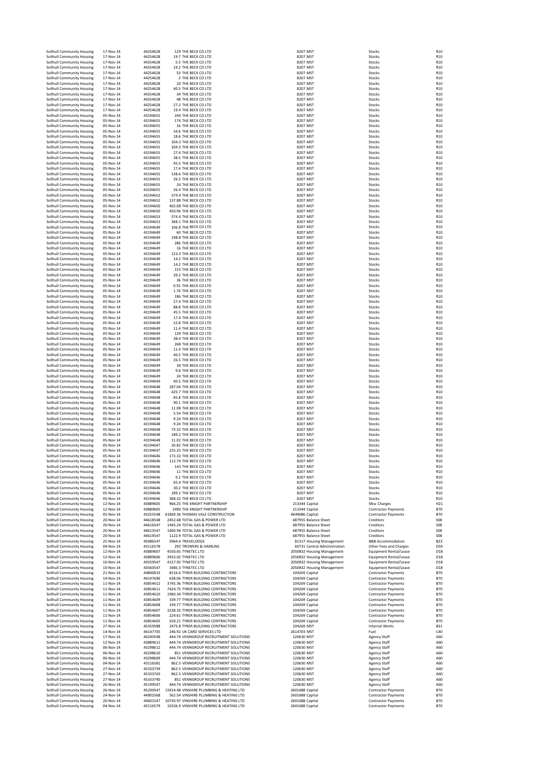| | | | | | | | |
|---|---|---|---|---|---|---|---|
| Solihull Community Housing | 17-Nov-14 | 44254628 | 129 | THE BECK CO LTD | 8207 MST | Stocks | R10 |
| Solihull Community Housing | 17-Nov-14 | 44254628 | 19.7 | THE BECK CO LTD | 8207 MST | Stocks | R10 |
| Solihull Community Housing | 17-Nov-14 | 44254628 | 5.5 | THE BECK CO LTD | 8207 MST | Stocks | R10 |
| Solihull Community Housing | 17-Nov-14 | 44254628 | 19.2 | THE BECK CO LTD | 8207 MST | Stocks | R10 |
| Solihull Community Housing | 17-Nov-14 | 44254628 | 53 | THE BECK CO LTD | 8207 MST | Stocks | R10 |
| Solihull Community Housing | 17-Nov-14 | 44254628 | 2 | THE BECK CO LTD | 8207 MST | Stocks | R10 |
| Solihull Community Housing | 17-Nov-14 | 44254628 | 20 | THE BECK CO LTD | 8207 MST | Stocks | R10 |
| Solihull Community Housing | 17-Nov-14 | 44254628 | 40.5 | THE BECK CO LTD | 8207 MST | Stocks | R10 |
| Solihull Community Housing | 17-Nov-14 | 44254628 | 34 | THE BECK CO LTD | 8207 MST | Stocks | R10 |
| Solihull Community Housing | 17-Nov-14 | 44254628 | 48 | THE BECK CO LTD | 8207 MST | Stocks | R10 |
| Solihull Community Housing | 17-Nov-14 | 44254628 | 27.2 | THE BECK CO LTD | 8207 MST | Stocks | R10 |
| Solihull Community Housing | 17-Nov-14 | 44254628 | 19.4 | THE BECK CO LTD | 8207 MST | Stocks | R10 |
| Solihull Community Housing | 05-Nov-14 | 43194655 | 244 | THE BECK CO LTD | 8207 MST | Stocks | R10 |
| Solihull Community Housing | 05-Nov-14 | 43194655 | 174 | THE BECK CO LTD | 8207 MST | Stocks | R10 |
| Solihull Community Housing | 05-Nov-14 | 43194655 | 16 | THE BECK CO LTD | 8207 MST | Stocks | R10 |
| Solihull Community Housing | 05-Nov-14 | 43194655 | 34.6 | THE BECK CO LTD | 8207 MST | Stocks | R10 |
| Solihull Community Housing | 05-Nov-14 | 43194655 | 18.6 | THE BECK CO LTD | 8207 MST | Stocks | R10 |
| Solihull Community Housing | 05-Nov-14 | 43194655 | 104.3 | THE BECK CO LTD | 8207 MST | Stocks | R10 |
| Solihull Community Housing | 05-Nov-14 | 43194655 | 104.3 | THE BECK CO LTD | 8207 MST | Stocks | R10 |
| Solihull Community Housing | 05-Nov-14 | 43194655 | 27.4 | THE BECK CO LTD | 8207 MST | Stocks | R10 |
| Solihull Community Housing | 05-Nov-14 | 43194655 | 38.5 | THE BECK CO LTD | 8207 MST | Stocks | R10 |
| Solihull Community Housing | 05-Nov-14 | 43194655 | 45.5 | THE BECK CO LTD | 8207 MST | Stocks | R10 |
| Solihull Community Housing | 05-Nov-14 | 43194655 | 17.4 | THE BECK CO LTD | 8207 MST | Stocks | R10 |
| Solihull Community Housing | 05-Nov-14 | 43194655 | 138.6 | THE BECK CO LTD | 8207 MST | Stocks | R10 |
| Solihull Community Housing | 05-Nov-14 | 43194655 | 26.5 | THE BECK CO LTD | 8207 MST | Stocks | R10 |
| Solihull Community Housing | 05-Nov-14 | 43194655 | 24 | THE BECK CO LTD | 8207 MST | Stocks | R10 |
| Solihull Community Housing | 05-Nov-14 | 43194655 | 26.4 | THE BECK CO LTD | 8207 MST | Stocks | R10 |
| Solihull Community Housing | 05-Nov-14 | 43194652 | 574.4 | THE BECK CO LTD | 8207 MST | Stocks | R10 |
| Solihull Community Housing | 05-Nov-14 | 43194652 | 137.88 | THE BECK CO LTD | 8207 MST | Stocks | R10 |
| Solihull Community Housing | 05-Nov-14 | 43194650 | 402.08 | THE BECK CO LTD | 8207 MST | Stocks | R10 |
| Solihull Community Housing | 05-Nov-14 | 43194650 | 450.96 | THE BECK CO LTD | 8207 MST | Stocks | R10 |
| Solihull Community Housing | 05-Nov-14 | 43194653 | 574.4 | THE BECK CO LTD | 8207 MST | Stocks | R10 |
| Solihull Community Housing | 05-Nov-14 | 43194653 | 368.1 | THE BECK CO LTD | 8207 MST | Stocks | R10 |
| Solihull Community Housing | 05-Nov-14 | 43194649 | 106.8 | THE BECK CO LTD | 8207 MST | Stocks | R10 |
| Solihull Community Housing | 05-Nov-14 | 43194649 | 60 | THE BECK CO LTD | 8207 MST | Stocks | R10 |
| Solihull Community Housing | 05-Nov-14 | 43194649 | 198.8 | THE BECK CO LTD | 8207 MST | Stocks | R10 |
| Solihull Community Housing | 05-Nov-14 | 43194649 | 286 | THE BECK CO LTD | 8207 MST | Stocks | R10 |
| Solihull Community Housing | 05-Nov-14 | 43194649 | 16 | THE BECK CO LTD | 8207 MST | Stocks | R10 |
| Solihull Community Housing | 05-Nov-14 | 43194649 | 123.3 | THE BECK CO LTD | 8207 MST | Stocks | R10 |
| Solihull Community Housing | 05-Nov-14 | 43194649 | 14.2 | THE BECK CO LTD | 8207 MST | Stocks | R10 |
| Solihull Community Housing | 05-Nov-14 | 43194649 | 14.2 | THE BECK CO LTD | 8207 MST | Stocks | R10 |
| Solihull Community Housing | 05-Nov-14 | 43194649 | 153 | THE BECK CO LTD | 8207 MST | Stocks | R10 |
| Solihull Community Housing | 05-Nov-14 | 43194649 | 39.2 | THE BECK CO LTD | 8207 MST | Stocks | R10 |
| Solihull Community Housing | 05-Nov-14 | 43194649 | 36 | THE BECK CO LTD | 8207 MST | Stocks | R10 |
| Solihull Community Housing | 05-Nov-14 | 43194649 | 0.91 | THE BECK CO LTD | 8207 MST | Stocks | R10 |
| Solihull Community Housing | 05-Nov-14 | 43194649 | 1.76 | THE BECK CO LTD | 8207 MST | Stocks | R10 |
| Solihull Community Housing | 05-Nov-14 | 43194649 | 186 | THE BECK CO LTD | 8207 MST | Stocks | R10 |
| Solihull Community Housing | 05-Nov-14 | 43194649 | 27.4 | THE BECK CO LTD | 8207 MST | Stocks | R10 |
| Solihull Community Housing | 05-Nov-14 | 43194649 | 88.8 | THE BECK CO LTD | 8207 MST | Stocks | R10 |
| Solihull Community Housing | 05-Nov-14 | 43194649 | 45.5 | THE BECK CO LTD | 8207 MST | Stocks | R10 |
| Solihull Community Housing | 05-Nov-14 | 43194649 | 17.4 | THE BECK CO LTD | 8207 MST | Stocks | R10 |
| Solihull Community Housing | 05-Nov-14 | 43194649 | 52.8 | THE BECK CO LTD | 8207 MST | Stocks | R10 |
| Solihull Community Housing | 05-Nov-14 | 43194649 | 11.4 | THE BECK CO LTD | 8207 MST | Stocks | R10 |
| Solihull Community Housing | 05-Nov-14 | 43194649 | 129 | THE BECK CO LTD | 8207 MST | Stocks | R10 |
| Solihull Community Housing | 05-Nov-14 | 43194649 | 38.4 | THE BECK CO LTD | 8207 MST | Stocks | R10 |
| Solihull Community Housing | 05-Nov-14 | 43194649 | 268 | THE BECK CO LTD | 8207 MST | Stocks | R10 |
| Solihull Community Housing | 05-Nov-14 | 43194649 | 11.4 | THE BECK CO LTD | 8207 MST | Stocks | R10 |
| Solihull Community Housing | 05-Nov-14 | 43194649 | 40.5 | THE BECK CO LTD | 8207 MST | Stocks | R10 |
| Solihull Community Housing | 05-Nov-14 | 43194649 | 26.5 | THE BECK CO LTD | 8207 MST | Stocks | R10 |
| Solihull Community Housing | 05-Nov-14 | 43194649 | 34 | THE BECK CO LTD | 8207 MST | Stocks | R10 |
| Solihull Community Housing | 05-Nov-14 | 43194649 | 9.6 | THE BECK CO LTD | 8207 MST | Stocks | R10 |
| Solihull Community Housing | 05-Nov-14 | 43194649 | 24 | THE BECK CO LTD | 8207 MST | Stocks | R10 |
| Solihull Community Housing | 05-Nov-14 | 43194649 | 40.5 | THE BECK CO LTD | 8207 MST | Stocks | R10 |
| Solihull Community Housing | 05-Nov-14 | 43194648 | 187.04 | THE BECK CO LTD | 8207 MST | Stocks | R10 |
| Solihull Community Housing | 05-Nov-14 | 43194648 | 425.7 | THE BECK CO LTD | 8207 MST | Stocks | R10 |
| Solihull Community Housing | 05-Nov-14 | 43194648 | 85.8 | THE BECK CO LTD | 8207 MST | Stocks | R10 |
| Solihull Community Housing | 05-Nov-14 | 43194648 | 90.1 | THE BECK CO LTD | 8207 MST | Stocks | R10 |
| Solihull Community Housing | 05-Nov-14 | 43194648 | 11.08 | THE BECK CO LTD | 8207 MST | Stocks | R10 |
| Solihull Community Housing | 05-Nov-14 | 43194648 | 5.54 | THE BECK CO LTD | 8207 MST | Stocks | R10 |
| Solihull Community Housing | 05-Nov-14 | 43194648 | 9.24 | THE BECK CO LTD | 8207 MST | Stocks | R10 |
| Solihull Community Housing | 05-Nov-14 | 43194648 | 9.24 | THE BECK CO LTD | 8207 MST | Stocks | R10 |
| Solihull Community Housing | 05-Nov-14 | 43194648 | 73.32 | THE BECK CO LTD | 8207 MST | Stocks | R10 |
| Solihull Community Housing | 05-Nov-14 | 43194648 | 189.2 | THE BECK CO LTD | 8207 MST | Stocks | R10 |
| Solihull Community Housing | 05-Nov-14 | 43194648 | 11.02 | THE BECK CO LTD | 8207 MST | Stocks | R10 |
| Solihull Community Housing | 05-Nov-14 | 43194647 | 20.82 | THE BECK CO LTD | 8207 MST | Stocks | R10 |
| Solihull Community Housing | 05-Nov-14 | 43194647 | 225.25 | THE BECK CO LTD | 8207 MST | Stocks | R10 |
| Solihull Community Housing | 05-Nov-14 | 43194646 | 172.32 | THE BECK CO LTD | 8207 MST | Stocks | R10 |
| Solihull Community Housing | 05-Nov-14 | 43194646 | 112.74 | THE BECK CO LTD | 8207 MST | Stocks | R10 |
| Solihull Community Housing | 05-Nov-14 | 43194646 | 143 | THE BECK CO LTD | 8207 MST | Stocks | R10 |
| Solihull Community Housing | 05-Nov-14 | 43194646 | 11 | THE BECK CO LTD | 8207 MST | Stocks | R10 |
| Solihull Community Housing | 05-Nov-14 | 43194646 | 9.2 | THE BECK CO LTD | 8207 MST | Stocks | R10 |
| Solihull Community Housing | 05-Nov-14 | 43194646 | 65.4 | THE BECK CO LTD | 8207 MST | Stocks | R10 |
| Solihull Community Housing | 05-Nov-14 | 43194646 | 30.2 | THE BECK CO LTD | 8207 MST | Stocks | R10 |
| Solihull Community Housing | 05-Nov-14 | 43194646 | 189.2 | THE BECK CO LTD | 8207 MST | Stocks | R10 |
| Solihull Community Housing | 05-Nov-14 | 43194646 | 368.32 | THE BECK CO LTD | 8207 MST | Stocks | R10 |
| Solihull Community Housing | 12-Nov-14 | 43889605 | 966.25 | THE KNIGHT PARTNERSHIP | 213344 Capital | Misc Charges | H21 |
| Solihull Community Housing | 12-Nov-14 | 43889605 | 2490 | THE KNIGHT PARTNERSHIP | 213344 Capital | Contractor Payments | B70 |
| Solihull Community Housing | 05-Nov-14 | 43255548 | 61869.36 | THOMAS VALE CONSTRUCTION | 4649686 Capital | Contractor Payments | B70 |
| Solihull Community Housing | 20-Nov-14 | 44618548 | 2452.68 | TOTAL GAS & POWER LTD | 687955 Balance Sheet | Creditors | S08 |
| Solihull Community Housing | 20-Nov-14 | 44616547 | 1445.24 | TOTAL GAS & POWER LTD | 687955 Balance Sheet | Creditors | S08 |
| Solihull Community Housing | 20-Nov-14 | 44613547 | 1400.94 | TOTAL GAS & POWER LTD | 687955 Balance Sheet | Creditors | S08 |
| Solihull Community Housing | 20-Nov-14 | 44614547 | 1122.9 | TOTAL GAS & POWER LTD | 687955 Balance Sheet | Creditors | S08 |
| Solihull Community Housing | 25-Nov-14 | 45086547 | 5964.4 | TRAVELODGE | 81317 Housing Management | B&B Accommodation | B23 |
| Solihull Community Housing | 04-Nov-14 | 43116578 | 292 | TROWERS & HAMLINS | 60731 Central Administration | Other Fees and Charges | D59 |
| Solihull Community Housing | 12-Nov-14 | 43889607 | 4550.65 | TYNETEC LTD | 2050832 Housing Management | Equipment Rental/Lease | D18 |
| Solihull Community Housing | 12-Nov-14 | 43889606 | 3933.02 | TYNETEC LTD | 2050832 Housing Management | Equipment Rental/Lease | D18 |
| Solihull Community Housing | 10-Nov-14 | 43559547 | 4157.92 | TYNETEC LTD | 2050832 Housing Management | Equipment Rental/Lease | D18 |
| Solihull Community Housing | 10-Nov-14 | 43560547 | 3485.3 | TYNETEC LTD | 2050832 Housing Management | Equipment Rental/Lease | D18 |
| Solihull Community Housing | 21-Nov-14 | 44800633 | 8116.6 | TYRER BUILDING CONTRACTORS | 104269 Capital | Contractor Payments | B70 |
| Solihull Community Housing | 14-Nov-14 | 44147696 | 638.06 | TYRER BUILDING CONTRACTORS | 104269 Capital | Contractor Payments | B70 |
| Solihull Community Housing | 11-Nov-14 | 43854612 | 3745.36 | TYRER BUILDING CONTRACTORS | 104269 Capital | Contractor Payments | B70 |
| Solihull Community Housing | 11-Nov-14 | 43854611 | 7424.75 | TYRER BUILDING CONTRACTORS | 104269 Capital | Contractor Payments | B70 |
| Solihull Community Housing | 11-Nov-14 | 43854610 | 1960.34 | TYRER BUILDING CONTRACTORS | 104269 Capital | Contractor Payments | B70 |
| Solihull Community Housing | 11-Nov-14 | 43854609 | 339.77 | TYRER BUILDING CONTRACTORS | 104269 Capital | Contractor Payments | B70 |
| Solihull Community Housing | 11-Nov-14 | 43854608 | 339.77 | TYRER BUILDING CONTRACTORS | 104269 Capital | Contractor Payments | B70 |
| Solihull Community Housing | 11-Nov-14 | 43854607 | 3238.32 | TYRER BUILDING CONTRACTORS | 104269 Capital | Contractor Payments | B70 |
| Solihull Community Housing | 11-Nov-14 | 43854606 | 224.61 | TYRER BUILDING CONTRACTORS | 104269 Capital | Contractor Payments | B70 |
| Solihull Community Housing | 11-Nov-14 | 43854605 | 559.21 | TYRER BUILDING CONTRACTORS | 104269 Capital | Contractor Payments | B70 |
| Solihull Community Housing | 27-Nov-14 | 45359588 | 2473.8 | TYRER BUILDING CONTRACTORS | 104269 MST | Internal Works | B31 |
| Solihull Community Housing | 14-Nov-14 | 44147705 | 246.92 | UK CARD SERVICES LTD | 2614703 MST | Fuel | C40 |
| Solihull Community Housing | 17-Nov-14 | 44240548 | 444.74 | VENNGROUP RECRUITMENT SOLUTIONS | 120630 MST | Agency Staff | A60 |
| Solihull Community Housing | 12-Nov-14 | 43889612 | 444.74 | VENNGROUP RECRUITMENT SOLUTIONS | 120630 MST | Agency Staff | A60 |
| Solihull Community Housing | 06-Nov-14 | 43298612 | 444.74 | VENNGROUP RECRUITMENT SOLUTIONS | 120630 MST | Agency Staff | A60 |
| Solihull Community Housing | 06-Nov-14 | 43298610 | 851 | VENNGROUP RECRUITMENT SOLUTIONS | 120630 MST | Agency Staff | A60 |
| Solihull Community Housing | 06-Nov-14 | 43298609 | 444.74 | VENNGROUP RECRUITMENT SOLUTIONS | 120630 MST | Agency Staff | A60 |
| Solihull Community Housing | 04-Nov-14 | 43116581 | 862.5 | VENNGROUP RECRUITMENT SOLUTIONS | 120630 MST | Agency Staff | A60 |
| Solihull Community Housing | 27-Nov-14 | 45333739 | 862.5 | VENNGROUP RECRUITMENT SOLUTIONS | 120630 MST | Agency Staff | A60 |
| Solihull Community Housing | 27-Nov-14 | 45333743 | 862.5 | VENNGROUP RECRUITMENT SOLUTIONS | 120630 MST | Agency Staff | A60 |
| Solihull Community Housing | 27-Nov-14 | 45333740 | 851 | VENNGROUP RECRUITMENT SOLUTIONS | 120630 MST | Agency Staff | A60 |
| Solihull Community Housing | 26-Nov-14 | 45199547 | 444.74 | VENNGROUP RECRUITMENT SOLUTIONS | 120630 MST | Agency Staff | A60 |
| Solihull Community Housing | 26-Nov-14 | 45200547 | 15914.48 | VINSHIRE PLUMBING & HEATING LTD | 2601688 Capital | Contractor Payments | B70 |
| Solihull Community Housing | 24-Nov-14 | 44902568 | 562.54 | VINSHIRE PLUMBING & HEATING LTD | 2601688 Capital | Contractor Payments | B70 |
| Solihull Community Housing | 20-Nov-14 | 44601547 | 10743.97 | VINSHIRE PLUMBING & HEATING LTD | 2601688 Capital | Contractor Payments | B70 |
| Solihull Community Housing | 04-Nov-14 | 43116579 | 10326.9 | VINSHIRE PLUMBING & HEATING LTD | 2601688 Capital | Contractor Payments | B70 |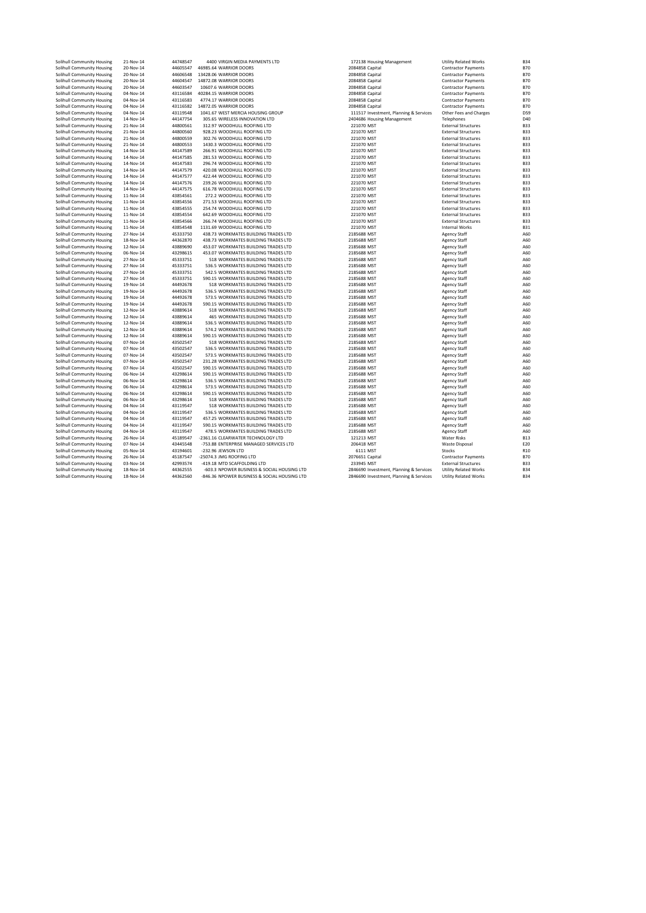| | | | | | | | | |
|---|---|---|---|---|---|---|---|---|
| Solihull Community Housing | 21-Nov-14 | 44748547 | 4400 | VIRGIN MEDIA PAYMENTS LTD | 172138 | Housing Management | Utility Related Works | B34 |
| Solihull Community Housing | 20-Nov-14 | 44605547 | 46985.64 | WARRIOR DOORS | 2084858 | Capital | Contractor Payments | B70 |
| Solihull Community Housing | 20-Nov-14 | 44606548 | 13428.06 | WARRIOR DOORS | 2084858 | Capital | Contractor Payments | B70 |
| Solihull Community Housing | 20-Nov-14 | 44604547 | 14872.08 | WARRIOR DOORS | 2084858 | Capital | Contractor Payments | B70 |
| Solihull Community Housing | 20-Nov-14 | 44603547 | 10607.6 | WARRIOR DOORS | 2084858 | Capital | Contractor Payments | B70 |
| Solihull Community Housing | 04-Nov-14 | 43116584 | 40284.15 | WARRIOR DOORS | 2084858 | Capital | Contractor Payments | B70 |
| Solihull Community Housing | 04-Nov-14 | 43116583 | 4774.17 | WARRIOR DOORS | 2084858 | Capital | Contractor Payments | B70 |
| Solihull Community Housing | 04-Nov-14 | 43116582 | 14872.05 | WARRIOR DOORS | 2084858 | Capital | Contractor Payments | B70 |
| Solihull Community Housing | 04-Nov-14 | 43119548 | 1041.67 | WEST MERCIA HOUSING GROUP | 111517 | Investment, Planning & Services | Other Fees and Charges | D59 |
| Solihull Community Housing | 14-Nov-14 | 44147754 | 305.65 | WIRELESS INNOVATION LTD | 2404686 | Housing Management | Telephones | D40 |
| Solihull Community Housing | 21-Nov-14 | 44800561 | 312.97 | WOODHULL ROOFING LTD | 221070 | MST | External Structures | B33 |
| Solihull Community Housing | 21-Nov-14 | 44800560 | 928.23 | WOODHULL ROOFING LTD | 221070 | MST | External Structures | B33 |
| Solihull Community Housing | 21-Nov-14 | 44800559 | 302.76 | WOODHULL ROOFING LTD | 221070 | MST | External Structures | B33 |
| Solihull Community Housing | 21-Nov-14 | 44800553 | 1430.3 | WOODHULL ROOFING LTD | 221070 | MST | External Structures | B33 |
| Solihull Community Housing | 14-Nov-14 | 44147589 | 266.91 | WOODHULL ROOFING LTD | 221070 | MST | External Structures | B33 |
| Solihull Community Housing | 14-Nov-14 | 44147585 | 281.53 | WOODHULL ROOFING LTD | 221070 | MST | External Structures | B33 |
| Solihull Community Housing | 14-Nov-14 | 44147583 | 296.74 | WOODHULL ROOFING LTD | 221070 | MST | External Structures | B33 |
| Solihull Community Housing | 14-Nov-14 | 44147579 | 420.08 | WOODHULL ROOFING LTD | 221070 | MST | External Structures | B33 |
| Solihull Community Housing | 14-Nov-14 | 44147577 | 422.44 | WOODHULL ROOFING LTD | 221070 | MST | External Structures | B33 |
| Solihull Community Housing | 14-Nov-14 | 44147576 | 239.26 | WOODHULL ROOFING LTD | 221070 | MST | External Structures | B33 |
| Solihull Community Housing | 14-Nov-14 | 44147575 | 616.78 | WOODHULL ROOFING LTD | 221070 | MST | External Structures | B33 |
| Solihull Community Housing | 11-Nov-14 | 43854561 | 272.2 | WOODHULL ROOFING LTD | 221070 | MST | External Structures | B33 |
| Solihull Community Housing | 11-Nov-14 | 43854556 | 271.53 | WOODHULL ROOFING LTD | 221070 | MST | External Structures | B33 |
| Solihull Community Housing | 11-Nov-14 | 43854555 | 254.74 | WOODHULL ROOFING LTD | 221070 | MST | External Structures | B33 |
| Solihull Community Housing | 11-Nov-14 | 43854554 | 642.69 | WOODHULL ROOFING LTD | 221070 | MST | External Structures | B33 |
| Solihull Community Housing | 11-Nov-14 | 43854566 | 266.74 | WOODHULL ROOFING LTD | 221070 | MST | External Structures | B33 |
| Solihull Community Housing | 11-Nov-14 | 43854548 | 1131.69 | WOODHULL ROOFING LTD | 221070 | MST | Internal Works | B31 |
| Solihull Community Housing | 27-Nov-14 | 45333750 | 438.73 | WORKMATES BUILDING TRADES LTD | 2185688 | MST | Agency Staff | A60 |
| Solihull Community Housing | 18-Nov-14 | 44362870 | 438.73 | WORKMATES BUILDING TRADES LTD | 2185688 | MST | Agency Staff | A60 |
| Solihull Community Housing | 12-Nov-14 | 43889690 | 453.07 | WORKMATES BUILDING TRADES LTD | 2185688 | MST | Agency Staff | A60 |
| Solihull Community Housing | 06-Nov-14 | 43298615 | 453.07 | WORKMATES BUILDING TRADES LTD | 2185688 | MST | Agency Staff | A60 |
| Solihull Community Housing | 27-Nov-14 | 45333751 | 518 | WORKMATES BUILDING TRADES LTD | 2185688 | MST | Agency Staff | A60 |
| Solihull Community Housing | 27-Nov-14 | 45333751 | 536.5 | WORKMATES BUILDING TRADES LTD | 2185688 | MST | Agency Staff | A60 |
| Solihull Community Housing | 27-Nov-14 | 45333751 | 542.5 | WORKMATES BUILDING TRADES LTD | 2185688 | MST | Agency Staff | A60 |
| Solihull Community Housing | 27-Nov-14 | 45333751 | 590.15 | WORKMATES BUILDING TRADES LTD | 2185688 | MST | Agency Staff | A60 |
| Solihull Community Housing | 19-Nov-14 | 44492678 | 518 | WORKMATES BUILDING TRADES LTD | 2185688 | MST | Agency Staff | A60 |
| Solihull Community Housing | 19-Nov-14 | 44492678 | 536.5 | WORKMATES BUILDING TRADES LTD | 2185688 | MST | Agency Staff | A60 |
| Solihull Community Housing | 19-Nov-14 | 44492678 | 573.5 | WORKMATES BUILDING TRADES LTD | 2185688 | MST | Agency Staff | A60 |
| Solihull Community Housing | 19-Nov-14 | 44492678 | 590.15 | WORKMATES BUILDING TRADES LTD | 2185688 | MST | Agency Staff | A60 |
| Solihull Community Housing | 12-Nov-14 | 43889614 | 518 | WORKMATES BUILDING TRADES LTD | 2185688 | MST | Agency Staff | A60 |
| Solihull Community Housing | 12-Nov-14 | 43889614 | 465 | WORKMATES BUILDING TRADES LTD | 2185688 | MST | Agency Staff | A60 |
| Solihull Community Housing | 12-Nov-14 | 43889614 | 536.5 | WORKMATES BUILDING TRADES LTD | 2185688 | MST | Agency Staff | A60 |
| Solihull Community Housing | 12-Nov-14 | 43889614 | 574.2 | WORKMATES BUILDING TRADES LTD | 2185688 | MST | Agency Staff | A60 |
| Solihull Community Housing | 12-Nov-14 | 43889614 | 590.15 | WORKMATES BUILDING TRADES LTD | 2185688 | MST | Agency Staff | A60 |
| Solihull Community Housing | 07-Nov-14 | 43502547 | 518 | WORKMATES BUILDING TRADES LTD | 2185688 | MST | Agency Staff | A60 |
| Solihull Community Housing | 07-Nov-14 | 43502547 | 536.5 | WORKMATES BUILDING TRADES LTD | 2185688 | MST | Agency Staff | A60 |
| Solihull Community Housing | 07-Nov-14 | 43502547 | 573.5 | WORKMATES BUILDING TRADES LTD | 2185688 | MST | Agency Staff | A60 |
| Solihull Community Housing | 07-Nov-14 | 43502547 | 231.28 | WORKMATES BUILDING TRADES LTD | 2185688 | MST | Agency Staff | A60 |
| Solihull Community Housing | 07-Nov-14 | 43502547 | 590.15 | WORKMATES BUILDING TRADES LTD | 2185688 | MST | Agency Staff | A60 |
| Solihull Community Housing | 06-Nov-14 | 43298614 | 590.15 | WORKMATES BUILDING TRADES LTD | 2185688 | MST | Agency Staff | A60 |
| Solihull Community Housing | 06-Nov-14 | 43298614 | 536.5 | WORKMATES BUILDING TRADES LTD | 2185688 | MST | Agency Staff | A60 |
| Solihull Community Housing | 06-Nov-14 | 43298614 | 573.5 | WORKMATES BUILDING TRADES LTD | 2185688 | MST | Agency Staff | A60 |
| Solihull Community Housing | 06-Nov-14 | 43298614 | 590.15 | WORKMATES BUILDING TRADES LTD | 2185688 | MST | Agency Staff | A60 |
| Solihull Community Housing | 06-Nov-14 | 43298614 | 518 | WORKMATES BUILDING TRADES LTD | 2185688 | MST | Agency Staff | A60 |
| Solihull Community Housing | 04-Nov-14 | 43119547 | 518 | WORKMATES BUILDING TRADES LTD | 2185688 | MST | Agency Staff | A60 |
| Solihull Community Housing | 04-Nov-14 | 43119547 | 536.5 | WORKMATES BUILDING TRADES LTD | 2185688 | MST | Agency Staff | A60 |
| Solihull Community Housing | 04-Nov-14 | 43119547 | 457.25 | WORKMATES BUILDING TRADES LTD | 2185688 | MST | Agency Staff | A60 |
| Solihull Community Housing | 04-Nov-14 | 43119547 | 590.15 | WORKMATES BUILDING TRADES LTD | 2185688 | MST | Agency Staff | A60 |
| Solihull Community Housing | 04-Nov-14 | 43119547 | 478.5 | WORKMATES BUILDING TRADES LTD | 2185688 | MST | Agency Staff | A60 |
| Solihull Community Housing | 26-Nov-14 | 45189547 | -2361.16 | CLEARWATER TECHNOLOGY LTD | 121213 | MST | Water Risks | B13 |
| Solihull Community Housing | 07-Nov-14 | 43445548 | -753.88 | ENTERPRISE MANAGED SERVICES LTD | 206418 | MST | Waste Disposal | E20 |
| Solihull Community Housing | 05-Nov-14 | 43194601 | -232.96 | JEWSON LTD | 6111 | MST | Stocks | R10 |
| Solihull Community Housing | 26-Nov-14 | 45187547 | -25074.3 | JMG ROOFING LTD | 2076651 | Capital | Contractor Payments | B70 |
| Solihull Community Housing | 03-Nov-14 | 42993574 | -419.18 | MTD SCAFFOLDING LTD | 233945 | MST | External Structures | B33 |
| Solihull Community Housing | 18-Nov-14 | 44362555 | -603.3 | NPOWER BUSINESS & SOCIAL HOUSING LTD | 2846690 | Investment, Planning & Services | Utility Related Works | B34 |
| Solihull Community Housing | 18-Nov-14 | 44362560 | -846.36 | NPOWER BUSINESS & SOCIAL HOUSING LTD | 2846690 | Investment, Planning & Services | Utility Related Works | B34 |